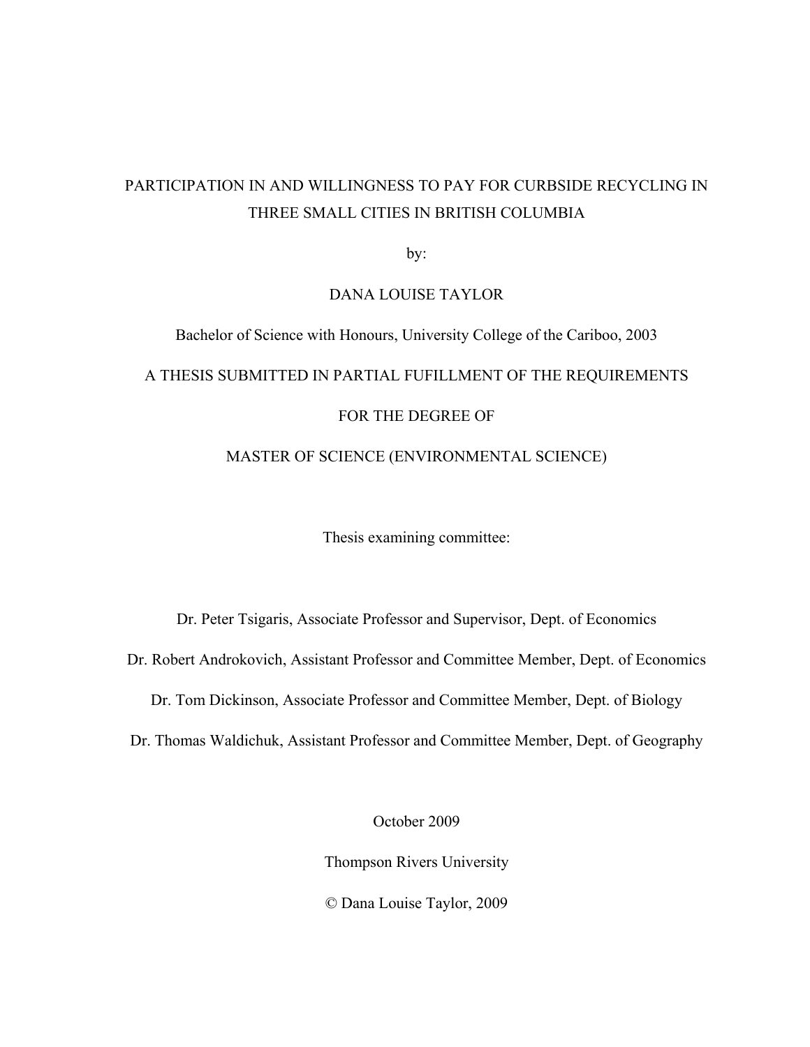# PARTICIPATION IN AND WILLINGNESS TO PAY FOR CURBSIDE RECYCLING IN THREE SMALL CITIES IN BRITISH COLUMBIA

by:

DANA LOUISE TAYLOR

Bachelor of Science with Honours, University College of the Cariboo, 2003

A THESIS SUBMITTED IN PARTIAL FUFILLMENT OF THE REQUIREMENTS

FOR THE DEGREE OF

MASTER OF SCIENCE (ENVIRONMENTAL SCIENCE)

Thesis examining committee:

Dr. Peter Tsigaris, Associate Professor and Supervisor, Dept. of Economics

Dr. Robert Androkovich, Assistant Professor and Committee Member, Dept. of Economics

Dr. Tom Dickinson, Associate Professor and Committee Member, Dept. of Biology

Dr. Thomas Waldichuk, Assistant Professor and Committee Member, Dept. of Geography

October 2009

Thompson Rivers University

© Dana Louise Taylor, 2009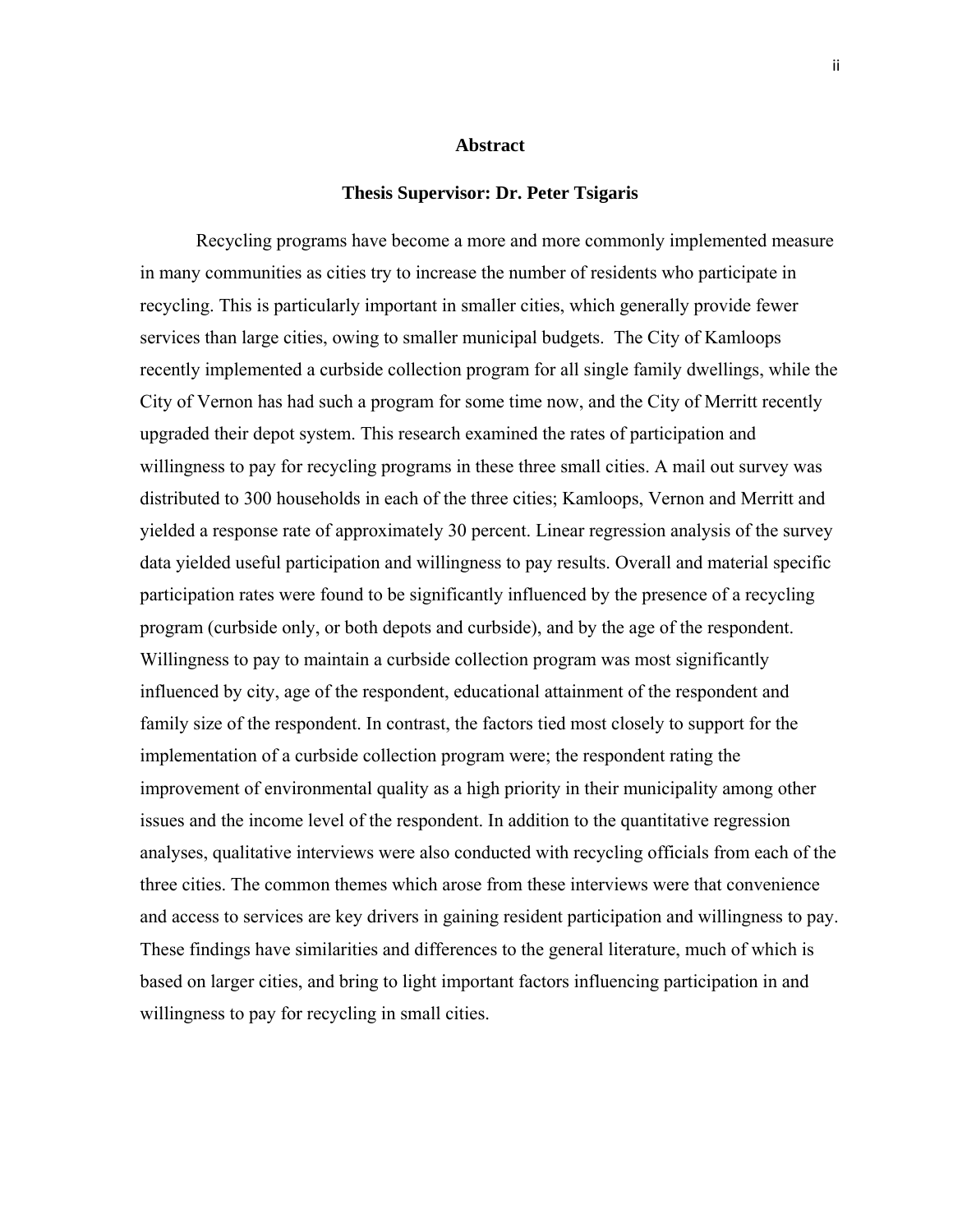## Abstract

**Thesis Supervisor: Dr. Peter Tsigaris**

Recycling programs have become a more and more commonly implemented measure in many communities as cities try to increase the number of residents who participate in recycling. This is particularly important in smaller cities, which generally provide fewer services than large cities, owing to smaller municipal budgets. The City of Kamloops recently implemented a curbside collection program for all single family dwellings, while the City of Vernon has had such a program for some time now, and the City of Merritt recently upgraded their depot system. This research examined the rates of participation and willingness to pay for recycling programs in these three small cities. A mail out survey was distributed to 300 households in each of the three cities; Kamloops, Vernon and Merritt and yielded a response rate of approximately 30 percent. Linear regression analysis of the survey data yielded useful participation and willingness to pay results. Overall and material specific participation rates were found to be significantly influenced by the presence of a recycling program (curbside only, or both depots and curbside), and by the age of the respondent. Willingness to pay to maintain a curbside collection program was most significantly influenced by city, age of the respondent, educational attainment of the respondent and family size of the respondent. In contrast, the factors tied most closely to support for the implementation of a curbside collection program were; the respondent rating the improvement of environmental quality as a high priority in their municipality among other issues and the income level of the respondent. In addition to the quantitative regression analyses, qualitative interviews were also conducted with recycling officials from each of the three cities. The common themes which arose from these interviews were that convenience and access to services are key drivers in gaining resident participation and willingness to pay. These findings have similarities and differences to the general literature, much of which is based on larger cities, and bring to light important factors influencing participation in and willingness to pay for recycling in small cities.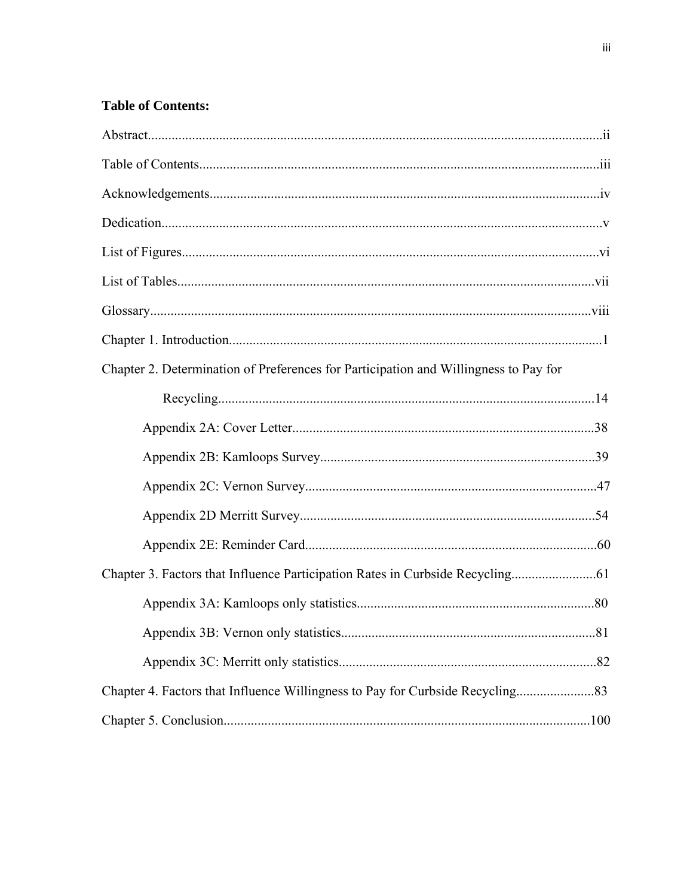**Table of Contents:**

Abstract......................................................................................................................ii

Table of Contents......................................................................................................iii

Acknowledgements...................................................................................................iv

Dedication..................................................................................................................v

List of Figures...........................................................................................................vi

List of Tables............................................................................................................vii

Glossary...................................................................................................................viii

Chapter 1. Introduction..............................................................................................1

Chapter 2. Determination of Preferences for Participation and Willingness to Pay for Recycling...............................................................................................................14

- Appendix 2A: Cover Letter.........................................................................38
- Appendix 2B: Kamloops Survey.................................................................39
- Appendix 2C: Vernon Survey......................................................................47
- Appendix 2D Merritt Survey.......................................................................54
- Appendix 2E: Reminder Card......................................................................60

Chapter 3. Factors that Influence Participation Rates in Curbside Recycling.........................61

- Appendix 3A: Kamloops only statistics......................................................80
- Appendix 3B: Vernon only statistics...........................................................81
- Appendix 3C: Merritt only statistics...........................................................82

Chapter 4. Factors that Influence Willingness to Pay for Curbside Recycling.......................83

Chapter 5. Conclusion............................................................................................100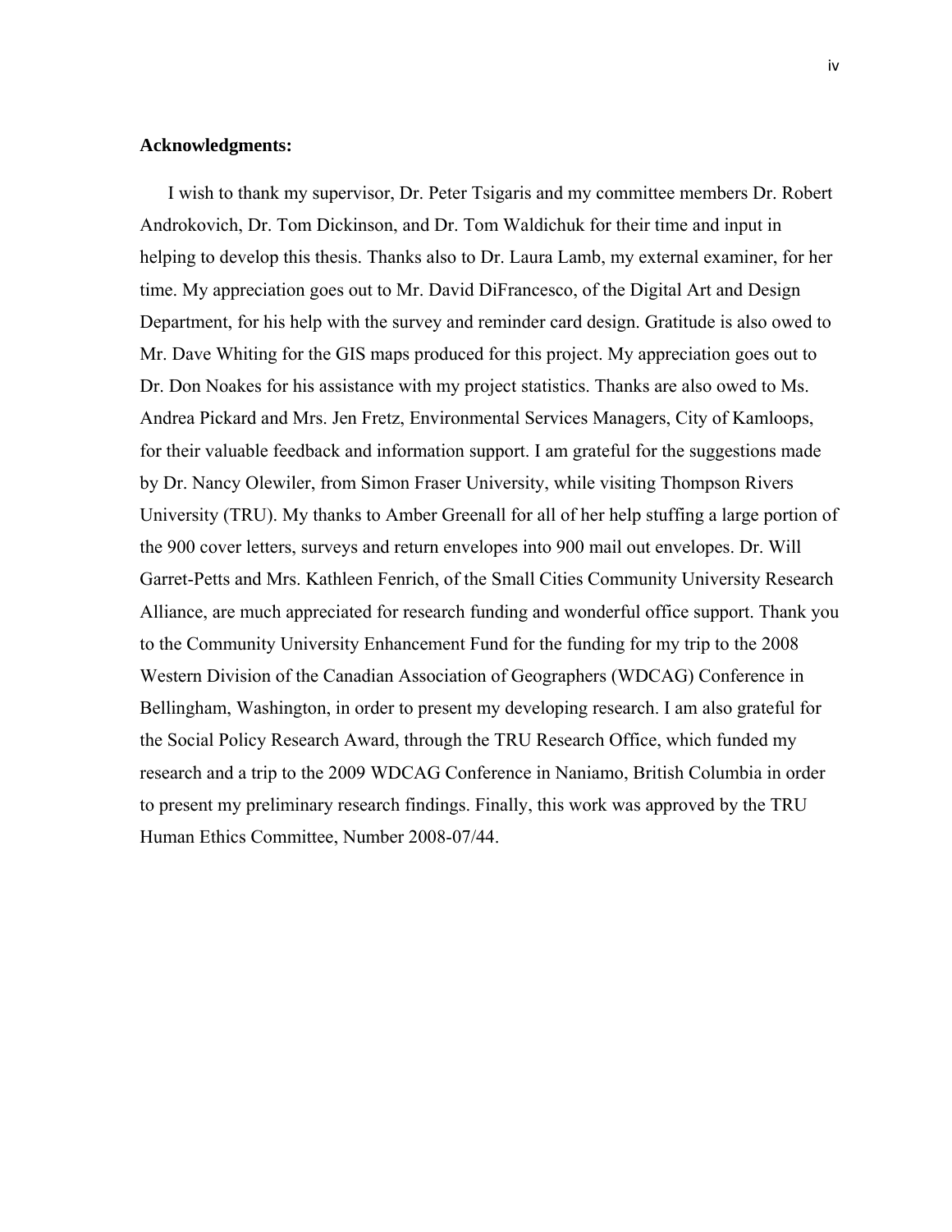**Acknowledgments:**

I wish to thank my supervisor, Dr. Peter Tsigaris and my committee members Dr. Robert Androkovich, Dr. Tom Dickinson, and Dr. Tom Waldichuk for their time and input in helping to develop this thesis. Thanks also to Dr. Laura Lamb, my external examiner, for her time. My appreciation goes out to Mr. David DiFrancesco, of the Digital Art and Design Department, for his help with the survey and reminder card design. Gratitude is also owed to Mr. Dave Whiting for the GIS maps produced for this project. My appreciation goes out to Dr. Don Noakes for his assistance with my project statistics. Thanks are also owed to Ms. Andrea Pickard and Mrs. Jen Fretz, Environmental Services Managers, City of Kamloops, for their valuable feedback and information support. I am grateful for the suggestions made by Dr. Nancy Olewiler, from Simon Fraser University, while visiting Thompson Rivers University (TRU). My thanks to Amber Greenall for all of her help stuffing a large portion of the 900 cover letters, surveys and return envelopes into 900 mail out envelopes. Dr. Will Garret-Petts and Mrs. Kathleen Fenrich, of the Small Cities Community University Research Alliance, are much appreciated for research funding and wonderful office support. Thank you to the Community University Enhancement Fund for the funding for my trip to the 2008 Western Division of the Canadian Association of Geographers (WDCAG) Conference in Bellingham, Washington, in order to present my developing research. I am also grateful for the Social Policy Research Award, through the TRU Research Office, which funded my research and a trip to the 2009 WDCAG Conference in Naniamo, British Columbia in order to present my preliminary research findings. Finally, this work was approved by the TRU Human Ethics Committee, Number 2008-07/44.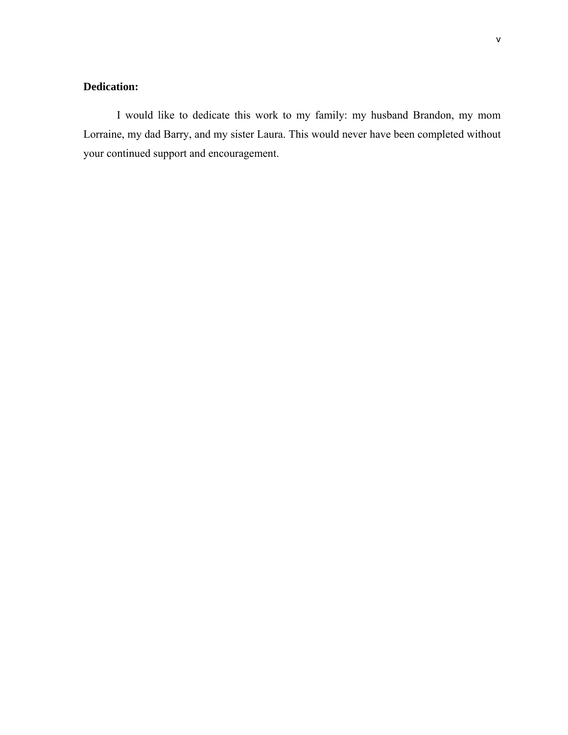**Dedication:**

I would like to dedicate this work to my family: my husband Brandon, my mom Lorraine, my dad Barry, and my sister Laura. This would never have been completed without your continued support and encouragement.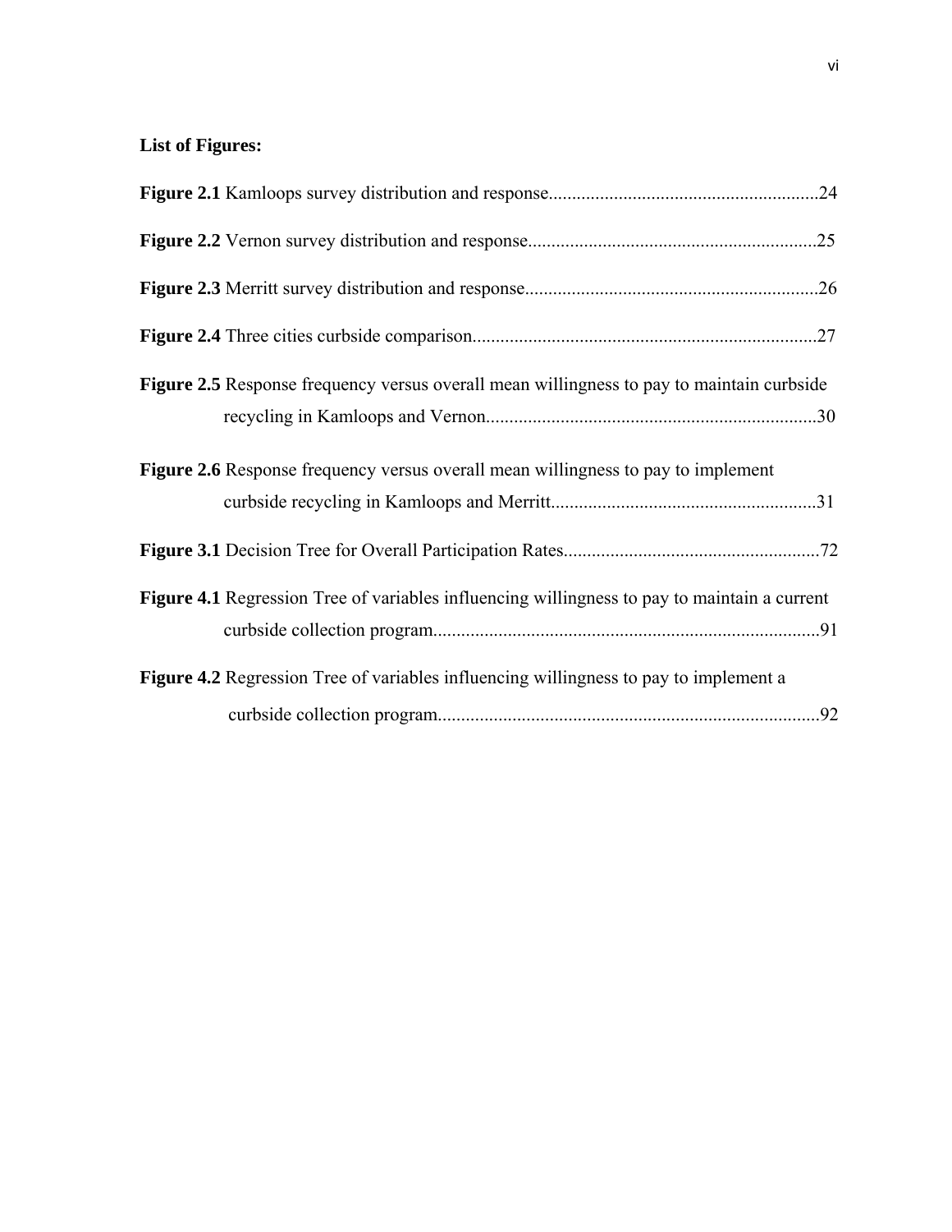**List of Figures:**

**Figure 2.1** Kamloops survey distribution and response..........................................................24

**Figure 2.2** Vernon survey distribution and response..............................................................25

**Figure 2.3** Merritt survey distribution and response...............................................................26

**Figure 2.4** Three cities curbside comparison..........................................................................27

**Figure 2.5** Response frequency versus overall mean willingness to pay to maintain curbside recycling in Kamloops and Vernon.......................................................................30

**Figure 2.6** Response frequency versus overall mean willingness to pay to implement curbside recycling in Kamloops and Merritt.........................................................31

**Figure 3.1** Decision Tree for Overall Participation Rates.......................................................72

**Figure 4.1** Regression Tree of variables influencing willingness to pay to maintain a current curbside collection program..................................................................................91

**Figure 4.2** Regression Tree of variables influencing willingness to pay to implement a curbside collection program..................................................................................92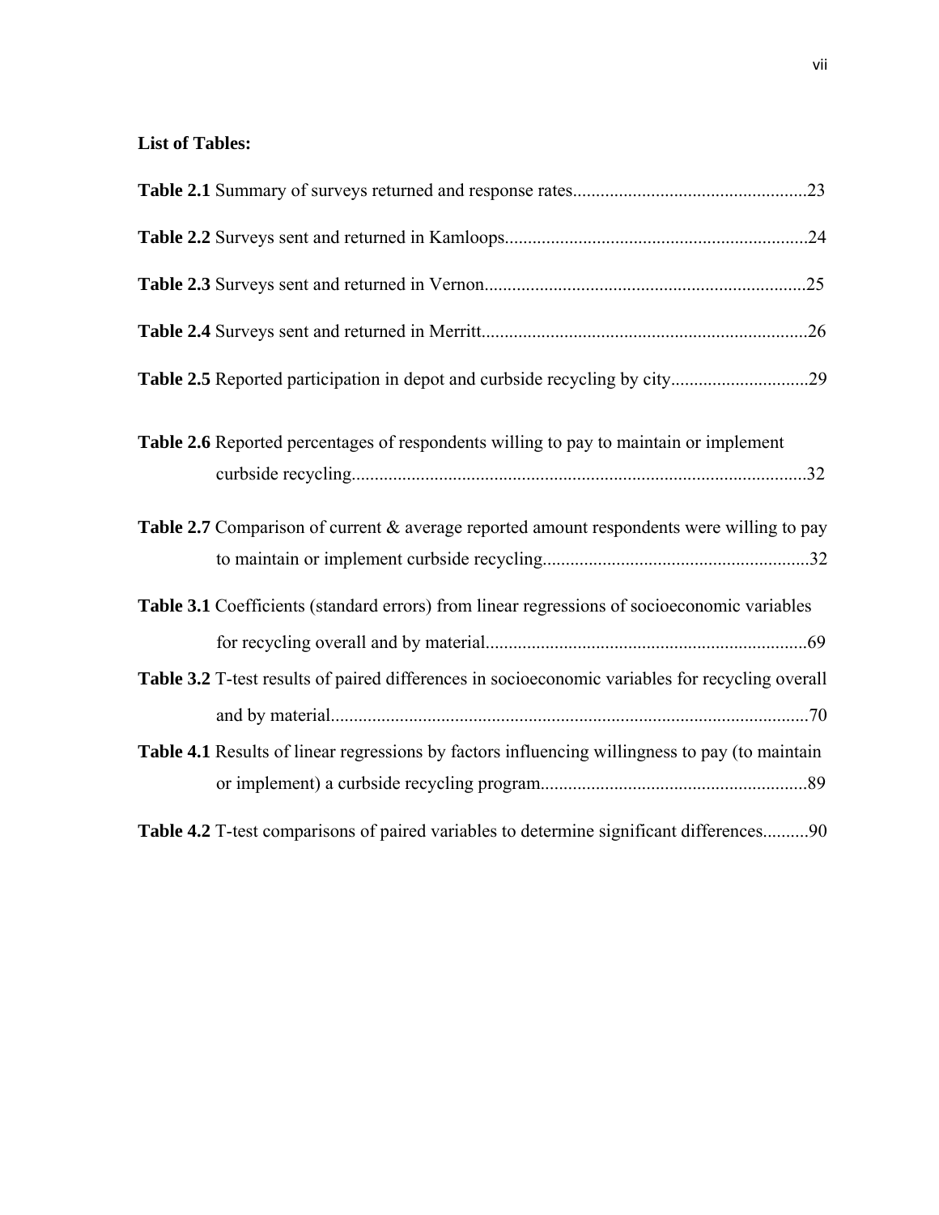**List of Tables:**

**Table 2.1** Summary of surveys returned and response rates..................................................23

**Table 2.2** Surveys sent and returned in Kamloops.................................................................24

**Table 2.3** Surveys sent and returned in Vernon.....................................................................25

**Table 2.4** Surveys sent and returned in Merritt......................................................................26

**Table 2.5** Reported participation in depot and curbside recycling by city.............................29

**Table 2.6** Reported percentages of respondents willing to pay to maintain or implement curbside recycling..................................................................................................32

**Table 2.7** Comparison of current & average reported amount respondents were willing to pay to maintain or implement curbside recycling.........................................................32

**Table 3.1** Coefficients (standard errors) from linear regressions of socioeconomic variables for recycling overall and by material.....................................................................69

**Table 3.2** T-test results of paired differences in socioeconomic variables for recycling overall and by material.......................................................................................................70

**Table 4.1** Results of linear regressions by factors influencing willingness to pay (to maintain or implement) a curbside recycling program.........................................................89

**Table 4.2** T-test comparisons of paired variables to determine significant differences..........90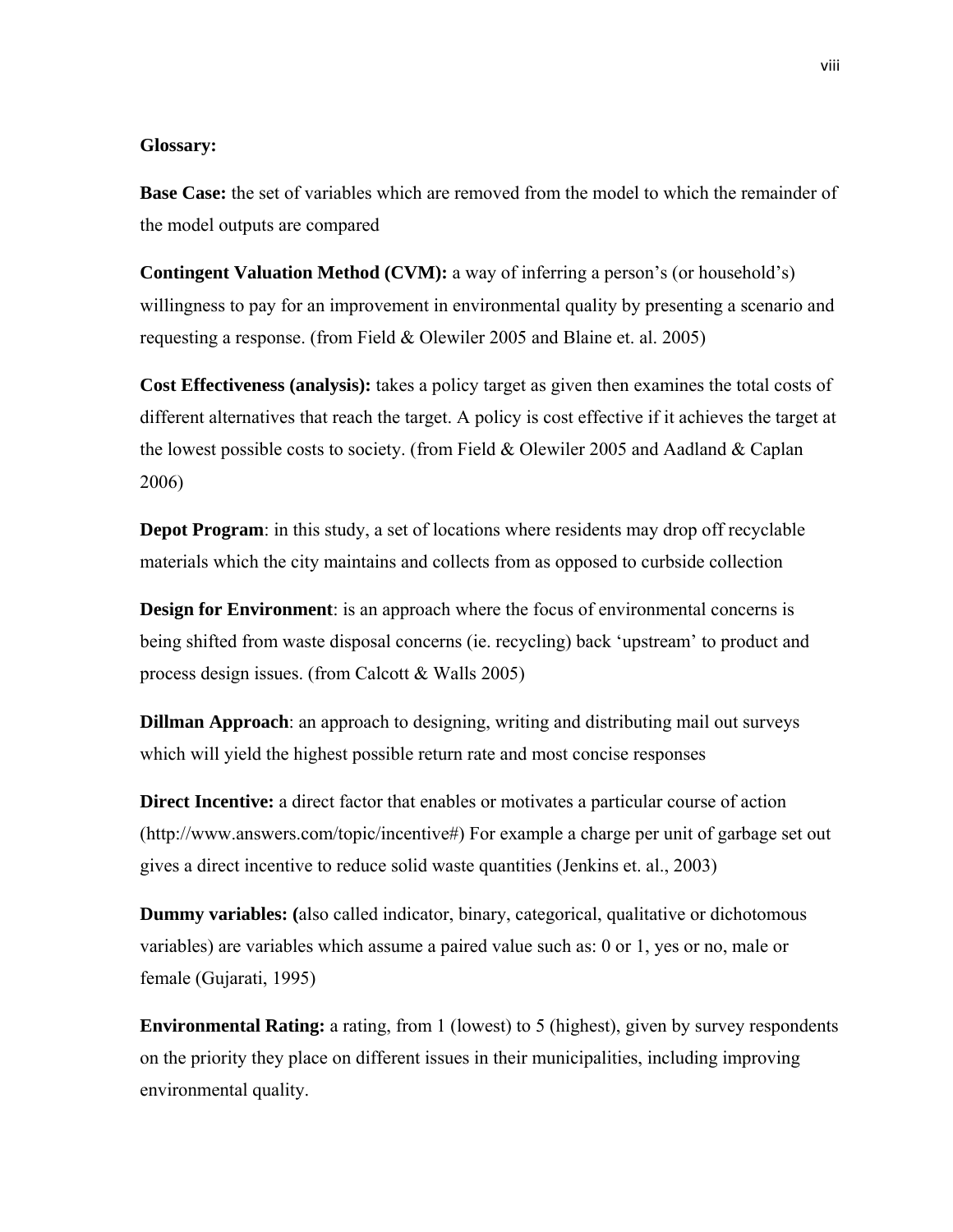**Glossary:**

**Base Case:** the set of variables which are removed from the model to which the remainder of the model outputs are compared

**Contingent Valuation Method (CVM):** a way of inferring a person's (or household's) willingness to pay for an improvement in environmental quality by presenting a scenario and requesting a response. (from Field & Olewiler 2005 and Blaine et. al. 2005)

**Cost Effectiveness (analysis):** takes a policy target as given then examines the total costs of different alternatives that reach the target. A policy is cost effective if it achieves the target at the lowest possible costs to society. (from Field & Olewiler 2005 and Aadland & Caplan 2006)

**Depot Program**: in this study, a set of locations where residents may drop off recyclable materials which the city maintains and collects from as opposed to curbside collection

**Design for Environment**: is an approach where the focus of environmental concerns is being shifted from waste disposal concerns (ie. recycling) back 'upstream' to product and process design issues. (from Calcott & Walls 2005)

**Dillman Approach**: an approach to designing, writing and distributing mail out surveys which will yield the highest possible return rate and most concise responses

**Direct Incentive:** a direct factor that enables or motivates a particular course of action (http://www.answers.com/topic/incentive#) For example a charge per unit of garbage set out gives a direct incentive to reduce solid waste quantities (Jenkins et. al., 2003)

**Dummy variables: (**also called indicator, binary, categorical, qualitative or dichotomous variables) are variables which assume a paired value such as: 0 or 1, yes or no, male or female (Gujarati, 1995)

**Environmental Rating:** a rating, from 1 (lowest) to 5 (highest), given by survey respondents on the priority they place on different issues in their municipalities, including improving environmental quality.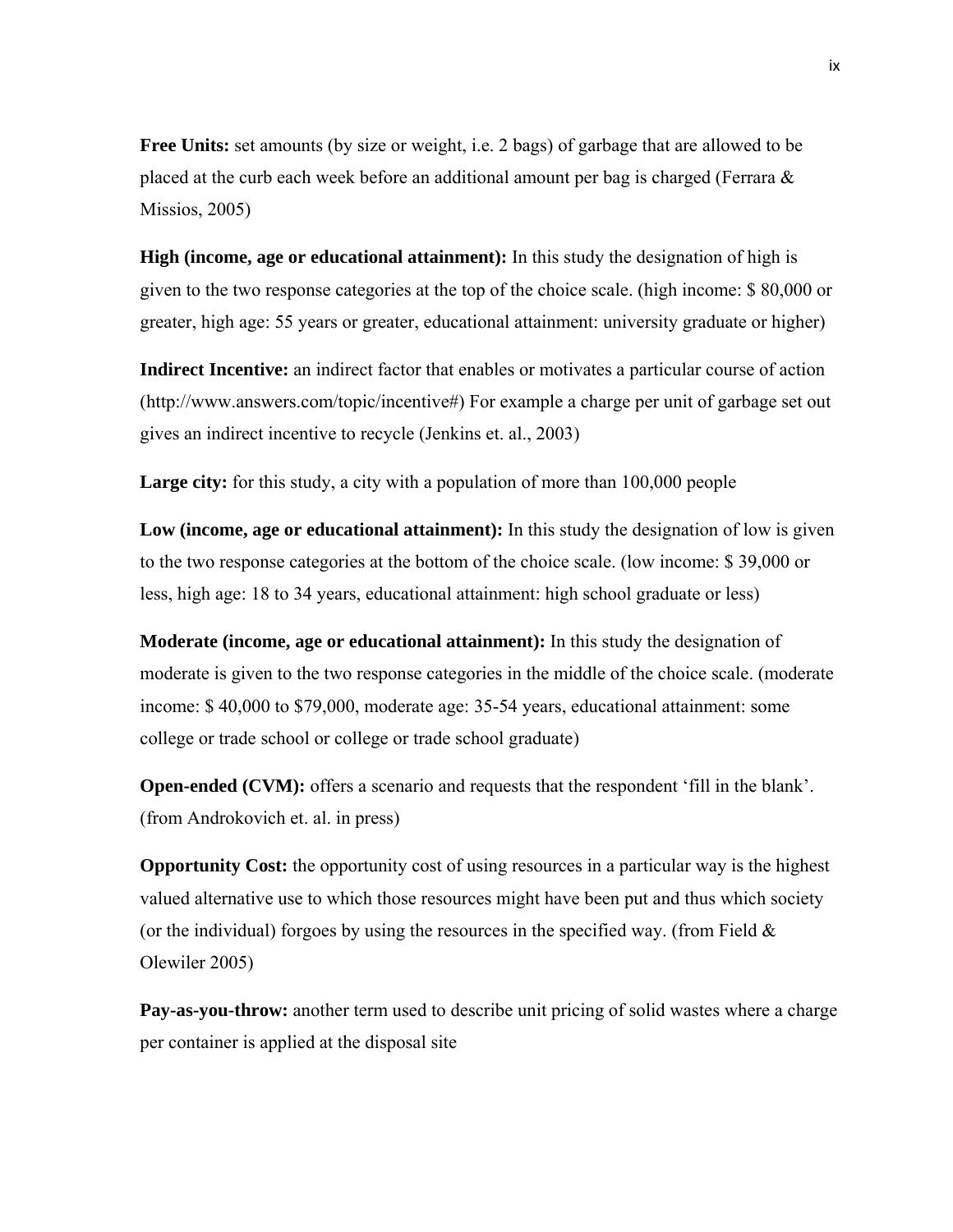**Free Units:** set amounts (by size or weight, i.e. 2 bags) of garbage that are allowed to be placed at the curb each week before an additional amount per bag is charged (Ferrara & Missios, 2005)

**High (income, age or educational attainment):** In this study the designation of high is given to the two response categories at the top of the choice scale. (high income: $ 80,000 or greater, high age: 55 years or greater, educational attainment: university graduate or higher)

**Indirect Incentive:** an indirect factor that enables or motivates a particular course of action (http://www.answers.com/topic/incentive#) For example a charge per unit of garbage set out gives an indirect incentive to recycle (Jenkins et. al., 2003)

**Large city:** for this study, a city with a population of more than 100,000 people

**Low (income, age or educational attainment):** In this study the designation of low is given to the two response categories at the bottom of the choice scale. (low income: $ 39,000 or less, high age: 18 to 34 years, educational attainment: high school graduate or less)

**Moderate (income, age or educational attainment):** In this study the designation of moderate is given to the two response categories in the middle of the choice scale. (moderate income: $ 40,000 to $79,000, moderate age: 35-54 years, educational attainment: some college or trade school or college or trade school graduate)

**Open-ended (CVM):** offers a scenario and requests that the respondent 'fill in the blank'. (from Androkovich et. al. in press)

**Opportunity Cost:** the opportunity cost of using resources in a particular way is the highest valued alternative use to which those resources might have been put and thus which society (or the individual) forgoes by using the resources in the specified way. (from Field & Olewiler 2005)

**Pay-as-you-throw:** another term used to describe unit pricing of solid wastes where a charge per container is applied at the disposal site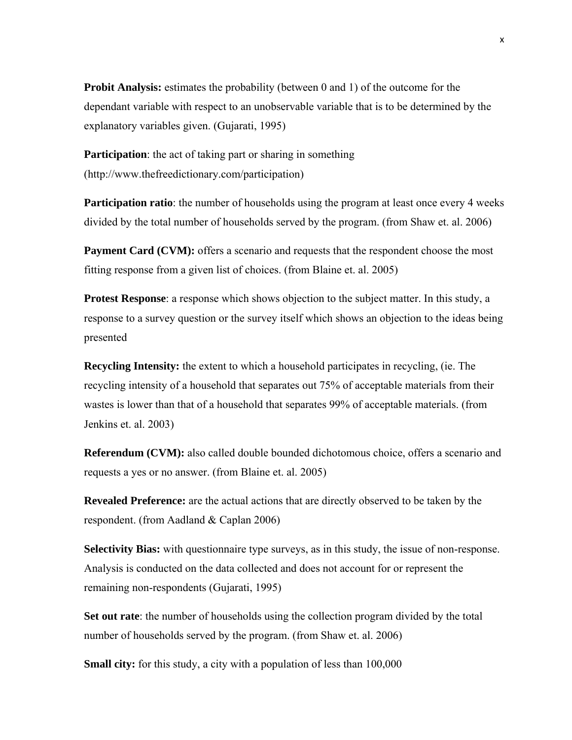**Probit Analysis:** estimates the probability (between 0 and 1) of the outcome for the dependant variable with respect to an unobservable variable that is to be determined by the explanatory variables given. (Gujarati, 1995)

**Participation**: the act of taking part or sharing in something (http://www.thefreedictionary.com/participation)

**Participation ratio**: the number of households using the program at least once every 4 weeks divided by the total number of households served by the program. (from Shaw et. al. 2006)

**Payment Card (CVM):** offers a scenario and requests that the respondent choose the most fitting response from a given list of choices. (from Blaine et. al. 2005)

**Protest Response**: a response which shows objection to the subject matter. In this study, a response to a survey question or the survey itself which shows an objection to the ideas being presented

**Recycling Intensity:** the extent to which a household participates in recycling, (ie. The recycling intensity of a household that separates out 75% of acceptable materials from their wastes is lower than that of a household that separates 99% of acceptable materials. (from Jenkins et. al. 2003)

**Referendum (CVM):** also called double bounded dichotomous choice, offers a scenario and requests a yes or no answer. (from Blaine et. al. 2005)

**Revealed Preference:** are the actual actions that are directly observed to be taken by the respondent. (from Aadland & Caplan 2006)

**Selectivity Bias:** with questionnaire type surveys, as in this study, the issue of non-response. Analysis is conducted on the data collected and does not account for or represent the remaining non-respondents (Gujarati, 1995)

**Set out rate**: the number of households using the collection program divided by the total number of households served by the program. (from Shaw et. al. 2006)

**Small city:** for this study, a city with a population of less than 100,000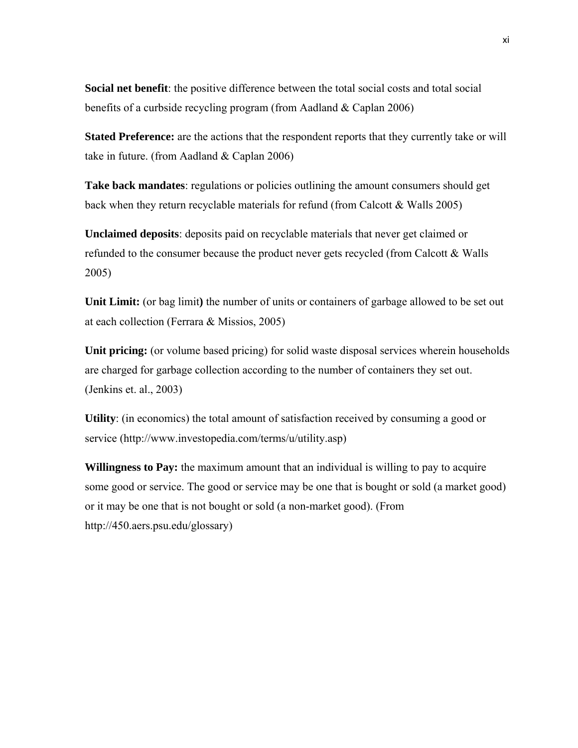**Social net benefit**: the positive difference between the total social costs and total social benefits of a curbside recycling program (from Aadland & Caplan 2006)

**Stated Preference:** are the actions that the respondent reports that they currently take or will take in future. (from Aadland & Caplan 2006)

**Take back mandates**: regulations or policies outlining the amount consumers should get back when they return recyclable materials for refund (from Calcott & Walls 2005)

**Unclaimed deposits**: deposits paid on recyclable materials that never get claimed or refunded to the consumer because the product never gets recycled (from Calcott & Walls 2005)

**Unit Limit:** (or bag limit**)** the number of units or containers of garbage allowed to be set out at each collection (Ferrara & Missios, 2005)

**Unit pricing:** (or volume based pricing) for solid waste disposal services wherein households are charged for garbage collection according to the number of containers they set out. (Jenkins et. al., 2003)

**Utility**: (in economics) the total amount of satisfaction received by consuming a good or service (http://www.investopedia.com/terms/u/utility.asp)

**Willingness to Pay:** the maximum amount that an individual is willing to pay to acquire some good or service. The good or service may be one that is bought or sold (a market good) or it may be one that is not bought or sold (a non-market good). (From http://450.aers.psu.edu/glossary)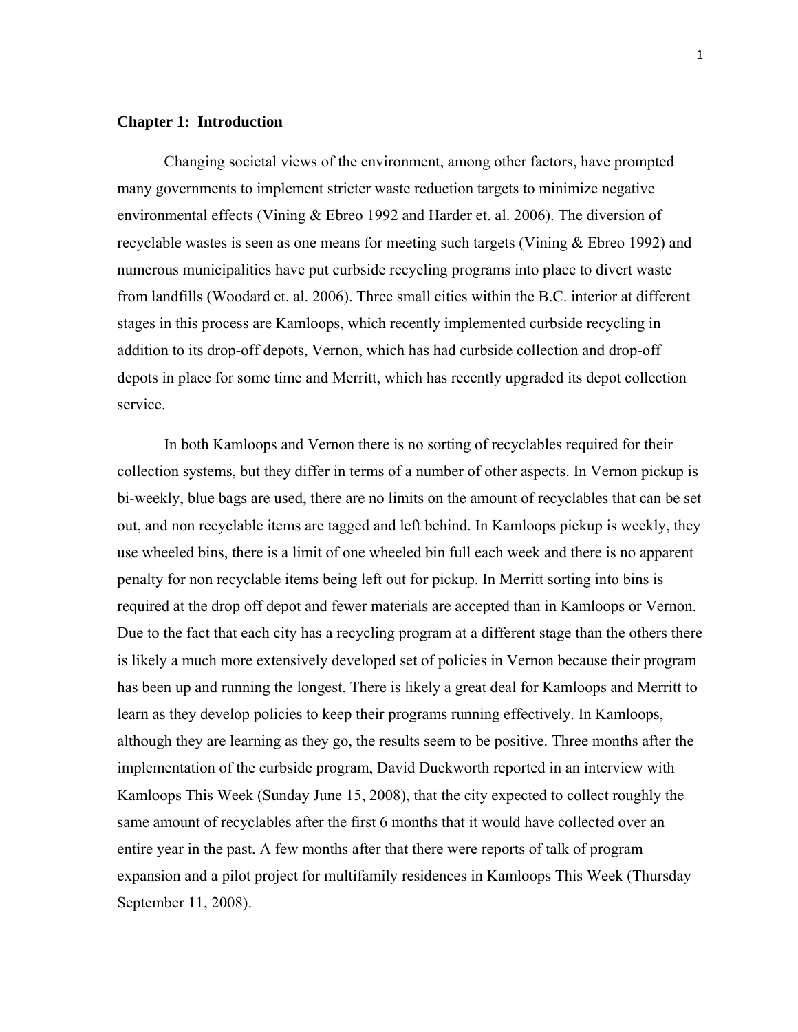## Chapter 1: Introduction

Changing societal views of the environment, among other factors, have prompted many governments to implement stricter waste reduction targets to minimize negative environmental effects (Vining & Ebreo 1992 and Harder et. al. 2006). The diversion of recyclable wastes is seen as one means for meeting such targets (Vining & Ebreo 1992) and numerous municipalities have put curbside recycling programs into place to divert waste from landfills (Woodard et. al. 2006). Three small cities within the B.C. interior at different stages in this process are Kamloops, which recently implemented curbside recycling in addition to its drop-off depots, Vernon, which has had curbside collection and drop-off depots in place for some time and Merritt, which has recently upgraded its depot collection service.

In both Kamloops and Vernon there is no sorting of recyclables required for their collection systems, but they differ in terms of a number of other aspects. In Vernon pickup is bi-weekly, blue bags are used, there are no limits on the amount of recyclables that can be set out, and non recyclable items are tagged and left behind. In Kamloops pickup is weekly, they use wheeled bins, there is a limit of one wheeled bin full each week and there is no apparent penalty for non recyclable items being left out for pickup. In Merritt sorting into bins is required at the drop off depot and fewer materials are accepted than in Kamloops or Vernon. Due to the fact that each city has a recycling program at a different stage than the others there is likely a much more extensively developed set of policies in Vernon because their program has been up and running the longest. There is likely a great deal for Kamloops and Merritt to learn as they develop policies to keep their programs running effectively. In Kamloops, although they are learning as they go, the results seem to be positive. Three months after the implementation of the curbside program, David Duckworth reported in an interview with Kamloops This Week (Sunday June 15, 2008), that the city expected to collect roughly the same amount of recyclables after the first 6 months that it would have collected over an entire year in the past. A few months after that there were reports of talk of program expansion and a pilot project for multifamily residences in Kamloops This Week (Thursday September 11, 2008).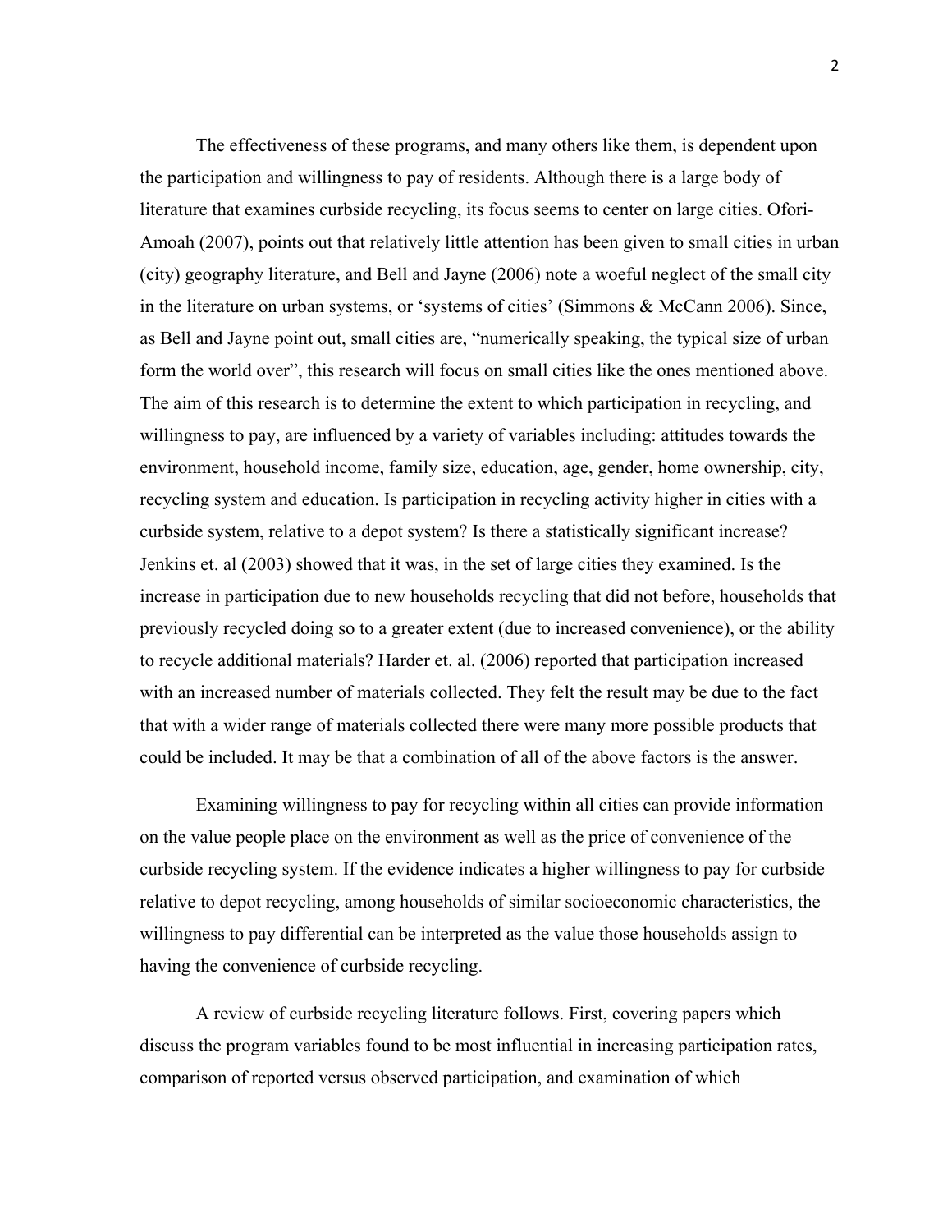The effectiveness of these programs, and many others like them, is dependent upon the participation and willingness to pay of residents. Although there is a large body of literature that examines curbside recycling, its focus seems to center on large cities. Ofori-Amoah (2007), points out that relatively little attention has been given to small cities in urban (city) geography literature, and Bell and Jayne (2006) note a woeful neglect of the small city in the literature on urban systems, or 'systems of cities' (Simmons & McCann 2006). Since, as Bell and Jayne point out, small cities are, "numerically speaking, the typical size of urban form the world over", this research will focus on small cities like the ones mentioned above. The aim of this research is to determine the extent to which participation in recycling, and willingness to pay, are influenced by a variety of variables including: attitudes towards the environment, household income, family size, education, age, gender, home ownership, city, recycling system and education. Is participation in recycling activity higher in cities with a curbside system, relative to a depot system? Is there a statistically significant increase? Jenkins et. al (2003) showed that it was, in the set of large cities they examined. Is the increase in participation due to new households recycling that did not before, households that previously recycled doing so to a greater extent (due to increased convenience), or the ability to recycle additional materials? Harder et. al. (2006) reported that participation increased with an increased number of materials collected. They felt the result may be due to the fact that with a wider range of materials collected there were many more possible products that could be included. It may be that a combination of all of the above factors is the answer.

Examining willingness to pay for recycling within all cities can provide information on the value people place on the environment as well as the price of convenience of the curbside recycling system. If the evidence indicates a higher willingness to pay for curbside relative to depot recycling, among households of similar socioeconomic characteristics, the willingness to pay differential can be interpreted as the value those households assign to having the convenience of curbside recycling.

A review of curbside recycling literature follows. First, covering papers which discuss the program variables found to be most influential in increasing participation rates, comparison of reported versus observed participation, and examination of which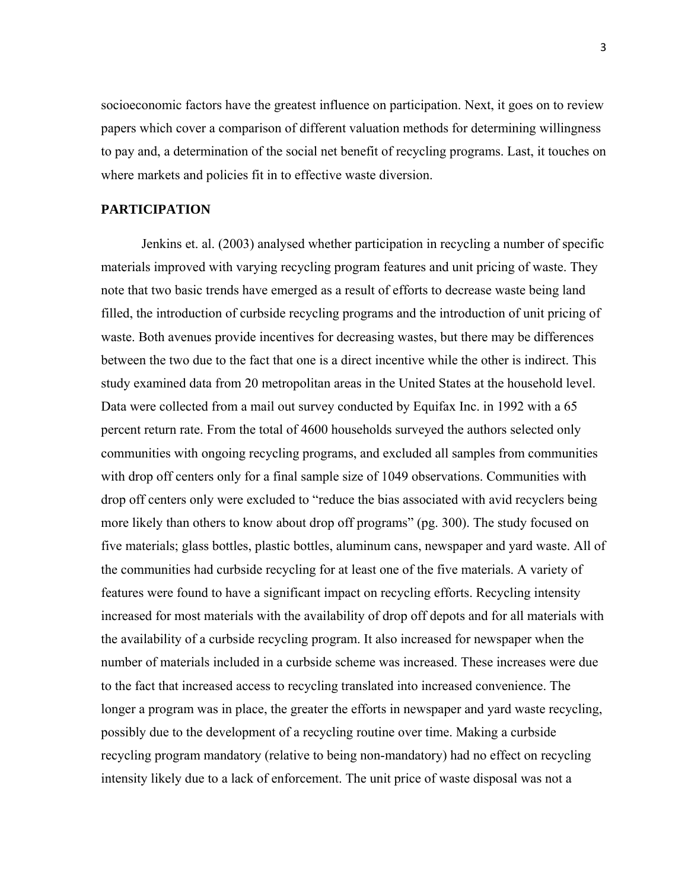socioeconomic factors have the greatest influence on participation. Next, it goes on to review papers which cover a comparison of different valuation methods for determining willingness to pay and, a determination of the social net benefit of recycling programs. Last, it touches on where markets and policies fit in to effective waste diversion.

## PARTICIPATION

Jenkins et. al. (2003) analysed whether participation in recycling a number of specific materials improved with varying recycling program features and unit pricing of waste. They note that two basic trends have emerged as a result of efforts to decrease waste being land filled, the introduction of curbside recycling programs and the introduction of unit pricing of waste. Both avenues provide incentives for decreasing wastes, but there may be differences between the two due to the fact that one is a direct incentive while the other is indirect. This study examined data from 20 metropolitan areas in the United States at the household level. Data were collected from a mail out survey conducted by Equifax Inc. in 1992 with a 65 percent return rate. From the total of 4600 households surveyed the authors selected only communities with ongoing recycling programs, and excluded all samples from communities with drop off centers only for a final sample size of 1049 observations. Communities with drop off centers only were excluded to "reduce the bias associated with avid recyclers being more likely than others to know about drop off programs" (pg. 300). The study focused on five materials; glass bottles, plastic bottles, aluminum cans, newspaper and yard waste. All of the communities had curbside recycling for at least one of the five materials. A variety of features were found to have a significant impact on recycling efforts. Recycling intensity increased for most materials with the availability of drop off depots and for all materials with the availability of a curbside recycling program. It also increased for newspaper when the number of materials included in a curbside scheme was increased. These increases were due to the fact that increased access to recycling translated into increased convenience. The longer a program was in place, the greater the efforts in newspaper and yard waste recycling, possibly due to the development of a recycling routine over time. Making a curbside recycling program mandatory (relative to being non-mandatory) had no effect on recycling intensity likely due to a lack of enforcement. The unit price of waste disposal was not a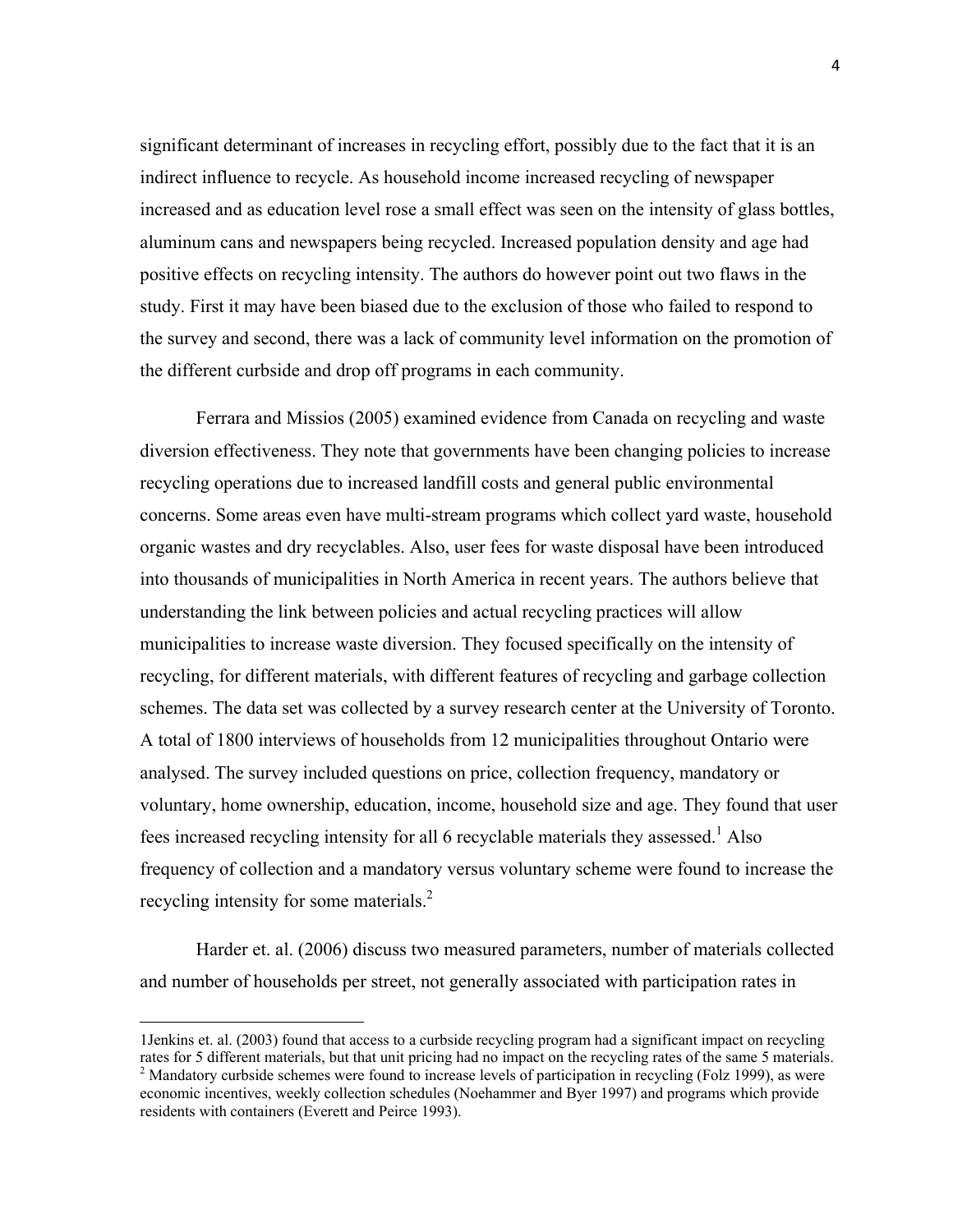significant determinant of increases in recycling effort, possibly due to the fact that it is an indirect influence to recycle. As household income increased recycling of newspaper increased and as education level rose a small effect was seen on the intensity of glass bottles, aluminum cans and newspapers being recycled. Increased population density and age had positive effects on recycling intensity. The authors do however point out two flaws in the study. First it may have been biased due to the exclusion of those who failed to respond to the survey and second, there was a lack of community level information on the promotion of the different curbside and drop off programs in each community.

Ferrara and Missios (2005) examined evidence from Canada on recycling and waste diversion effectiveness. They note that governments have been changing policies to increase recycling operations due to increased landfill costs and general public environmental concerns. Some areas even have multi-stream programs which collect yard waste, household organic wastes and dry recyclables. Also, user fees for waste disposal have been introduced into thousands of municipalities in North America in recent years. The authors believe that understanding the link between policies and actual recycling practices will allow municipalities to increase waste diversion. They focused specifically on the intensity of recycling, for different materials, with different features of recycling and garbage collection schemes. The data set was collected by a survey research center at the University of Toronto. A total of 1800 interviews of households from 12 municipalities throughout Ontario were analysed. The survey included questions on price, collection frequency, mandatory or voluntary, home ownership, education, income, household size and age. They found that user fees increased recycling intensity for all 6 recyclable materials they assessed.[1] Also frequency of collection and a mandatory versus voluntary scheme were found to increase the recycling intensity for some materials.[2]

Harder et. al. (2006) discuss two measured parameters, number of materials collected and number of households per street, not generally associated with participation rates in

---

1Jenkins et. al. (2003) found that access to a curbside recycling program had a significant impact on recycling rates for 5 different materials, but that unit pricing had no impact on the recycling rates of the same 5 materials.

[2] Mandatory curbside schemes were found to increase levels of participation in recycling (Folz 1999), as were economic incentives, weekly collection schedules (Noehammer and Byer 1997) and programs which provide residents with containers (Everett and Peirce 1993).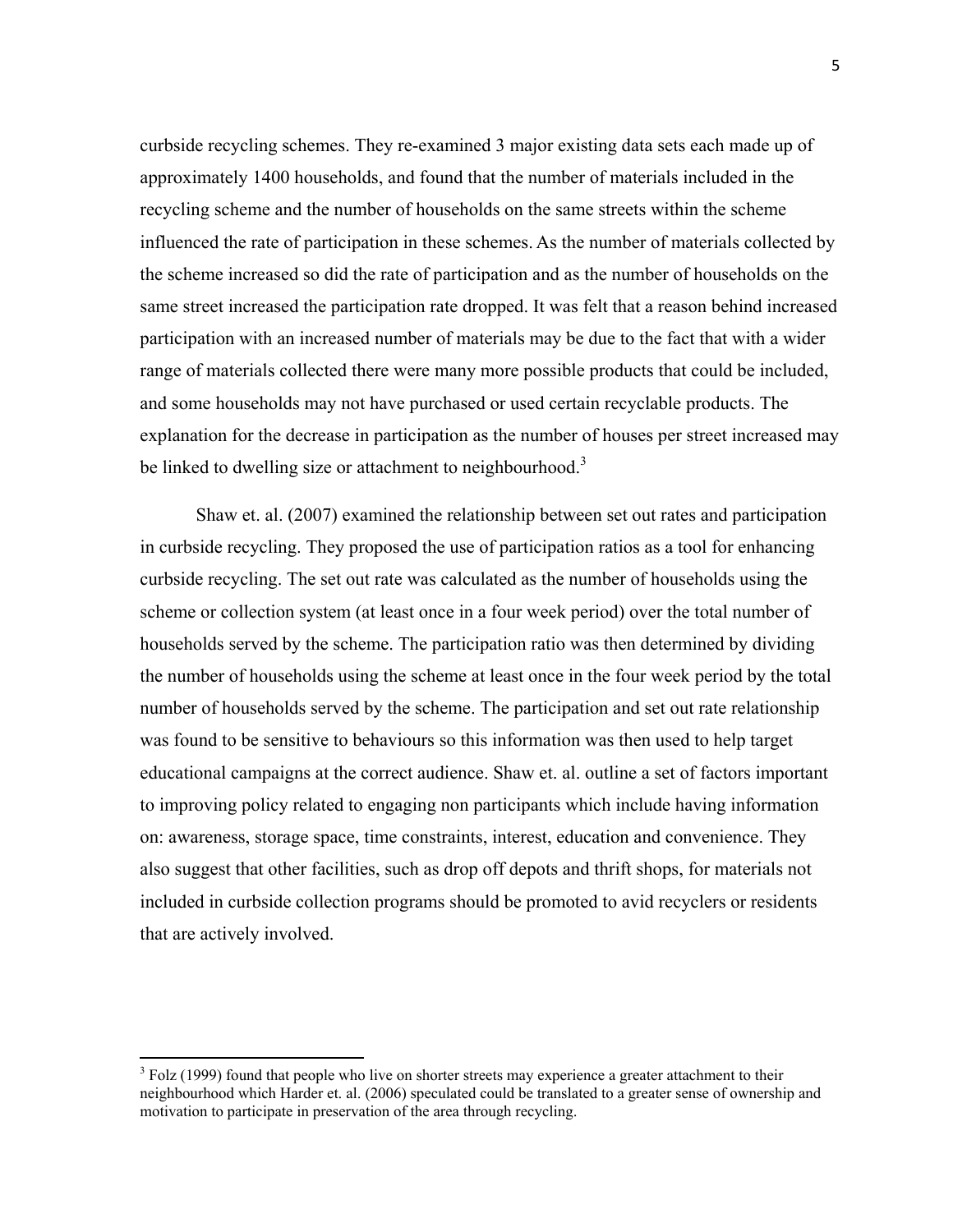curbside recycling schemes. They re-examined 3 major existing data sets each made up of approximately 1400 households, and found that the number of materials included in the recycling scheme and the number of households on the same streets within the scheme influenced the rate of participation in these schemes. As the number of materials collected by the scheme increased so did the rate of participation and as the number of households on the same street increased the participation rate dropped. It was felt that a reason behind increased participation with an increased number of materials may be due to the fact that with a wider range of materials collected there were many more possible products that could be included, and some households may not have purchased or used certain recyclable products. The explanation for the decrease in participation as the number of houses per street increased may be linked to dwelling size or attachment to neighbourhood.[3]

Shaw et. al. (2007) examined the relationship between set out rates and participation in curbside recycling. They proposed the use of participation ratios as a tool for enhancing curbside recycling. The set out rate was calculated as the number of households using the scheme or collection system (at least once in a four week period) over the total number of households served by the scheme. The participation ratio was then determined by dividing the number of households using the scheme at least once in the four week period by the total number of households served by the scheme. The participation and set out rate relationship was found to be sensitive to behaviours so this information was then used to help target educational campaigns at the correct audience. Shaw et. al. outline a set of factors important to improving policy related to engaging non participants which include having information on: awareness, storage space, time constraints, interest, education and convenience. They also suggest that other facilities, such as drop off depots and thrift shops, for materials not included in curbside collection programs should be promoted to avid recyclers or residents that are actively involved.

[3] Folz (1999) found that people who live on shorter streets may experience a greater attachment to their neighbourhood which Harder et. al. (2006) speculated could be translated to a greater sense of ownership and motivation to participate in preservation of the area through recycling.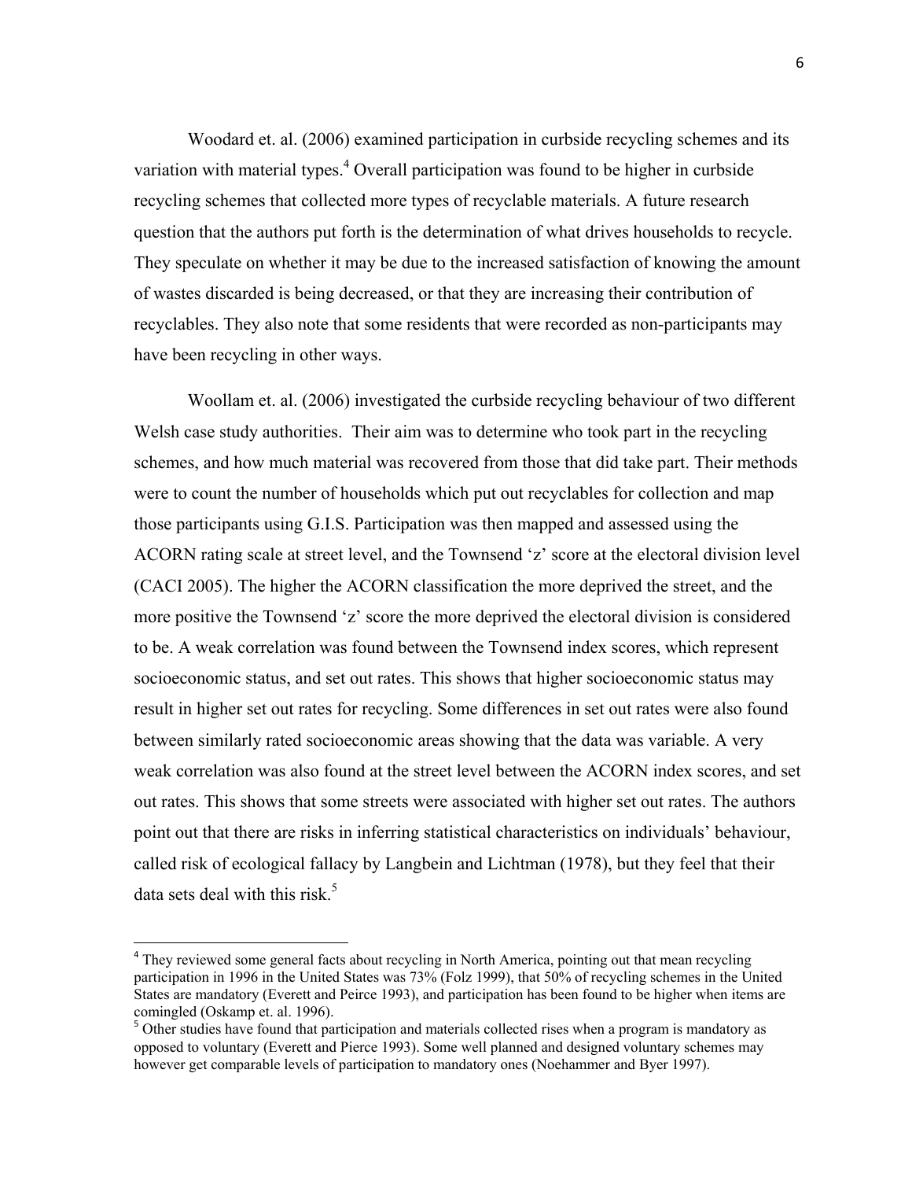Woodard et. al. (2006) examined participation in curbside recycling schemes and its variation with material types.[4] Overall participation was found to be higher in curbside recycling schemes that collected more types of recyclable materials. A future research question that the authors put forth is the determination of what drives households to recycle. They speculate on whether it may be due to the increased satisfaction of knowing the amount of wastes discarded is being decreased, or that they are increasing their contribution of recyclables. They also note that some residents that were recorded as non-participants may have been recycling in other ways.

Woollam et. al. (2006) investigated the curbside recycling behaviour of two different Welsh case study authorities. Their aim was to determine who took part in the recycling schemes, and how much material was recovered from those that did take part. Their methods were to count the number of households which put out recyclables for collection and map those participants using G.I.S. Participation was then mapped and assessed using the ACORN rating scale at street level, and the Townsend 'z' score at the electoral division level (CACI 2005). The higher the ACORN classification the more deprived the street, and the more positive the Townsend 'z' score the more deprived the electoral division is considered to be. A weak correlation was found between the Townsend index scores, which represent socioeconomic status, and set out rates. This shows that higher socioeconomic status may result in higher set out rates for recycling. Some differences in set out rates were also found between similarly rated socioeconomic areas showing that the data was variable. A very weak correlation was also found at the street level between the ACORN index scores, and set out rates. This shows that some streets were associated with higher set out rates. The authors point out that there are risks in inferring statistical characteristics on individuals' behaviour, called risk of ecological fallacy by Langbein and Lichtman (1978), but they feel that their data sets deal with this risk.[5]

---

[4] They reviewed some general facts about recycling in North America, pointing out that mean recycling participation in 1996 in the United States was 73% (Folz 1999), that 50% of recycling schemes in the United States are mandatory (Everett and Peirce 1993), and participation has been found to be higher when items are comingled (Oskamp et. al. 1996).

[5] Other studies have found that participation and materials collected rises when a program is mandatory as opposed to voluntary (Everett and Pierce 1993). Some well planned and designed voluntary schemes may however get comparable levels of participation to mandatory ones (Noehammer and Byer 1997).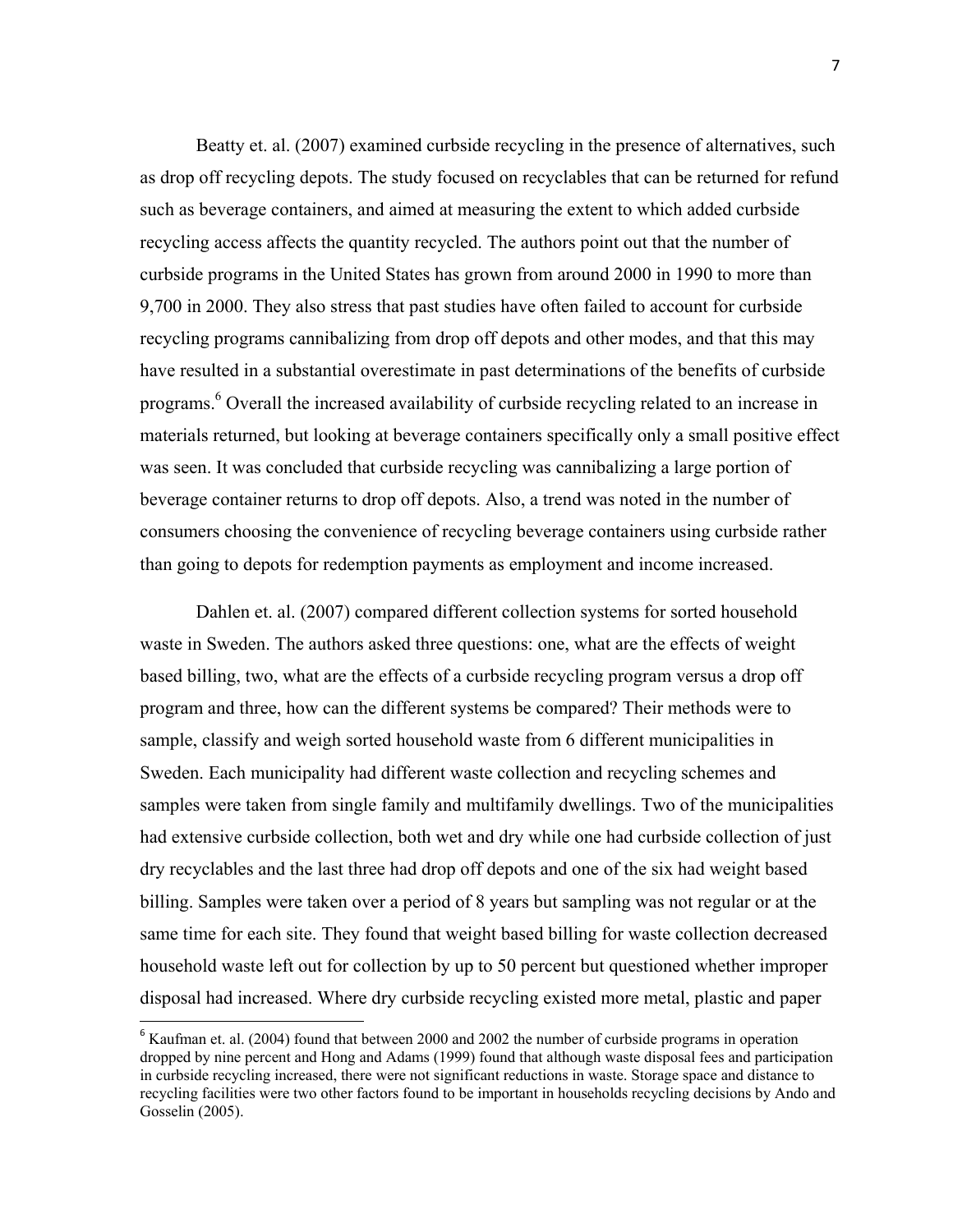Beatty et. al. (2007) examined curbside recycling in the presence of alternatives, such as drop off recycling depots. The study focused on recyclables that can be returned for refund such as beverage containers, and aimed at measuring the extent to which added curbside recycling access affects the quantity recycled. The authors point out that the number of curbside programs in the United States has grown from around 2000 in 1990 to more than 9,700 in 2000. They also stress that past studies have often failed to account for curbside recycling programs cannibalizing from drop off depots and other modes, and that this may have resulted in a substantial overestimate in past determinations of the benefits of curbside programs.[6] Overall the increased availability of curbside recycling related to an increase in materials returned, but looking at beverage containers specifically only a small positive effect was seen. It was concluded that curbside recycling was cannibalizing a large portion of beverage container returns to drop off depots. Also, a trend was noted in the number of consumers choosing the convenience of recycling beverage containers using curbside rather than going to depots for redemption payments as employment and income increased.

Dahlen et. al. (2007) compared different collection systems for sorted household waste in Sweden. The authors asked three questions: one, what are the effects of weight based billing, two, what are the effects of a curbside recycling program versus a drop off program and three, how can the different systems be compared? Their methods were to sample, classify and weigh sorted household waste from 6 different municipalities in Sweden. Each municipality had different waste collection and recycling schemes and samples were taken from single family and multifamily dwellings. Two of the municipalities had extensive curbside collection, both wet and dry while one had curbside collection of just dry recyclables and the last three had drop off depots and one of the six had weight based billing. Samples were taken over a period of 8 years but sampling was not regular or at the same time for each site. They found that weight based billing for waste collection decreased household waste left out for collection by up to 50 percent but questioned whether improper disposal had increased. Where dry curbside recycling existed more metal, plastic and paper

[6] Kaufman et. al. (2004) found that between 2000 and 2002 the number of curbside programs in operation dropped by nine percent and Hong and Adams (1999) found that although waste disposal fees and participation in curbside recycling increased, there were not significant reductions in waste. Storage space and distance to recycling facilities were two other factors found to be important in households recycling decisions by Ando and Gosselin (2005).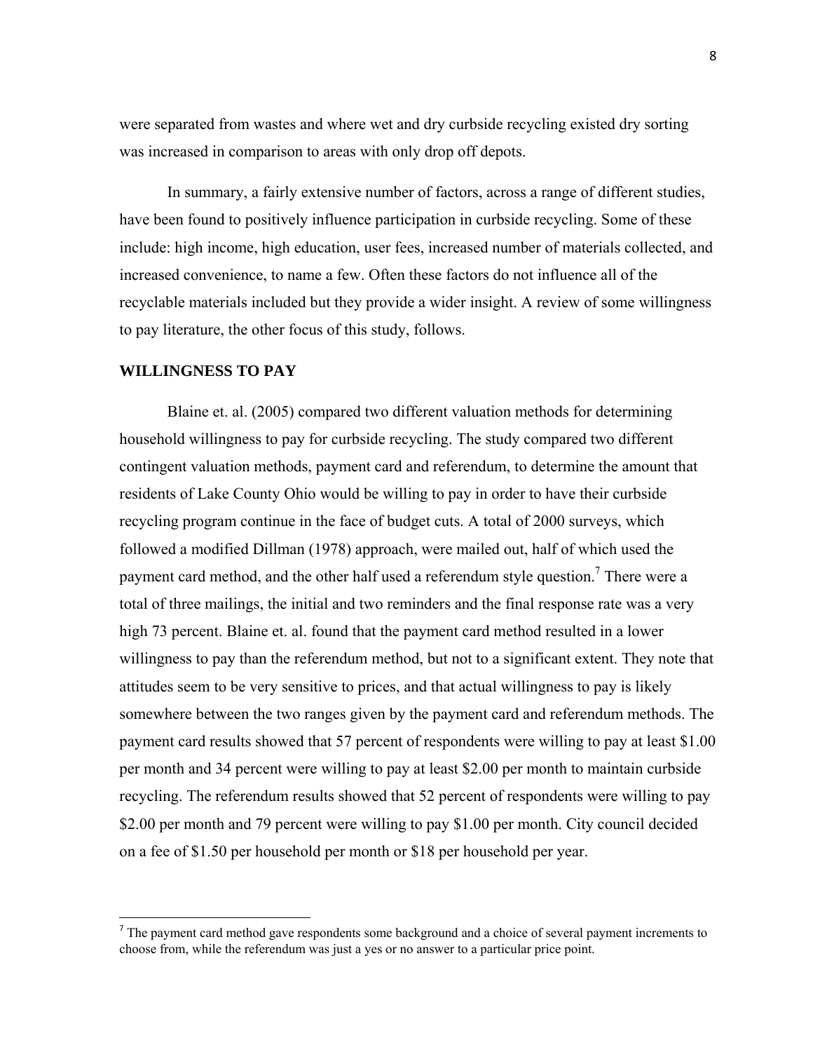were separated from wastes and where wet and dry curbside recycling existed dry sorting was increased in comparison to areas with only drop off depots.

In summary, a fairly extensive number of factors, across a range of different studies, have been found to positively influence participation in curbside recycling. Some of these include: high income, high education, user fees, increased number of materials collected, and increased convenience, to name a few. Often these factors do not influence all of the recyclable materials included but they provide a wider insight. A review of some willingness to pay literature, the other focus of this study, follows.

## WILLINGNESS TO PAY

Blaine et. al. (2005) compared two different valuation methods for determining household willingness to pay for curbside recycling. The study compared two different contingent valuation methods, payment card and referendum, to determine the amount that residents of Lake County Ohio would be willing to pay in order to have their curbside recycling program continue in the face of budget cuts. A total of 2000 surveys, which followed a modified Dillman (1978) approach, were mailed out, half of which used the payment card method, and the other half used a referendum style question.[7] There were a total of three mailings, the initial and two reminders and the final response rate was a very high 73 percent. Blaine et. al. found that the payment card method resulted in a lower willingness to pay than the referendum method, but not to a significant extent. They note that attitudes seem to be very sensitive to prices, and that actual willingness to pay is likely somewhere between the two ranges given by the payment card and referendum methods. The payment card results showed that 57 percent of respondents were willing to pay at least $1.00 per month and 34 percent were willing to pay at least $2.00 per month to maintain curbside recycling. The referendum results showed that 52 percent of respondents were willing to pay $2.00 per month and 79 percent were willing to pay $1.00 per month. City council decided on a fee of $1.50 per household per month or $18 per household per year.

[7] The payment card method gave respondents some background and a choice of several payment increments to choose from, while the referendum was just a yes or no answer to a particular price point.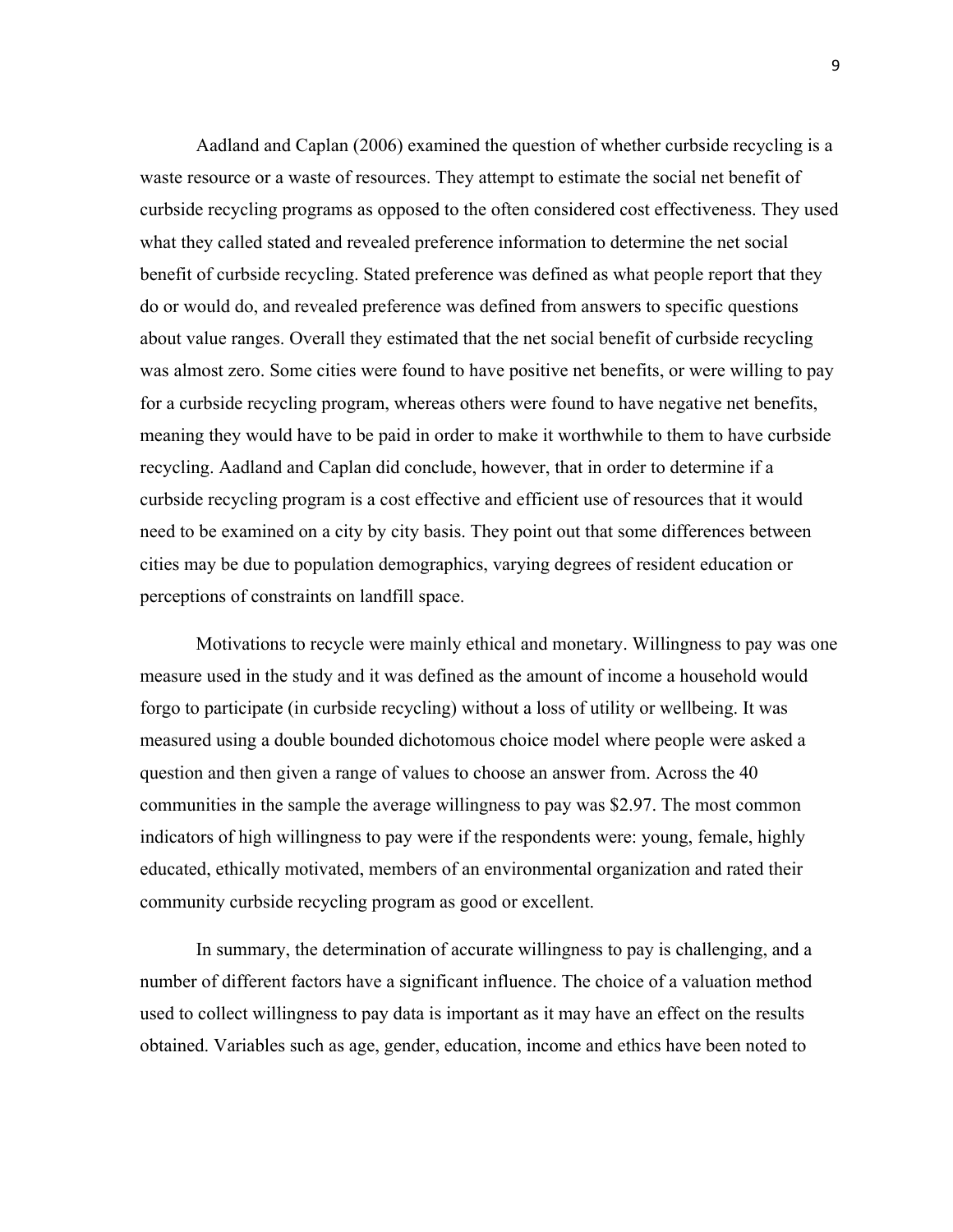Aadland and Caplan (2006) examined the question of whether curbside recycling is a waste resource or a waste of resources. They attempt to estimate the social net benefit of curbside recycling programs as opposed to the often considered cost effectiveness. They used what they called stated and revealed preference information to determine the net social benefit of curbside recycling. Stated preference was defined as what people report that they do or would do, and revealed preference was defined from answers to specific questions about value ranges. Overall they estimated that the net social benefit of curbside recycling was almost zero. Some cities were found to have positive net benefits, or were willing to pay for a curbside recycling program, whereas others were found to have negative net benefits, meaning they would have to be paid in order to make it worthwhile to them to have curbside recycling. Aadland and Caplan did conclude, however, that in order to determine if a curbside recycling program is a cost effective and efficient use of resources that it would need to be examined on a city by city basis. They point out that some differences between cities may be due to population demographics, varying degrees of resident education or perceptions of constraints on landfill space.

Motivations to recycle were mainly ethical and monetary. Willingness to pay was one measure used in the study and it was defined as the amount of income a household would forgo to participate (in curbside recycling) without a loss of utility or wellbeing. It was measured using a double bounded dichotomous choice model where people were asked a question and then given a range of values to choose an answer from. Across the 40 communities in the sample the average willingness to pay was $2.97. The most common indicators of high willingness to pay were if the respondents were: young, female, highly educated, ethically motivated, members of an environmental organization and rated their community curbside recycling program as good or excellent.

In summary, the determination of accurate willingness to pay is challenging, and a number of different factors have a significant influence. The choice of a valuation method used to collect willingness to pay data is important as it may have an effect on the results obtained. Variables such as age, gender, education, income and ethics have been noted to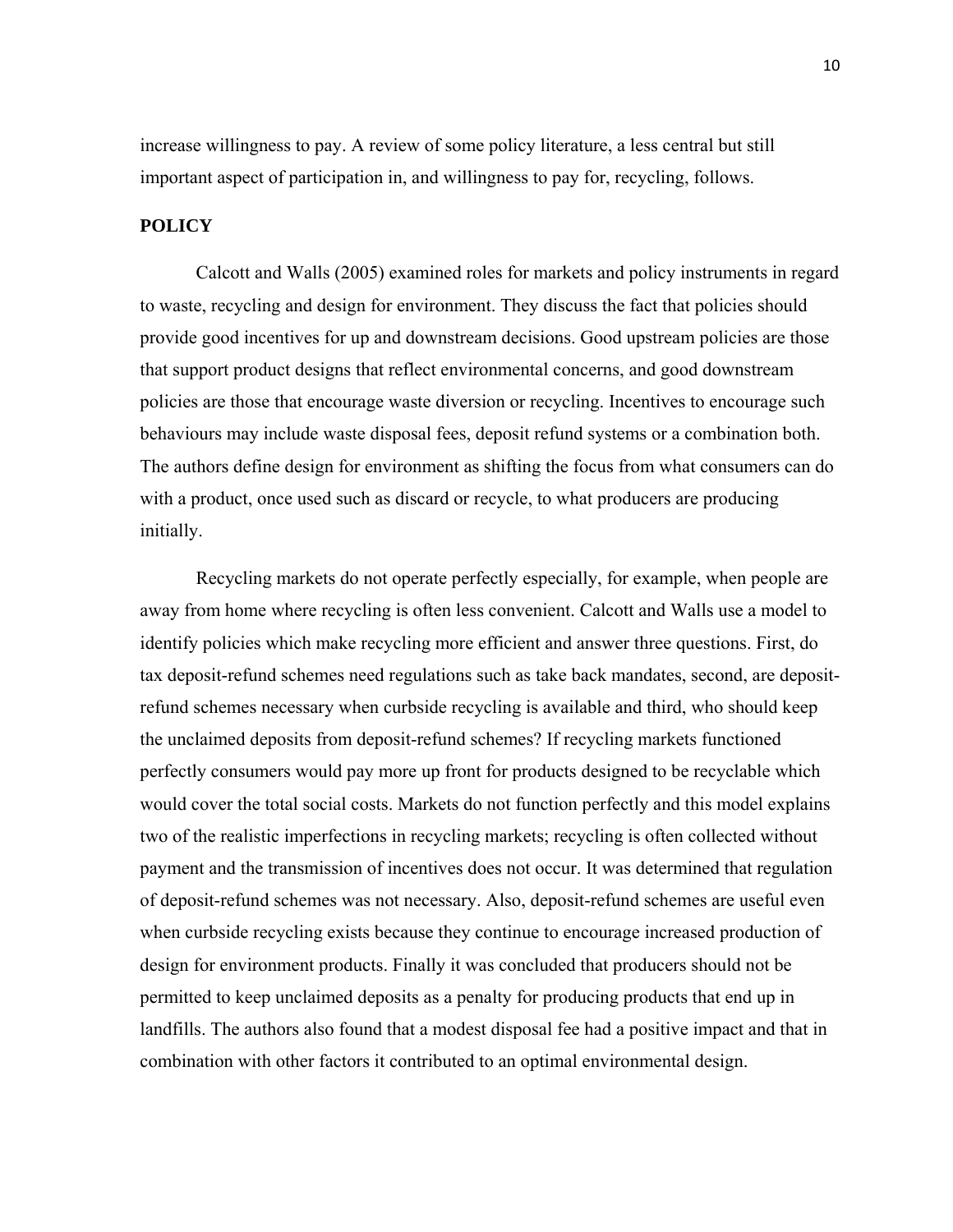increase willingness to pay. A review of some policy literature, a less central but still important aspect of participation in, and willingness to pay for, recycling, follows.

## POLICY

Calcott and Walls (2005) examined roles for markets and policy instruments in regard to waste, recycling and design for environment. They discuss the fact that policies should provide good incentives for up and downstream decisions. Good upstream policies are those that support product designs that reflect environmental concerns, and good downstream policies are those that encourage waste diversion or recycling. Incentives to encourage such behaviours may include waste disposal fees, deposit refund systems or a combination both. The authors define design for environment as shifting the focus from what consumers can do with a product, once used such as discard or recycle, to what producers are producing initially.

Recycling markets do not operate perfectly especially, for example, when people are away from home where recycling is often less convenient. Calcott and Walls use a model to identify policies which make recycling more efficient and answer three questions. First, do tax deposit-refund schemes need regulations such as take back mandates, second, are deposit-refund schemes necessary when curbside recycling is available and third, who should keep the unclaimed deposits from deposit-refund schemes? If recycling markets functioned perfectly consumers would pay more up front for products designed to be recyclable which would cover the total social costs. Markets do not function perfectly and this model explains two of the realistic imperfections in recycling markets; recycling is often collected without payment and the transmission of incentives does not occur. It was determined that regulation of deposit-refund schemes was not necessary. Also, deposit-refund schemes are useful even when curbside recycling exists because they continue to encourage increased production of design for environment products. Finally it was concluded that producers should not be permitted to keep unclaimed deposits as a penalty for producing products that end up in landfills. The authors also found that a modest disposal fee had a positive impact and that in combination with other factors it contributed to an optimal environmental design.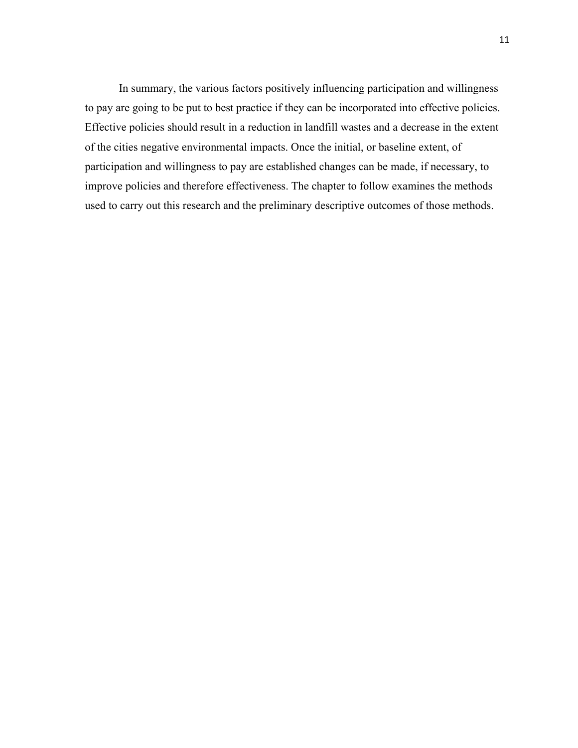In summary, the various factors positively influencing participation and willingness to pay are going to be put to best practice if they can be incorporated into effective policies. Effective policies should result in a reduction in landfill wastes and a decrease in the extent of the cities negative environmental impacts. Once the initial, or baseline extent, of participation and willingness to pay are established changes can be made, if necessary, to improve policies and therefore effectiveness. The chapter to follow examines the methods used to carry out this research and the preliminary descriptive outcomes of those methods.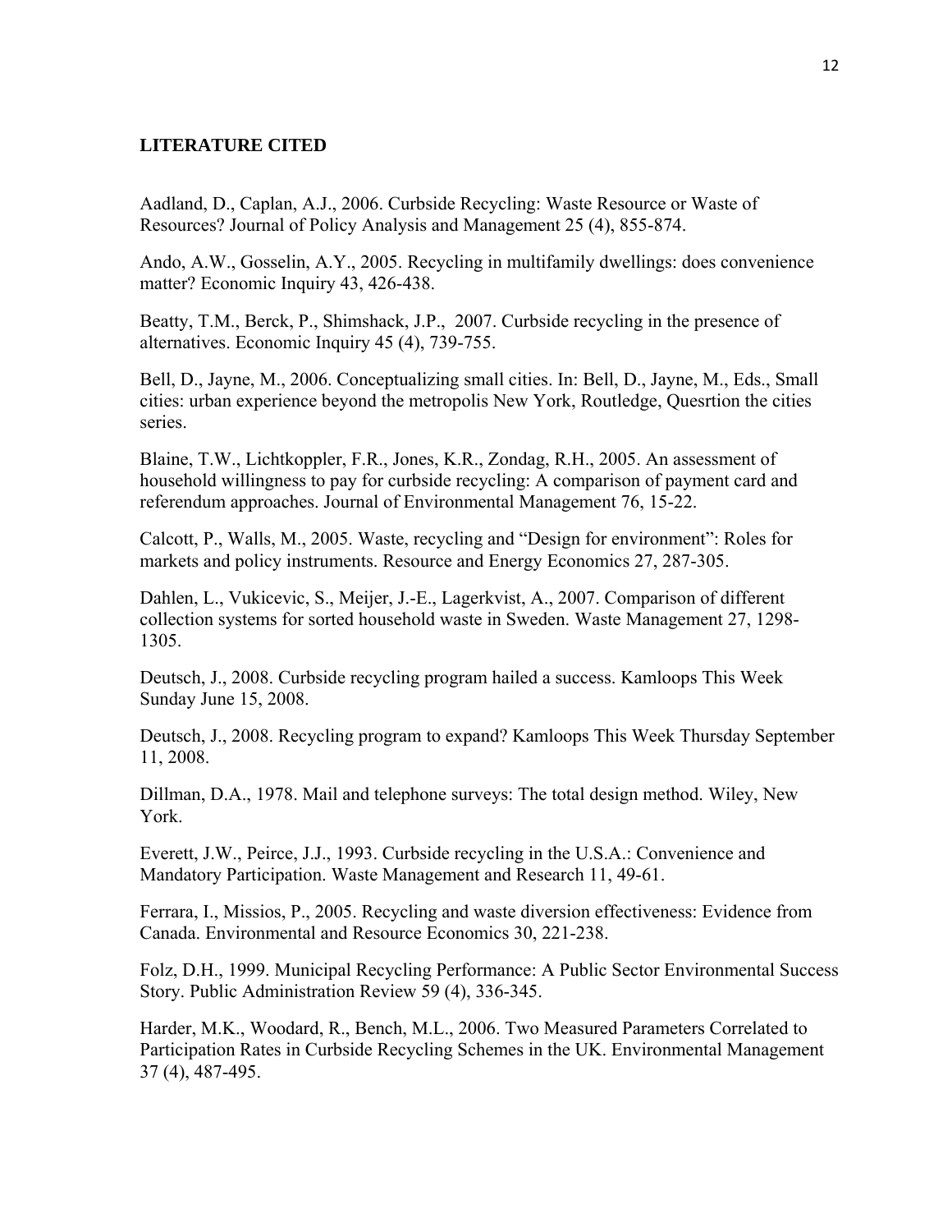**LITERATURE CITED**

Aadland, D., Caplan, A.J., 2006. Curbside Recycling: Waste Resource or Waste of Resources? Journal of Policy Analysis and Management 25 (4), 855-874.

Ando, A.W., Gosselin, A.Y., 2005. Recycling in multifamily dwellings: does convenience matter? Economic Inquiry 43, 426-438.

Beatty, T.M., Berck, P., Shimshack, J.P., 2007. Curbside recycling in the presence of alternatives. Economic Inquiry 45 (4), 739-755.

Bell, D., Jayne, M., 2006. Conceptualizing small cities. In: Bell, D., Jayne, M., Eds., Small cities: urban experience beyond the metropolis New York, Routledge, Quesrtion the cities series.

Blaine, T.W., Lichtkoppler, F.R., Jones, K.R., Zondag, R.H., 2005. An assessment of household willingness to pay for curbside recycling: A comparison of payment card and referendum approaches. Journal of Environmental Management 76, 15-22.

Calcott, P., Walls, M., 2005. Waste, recycling and "Design for environment": Roles for markets and policy instruments. Resource and Energy Economics 27, 287-305.

Dahlen, L., Vukicevic, S., Meijer, J.-E., Lagerkvist, A., 2007. Comparison of different collection systems for sorted household waste in Sweden. Waste Management 27, 1298-1305.

Deutsch, J., 2008. Curbside recycling program hailed a success. Kamloops This Week Sunday June 15, 2008.

Deutsch, J., 2008. Recycling program to expand? Kamloops This Week Thursday September 11, 2008.

Dillman, D.A., 1978. Mail and telephone surveys: The total design method. Wiley, New York.

Everett, J.W., Peirce, J.J., 1993. Curbside recycling in the U.S.A.: Convenience and Mandatory Participation. Waste Management and Research 11, 49-61.

Ferrara, I., Missios, P., 2005. Recycling and waste diversion effectiveness: Evidence from Canada. Environmental and Resource Economics 30, 221-238.

Folz, D.H., 1999. Municipal Recycling Performance: A Public Sector Environmental Success Story. Public Administration Review 59 (4), 336-345.

Harder, M.K., Woodard, R., Bench, M.L., 2006. Two Measured Parameters Correlated to Participation Rates in Curbside Recycling Schemes in the UK. Environmental Management 37 (4), 487-495.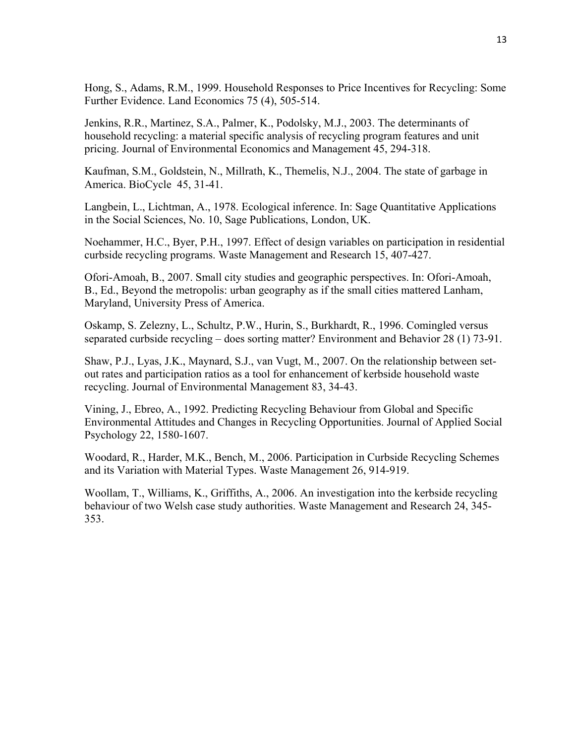Hong, S., Adams, R.M., 1999. Household Responses to Price Incentives for Recycling: Some Further Evidence. Land Economics 75 (4), 505-514.

Jenkins, R.R., Martinez, S.A., Palmer, K., Podolsky, M.J., 2003. The determinants of household recycling: a material specific analysis of recycling program features and unit pricing. Journal of Environmental Economics and Management 45, 294-318.

Kaufman, S.M., Goldstein, N., Millrath, K., Themelis, N.J., 2004. The state of garbage in America. BioCycle 45, 31-41.

Langbein, L., Lichtman, A., 1978. Ecological inference. In: Sage Quantitative Applications in the Social Sciences, No. 10, Sage Publications, London, UK.

Noehammer, H.C., Byer, P.H., 1997. Effect of design variables on participation in residential curbside recycling programs. Waste Management and Research 15, 407-427.

Ofori-Amoah, B., 2007. Small city studies and geographic perspectives. In: Ofori-Amoah, B., Ed., Beyond the metropolis: urban geography as if the small cities mattered Lanham, Maryland, University Press of America.

Oskamp, S. Zelezny, L., Schultz, P.W., Hurin, S., Burkhardt, R., 1996. Comingled versus separated curbside recycling – does sorting matter? Environment and Behavior 28 (1) 73-91.

Shaw, P.J., Lyas, J.K., Maynard, S.J., van Vugt, M., 2007. On the relationship between set-out rates and participation ratios as a tool for enhancement of kerbside household waste recycling. Journal of Environmental Management 83, 34-43.

Vining, J., Ebreo, A., 1992. Predicting Recycling Behaviour from Global and Specific Environmental Attitudes and Changes in Recycling Opportunities. Journal of Applied Social Psychology 22, 1580-1607.

Woodard, R., Harder, M.K., Bench, M., 2006. Participation in Curbside Recycling Schemes and its Variation with Material Types. Waste Management 26, 914-919.

Woollam, T., Williams, K., Griffiths, A., 2006. An investigation into the kerbside recycling behaviour of two Welsh case study authorities. Waste Management and Research 24, 345-353.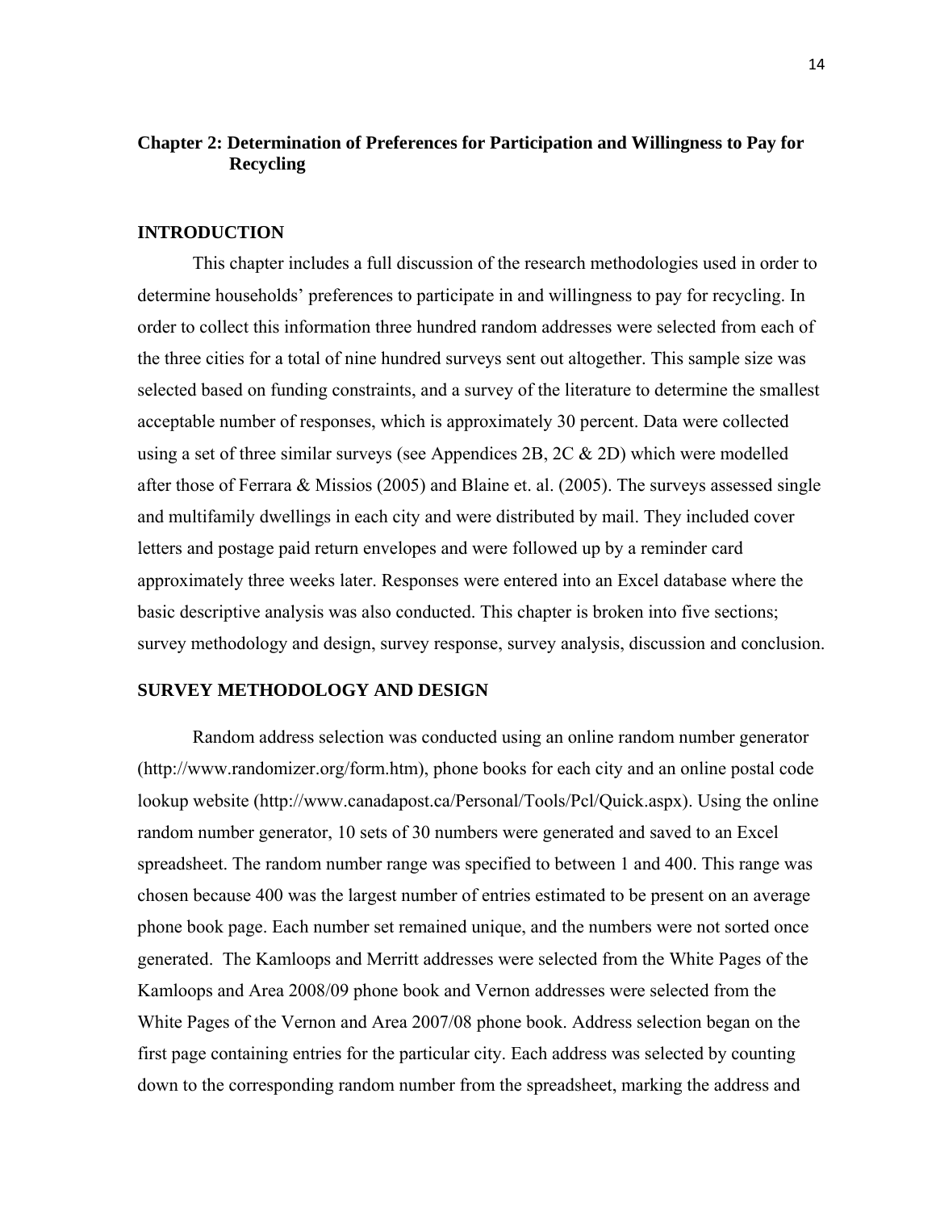# Chapter 2: Determination of Preferences for Participation and Willingness to Pay for Recycling

## INTRODUCTION

This chapter includes a full discussion of the research methodologies used in order to determine households' preferences to participate in and willingness to pay for recycling. In order to collect this information three hundred random addresses were selected from each of the three cities for a total of nine hundred surveys sent out altogether. This sample size was selected based on funding constraints, and a survey of the literature to determine the smallest acceptable number of responses, which is approximately 30 percent. Data were collected using a set of three similar surveys (see Appendices 2B, 2C & 2D) which were modelled after those of Ferrara & Missios (2005) and Blaine et. al. (2005). The surveys assessed single and multifamily dwellings in each city and were distributed by mail. They included cover letters and postage paid return envelopes and were followed up by a reminder card approximately three weeks later. Responses were entered into an Excel database where the basic descriptive analysis was also conducted. This chapter is broken into five sections; survey methodology and design, survey response, survey analysis, discussion and conclusion.

## SURVEY METHODOLOGY AND DESIGN

Random address selection was conducted using an online random number generator (http://www.randomizer.org/form.htm), phone books for each city and an online postal code lookup website (http://www.canadapost.ca/Personal/Tools/Pcl/Quick.aspx). Using the online random number generator, 10 sets of 30 numbers were generated and saved to an Excel spreadsheet. The random number range was specified to between 1 and 400. This range was chosen because 400 was the largest number of entries estimated to be present on an average phone book page. Each number set remained unique, and the numbers were not sorted once generated. The Kamloops and Merritt addresses were selected from the White Pages of the Kamloops and Area 2008/09 phone book and Vernon addresses were selected from the White Pages of the Vernon and Area 2007/08 phone book. Address selection began on the first page containing entries for the particular city. Each address was selected by counting down to the corresponding random number from the spreadsheet, marking the address and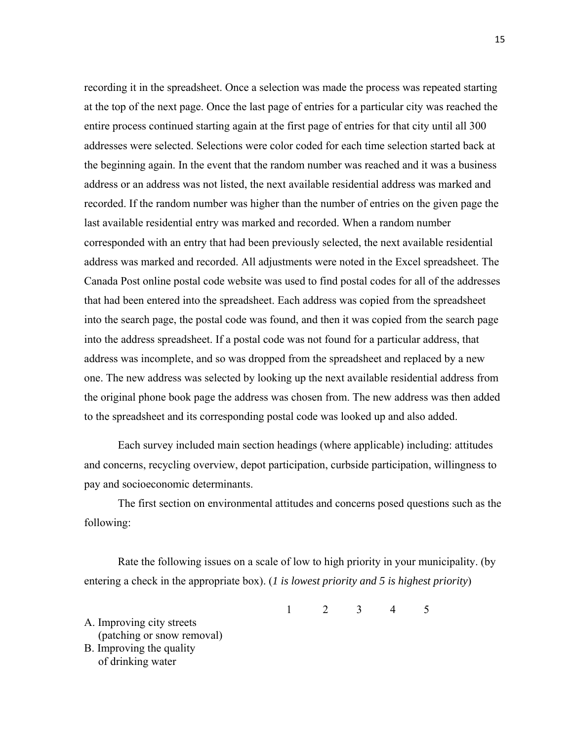recording it in the spreadsheet. Once a selection was made the process was repeated starting at the top of the next page. Once the last page of entries for a particular city was reached the entire process continued starting again at the first page of entries for that city until all 300 addresses were selected. Selections were color coded for each time selection started back at the beginning again. In the event that the random number was reached and it was a business address or an address was not listed, the next available residential address was marked and recorded. If the random number was higher than the number of entries on the given page the last available residential entry was marked and recorded. When a random number corresponded with an entry that had been previously selected, the next available residential address was marked and recorded. All adjustments were noted in the Excel spreadsheet. The Canada Post online postal code website was used to find postal codes for all of the addresses that had been entered into the spreadsheet. Each address was copied from the spreadsheet into the search page, the postal code was found, and then it was copied from the search page into the address spreadsheet. If a postal code was not found for a particular address, that address was incomplete, and so was dropped from the spreadsheet and replaced by a new one. The new address was selected by looking up the next available residential address from the original phone book page the address was chosen from. The new address was then added to the spreadsheet and its corresponding postal code was looked up and also added.

Each survey included main section headings (where applicable) including: attitudes and concerns, recycling overview, depot participation, curbside participation, willingness to pay and socioeconomic determinants.

The first section on environmental attitudes and concerns posed questions such as the following:

Rate the following issues on a scale of low to high priority in your municipality. (by entering a check in the appropriate box). (*1 is lowest priority and 5 is highest priority*)

| | 1 | 2 | 3 | 4 | 5 |
|---|---|---|---|---|---|
| A. Improving city streets (patching or snow removal) | | | | | |
| B. Improving the quality of drinking water | | | | | |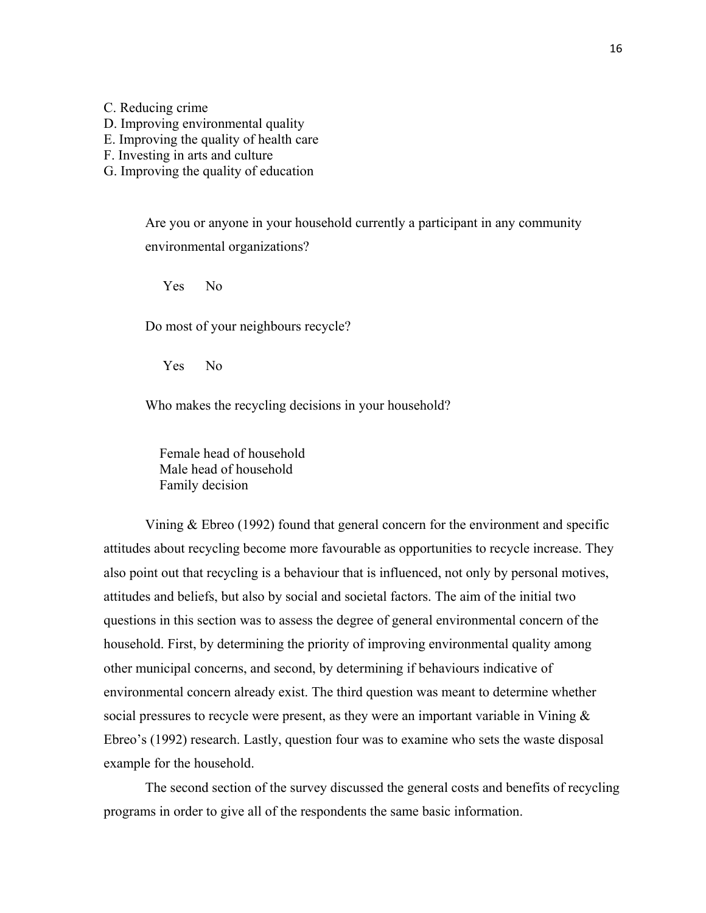C. Reducing crime
D. Improving environmental quality
E. Improving the quality of health care
F. Investing in arts and culture
G. Improving the quality of education

Are you or anyone in your household currently a participant in any community environmental organizations?

Yes No

Do most of your neighbours recycle?

Yes No

Who makes the recycling decisions in your household?

Female head of household
Male head of household
Family decision

Vining & Ebreo (1992) found that general concern for the environment and specific attitudes about recycling become more favourable as opportunities to recycle increase. They also point out that recycling is a behaviour that is influenced, not only by personal motives, attitudes and beliefs, but also by social and societal factors. The aim of the initial two questions in this section was to assess the degree of general environmental concern of the household. First, by determining the priority of improving environmental quality among other municipal concerns, and second, by determining if behaviours indicative of environmental concern already exist. The third question was meant to determine whether social pressures to recycle were present, as they were an important variable in Vining & Ebreo's (1992) research. Lastly, question four was to examine who sets the waste disposal example for the household.

The second section of the survey discussed the general costs and benefits of recycling programs in order to give all of the respondents the same basic information.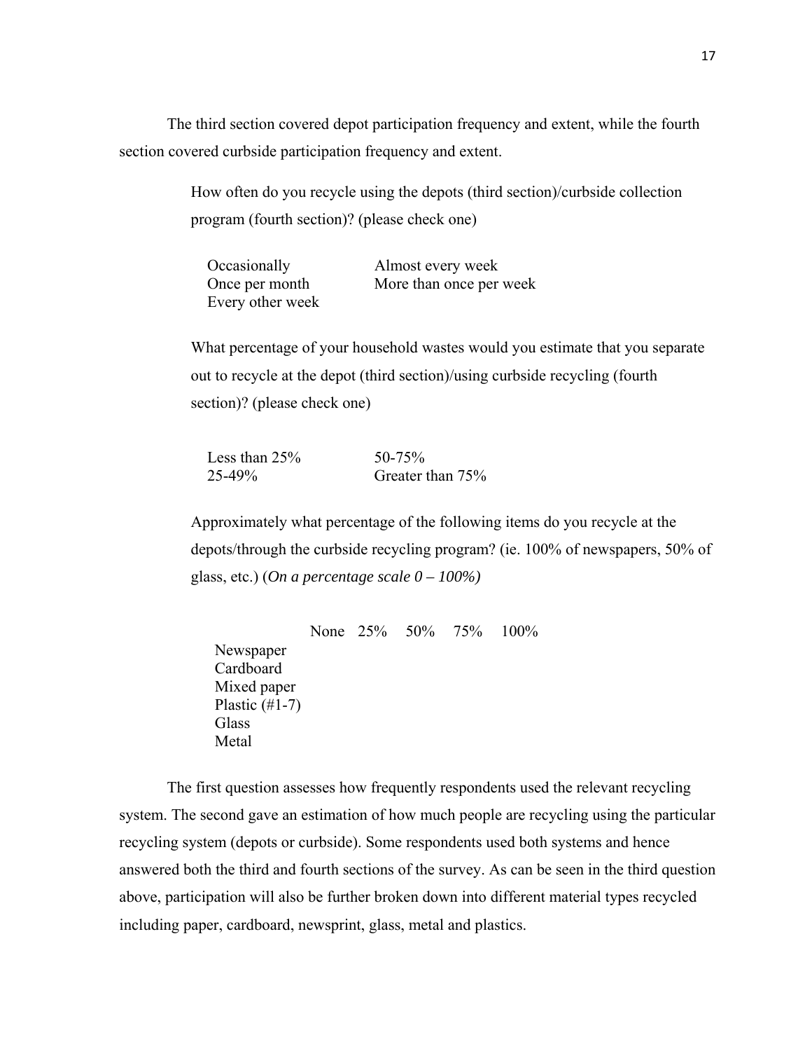The third section covered depot participation frequency and extent, while the fourth section covered curbside participation frequency and extent.

> How often do you recycle using the depots (third section)/curbside collection program (fourth section)? (please check one)
>
> | | |
> |---|---|
> | Occasionally | Almost every week |
> | Once per month | More than once per week |
> | Every other week | |
>
> What percentage of your household wastes would you estimate that you separate out to recycle at the depot (third section)/using curbside recycling (fourth section)? (please check one)
>
> | | |
> |---|---|
> | Less than 25% | 50-75% |
> | 25-49% | Greater than 75% |
>
> Approximately what percentage of the following items do you recycle at the depots/through the curbside recycling program? (ie. 100% of newspapers, 50% of glass, etc.) (*On a percentage scale 0 – 100%)*
>
> | | None | 25% | 50% | 75% | 100% |
> |---|---|---|---|---|---|
> | Newspaper | | | | | |
> | Cardboard | | | | | |
> | Mixed paper | | | | | |
> | Plastic (#1-7) | | | | | |
> | Glass | | | | | |
> | Metal | | | | | |

The first question assesses how frequently respondents used the relevant recycling system. The second gave an estimation of how much people are recycling using the particular recycling system (depots or curbside). Some respondents used both systems and hence answered both the third and fourth sections of the survey. As can be seen in the third question above, participation will also be further broken down into different material types recycled including paper, cardboard, newsprint, glass, metal and plastics.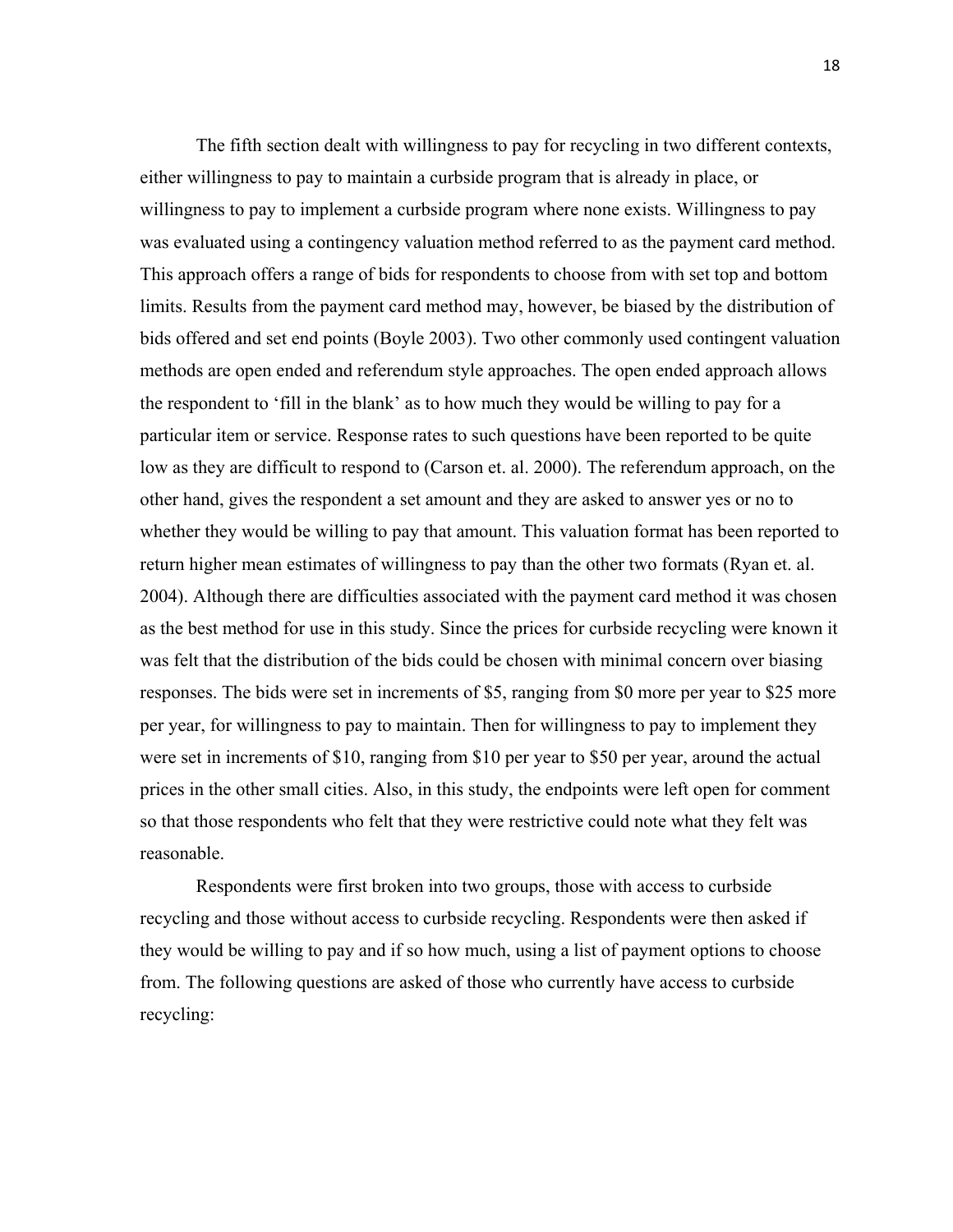The fifth section dealt with willingness to pay for recycling in two different contexts, either willingness to pay to maintain a curbside program that is already in place, or willingness to pay to implement a curbside program where none exists. Willingness to pay was evaluated using a contingency valuation method referred to as the payment card method. This approach offers a range of bids for respondents to choose from with set top and bottom limits. Results from the payment card method may, however, be biased by the distribution of bids offered and set end points (Boyle 2003). Two other commonly used contingent valuation methods are open ended and referendum style approaches. The open ended approach allows the respondent to 'fill in the blank' as to how much they would be willing to pay for a particular item or service. Response rates to such questions have been reported to be quite low as they are difficult to respond to (Carson et. al. 2000). The referendum approach, on the other hand, gives the respondent a set amount and they are asked to answer yes or no to whether they would be willing to pay that amount. This valuation format has been reported to return higher mean estimates of willingness to pay than the other two formats (Ryan et. al. 2004). Although there are difficulties associated with the payment card method it was chosen as the best method for use in this study. Since the prices for curbside recycling were known it was felt that the distribution of the bids could be chosen with minimal concern over biasing responses. The bids were set in increments of $5, ranging from $0 more per year to $25 more per year, for willingness to pay to maintain. Then for willingness to pay to implement they were set in increments of $10, ranging from $10 per year to $50 per year, around the actual prices in the other small cities. Also, in this study, the endpoints were left open for comment so that those respondents who felt that they were restrictive could note what they felt was reasonable.

Respondents were first broken into two groups, those with access to curbside recycling and those without access to curbside recycling. Respondents were then asked if they would be willing to pay and if so how much, using a list of payment options to choose from. The following questions are asked of those who currently have access to curbside recycling: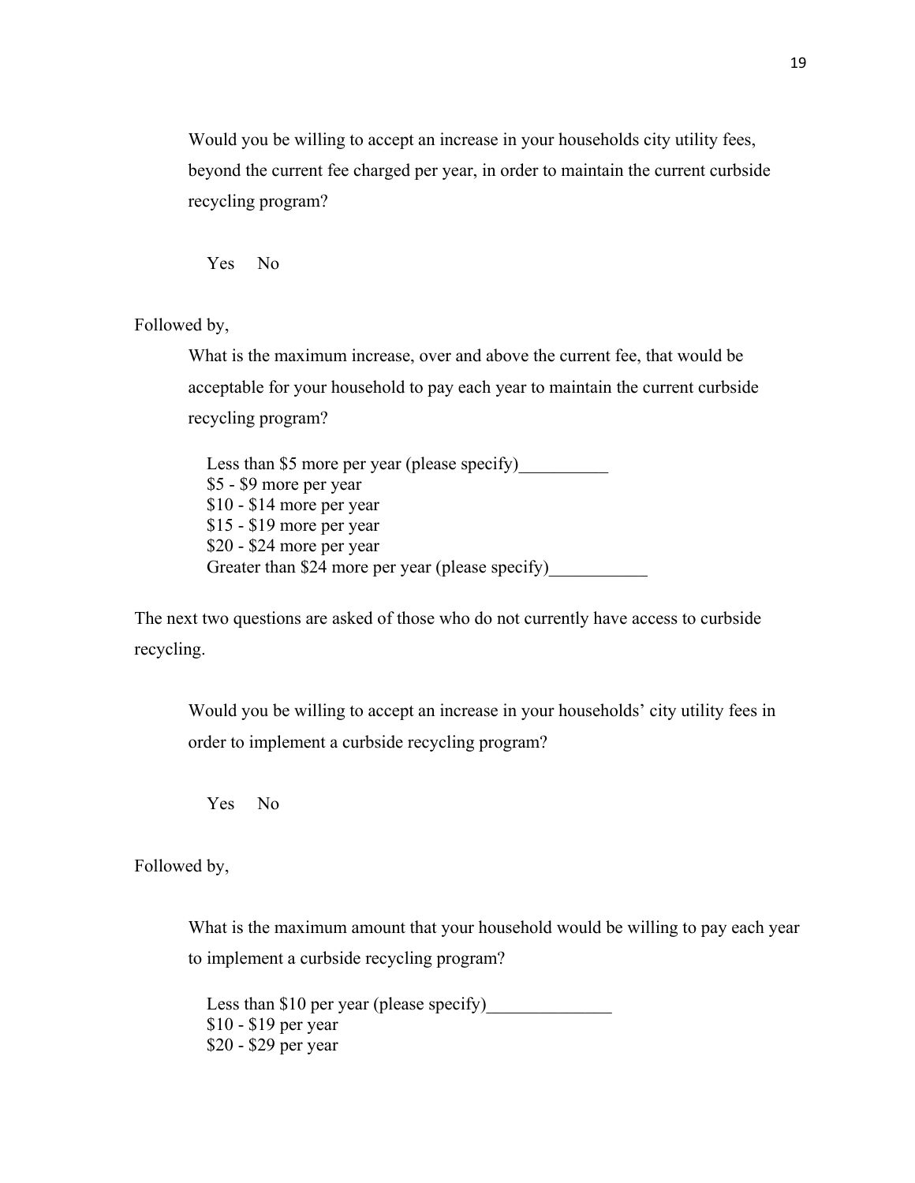Would you be willing to accept an increase in your households city utility fees, beyond the current fee charged per year, in order to maintain the current curbside recycling program?

Yes No

Followed by,

What is the maximum increase, over and above the current fee, that would be acceptable for your household to pay each year to maintain the current curbside recycling program?

Less than $5 more per year (please specify)__________
$5 - $9 more per year
$10 - $14 more per year
$15 - $19 more per year
$20 - $24 more per year
Greater than $24 more per year (please specify)___________

The next two questions are asked of those who do not currently have access to curbside recycling.

Would you be willing to accept an increase in your households' city utility fees in order to implement a curbside recycling program?

Yes No

Followed by,

What is the maximum amount that your household would be willing to pay each year to implement a curbside recycling program?

Less than $10 per year (please specify)______________
$10 - $19 per year
$20 - $29 per year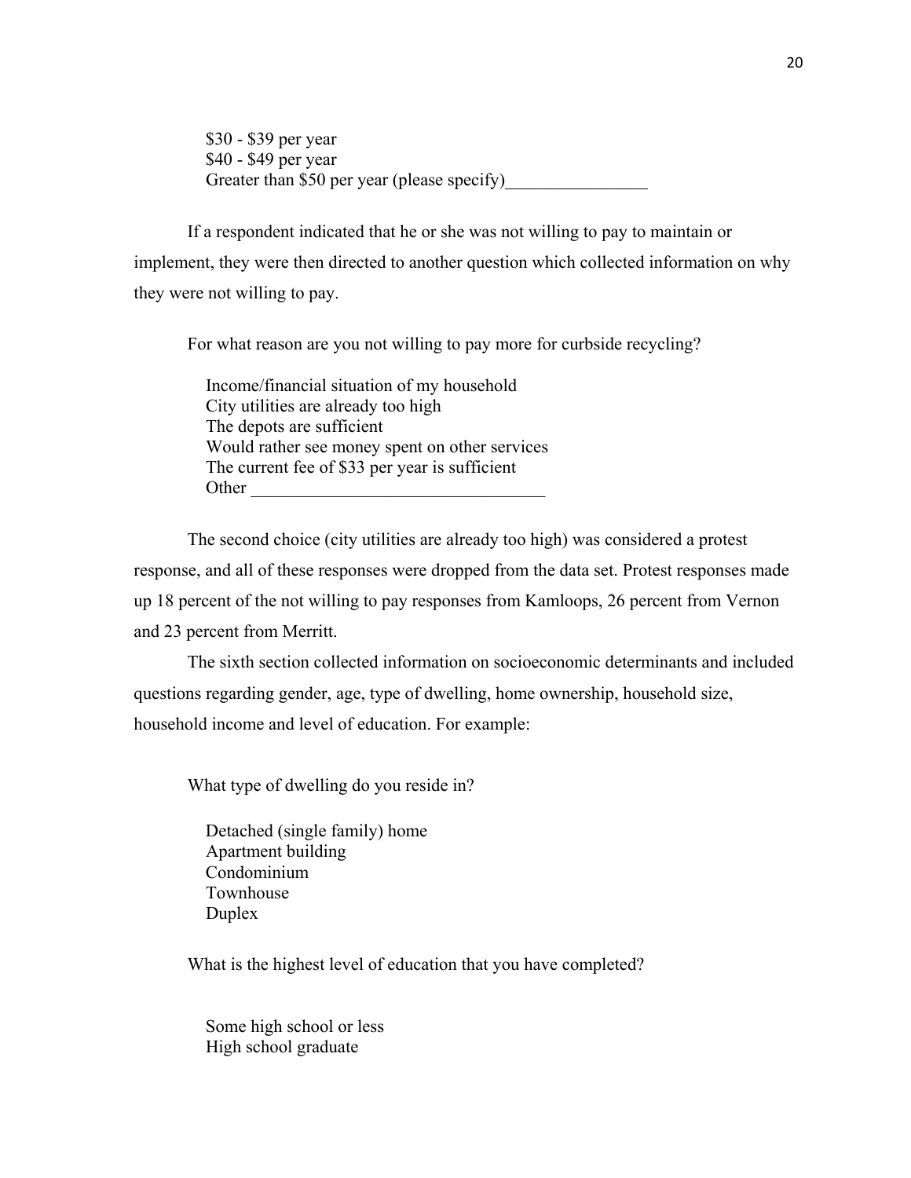$30 - $39 per year
$40 - $49 per year
Greater than $50 per year (please specify)________________

If a respondent indicated that he or she was not willing to pay to maintain or implement, they were then directed to another question which collected information on why they were not willing to pay.

For what reason are you not willing to pay more for curbside recycling?

Income/financial situation of my household
City utilities are already too high
The depots are sufficient
Would rather see money spent on other services
The current fee of $33 per year is sufficient
Other _________________________________

The second choice (city utilities are already too high) was considered a protest response, and all of these responses were dropped from the data set. Protest responses made up 18 percent of the not willing to pay responses from Kamloops, 26 percent from Vernon and 23 percent from Merritt.

The sixth section collected information on socioeconomic determinants and included questions regarding gender, age, type of dwelling, home ownership, household size, household income and level of education. For example:

What type of dwelling do you reside in?

Detached (single family) home
Apartment building
Condominium
Townhouse
Duplex

What is the highest level of education that you have completed?

Some high school or less
High school graduate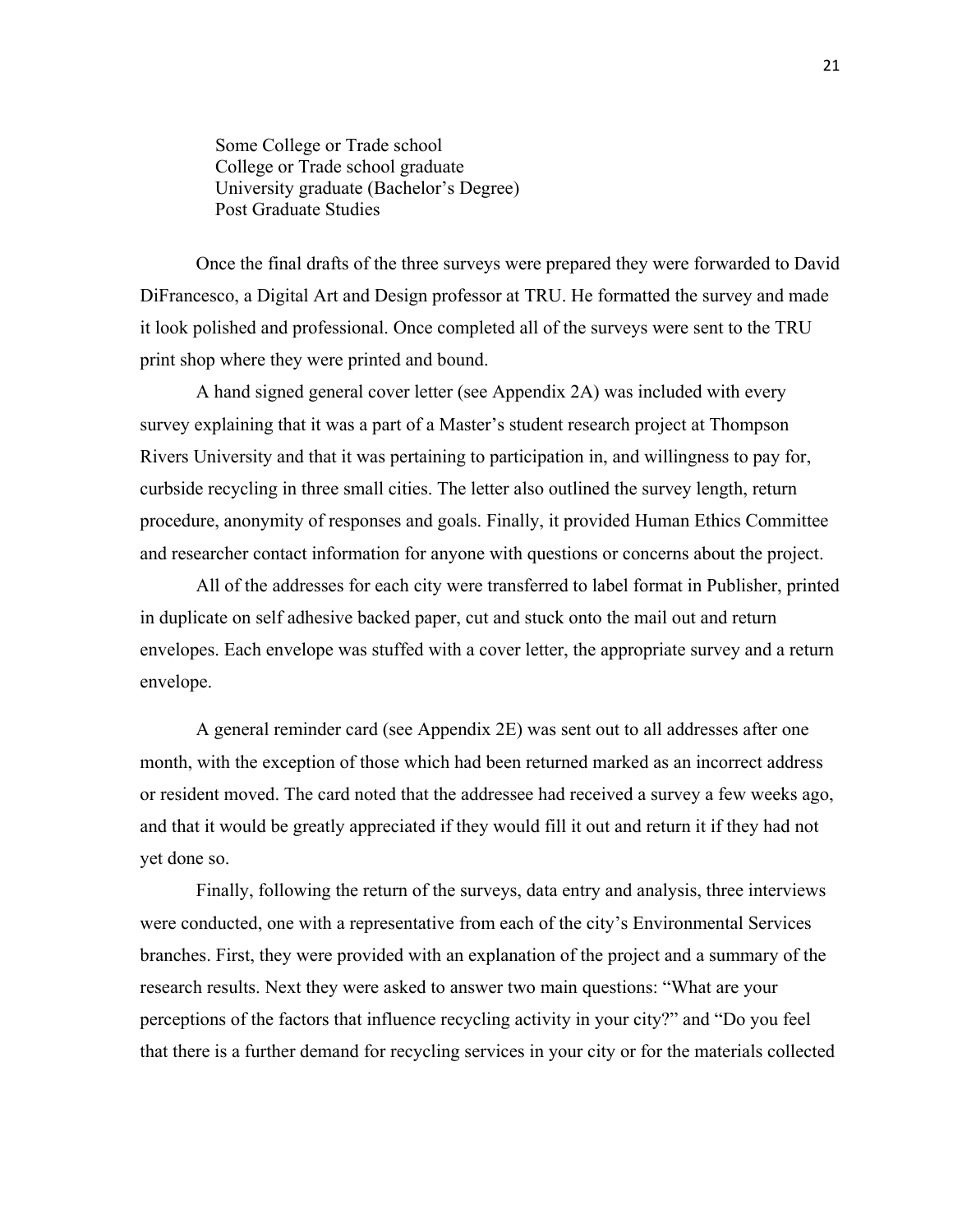Some College or Trade school
College or Trade school graduate
University graduate (Bachelor's Degree)
Post Graduate Studies

Once the final drafts of the three surveys were prepared they were forwarded to David DiFrancesco, a Digital Art and Design professor at TRU. He formatted the survey and made it look polished and professional. Once completed all of the surveys were sent to the TRU print shop where they were printed and bound.

A hand signed general cover letter (see Appendix 2A) was included with every survey explaining that it was a part of a Master's student research project at Thompson Rivers University and that it was pertaining to participation in, and willingness to pay for, curbside recycling in three small cities. The letter also outlined the survey length, return procedure, anonymity of responses and goals. Finally, it provided Human Ethics Committee and researcher contact information for anyone with questions or concerns about the project.

All of the addresses for each city were transferred to label format in Publisher, printed in duplicate on self adhesive backed paper, cut and stuck onto the mail out and return envelopes. Each envelope was stuffed with a cover letter, the appropriate survey and a return envelope.

A general reminder card (see Appendix 2E) was sent out to all addresses after one month, with the exception of those which had been returned marked as an incorrect address or resident moved. The card noted that the addressee had received a survey a few weeks ago, and that it would be greatly appreciated if they would fill it out and return it if they had not yet done so.

Finally, following the return of the surveys, data entry and analysis, three interviews were conducted, one with a representative from each of the city's Environmental Services branches. First, they were provided with an explanation of the project and a summary of the research results. Next they were asked to answer two main questions: "What are your perceptions of the factors that influence recycling activity in your city?" and "Do you feel that there is a further demand for recycling services in your city or for the materials collected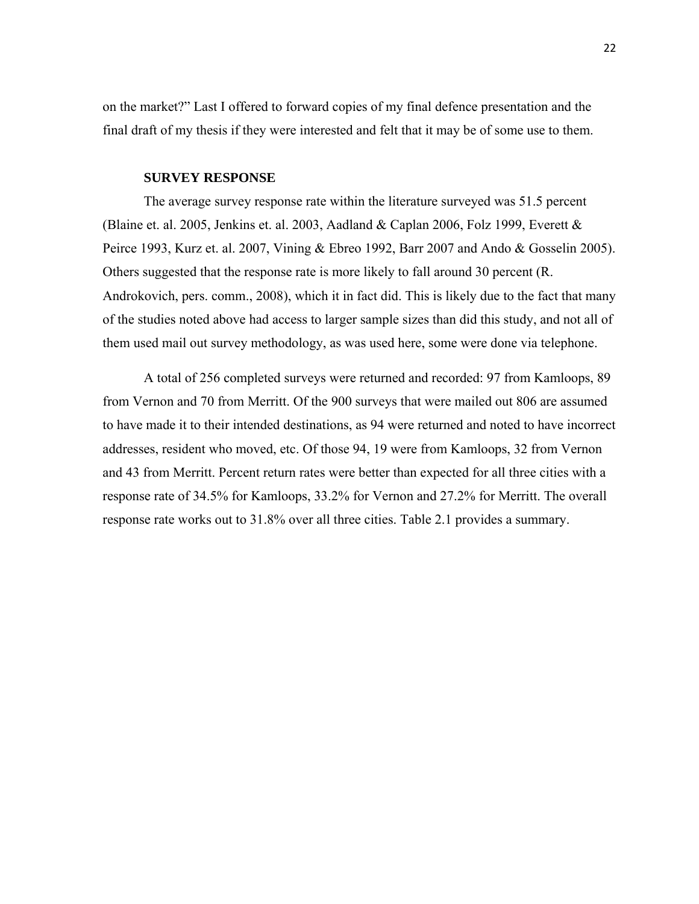on the market?" Last I offered to forward copies of my final defence presentation and the final draft of my thesis if they were interested and felt that it may be of some use to them.

### SURVEY RESPONSE

The average survey response rate within the literature surveyed was 51.5 percent (Blaine et. al. 2005, Jenkins et. al. 2003, Aadland & Caplan 2006, Folz 1999, Everett & Peirce 1993, Kurz et. al. 2007, Vining & Ebreo 1992, Barr 2007 and Ando & Gosselin 2005). Others suggested that the response rate is more likely to fall around 30 percent (R. Androkovich, pers. comm., 2008), which it in fact did. This is likely due to the fact that many of the studies noted above had access to larger sample sizes than did this study, and not all of them used mail out survey methodology, as was used here, some were done via telephone.

A total of 256 completed surveys were returned and recorded: 97 from Kamloops, 89 from Vernon and 70 from Merritt. Of the 900 surveys that were mailed out 806 are assumed to have made it to their intended destinations, as 94 were returned and noted to have incorrect addresses, resident who moved, etc. Of those 94, 19 were from Kamloops, 32 from Vernon and 43 from Merritt. Percent return rates were better than expected for all three cities with a response rate of 34.5% for Kamloops, 33.2% for Vernon and 27.2% for Merritt. The overall response rate works out to 31.8% over all three cities. Table 2.1 provides a summary.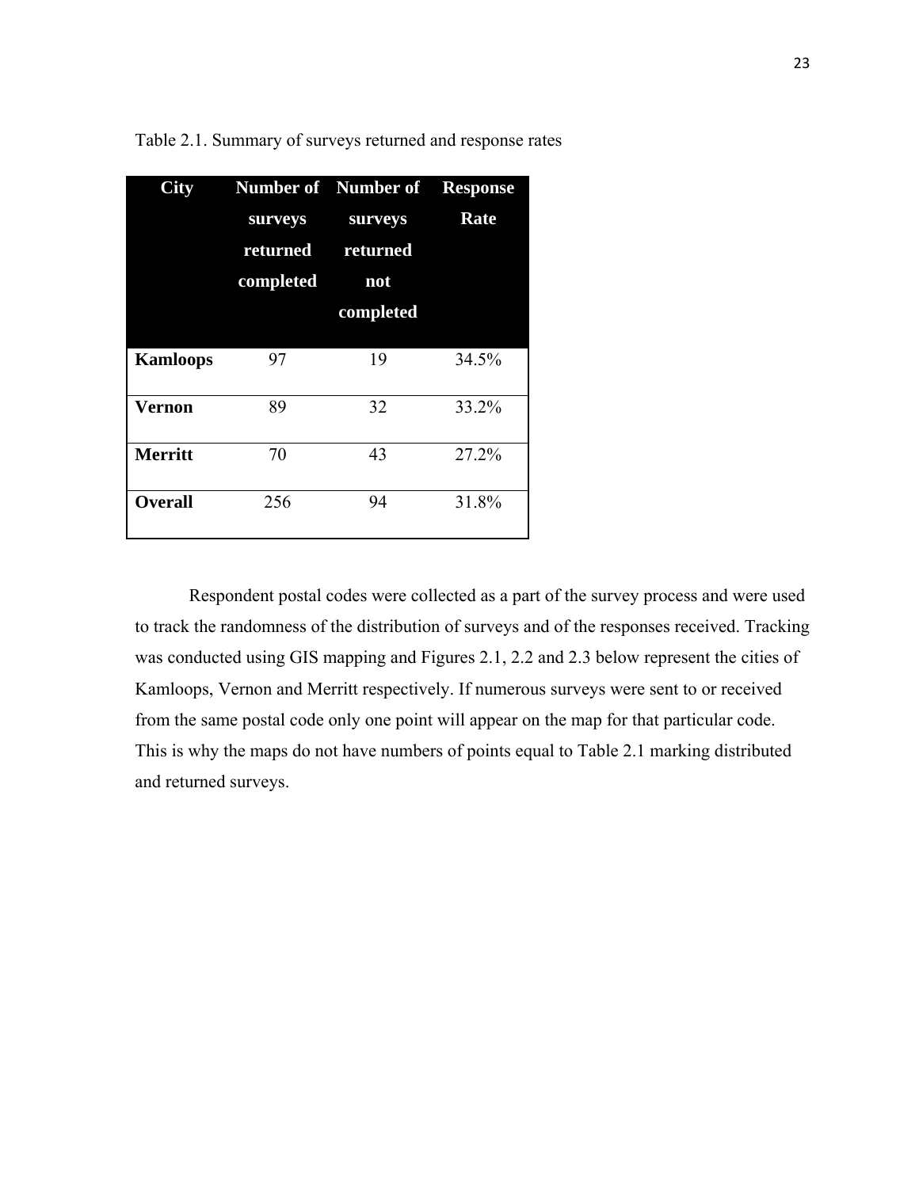Table 2.1. Summary of surveys returned and response rates

| City | Number of surveys returned completed | Number of surveys returned not completed | Response Rate |
|---|---|---|---|
| **Kamloops** | 97 | 19 | 34.5% |
| **Vernon** | 89 | 32 | 33.2% |
| **Merritt** | 70 | 43 | 27.2% |
| **Overall** | 256 | 94 | 31.8% |

Respondent postal codes were collected as a part of the survey process and were used to track the randomness of the distribution of surveys and of the responses received. Tracking was conducted using GIS mapping and Figures 2.1, 2.2 and 2.3 below represent the cities of Kamloops, Vernon and Merritt respectively. If numerous surveys were sent to or received from the same postal code only one point will appear on the map for that particular code. This is why the maps do not have numbers of points equal to Table 2.1 marking distributed and returned surveys.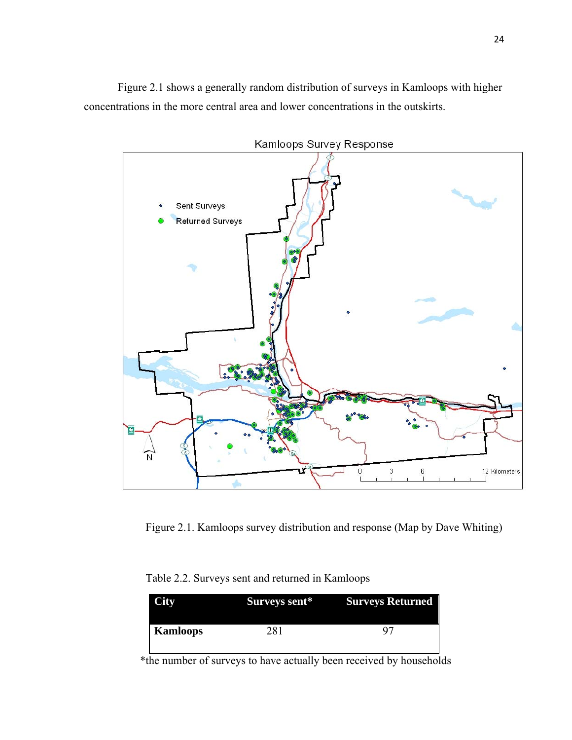Figure 2.1 shows a generally random distribution of surveys in Kamloops with higher concentrations in the more central area and lower concentrations in the outskirts.

Figure 2.1. Kamloops survey distribution and response (Map by Dave Whiting)

Table 2.2. Surveys sent and returned in Kamloops

| City | Surveys sent* | Surveys Returned |
| --- | --- | --- |
| **Kamloops** | 281 | 97 |

*the number of surveys to have actually been received by households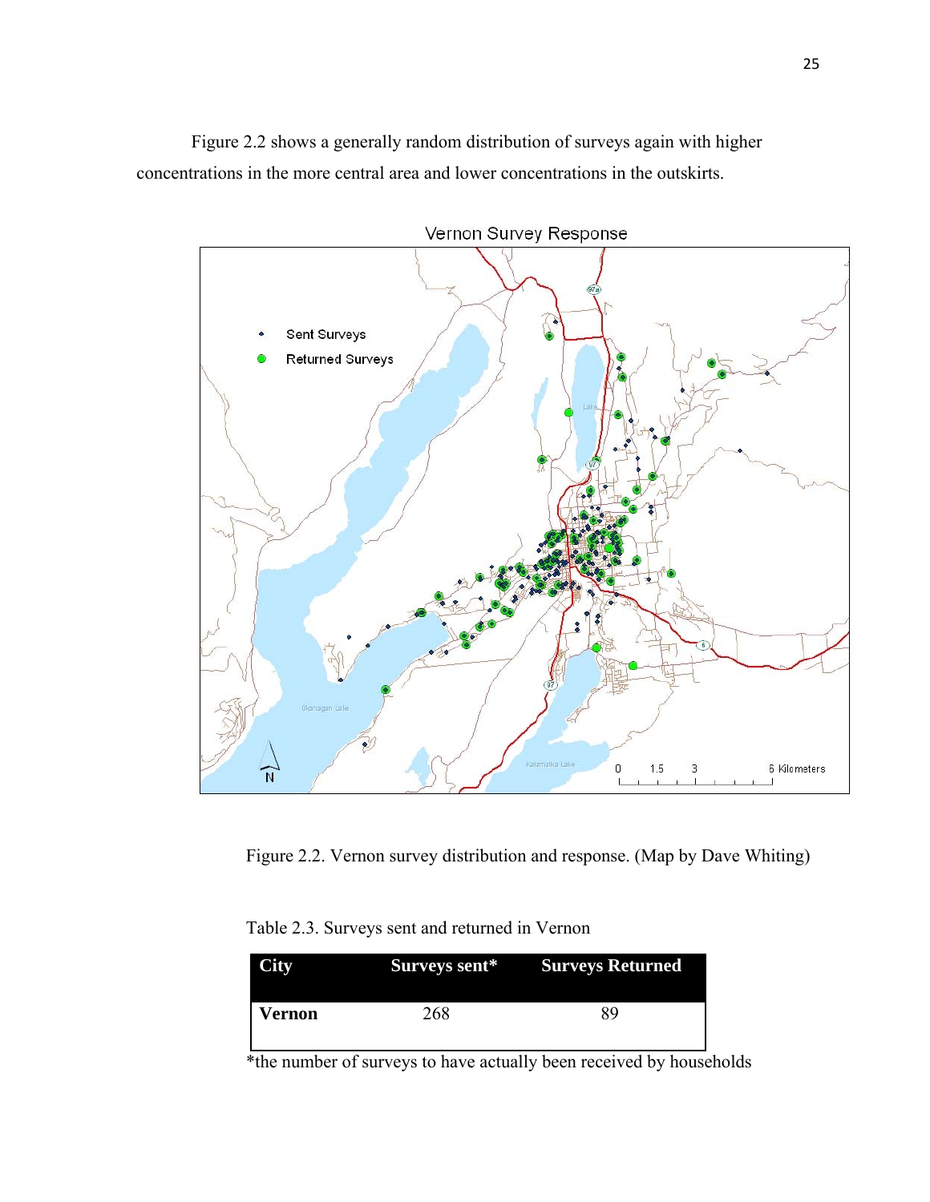Figure 2.2 shows a generally random distribution of surveys again with higher concentrations in the more central area and lower concentrations in the outskirts.

Figure 2.2. Vernon survey distribution and response. (Map by Dave Whiting)

Table 2.3. Surveys sent and returned in Vernon

| City | Surveys sent* | Surveys Returned |
|---|---|---|
| **Vernon** | 268 | 89 |

*the number of surveys to have actually been received by households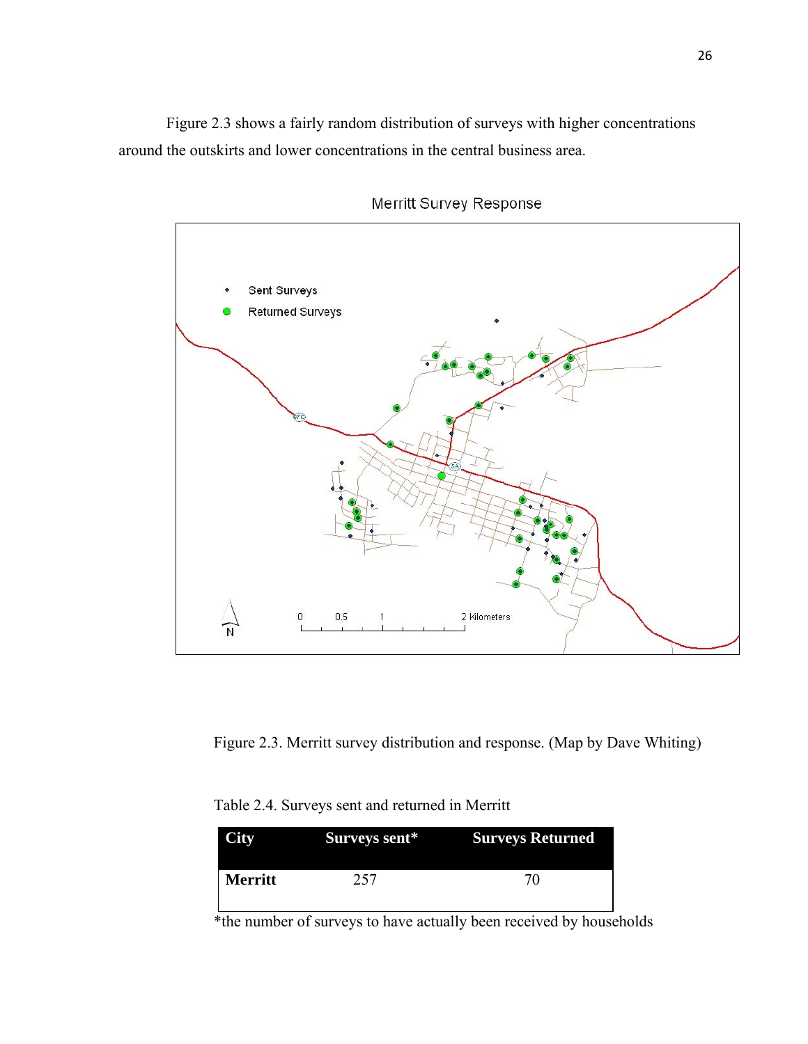Figure 2.3 shows a fairly random distribution of surveys with higher concentrations around the outskirts and lower concentrations in the central business area.

Figure 2.3. Merritt survey distribution and response. (Map by Dave Whiting)

Table 2.4. Surveys sent and returned in Merritt

| City | Surveys sent* | Surveys Returned |
|---|---|---|
| **Merritt** | 257 | 70 |

*the number of surveys to have actually been received by households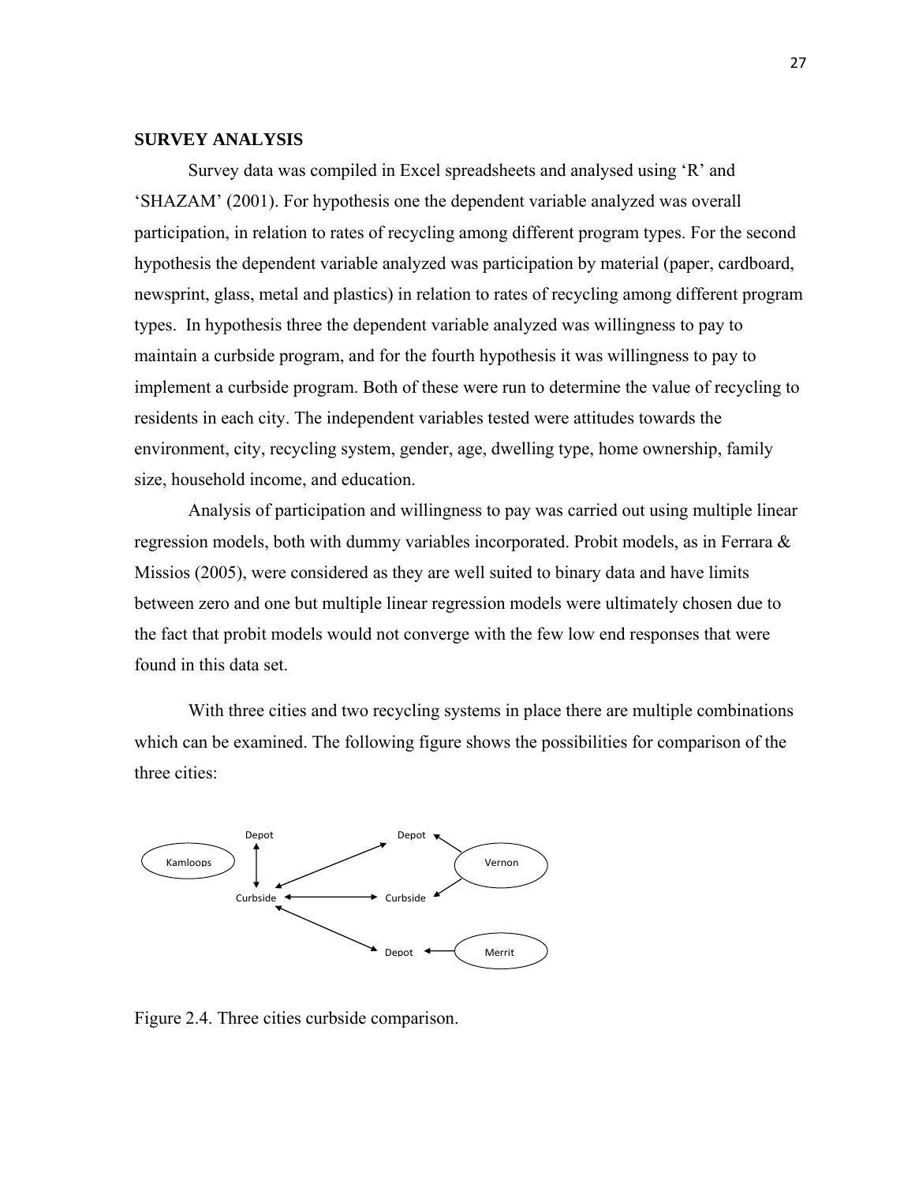## SURVEY ANALYSIS

Survey data was compiled in Excel spreadsheets and analysed using 'R' and 'SHAZAM' (2001). For hypothesis one the dependent variable analyzed was overall participation, in relation to rates of recycling among different program types. For the second hypothesis the dependent variable analyzed was participation by material (paper, cardboard, newsprint, glass, metal and plastics) in relation to rates of recycling among different program types. In hypothesis three the dependent variable analyzed was willingness to pay to maintain a curbside program, and for the fourth hypothesis it was willingness to pay to implement a curbside program. Both of these were run to determine the value of recycling to residents in each city. The independent variables tested were attitudes towards the environment, city, recycling system, gender, age, dwelling type, home ownership, family size, household income, and education.

Analysis of participation and willingness to pay was carried out using multiple linear regression models, both with dummy variables incorporated. Probit models, as in Ferrara & Missios (2005), were considered as they are well suited to binary data and have limits between zero and one but multiple linear regression models were ultimately chosen due to the fact that probit models would not converge with the few low end responses that were found in this data set.

With three cities and two recycling systems in place there are multiple combinations which can be examined. The following figure shows the possibilities for comparison of the three cities:

Kamloops — Depot, Curbside; Vernon — Depot, Curbside; Merrit — Depot

Figure 2.4. Three cities curbside comparison.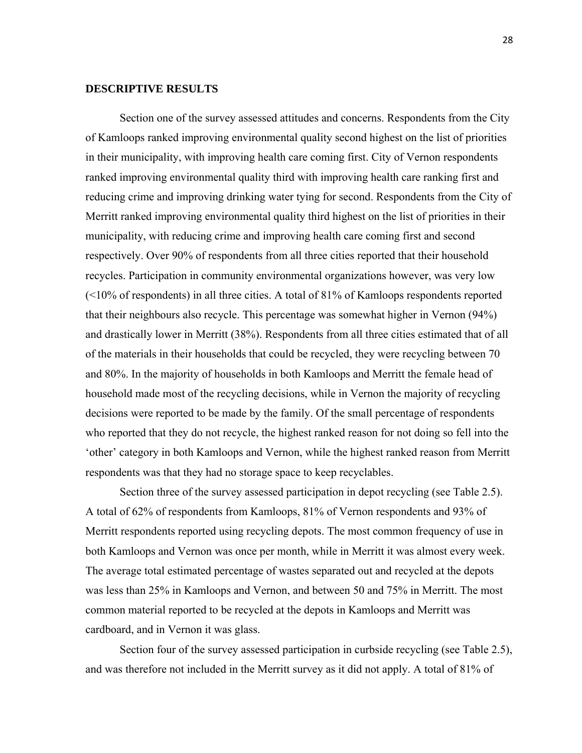**DESCRIPTIVE RESULTS**

Section one of the survey assessed attitudes and concerns. Respondents from the City of Kamloops ranked improving environmental quality second highest on the list of priorities in their municipality, with improving health care coming first. City of Vernon respondents ranked improving environmental quality third with improving health care ranking first and reducing crime and improving drinking water tying for second. Respondents from the City of Merritt ranked improving environmental quality third highest on the list of priorities in their municipality, with reducing crime and improving health care coming first and second respectively. Over 90% of respondents from all three cities reported that their household recycles. Participation in community environmental organizations however, was very low (<10% of respondents) in all three cities. A total of 81% of Kamloops respondents reported that their neighbours also recycle. This percentage was somewhat higher in Vernon (94%) and drastically lower in Merritt (38%). Respondents from all three cities estimated that of all of the materials in their households that could be recycled, they were recycling between 70 and 80%. In the majority of households in both Kamloops and Merritt the female head of household made most of the recycling decisions, while in Vernon the majority of recycling decisions were reported to be made by the family. Of the small percentage of respondents who reported that they do not recycle, the highest ranked reason for not doing so fell into the 'other' category in both Kamloops and Vernon, while the highest ranked reason from Merritt respondents was that they had no storage space to keep recyclables.

Section three of the survey assessed participation in depot recycling (see Table 2.5). A total of 62% of respondents from Kamloops, 81% of Vernon respondents and 93% of Merritt respondents reported using recycling depots. The most common frequency of use in both Kamloops and Vernon was once per month, while in Merritt it was almost every week. The average total estimated percentage of wastes separated out and recycled at the depots was less than 25% in Kamloops and Vernon, and between 50 and 75% in Merritt. The most common material reported to be recycled at the depots in Kamloops and Merritt was cardboard, and in Vernon it was glass.

Section four of the survey assessed participation in curbside recycling (see Table 2.5), and was therefore not included in the Merritt survey as it did not apply. A total of 81% of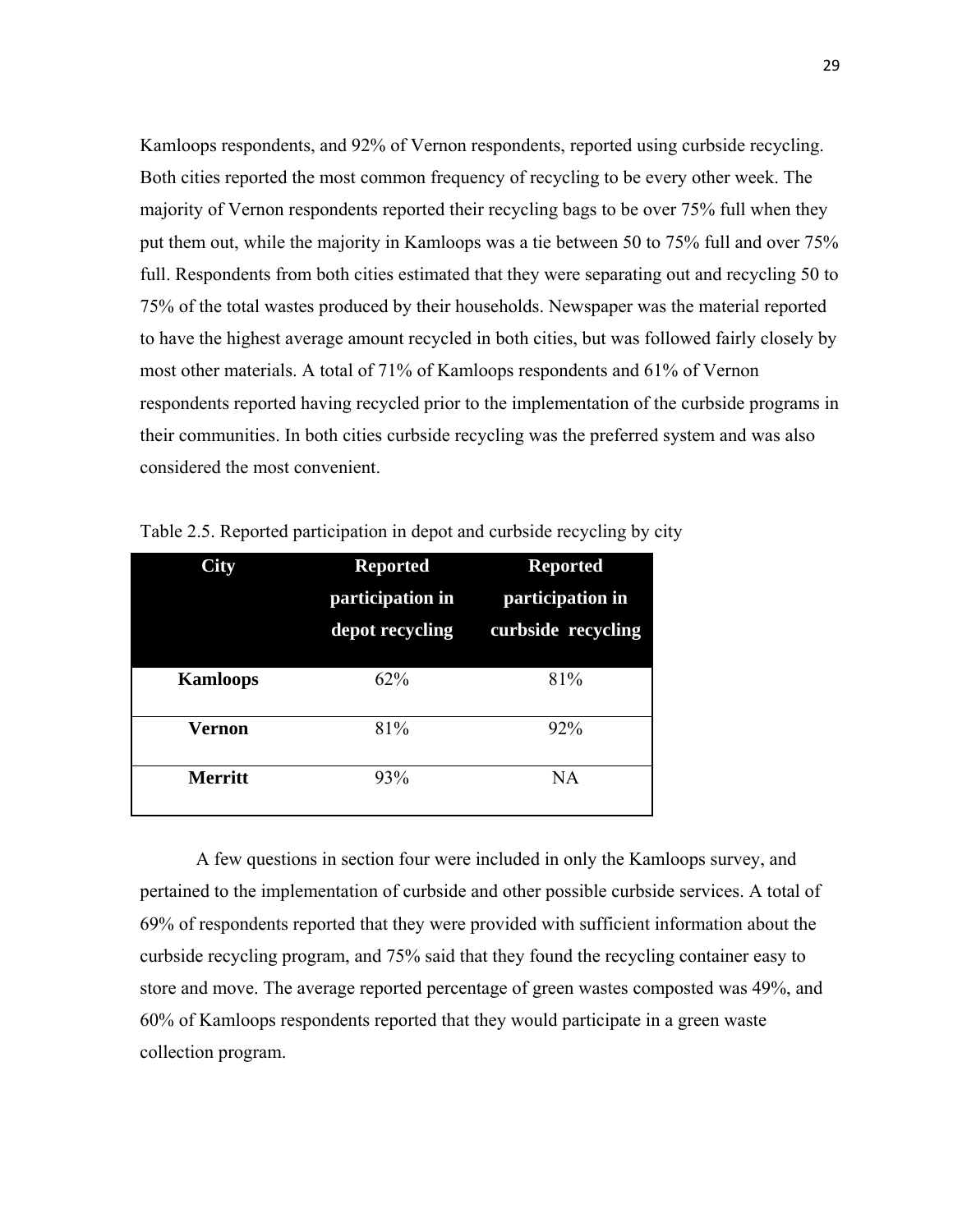Kamloops respondents, and 92% of Vernon respondents, reported using curbside recycling. Both cities reported the most common frequency of recycling to be every other week. The majority of Vernon respondents reported their recycling bags to be over 75% full when they put them out, while the majority in Kamloops was a tie between 50 to 75% full and over 75% full. Respondents from both cities estimated that they were separating out and recycling 50 to 75% of the total wastes produced by their households. Newspaper was the material reported to have the highest average amount recycled in both cities, but was followed fairly closely by most other materials. A total of 71% of Kamloops respondents and 61% of Vernon respondents reported having recycled prior to the implementation of the curbside programs in their communities. In both cities curbside recycling was the preferred system and was also considered the most convenient.

Table 2.5. Reported participation in depot and curbside recycling by city

| City | Reported participation in depot recycling | Reported participation in curbside recycling |
|---|---|---|
| **Kamloops** | 62% | 81% |
| **Vernon** | 81% | 92% |
| **Merritt** | 93% | NA |

A few questions in section four were included in only the Kamloops survey, and pertained to the implementation of curbside and other possible curbside services. A total of 69% of respondents reported that they were provided with sufficient information about the curbside recycling program, and 75% said that they found the recycling container easy to store and move. The average reported percentage of green wastes composted was 49%, and 60% of Kamloops respondents reported that they would participate in a green waste collection program.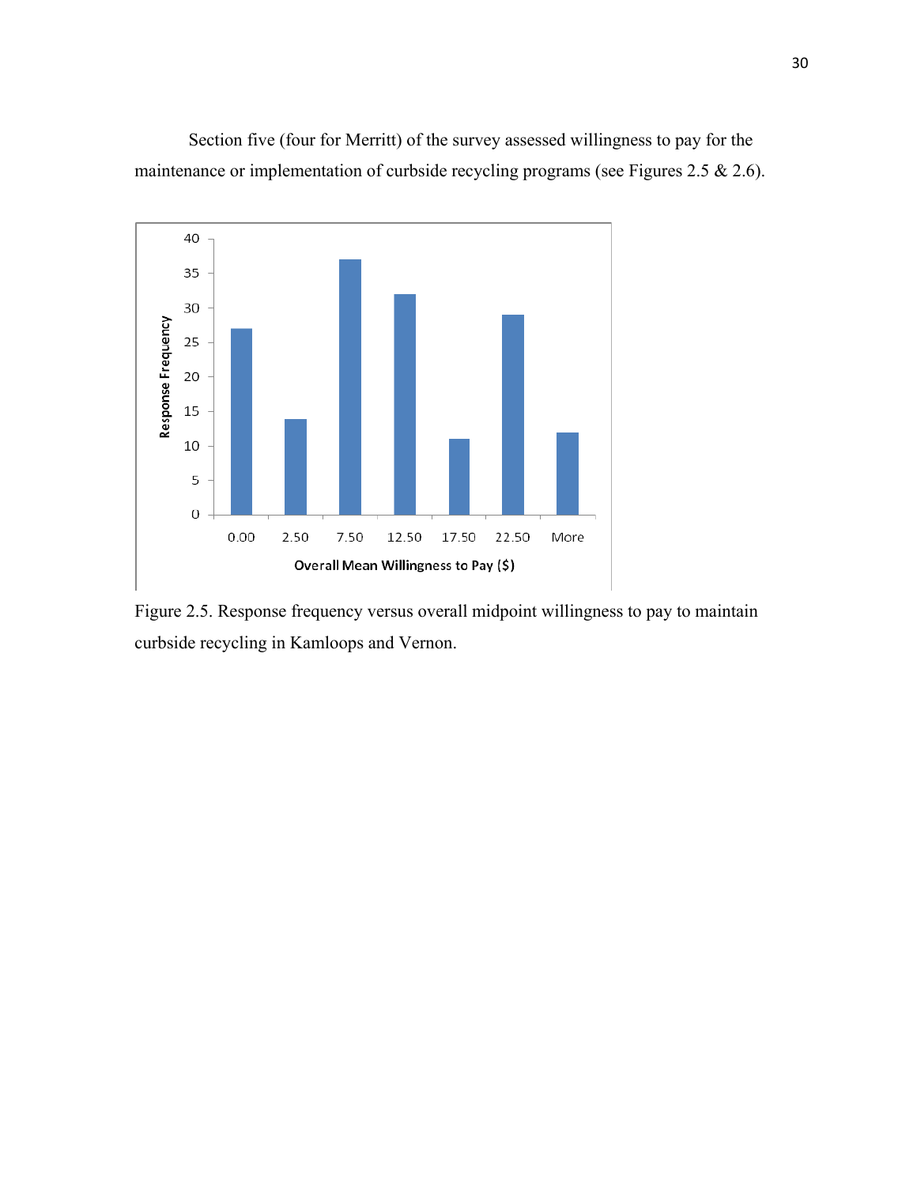Section five (four for Merritt) of the survey assessed willingness to pay for the maintenance or implementation of curbside recycling programs (see Figures 2.5 & 2.6).

Figure 2.5. Response frequency versus overall midpoint willingness to pay to maintain curbside recycling in Kamloops and Vernon.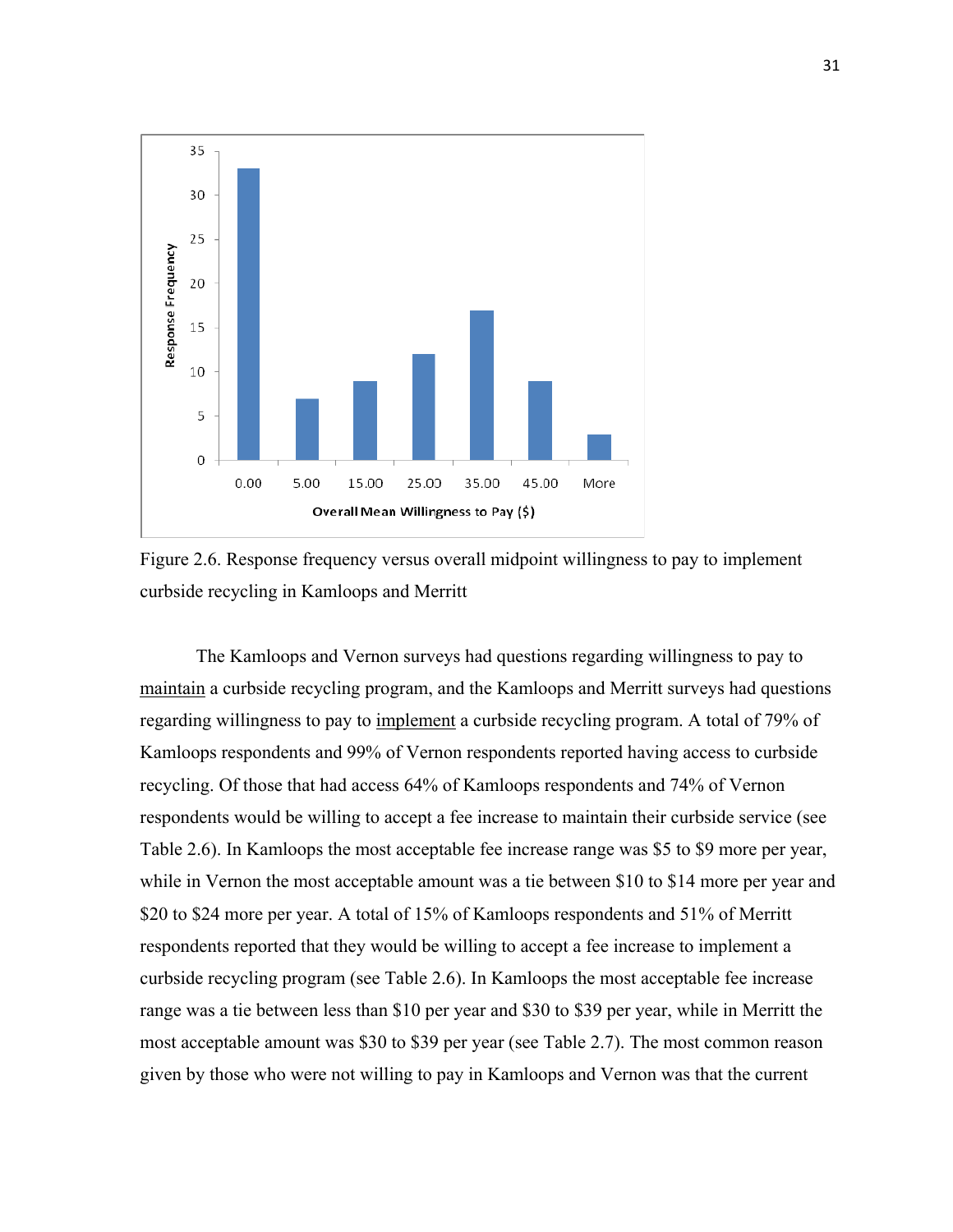Figure 2.6. Response frequency versus overall midpoint willingness to pay to implement curbside recycling in Kamloops and Merritt

The Kamloops and Vernon surveys had questions regarding willingness to pay to <u>maintain</u> a curbside recycling program, and the Kamloops and Merritt surveys had questions regarding willingness to pay to <u>implement</u> a curbside recycling program. A total of 79% of Kamloops respondents and 99% of Vernon respondents reported having access to curbside recycling. Of those that had access 64% of Kamloops respondents and 74% of Vernon respondents would be willing to accept a fee increase to maintain their curbside service (see Table 2.6). In Kamloops the most acceptable fee increase range was $5 to $9 more per year, while in Vernon the most acceptable amount was a tie between $10 to $14 more per year and $20 to $24 more per year. A total of 15% of Kamloops respondents and 51% of Merritt respondents reported that they would be willing to accept a fee increase to implement a curbside recycling program (see Table 2.6). In Kamloops the most acceptable fee increase range was a tie between less than $10 per year and $30 to $39 per year, while in Merritt the most acceptable amount was $30 to $39 per year (see Table 2.7). The most common reason given by those who were not willing to pay in Kamloops and Vernon was that the current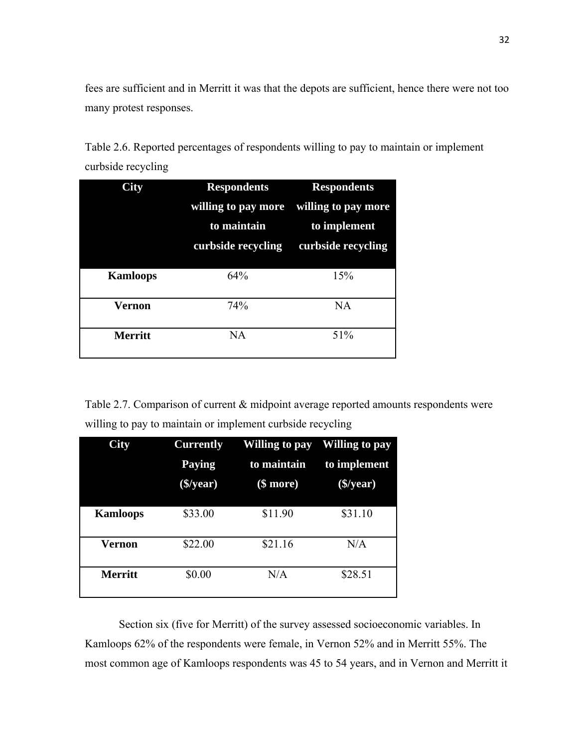fees are sufficient and in Merritt it was that the depots are sufficient, hence there were not too many protest responses.

Table 2.6. Reported percentages of respondents willing to pay to maintain or implement curbside recycling

| City | Respondents willing to pay more to maintain curbside recycling | Respondents willing to pay more to implement curbside recycling |
|---|---|---|
| **Kamloops** | 64% | 15% |
| **Vernon** | 74% | NA |
| **Merritt** | NA | 51% |

Table 2.7. Comparison of current & midpoint average reported amounts respondents were willing to pay to maintain or implement curbside recycling

| City | Currently Paying ($/year) | Willing to pay to maintain ($ more) | Willing to pay to implement ($/year) |
|---|---|---|---|
| **Kamloops** | $33.00 | $11.90 | $31.10 |
| **Vernon** | $22.00 | $21.16 | N/A |
| **Merritt** | $0.00 | N/A | $28.51 |

Section six (five for Merritt) of the survey assessed socioeconomic variables. In Kamloops 62% of the respondents were female, in Vernon 52% and in Merritt 55%. The most common age of Kamloops respondents was 45 to 54 years, and in Vernon and Merritt it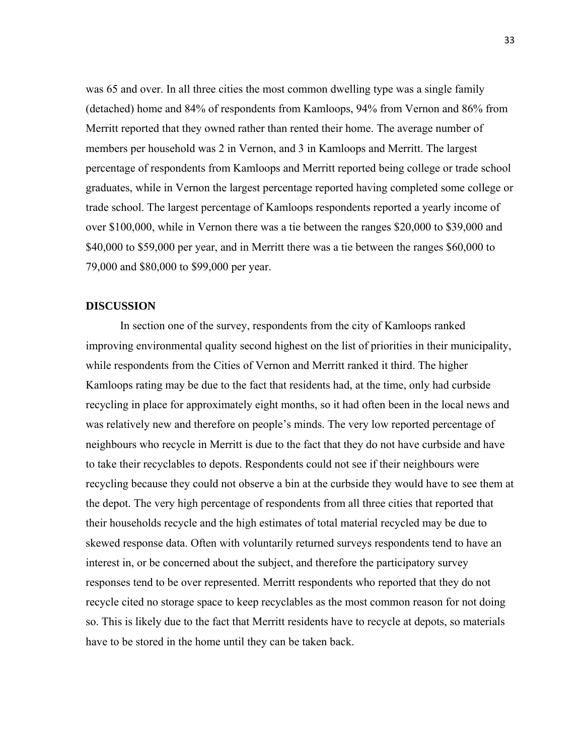was 65 and over. In all three cities the most common dwelling type was a single family (detached) home and 84% of respondents from Kamloops, 94% from Vernon and 86% from Merritt reported that they owned rather than rented their home. The average number of members per household was 2 in Vernon, and 3 in Kamloops and Merritt. The largest percentage of respondents from Kamloops and Merritt reported being college or trade school graduates, while in Vernon the largest percentage reported having completed some college or trade school. The largest percentage of Kamloops respondents reported a yearly income of over $100,000, while in Vernon there was a tie between the ranges $20,000 to $39,000 and $40,000 to $59,000 per year, and in Merritt there was a tie between the ranges $60,000 to 79,000 and $80,000 to $99,000 per year.

## DISCUSSION

In section one of the survey, respondents from the city of Kamloops ranked improving environmental quality second highest on the list of priorities in their municipality, while respondents from the Cities of Vernon and Merritt ranked it third. The higher Kamloops rating may be due to the fact that residents had, at the time, only had curbside recycling in place for approximately eight months, so it had often been in the local news and was relatively new and therefore on people's minds. The very low reported percentage of neighbours who recycle in Merritt is due to the fact that they do not have curbside and have to take their recyclables to depots. Respondents could not see if their neighbours were recycling because they could not observe a bin at the curbside they would have to see them at the depot. The very high percentage of respondents from all three cities that reported that their households recycle and the high estimates of total material recycled may be due to skewed response data. Often with voluntarily returned surveys respondents tend to have an interest in, or be concerned about the subject, and therefore the participatory survey responses tend to be over represented. Merritt respondents who reported that they do not recycle cited no storage space to keep recyclables as the most common reason for not doing so. This is likely due to the fact that Merritt residents have to recycle at depots, so materials have to be stored in the home until they can be taken back.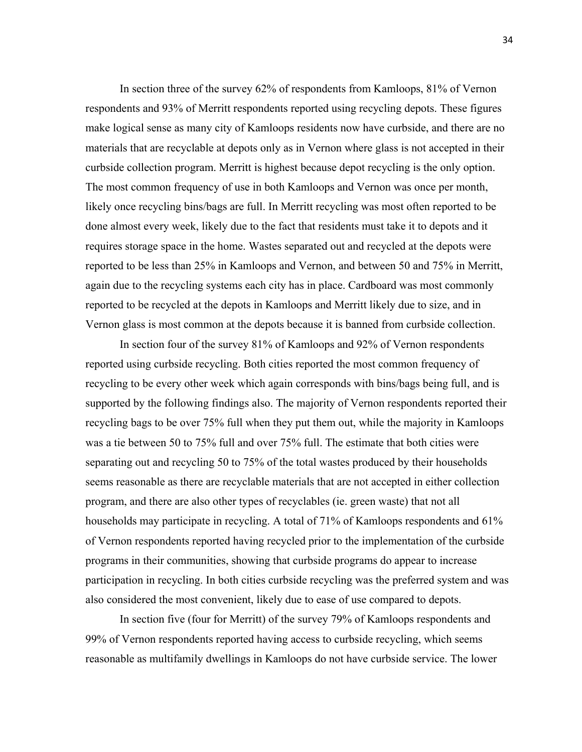In section three of the survey 62% of respondents from Kamloops, 81% of Vernon respondents and 93% of Merritt respondents reported using recycling depots. These figures make logical sense as many city of Kamloops residents now have curbside, and there are no materials that are recyclable at depots only as in Vernon where glass is not accepted in their curbside collection program. Merritt is highest because depot recycling is the only option. The most common frequency of use in both Kamloops and Vernon was once per month, likely once recycling bins/bags are full. In Merritt recycling was most often reported to be done almost every week, likely due to the fact that residents must take it to depots and it requires storage space in the home. Wastes separated out and recycled at the depots were reported to be less than 25% in Kamloops and Vernon, and between 50 and 75% in Merritt, again due to the recycling systems each city has in place. Cardboard was most commonly reported to be recycled at the depots in Kamloops and Merritt likely due to size, and in Vernon glass is most common at the depots because it is banned from curbside collection.

In section four of the survey 81% of Kamloops and 92% of Vernon respondents reported using curbside recycling. Both cities reported the most common frequency of recycling to be every other week which again corresponds with bins/bags being full, and is supported by the following findings also. The majority of Vernon respondents reported their recycling bags to be over 75% full when they put them out, while the majority in Kamloops was a tie between 50 to 75% full and over 75% full. The estimate that both cities were separating out and recycling 50 to 75% of the total wastes produced by their households seems reasonable as there are recyclable materials that are not accepted in either collection program, and there are also other types of recyclables (ie. green waste) that not all households may participate in recycling. A total of 71% of Kamloops respondents and 61% of Vernon respondents reported having recycled prior to the implementation of the curbside programs in their communities, showing that curbside programs do appear to increase participation in recycling. In both cities curbside recycling was the preferred system and was also considered the most convenient, likely due to ease of use compared to depots.

In section five (four for Merritt) of the survey 79% of Kamloops respondents and 99% of Vernon respondents reported having access to curbside recycling, which seems reasonable as multifamily dwellings in Kamloops do not have curbside service. The lower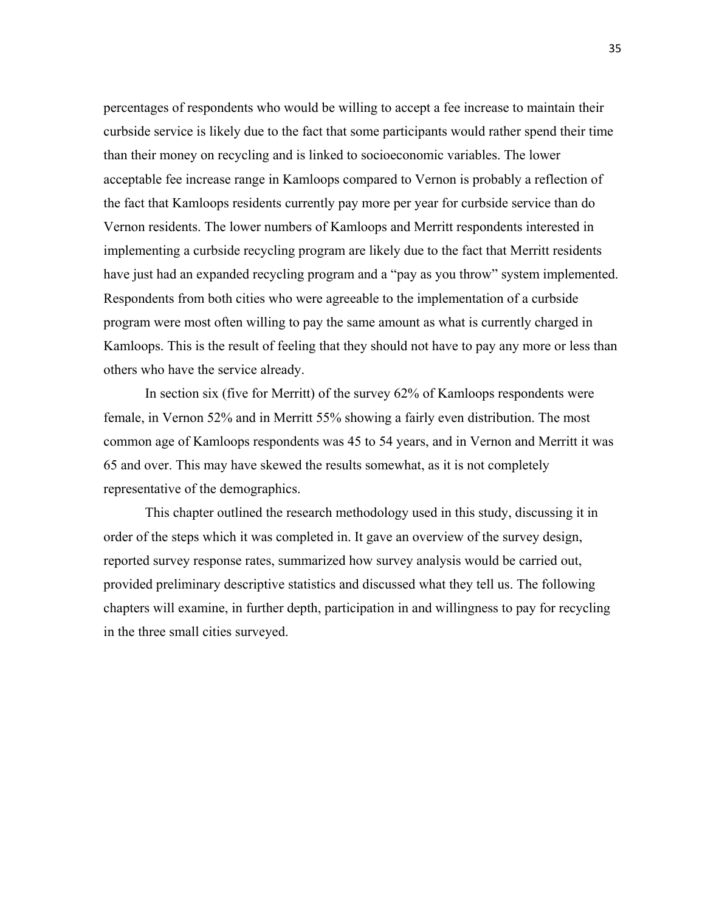percentages of respondents who would be willing to accept a fee increase to maintain their curbside service is likely due to the fact that some participants would rather spend their time than their money on recycling and is linked to socioeconomic variables. The lower acceptable fee increase range in Kamloops compared to Vernon is probably a reflection of the fact that Kamloops residents currently pay more per year for curbside service than do Vernon residents. The lower numbers of Kamloops and Merritt respondents interested in implementing a curbside recycling program are likely due to the fact that Merritt residents have just had an expanded recycling program and a "pay as you throw" system implemented. Respondents from both cities who were agreeable to the implementation of a curbside program were most often willing to pay the same amount as what is currently charged in Kamloops. This is the result of feeling that they should not have to pay any more or less than others who have the service already.

In section six (five for Merritt) of the survey 62% of Kamloops respondents were female, in Vernon 52% and in Merritt 55% showing a fairly even distribution. The most common age of Kamloops respondents was 45 to 54 years, and in Vernon and Merritt it was 65 and over. This may have skewed the results somewhat, as it is not completely representative of the demographics.

This chapter outlined the research methodology used in this study, discussing it in order of the steps which it was completed in. It gave an overview of the survey design, reported survey response rates, summarized how survey analysis would be carried out, provided preliminary descriptive statistics and discussed what they tell us. The following chapters will examine, in further depth, participation in and willingness to pay for recycling in the three small cities surveyed.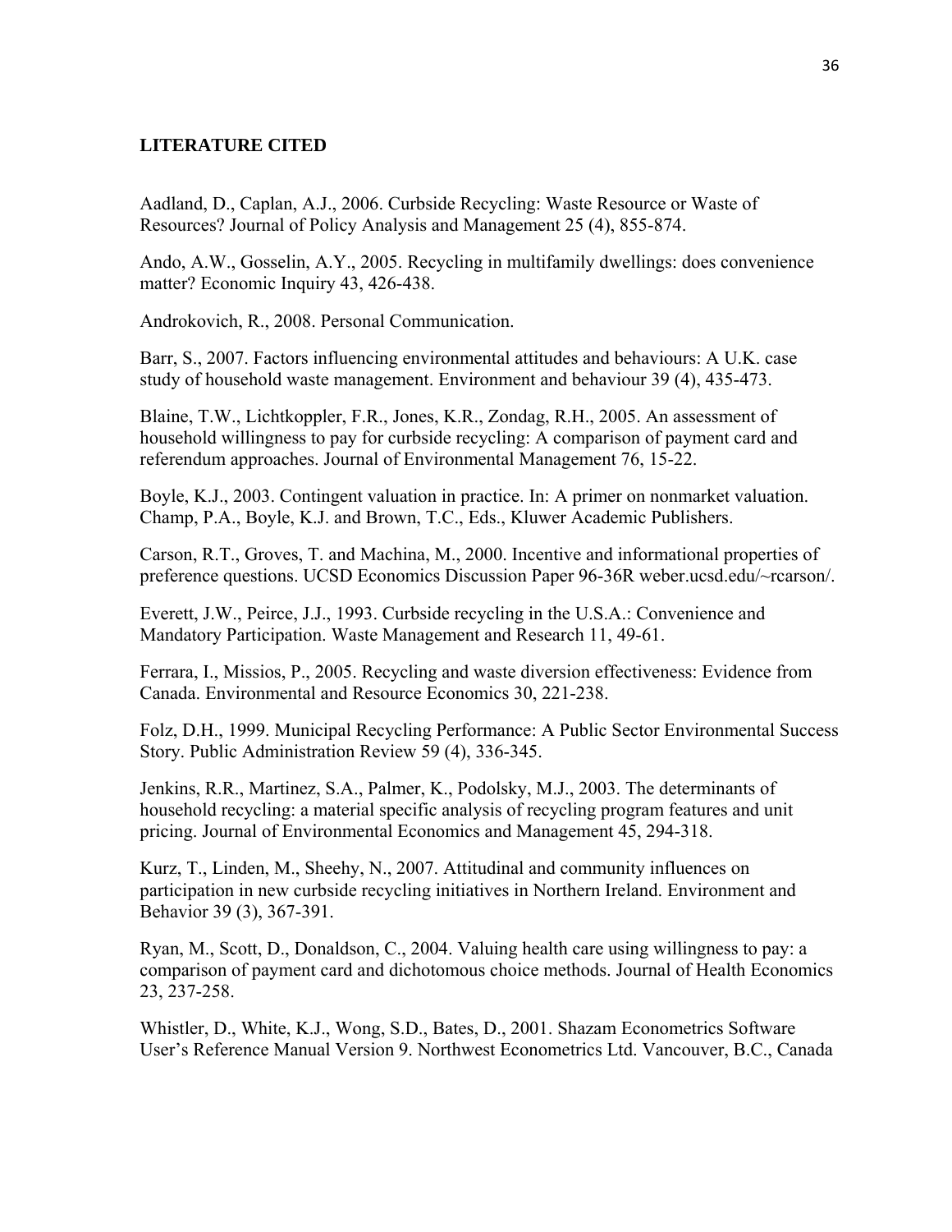## LITERATURE CITED

Aadland, D., Caplan, A.J., 2006. Curbside Recycling: Waste Resource or Waste of Resources? Journal of Policy Analysis and Management 25 (4), 855-874.

Ando, A.W., Gosselin, A.Y., 2005. Recycling in multifamily dwellings: does convenience matter? Economic Inquiry 43, 426-438.

Androkovich, R., 2008. Personal Communication.

Barr, S., 2007. Factors influencing environmental attitudes and behaviours: A U.K. case study of household waste management. Environment and behaviour 39 (4), 435-473.

Blaine, T.W., Lichtkoppler, F.R., Jones, K.R., Zondag, R.H., 2005. An assessment of household willingness to pay for curbside recycling: A comparison of payment card and referendum approaches. Journal of Environmental Management 76, 15-22.

Boyle, K.J., 2003. Contingent valuation in practice. In: A primer on nonmarket valuation. Champ, P.A., Boyle, K.J. and Brown, T.C., Eds., Kluwer Academic Publishers.

Carson, R.T., Groves, T. and Machina, M., 2000. Incentive and informational properties of preference questions. UCSD Economics Discussion Paper 96-36R weber.ucsd.edu/~rcarson/.

Everett, J.W., Peirce, J.J., 1993. Curbside recycling in the U.S.A.: Convenience and Mandatory Participation. Waste Management and Research 11, 49-61.

Ferrara, I., Missios, P., 2005. Recycling and waste diversion effectiveness: Evidence from Canada. Environmental and Resource Economics 30, 221-238.

Folz, D.H., 1999. Municipal Recycling Performance: A Public Sector Environmental Success Story. Public Administration Review 59 (4), 336-345.

Jenkins, R.R., Martinez, S.A., Palmer, K., Podolsky, M.J., 2003. The determinants of household recycling: a material specific analysis of recycling program features and unit pricing. Journal of Environmental Economics and Management 45, 294-318.

Kurz, T., Linden, M., Sheehy, N., 2007. Attitudinal and community influences on participation in new curbside recycling initiatives in Northern Ireland. Environment and Behavior 39 (3), 367-391.

Ryan, M., Scott, D., Donaldson, C., 2004. Valuing health care using willingness to pay: a comparison of payment card and dichotomous choice methods. Journal of Health Economics 23, 237-258.

Whistler, D., White, K.J., Wong, S.D., Bates, D., 2001. Shazam Econometrics Software User's Reference Manual Version 9. Northwest Econometrics Ltd. Vancouver, B.C., Canada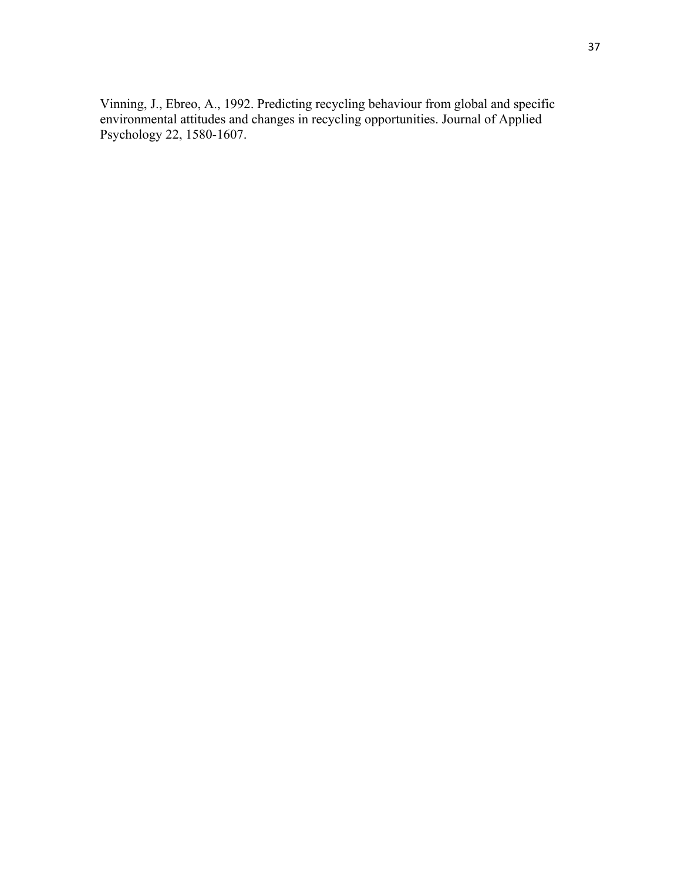Vinning, J., Ebreo, A., 1992. Predicting recycling behaviour from global and specific environmental attitudes and changes in recycling opportunities. Journal of Applied Psychology 22, 1580-1607.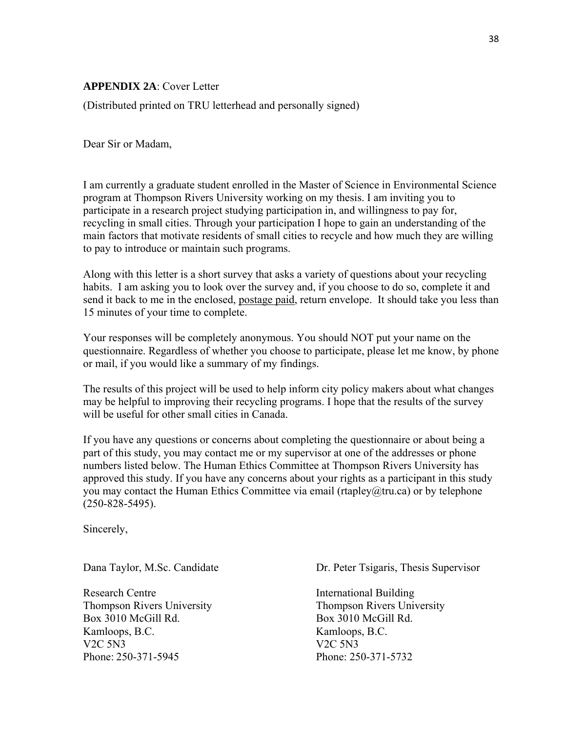**APPENDIX 2A**: Cover Letter

(Distributed printed on TRU letterhead and personally signed)

Dear Sir or Madam,

I am currently a graduate student enrolled in the Master of Science in Environmental Science program at Thompson Rivers University working on my thesis. I am inviting you to participate in a research project studying participation in, and willingness to pay for, recycling in small cities. Through your participation I hope to gain an understanding of the main factors that motivate residents of small cities to recycle and how much they are willing to pay to introduce or maintain such programs.

Along with this letter is a short survey that asks a variety of questions about your recycling habits. I am asking you to look over the survey and, if you choose to do so, complete it and send it back to me in the enclosed, <u>postage paid</u>, return envelope. It should take you less than 15 minutes of your time to complete.

Your responses will be completely anonymous. You should NOT put your name on the questionnaire. Regardless of whether you choose to participate, please let me know, by phone or mail, if you would like a summary of my findings.

The results of this project will be used to help inform city policy makers about what changes may be helpful to improving their recycling programs. I hope that the results of the survey will be useful for other small cities in Canada.

If you have any questions or concerns about completing the questionnaire or about being a part of this study, you may contact me or my supervisor at one of the addresses or phone numbers listed below. The Human Ethics Committee at Thompson Rivers University has approved this study. If you have any concerns about your rights as a participant in this study you may contact the Human Ethics Committee via email (rtapley@tru.ca) or by telephone (250-828-5495).

Sincerely,

Dana Taylor, M.Sc. Candidate

Research Centre
Thompson Rivers University
Box 3010 McGill Rd.
Kamloops, B.C.
V2C 5N3
Phone: 250-371-5945

Dr. Peter Tsigaris, Thesis Supervisor

International Building
Thompson Rivers University
Box 3010 McGill Rd.
Kamloops, B.C.
V2C 5N3
Phone: 250-371-5732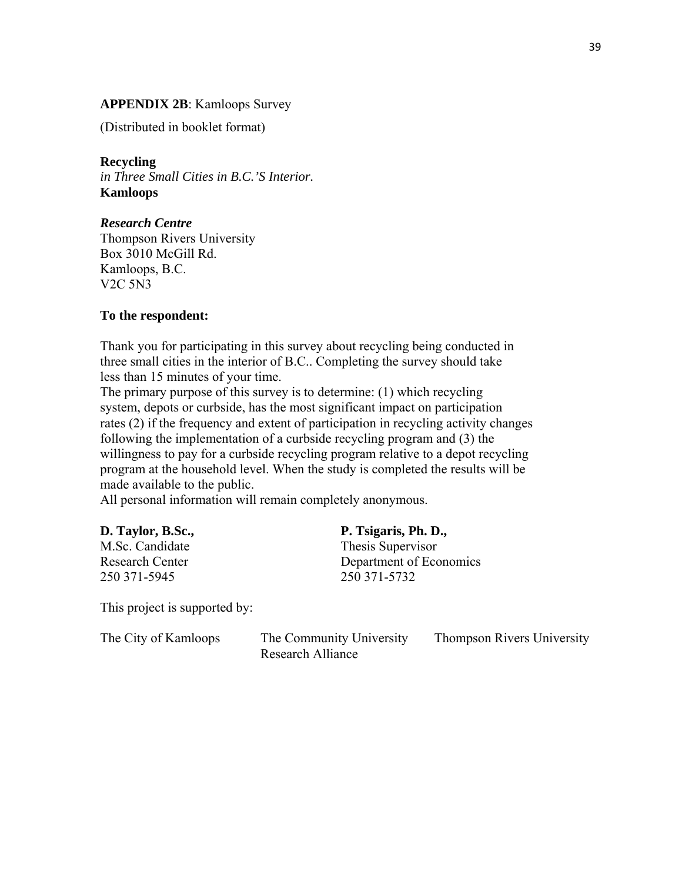**APPENDIX 2B**: Kamloops Survey

(Distributed in booklet format)

**Recycling**
*in Three Small Cities in B.C.'S Interior.*
**Kamloops**

***Research Centre***
Thompson Rivers University
Box 3010 McGill Rd.
Kamloops, B.C.
V2C 5N3

**To the respondent:**

Thank you for participating in this survey about recycling being conducted in three small cities in the interior of B.C.. Completing the survey should take less than 15 minutes of your time.

The primary purpose of this survey is to determine: (1) which recycling system, depots or curbside, has the most significant impact on participation rates (2) if the frequency and extent of participation in recycling activity changes following the implementation of a curbside recycling program and (3) the willingness to pay for a curbside recycling program relative to a depot recycling program at the household level. When the study is completed the results will be made available to the public.

All personal information will remain completely anonymous.

**D. Taylor, B.Sc.,**
M.Sc. Candidate
Research Center
250 371-5945

**P. Tsigaris, Ph. D.,**
Thesis Supervisor
Department of Economics
250 371-5732

This project is supported by:

The City of Kamloops

The Community University Research Alliance

Thompson Rivers University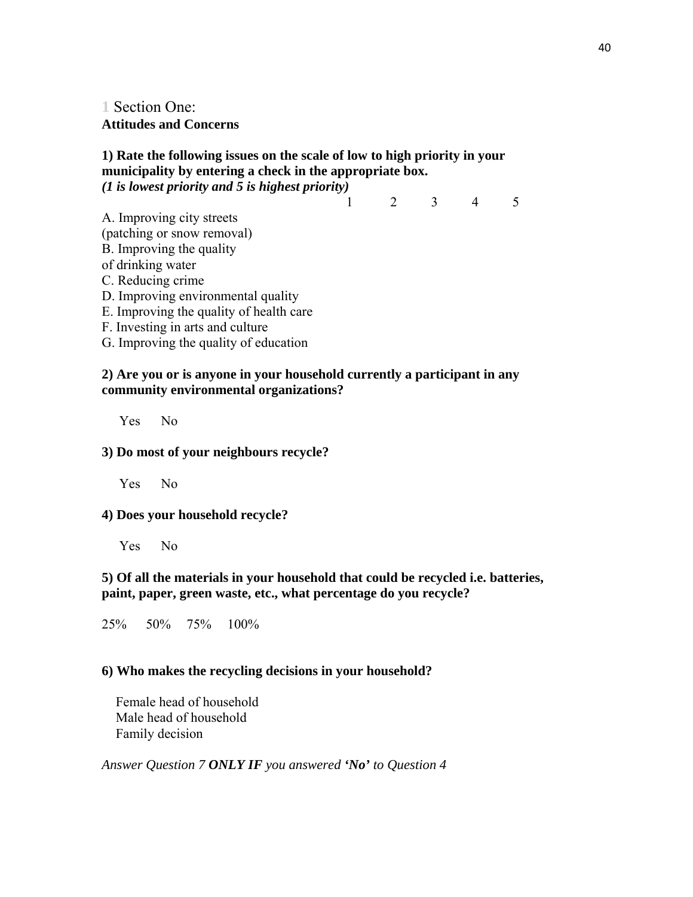# 1 Section One:
**Attitudes and Concerns**

**1) Rate the following issues on the scale of low to high priority in your municipality by entering a check in the appropriate box.**
***(1 is lowest priority and 5 is highest priority)***

| | 1 | 2 | 3 | 4 | 5 |
|---|---|---|---|---|---|
| A. Improving city streets (patching or snow removal) | | | | | |
| B. Improving the quality of drinking water | | | | | |
| C. Reducing crime | | | | | |
| D. Improving environmental quality | | | | | |
| E. Improving the quality of health care | | | | | |
| F. Investing in arts and culture | | | | | |
| G. Improving the quality of education | | | | | |

**2) Are you or is anyone in your household currently a participant in any community environmental organizations?**

Yes No

**3) Do most of your neighbours recycle?**

Yes No

**4) Does your household recycle?**

Yes No

**5) Of all the materials in your household that could be recycled i.e. batteries, paint, paper, green waste, etc., what percentage do you recycle?**

25% 50% 75% 100%

**6) Who makes the recycling decisions in your household?**

Female head of household
Male head of household
Family decision

*Answer Question 7* ***ONLY IF*** *you answered* ***'No'*** *to Question 4*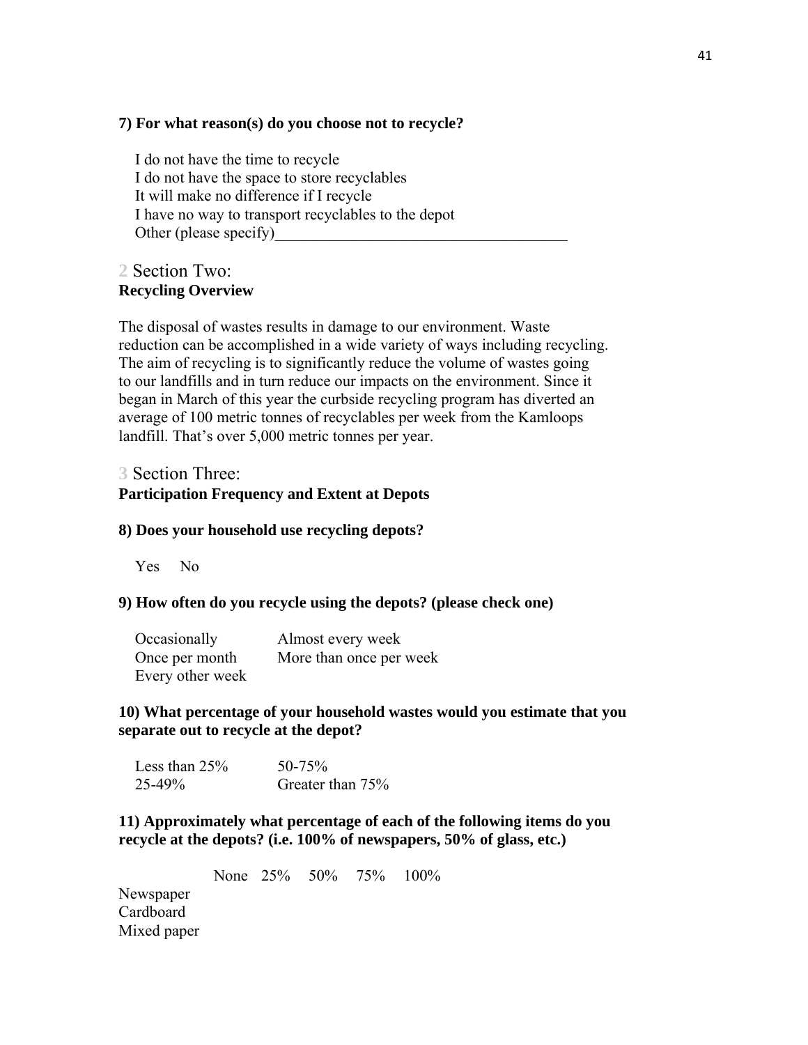**7) For what reason(s) do you choose not to recycle?**

I do not have the time to recycle
I do not have the space to store recyclables
It will make no difference if I recycle
I have no way to transport recyclables to the depot
Other (please specify)_____________________________________

## 2 Section Two:
**Recycling Overview**

The disposal of wastes results in damage to our environment. Waste reduction can be accomplished in a wide variety of ways including recycling. The aim of recycling is to significantly reduce the volume of wastes going to our landfills and in turn reduce our impacts on the environment. Since it began in March of this year the curbside recycling program has diverted an average of 100 metric tonnes of recyclables per week from the Kamloops landfill. That's over 5,000 metric tonnes per year.

## 3 Section Three:
**Participation Frequency and Extent at Depots**

**8) Does your household use recycling depots?**

Yes No

**9) How often do you recycle using the depots? (please check one)**

| | |
|---|---|
| Occasionally | Almost every week |
| Once per month | More than once per week |
| Every other week | |

**10) What percentage of your household wastes would you estimate that you separate out to recycle at the depot?**

| | |
|---|---|
| Less than 25% | 50-75% |
| 25-49% | Greater than 75% |

**11) Approximately what percentage of each of the following items do you recycle at the depots? (i.e. 100% of newspapers, 50% of glass, etc.)**

| | None | 25% | 50% | 75% | 100% |
|---|---|---|---|---|---|
| Newspaper | | | | | |
| Cardboard | | | | | |
| Mixed paper | | | | | |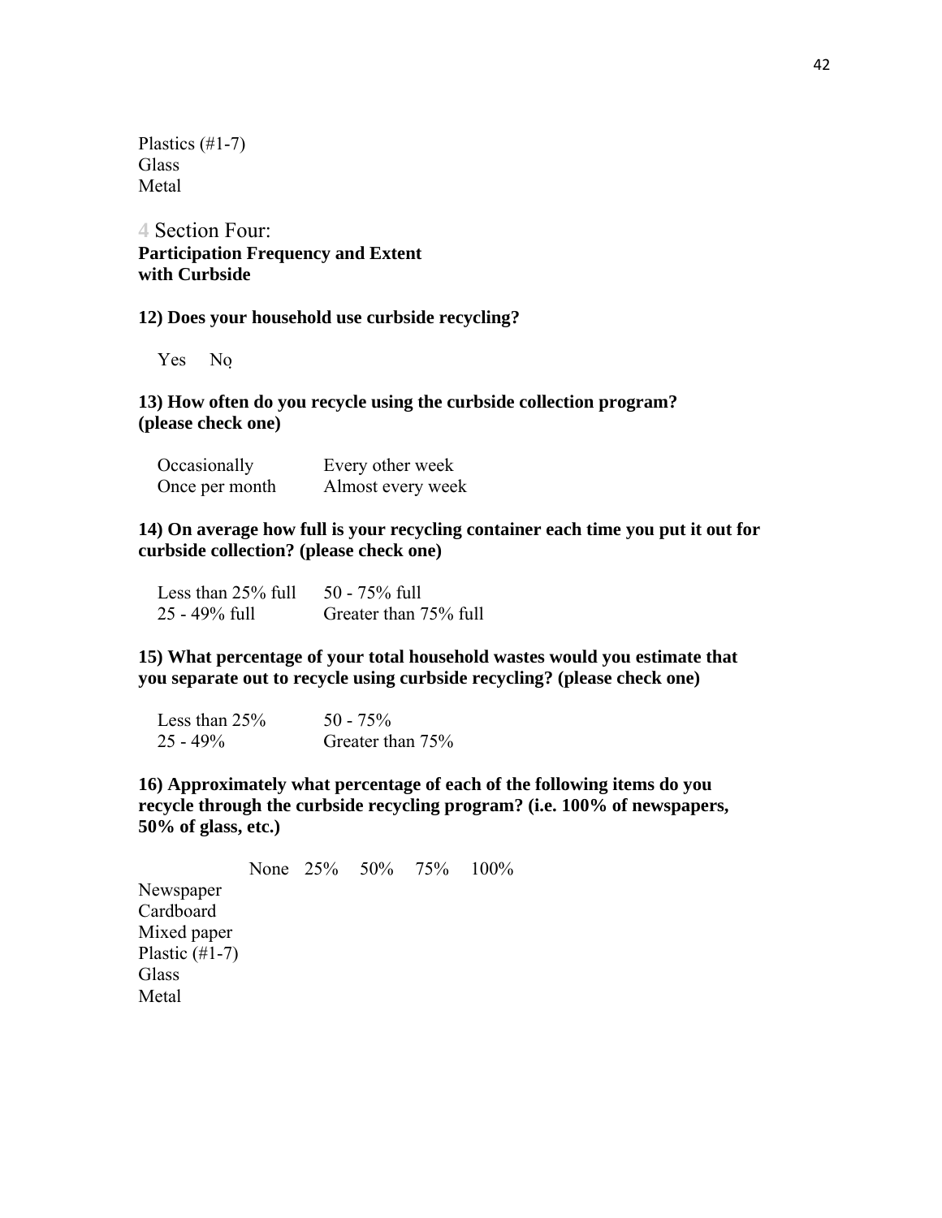Plastics (#1-7)
Glass
Metal

## 4 Section Four: **Participation Frequency and Extent with Curbside**

**12) Does your household use curbside recycling?**

Yes No

**13) How often do you recycle using the curbside collection program? (please check one)**

| | |
|---|---|
| Occasionally | Every other week |
| Once per month | Almost every week |

**14) On average how full is your recycling container each time you put it out for curbside collection? (please check one)**

| | |
|---|---|
| Less than 25% full | 50 - 75% full |
| 25 - 49% full | Greater than 75% full |

**15) What percentage of your total household wastes would you estimate that you separate out to recycle using curbside recycling? (please check one)**

| | |
|---|---|
| Less than 25% | 50 - 75% |
| 25 - 49% | Greater than 75% |

**16) Approximately what percentage of each of the following items do you recycle through the curbside recycling program? (i.e. 100% of newspapers, 50% of glass, etc.)**

| | None | 25% | 50% | 75% | 100% |
|---|---|---|---|---|---|
| Newspaper | | | | | |
| Cardboard | | | | | |
| Mixed paper | | | | | |
| Plastic (#1-7) | | | | | |
| Glass | | | | | |
| Metal | | | | | |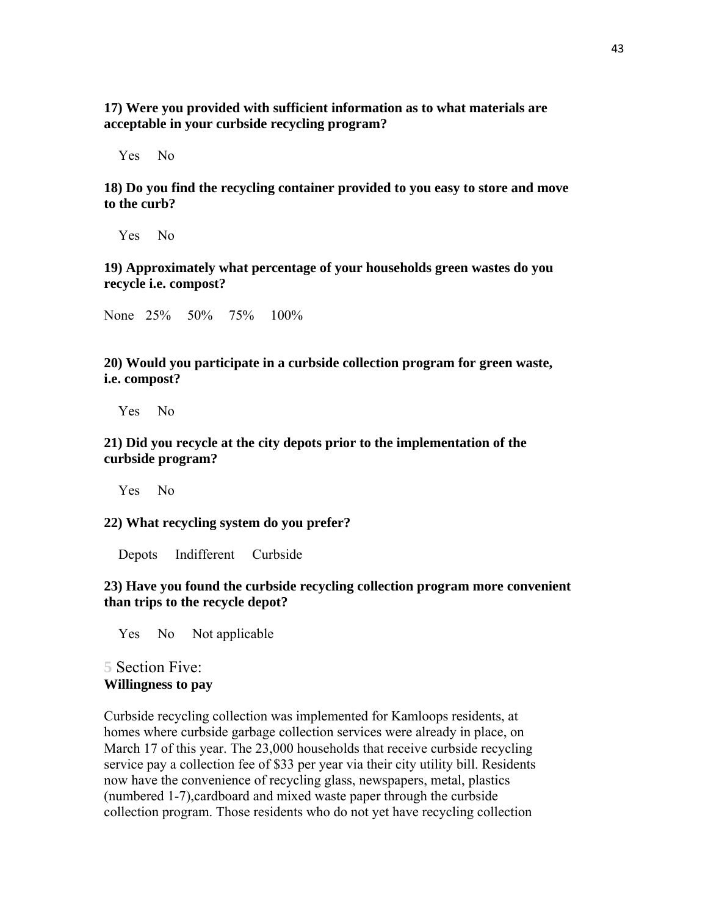**17) Were you provided with sufficient information as to what materials are acceptable in your curbside recycling program?**

Yes No

**18) Do you find the recycling container provided to you easy to store and move to the curb?**

Yes No

**19) Approximately what percentage of your households green wastes do you recycle i.e. compost?**

None 25% 50% 75% 100%

**20) Would you participate in a curbside collection program for green waste, i.e. compost?**

Yes No

**21) Did you recycle at the city depots prior to the implementation of the curbside program?**

Yes No

**22) What recycling system do you prefer?**

Depots Indifferent Curbside

**23) Have you found the curbside recycling collection program more convenient than trips to the recycle depot?**

Yes No Not applicable

## 5 Section Five:
**Willingness to pay**

Curbside recycling collection was implemented for Kamloops residents, at homes where curbside garbage collection services were already in place, on March 17 of this year. The 23,000 households that receive curbside recycling service pay a collection fee of $33 per year via their city utility bill. Residents now have the convenience of recycling glass, newspapers, metal, plastics (numbered 1-7),cardboard and mixed waste paper through the curbside collection program. Those residents who do not yet have recycling collection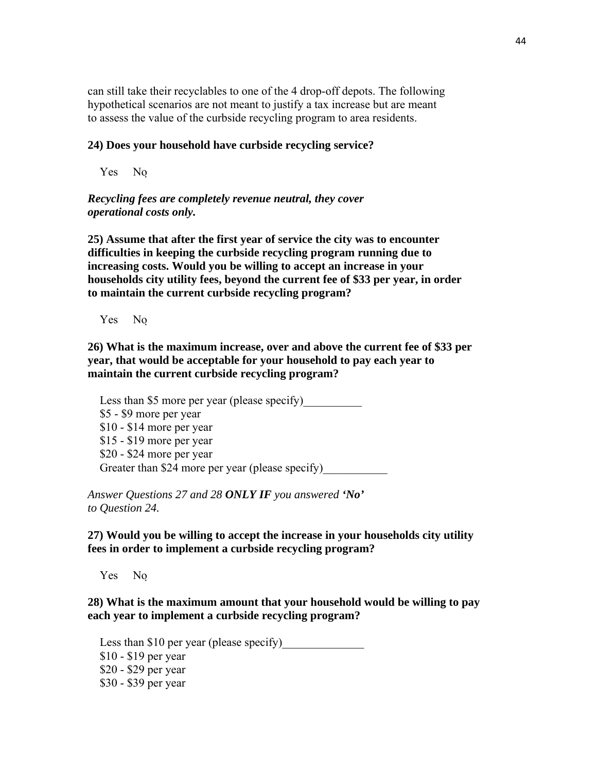can still take their recyclables to one of the 4 drop-off depots. The following hypothetical scenarios are not meant to justify a tax increase but are meant to assess the value of the curbside recycling program to area residents.

**24) Does your household have curbside recycling service?**

Yes No

***Recycling fees are completely revenue neutral, they cover operational costs only.***

**25) Assume that after the first year of service the city was to encounter difficulties in keeping the curbside recycling program running due to increasing costs. Would you be willing to accept an increase in your households city utility fees, beyond the current fee of $33 per year, in order to maintain the current curbside recycling program?**

Yes No

**26) What is the maximum increase, over and above the current fee of $33 per year, that would be acceptable for your household to pay each year to maintain the current curbside recycling program?**

Less than $5 more per year (please specify)__________
$5 - $9 more per year
$10 - $14 more per year
$15 - $19 more per year
$20 - $24 more per year
Greater than $24 more per year (please specify)___________

*Answer Questions 27 and 28 **ONLY IF** you answered **'No'** to Question 24.*

**27) Would you be willing to accept the increase in your households city utility fees in order to implement a curbside recycling program?**

Yes No

**28) What is the maximum amount that your household would be willing to pay each year to implement a curbside recycling program?**

Less than $10 per year (please specify)______________
$10 - $19 per year
$20 - $29 per year
$30 - $39 per year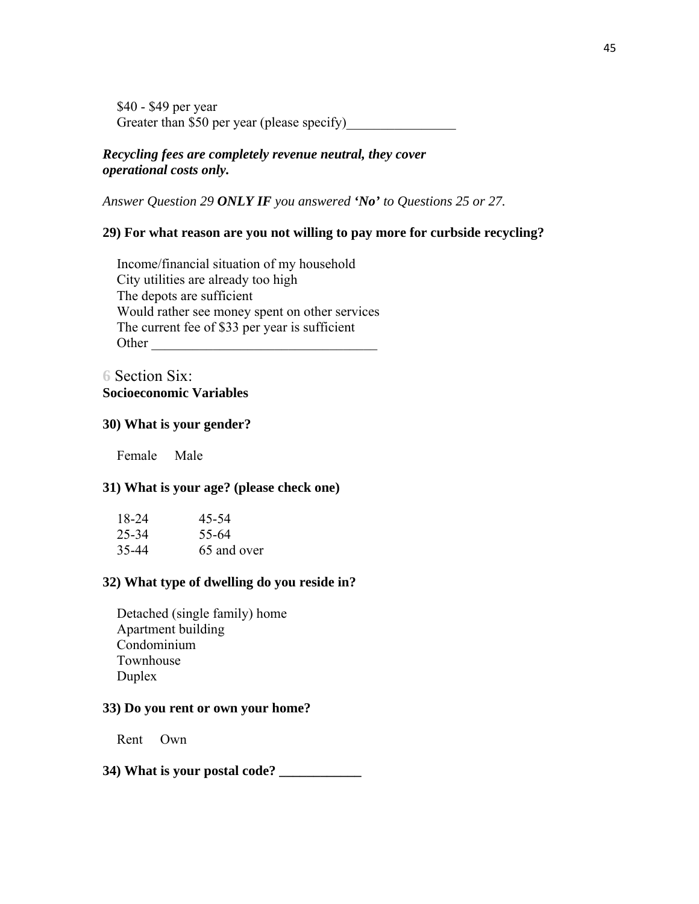$40 - $49 per year
Greater than $50 per year (please specify)________________

***Recycling fees are completely revenue neutral, they cover operational costs only.***

*Answer Question 29 **ONLY IF** you answered **'No'** to Questions 25 or 27.*

**29) For what reason are you not willing to pay more for curbside recycling?**

Income/financial situation of my household
City utilities are already too high
The depots are sufficient
Would rather see money spent on other services
The current fee of $33 per year is sufficient
Other _________________________________

## 6 Section Six: **Socioeconomic Variables**

**30) What is your gender?**

Female Male

**31) What is your age? (please check one)**

| | |
|---|---|
| 18-24 | 45-54 |
| 25-34 | 55-64 |
| 35-44 | 65 and over |

**32) What type of dwelling do you reside in?**

Detached (single family) home
Apartment building
Condominium
Townhouse
Duplex

**33) Do you rent or own your home?**

Rent Own

**34) What is your postal code? ____________**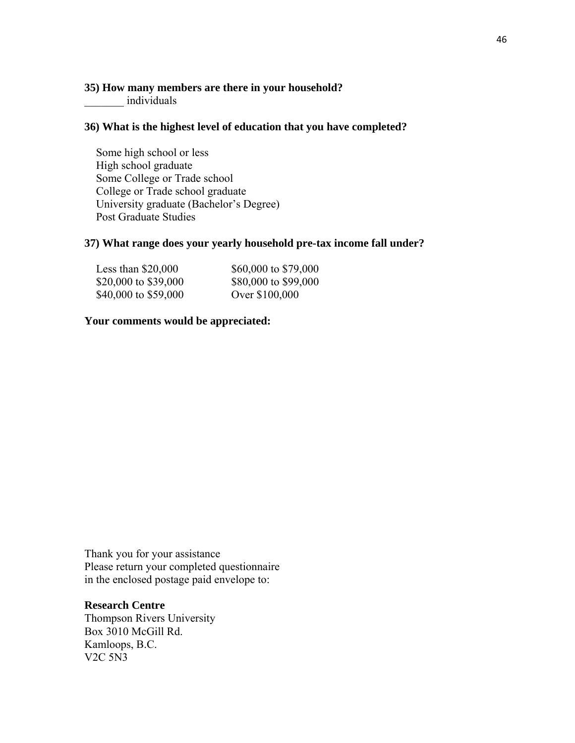**35) How many members are there in your household?**

_______ individuals

**36) What is the highest level of education that you have completed?**

Some high school or less
High school graduate
Some College or Trade school
College or Trade school graduate
University graduate (Bachelor's Degree)
Post Graduate Studies

**37) What range does your yearly household pre-tax income fall under?**

Less than $20,000
$20,000 to $39,000
$40,000 to $59,000
$60,000 to $79,000
$80,000 to $99,000
Over $100,000

**Your comments would be appreciated:**

Thank you for your assistance
Please return your completed questionnaire
in the enclosed postage paid envelope to:

**Research Centre**
Thompson Rivers University
Box 3010 McGill Rd.
Kamloops, B.C.
V2C 5N3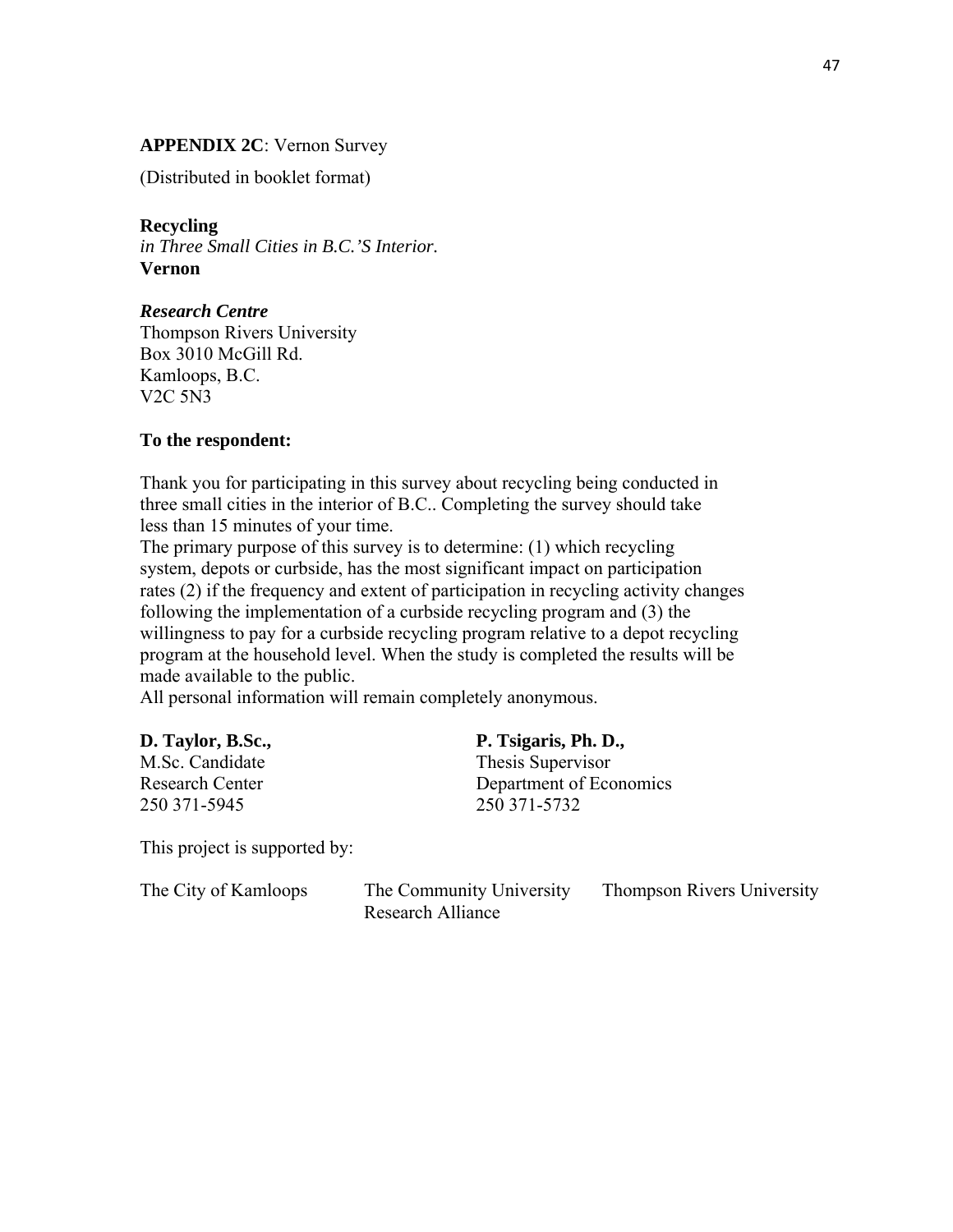**APPENDIX 2C**: Vernon Survey

(Distributed in booklet format)

**Recycling**
*in Three Small Cities in B.C.'S Interior.*
**Vernon**

***Research Centre***
Thompson Rivers University
Box 3010 McGill Rd.
Kamloops, B.C.
V2C 5N3

**To the respondent:**

Thank you for participating in this survey about recycling being conducted in three small cities in the interior of B.C.. Completing the survey should take less than 15 minutes of your time.
The primary purpose of this survey is to determine: (1) which recycling system, depots or curbside, has the most significant impact on participation rates (2) if the frequency and extent of participation in recycling activity changes following the implementation of a curbside recycling program and (3) the willingness to pay for a curbside recycling program relative to a depot recycling program at the household level. When the study is completed the results will be made available to the public.
All personal information will remain completely anonymous.

**D. Taylor, B.Sc.,**
M.Sc. Candidate
Research Center
250 371-5945

**P. Tsigaris, Ph. D.,**
Thesis Supervisor
Department of Economics
250 371-5732

This project is supported by:

The City of Kamloops

The Community University Research Alliance

Thompson Rivers University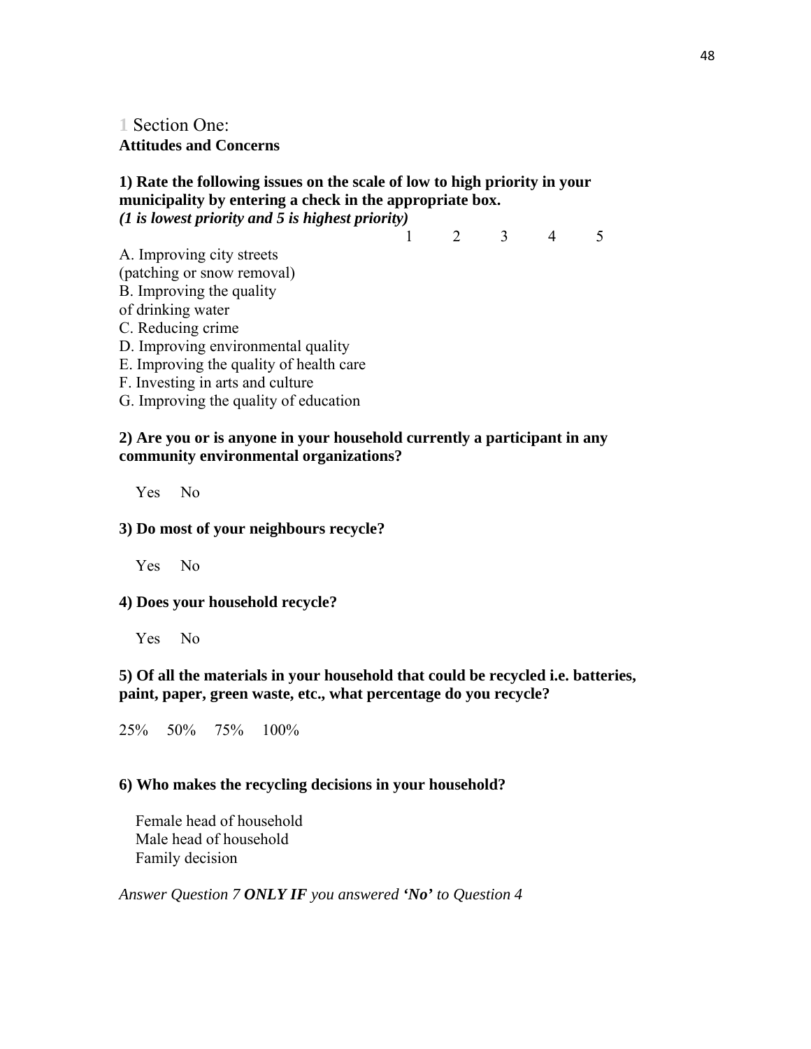## 1 Section One:

**Attitudes and Concerns**

**1) Rate the following issues on the scale of low to high priority in your municipality by entering a check in the appropriate box.**
***(1 is lowest priority and 5 is highest priority)***

| | 1 | 2 | 3 | 4 | 5 |
|---|---|---|---|---|---|
| A. Improving city streets (patching or snow removal) | | | | | |
| B. Improving the quality of drinking water | | | | | |
| C. Reducing crime | | | | | |
| D. Improving environmental quality | | | | | |
| E. Improving the quality of health care | | | | | |
| F. Investing in arts and culture | | | | | |
| G. Improving the quality of education | | | | | |

**2) Are you or is anyone in your household currently a participant in any community environmental organizations?**

Yes No

**3) Do most of your neighbours recycle?**

Yes No

**4) Does your household recycle?**

Yes No

**5) Of all the materials in your household that could be recycled i.e. batteries, paint, paper, green waste, etc., what percentage do you recycle?**

25% 50% 75% 100%

**6) Who makes the recycling decisions in your household?**

Female head of household
Male head of household
Family decision

*Answer Question 7* ***ONLY IF*** *you answered* ***'No'*** *to Question 4*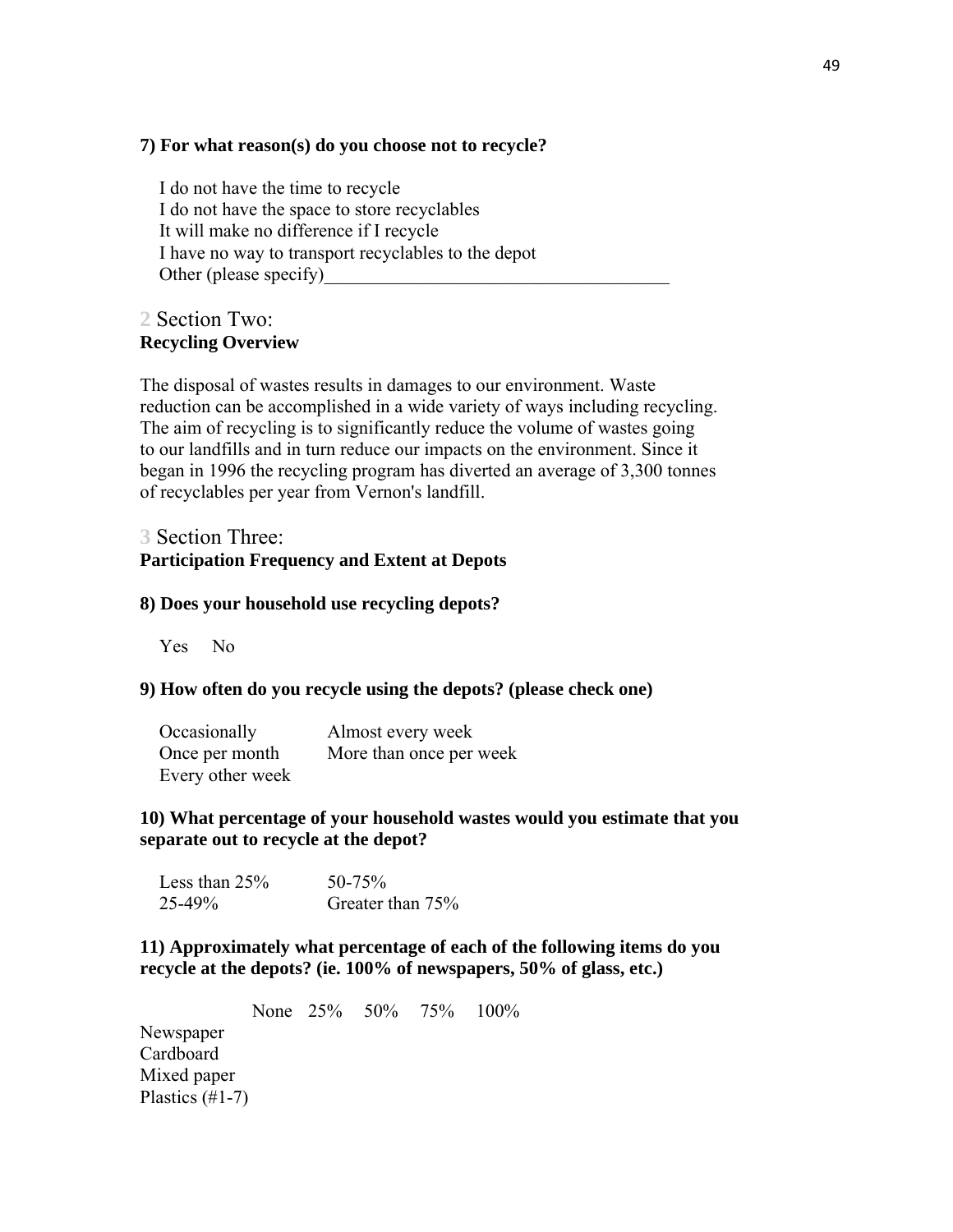**7) For what reason(s) do you choose not to recycle?**

I do not have the time to recycle
I do not have the space to store recyclables
It will make no difference if I recycle
I have no way to transport recyclables to the depot
Other (please specify)_____________________________________

## 2 Section Two:
**Recycling Overview**

The disposal of wastes results in damages to our environment. Waste reduction can be accomplished in a wide variety of ways including recycling. The aim of recycling is to significantly reduce the volume of wastes going to our landfills and in turn reduce our impacts on the environment. Since it began in 1996 the recycling program has diverted an average of 3,300 tonnes of recyclables per year from Vernon's landfill.

## 3 Section Three:
**Participation Frequency and Extent at Depots**

**8) Does your household use recycling depots?**

Yes No

**9) How often do you recycle using the depots? (please check one)**

| | |
|---|---|
| Occasionally | Almost every week |
| Once per month | More than once per week |
| Every other week | |

**10) What percentage of your household wastes would you estimate that you separate out to recycle at the depot?**

| | |
|---|---|
| Less than 25% | 50-75% |
| 25-49% | Greater than 75% |

**11) Approximately what percentage of each of the following items do you recycle at the depots? (ie. 100% of newspapers, 50% of glass, etc.)**

| | None | 25% | 50% | 75% | 100% |
|---|---|---|---|---|---|
| Newspaper | | | | | |
| Cardboard | | | | | |
| Mixed paper | | | | | |
| Plastics (#1-7) | | | | | |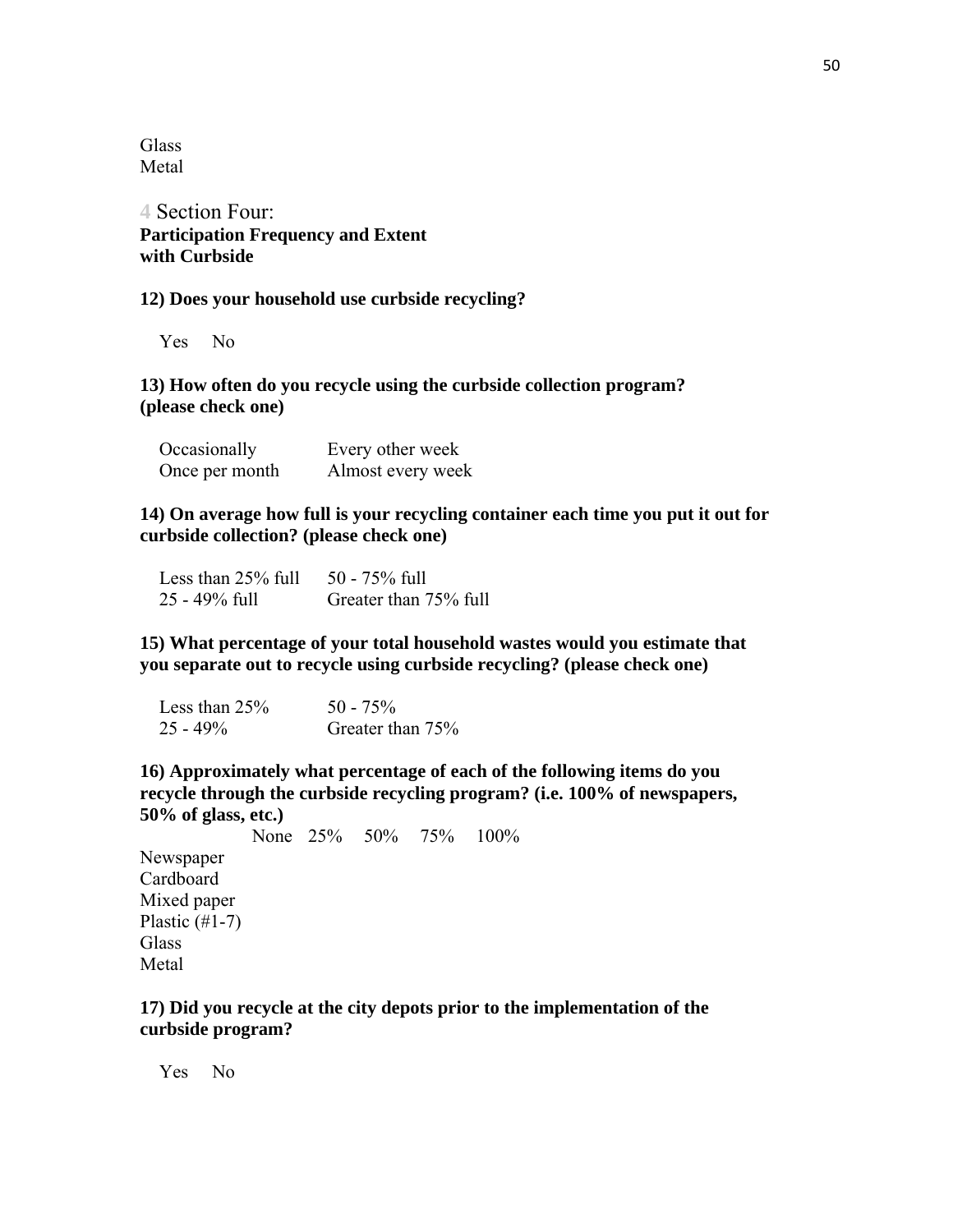Glass
Metal

## 4 Section Four: Participation Frequency and Extent with Curbside

**12) Does your household use curbside recycling?**

Yes No

**13) How often do you recycle using the curbside collection program? (please check one)**

| | |
|---|---|
| Occasionally | Every other week |
| Once per month | Almost every week |

**14) On average how full is your recycling container each time you put it out for curbside collection? (please check one)**

| | |
|---|---|
| Less than 25% full | 50 - 75% full |
| 25 - 49% full | Greater than 75% full |

**15) What percentage of your total household wastes would you estimate that you separate out to recycle using curbside recycling? (please check one)**

| | |
|---|---|
| Less than 25% | 50 - 75% |
| 25 - 49% | Greater than 75% |

**16) Approximately what percentage of each of the following items do you recycle through the curbside recycling program? (i.e. 100% of newspapers, 50% of glass, etc.)**

| | None | 25% | 50% | 75% | 100% |
|---|---|---|---|---|---|
| Newspaper | | | | | |
| Cardboard | | | | | |
| Mixed paper | | | | | |
| Plastic (#1-7) | | | | | |
| Glass | | | | | |
| Metal | | | | | |

**17) Did you recycle at the city depots prior to the implementation of the curbside program?**

Yes No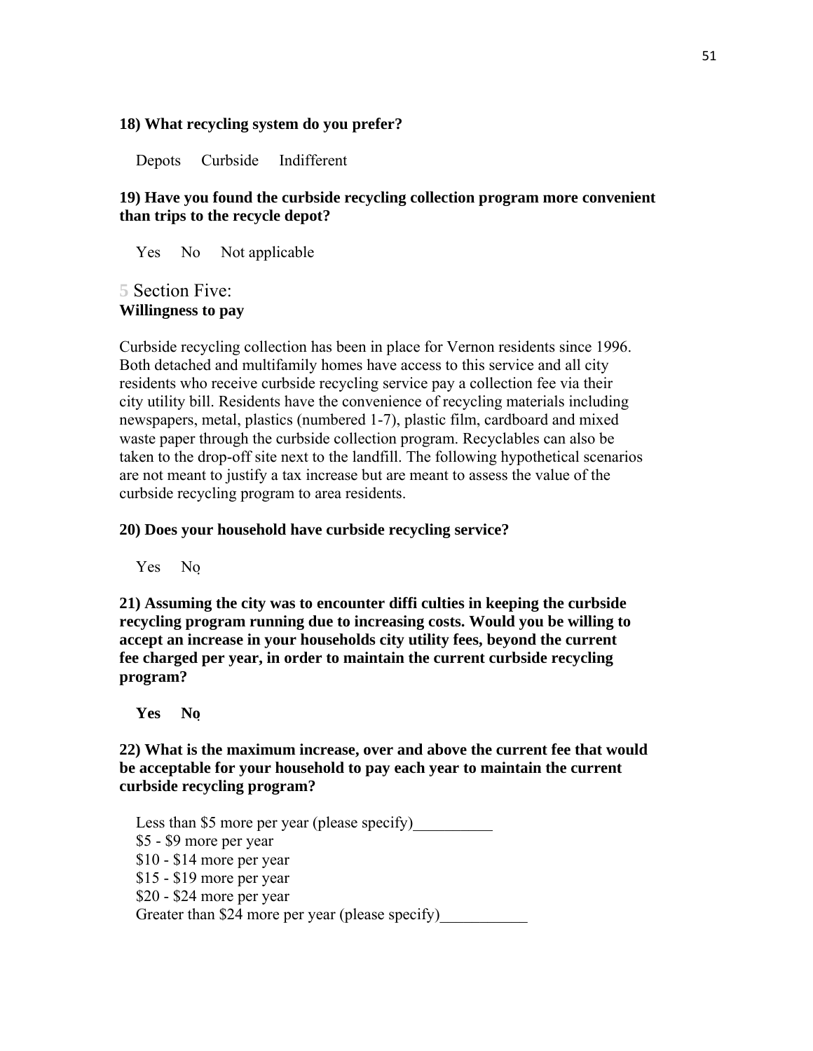**18) What recycling system do you prefer?**

Depots Curbside Indifferent

**19) Have you found the curbside recycling collection program more convenient than trips to the recycle depot?**

Yes No Not applicable

## 5 Section Five:
**Willingness to pay**

Curbside recycling collection has been in place for Vernon residents since 1996. Both detached and multifamily homes have access to this service and all city residents who receive curbside recycling service pay a collection fee via their city utility bill. Residents have the convenience of recycling materials including newspapers, metal, plastics (numbered 1-7), plastic film, cardboard and mixed waste paper through the curbside collection program. Recyclables can also be taken to the drop-off site next to the landfill. The following hypothetical scenarios are not meant to justify a tax increase but are meant to assess the value of the curbside recycling program to area residents.

**20) Does your household have curbside recycling service?**

Yes No

**21) Assuming the city was to encounter diffi culties in keeping the curbside recycling program running due to increasing costs. Would you be willing to accept an increase in your households city utility fees, beyond the current fee charged per year, in order to maintain the current curbside recycling program?**

**Yes No**

**22) What is the maximum increase, over and above the current fee that would be acceptable for your household to pay each year to maintain the current curbside recycling program?**

Less than $5 more per year (please specify)__________
$5 - $9 more per year
$10 - $14 more per year
$15 - $19 more per year
$20 - $24 more per year
Greater than $24 more per year (please specify)___________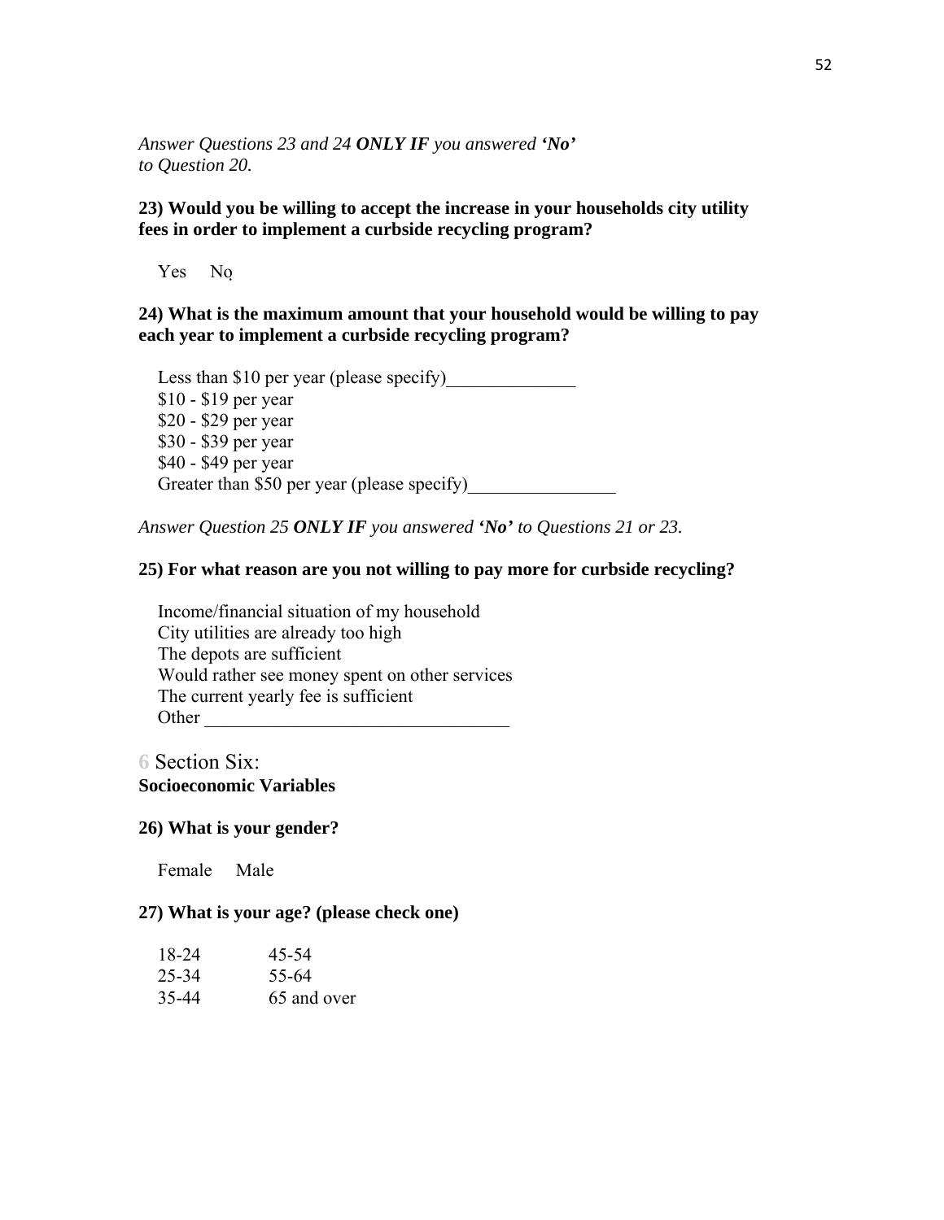*Answer Questions 23 and 24* ***ONLY IF*** *you answered* ***'No'*** *to Question 20.*

**23) Would you be willing to accept the increase in your households city utility fees in order to implement a curbside recycling program?**

Yes No

**24) What is the maximum amount that your household would be willing to pay each year to implement a curbside recycling program?**

Less than $10 per year (please specify)______________
$10 - $19 per year
$20 - $29 per year
$30 - $39 per year
$40 - $49 per year
Greater than $50 per year (please specify)________________

*Answer Question 25* ***ONLY IF*** *you answered* ***'No'*** *to Questions 21 or 23.*

**25) For what reason are you not willing to pay more for curbside recycling?**

Income/financial situation of my household
City utilities are already too high
The depots are sufficient
Would rather see money spent on other services
The current yearly fee is sufficient
Other _________________________________

## 6 Section Six: **Socioeconomic Variables**

**26) What is your gender?**

Female Male

**27) What is your age? (please check one)**

| | |
|---|---|
| 18-24 | 45-54 |
| 25-34 | 55-64 |
| 35-44 | 65 and over |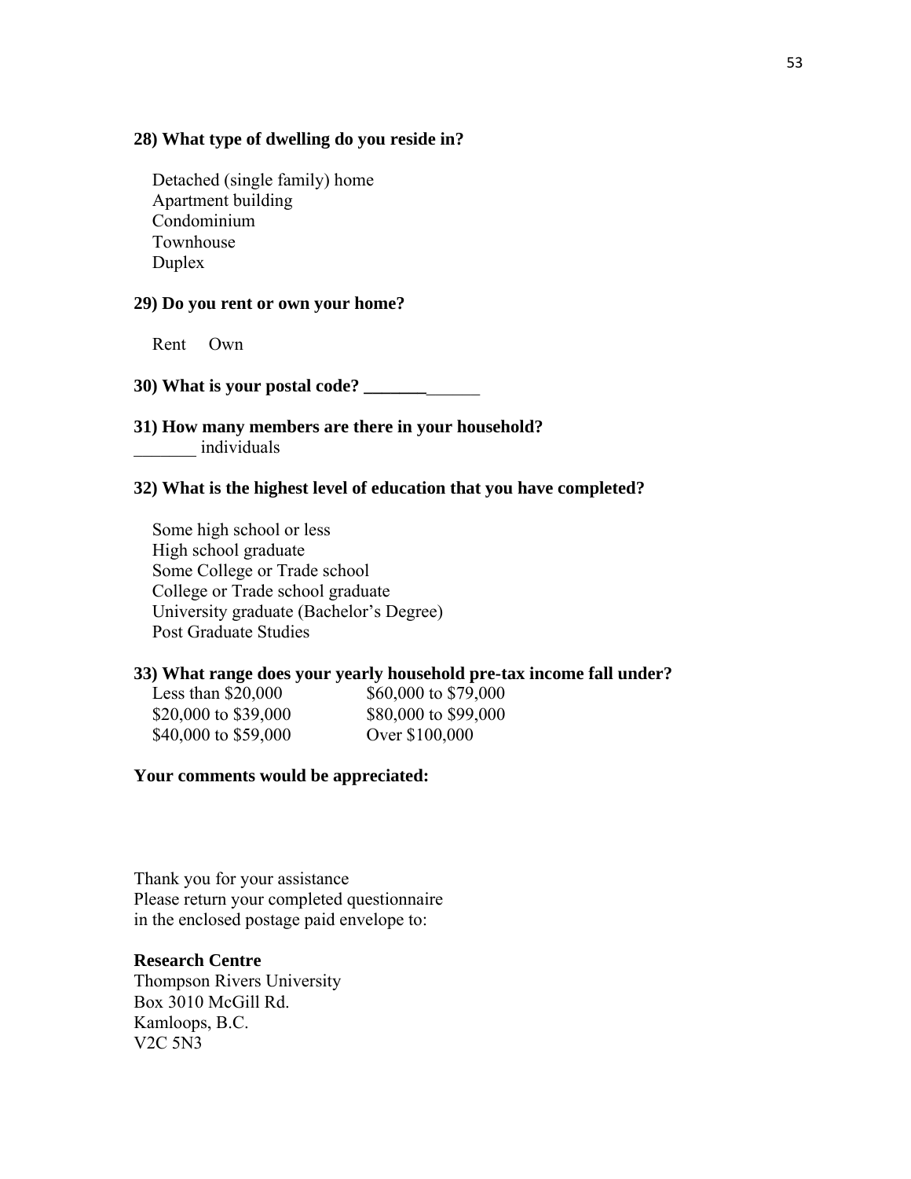**28) What type of dwelling do you reside in?**

Detached (single family) home
Apartment building
Condominium
Townhouse
Duplex

**29) Do you rent or own your home?**

Rent Own

**30) What is your postal code? _____________**

**31) How many members are there in your household?**
_______ individuals

**32) What is the highest level of education that you have completed?**

Some high school or less
High school graduate
Some College or Trade school
College or Trade school graduate
University graduate (Bachelor's Degree)
Post Graduate Studies

**33) What range does your yearly household pre-tax income fall under?**

Less than $20,000
$20,000 to $39,000
$40,000 to $59,000
$60,000 to $79,000
$80,000 to $99,000
Over $100,000

**Your comments would be appreciated:**

Thank you for your assistance
Please return your completed questionnaire
in the enclosed postage paid envelope to:

**Research Centre**
Thompson Rivers University
Box 3010 McGill Rd.
Kamloops, B.C.
V2C 5N3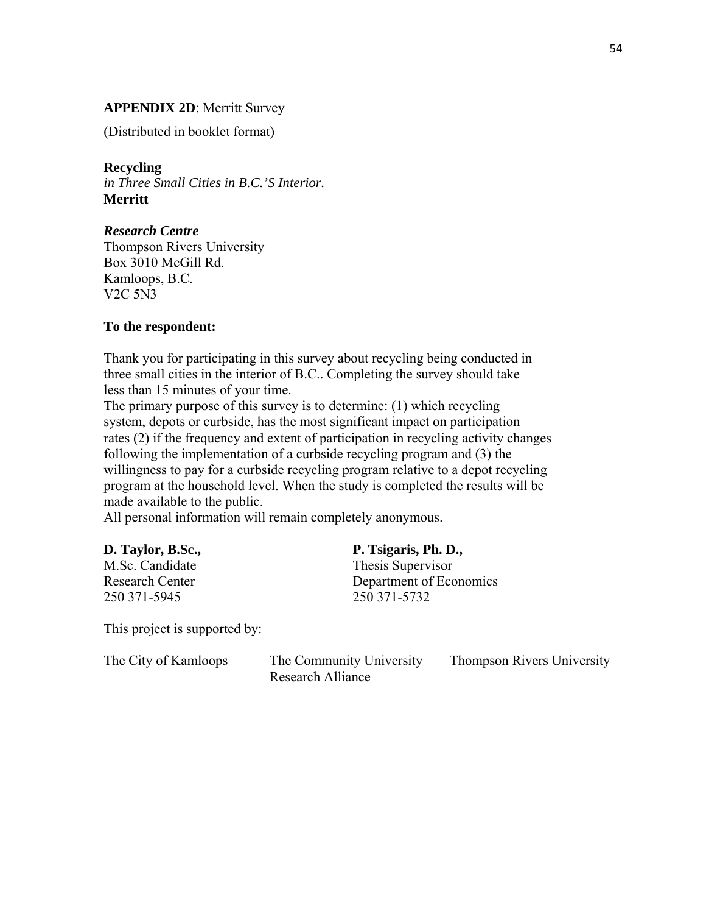**APPENDIX 2D**: Merritt Survey

(Distributed in booklet format)

**Recycling**
*in Three Small Cities in B.C.'S Interior.*
**Merritt**

***Research Centre***
Thompson Rivers University
Box 3010 McGill Rd.
Kamloops, B.C.
V2C 5N3

**To the respondent:**

Thank you for participating in this survey about recycling being conducted in three small cities in the interior of B.C.. Completing the survey should take less than 15 minutes of your time.
The primary purpose of this survey is to determine: (1) which recycling system, depots or curbside, has the most significant impact on participation rates (2) if the frequency and extent of participation in recycling activity changes following the implementation of a curbside recycling program and (3) the willingness to pay for a curbside recycling program relative to a depot recycling program at the household level. When the study is completed the results will be made available to the public.
All personal information will remain completely anonymous.

**D. Taylor, B.Sc.,**
M.Sc. Candidate
Research Center
250 371-5945

**P. Tsigaris, Ph. D.,**
Thesis Supervisor
Department of Economics
250 371-5732

This project is supported by:

The City of Kamloops

The Community University Research Alliance

Thompson Rivers University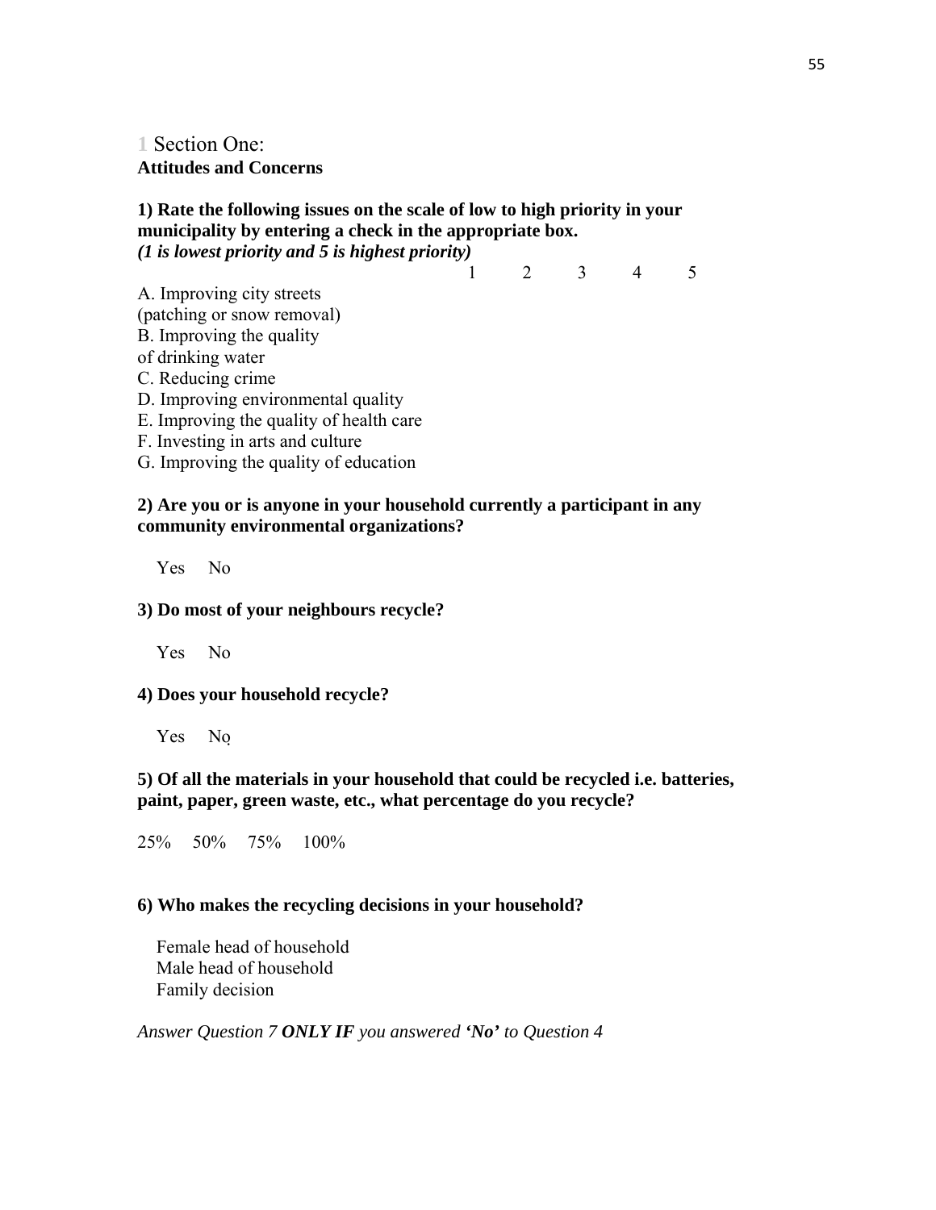# 1 Section One:
**Attitudes and Concerns**

**1) Rate the following issues on the scale of low to high priority in your municipality by entering a check in the appropriate box.**
***(1 is lowest priority and 5 is highest priority)***

| | 1 | 2 | 3 | 4 | 5 |
|---|---|---|---|---|---|
| A. Improving city streets (patching or snow removal) | | | | | |
| B. Improving the quality of drinking water | | | | | |
| C. Reducing crime | | | | | |
| D. Improving environmental quality | | | | | |
| E. Improving the quality of health care | | | | | |
| F. Investing in arts and culture | | | | | |
| G. Improving the quality of education | | | | | |

**2) Are you or is anyone in your household currently a participant in any community environmental organizations?**

Yes No

**3) Do most of your neighbours recycle?**

Yes No

**4) Does your household recycle?**

Yes No

**5) Of all the materials in your household that could be recycled i.e. batteries, paint, paper, green waste, etc., what percentage do you recycle?**

25% 50% 75% 100%

**6) Who makes the recycling decisions in your household?**

Female head of household
Male head of household
Family decision

*Answer Question 7 **ONLY IF** you answered **'No'** to Question 4*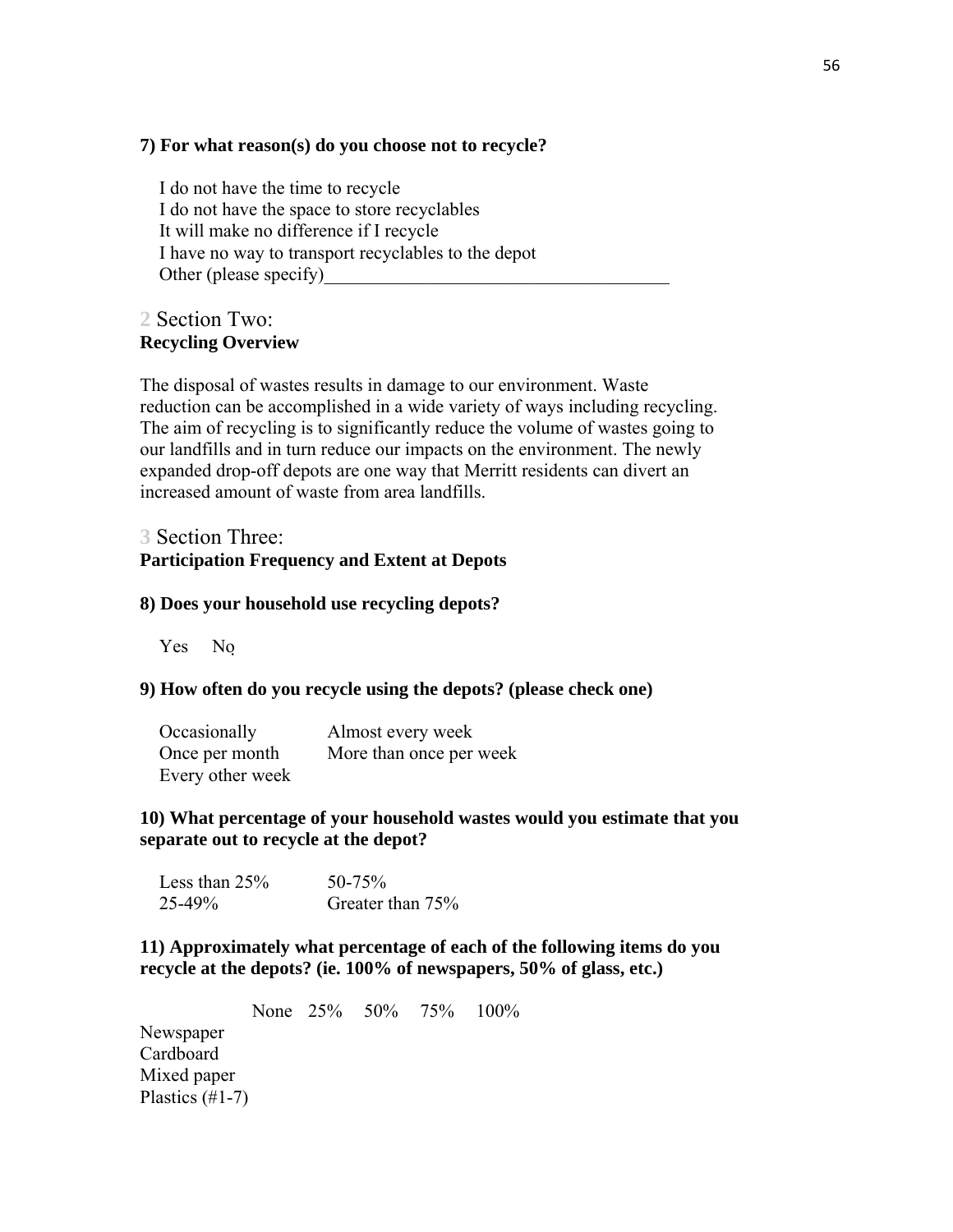**7) For what reason(s) do you choose not to recycle?**

I do not have the time to recycle
I do not have the space to store recyclables
It will make no difference if I recycle
I have no way to transport recyclables to the depot
Other (please specify)_____________________________________

## 2 Section Two:
**Recycling Overview**

The disposal of wastes results in damage to our environment. Waste reduction can be accomplished in a wide variety of ways including recycling. The aim of recycling is to significantly reduce the volume of wastes going to our landfills and in turn reduce our impacts on the environment. The newly expanded drop-off depots are one way that Merritt residents can divert an increased amount of waste from area landfills.

## 3 Section Three:
**Participation Frequency and Extent at Depots**

**8) Does your household use recycling depots?**

Yes No

**9) How often do you recycle using the depots? (please check one)**

Occasionally
Once per month
Every other week
Almost every week
More than once per week

**10) What percentage of your household wastes would you estimate that you separate out to recycle at the depot?**

Less than 25%
25-49%
50-75%
Greater than 75%

**11) Approximately what percentage of each of the following items do you recycle at the depots? (ie. 100% of newspapers, 50% of glass, etc.)**

| | None | 25% | 50% | 75% | 100% |
|---|---|---|---|---|---|
| Newspaper | | | | | |
| Cardboard | | | | | |
| Mixed paper | | | | | |
| Plastics (#1-7) | | | | | |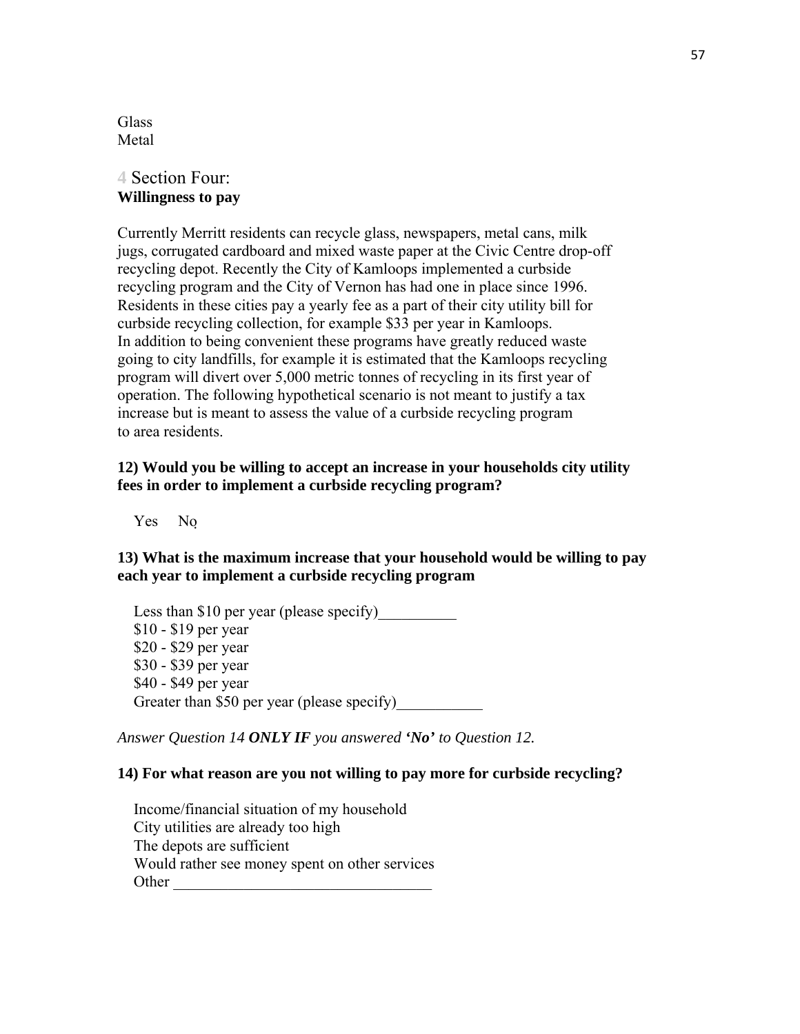Glass
Metal

## 4 Section Four:
**Willingness to pay**

Currently Merritt residents can recycle glass, newspapers, metal cans, milk jugs, corrugated cardboard and mixed waste paper at the Civic Centre drop-off recycling depot. Recently the City of Kamloops implemented a curbside recycling program and the City of Vernon has had one in place since 1996. Residents in these cities pay a yearly fee as a part of their city utility bill for curbside recycling collection, for example $33 per year in Kamloops. In addition to being convenient these programs have greatly reduced waste going to city landfills, for example it is estimated that the Kamloops recycling program will divert over 5,000 metric tonnes of recycling in its first year of operation. The following hypothetical scenario is not meant to justify a tax increase but is meant to assess the value of a curbside recycling program to area residents.

**12) Would you be willing to accept an increase in your households city utility fees in order to implement a curbside recycling program?**

Yes No

**13) What is the maximum increase that your household would be willing to pay each year to implement a curbside recycling program**

Less than $10 per year (please specify)__________
$10 - $19 per year
$20 - $29 per year
$30 - $39 per year
$40 - $49 per year
Greater than $50 per year (please specify)___________

*Answer Question 14 **ONLY IF** you answered **'No'** to Question 12.*

**14) For what reason are you not willing to pay more for curbside recycling?**

Income/financial situation of my household
City utilities are already too high
The depots are sufficient
Would rather see money spent on other services
Other _________________________________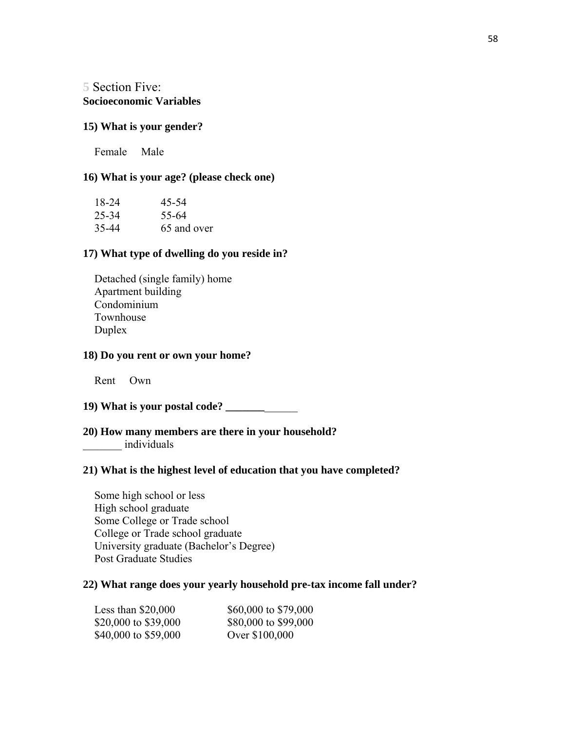## 5 Section Five:
**Socioeconomic Variables**

**15) What is your gender?**

Female Male

**16) What is your age? (please check one)**

| | |
|---|---|
| 18-24 | 45-54 |
| 25-34 | 55-64 |
| 35-44 | 65 and over |

**17) What type of dwelling do you reside in?**

Detached (single family) home
Apartment building
Condominium
Townhouse
Duplex

**18) Do you rent or own your home?**

Rent Own

**19) What is your postal code? _____________**

**20) How many members are there in your household?**
_______ individuals

**21) What is the highest level of education that you have completed?**

Some high school or less
High school graduate
Some College or Trade school
College or Trade school graduate
University graduate (Bachelor's Degree)
Post Graduate Studies

**22) What range does your yearly household pre-tax income fall under?**

| | |
|---|---|
| Less than $20,000 | $60,000 to $79,000 |
| $20,000 to $39,000 | $80,000 to $99,000 |
| $40,000 to $59,000 | Over $100,000 |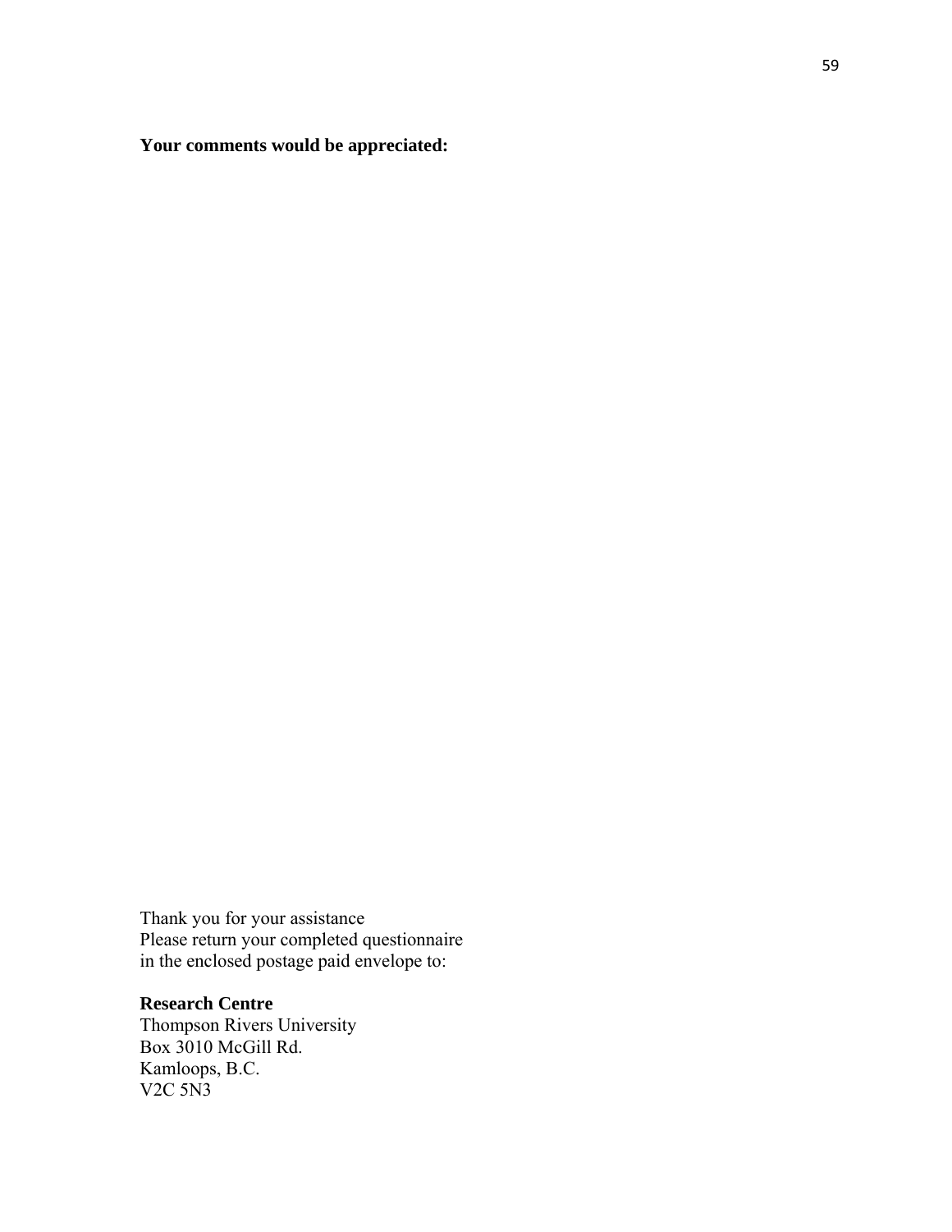**Your comments would be appreciated:**

Thank you for your assistance
Please return your completed questionnaire
in the enclosed postage paid envelope to:

**Research Centre**
Thompson Rivers University
Box 3010 McGill Rd.
Kamloops, B.C.
V2C 5N3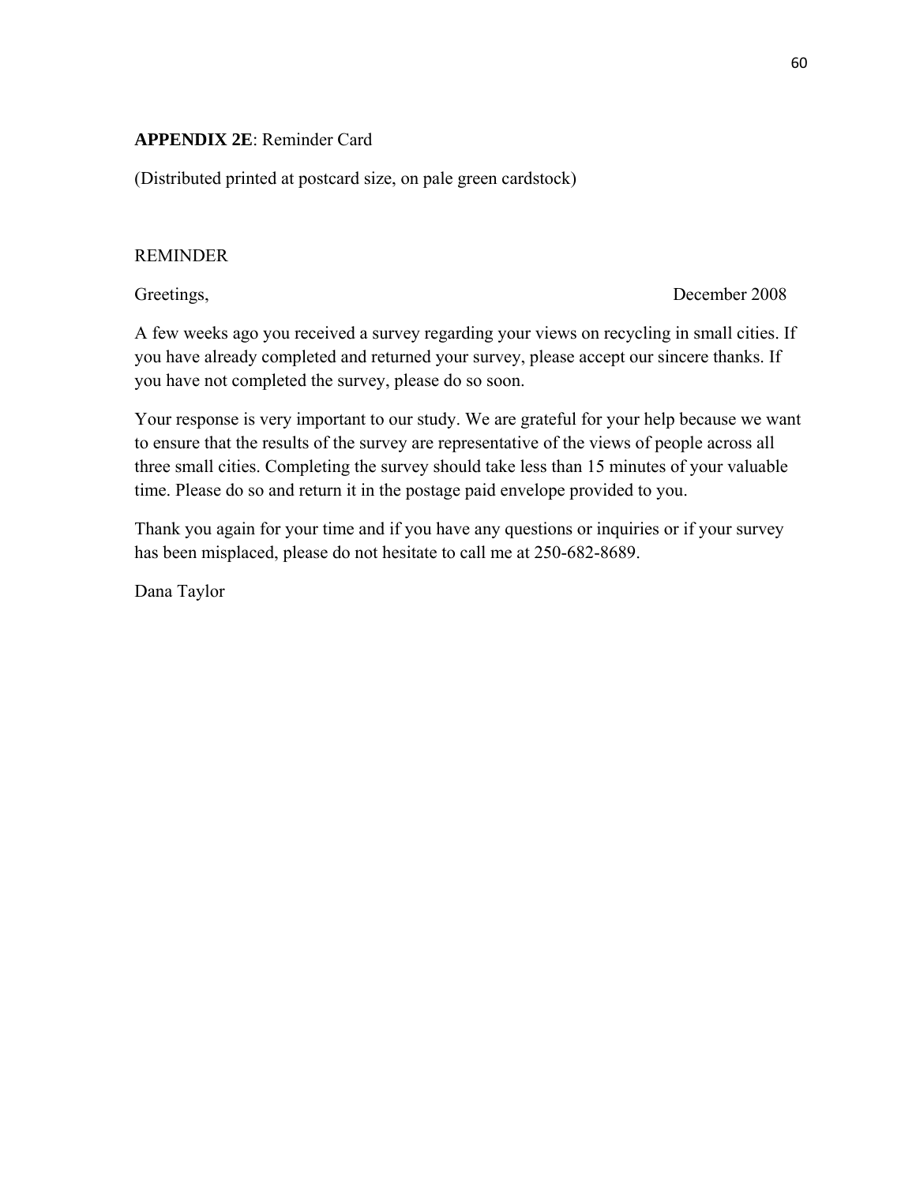**APPENDIX 2E**: Reminder Card

(Distributed printed at postcard size, on pale green cardstock)

REMINDER

Greetings, December 2008

A few weeks ago you received a survey regarding your views on recycling in small cities. If you have already completed and returned your survey, please accept our sincere thanks. If you have not completed the survey, please do so soon.

Your response is very important to our study. We are grateful for your help because we want to ensure that the results of the survey are representative of the views of people across all three small cities. Completing the survey should take less than 15 minutes of your valuable time. Please do so and return it in the postage paid envelope provided to you.

Thank you again for your time and if you have any questions or inquiries or if your survey has been misplaced, please do not hesitate to call me at 250-682-8689.

Dana Taylor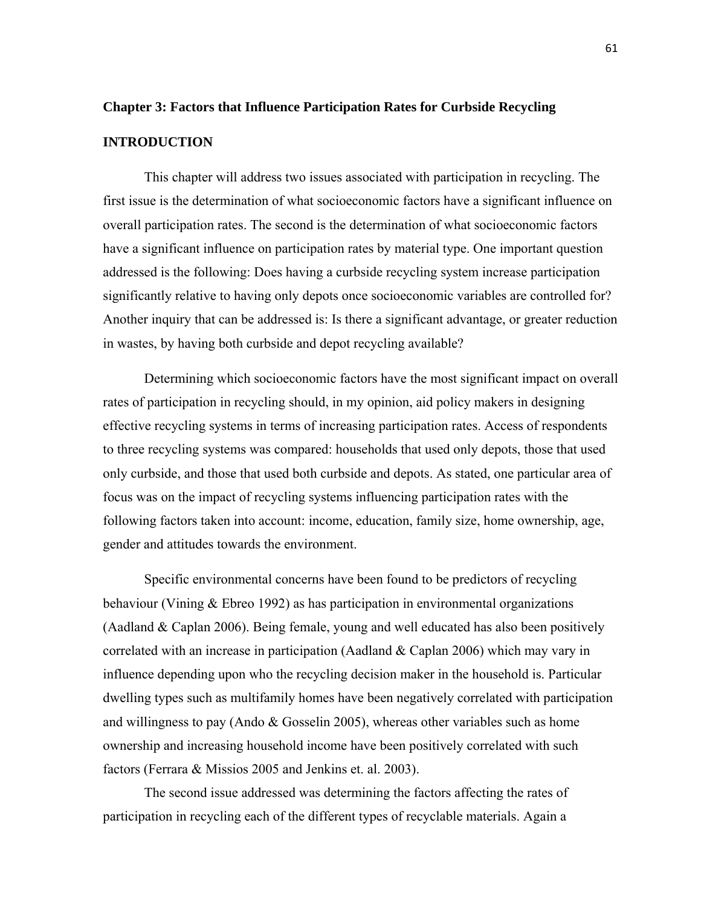# Chapter 3: Factors that Influence Participation Rates for Curbside Recycling

## INTRODUCTION

This chapter will address two issues associated with participation in recycling. The first issue is the determination of what socioeconomic factors have a significant influence on overall participation rates. The second is the determination of what socioeconomic factors have a significant influence on participation rates by material type. One important question addressed is the following: Does having a curbside recycling system increase participation significantly relative to having only depots once socioeconomic variables are controlled for? Another inquiry that can be addressed is: Is there a significant advantage, or greater reduction in wastes, by having both curbside and depot recycling available?

Determining which socioeconomic factors have the most significant impact on overall rates of participation in recycling should, in my opinion, aid policy makers in designing effective recycling systems in terms of increasing participation rates. Access of respondents to three recycling systems was compared: households that used only depots, those that used only curbside, and those that used both curbside and depots. As stated, one particular area of focus was on the impact of recycling systems influencing participation rates with the following factors taken into account: income, education, family size, home ownership, age, gender and attitudes towards the environment.

Specific environmental concerns have been found to be predictors of recycling behaviour (Vining & Ebreo 1992) as has participation in environmental organizations (Aadland & Caplan 2006). Being female, young and well educated has also been positively correlated with an increase in participation (Aadland & Caplan 2006) which may vary in influence depending upon who the recycling decision maker in the household is. Particular dwelling types such as multifamily homes have been negatively correlated with participation and willingness to pay (Ando & Gosselin 2005), whereas other variables such as home ownership and increasing household income have been positively correlated with such factors (Ferrara & Missios 2005 and Jenkins et. al. 2003).

The second issue addressed was determining the factors affecting the rates of participation in recycling each of the different types of recyclable materials. Again a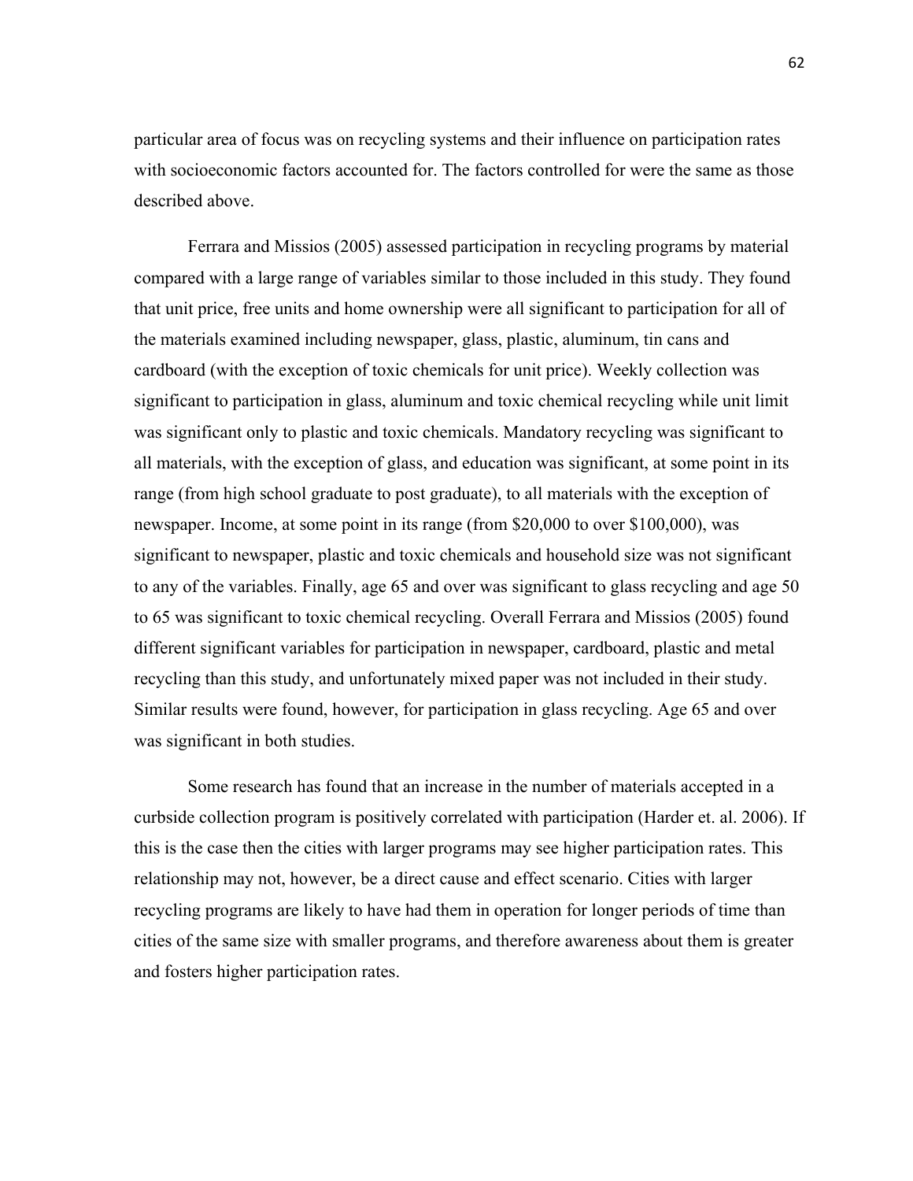particular area of focus was on recycling systems and their influence on participation rates with socioeconomic factors accounted for. The factors controlled for were the same as those described above.

Ferrara and Missios (2005) assessed participation in recycling programs by material compared with a large range of variables similar to those included in this study. They found that unit price, free units and home ownership were all significant to participation for all of the materials examined including newspaper, glass, plastic, aluminum, tin cans and cardboard (with the exception of toxic chemicals for unit price). Weekly collection was significant to participation in glass, aluminum and toxic chemical recycling while unit limit was significant only to plastic and toxic chemicals. Mandatory recycling was significant to all materials, with the exception of glass, and education was significant, at some point in its range (from high school graduate to post graduate), to all materials with the exception of newspaper. Income, at some point in its range (from $20,000 to over $100,000), was significant to newspaper, plastic and toxic chemicals and household size was not significant to any of the variables. Finally, age 65 and over was significant to glass recycling and age 50 to 65 was significant to toxic chemical recycling. Overall Ferrara and Missios (2005) found different significant variables for participation in newspaper, cardboard, plastic and metal recycling than this study, and unfortunately mixed paper was not included in their study. Similar results were found, however, for participation in glass recycling. Age 65 and over was significant in both studies.

Some research has found that an increase in the number of materials accepted in a curbside collection program is positively correlated with participation (Harder et. al. 2006). If this is the case then the cities with larger programs may see higher participation rates. This relationship may not, however, be a direct cause and effect scenario. Cities with larger recycling programs are likely to have had them in operation for longer periods of time than cities of the same size with smaller programs, and therefore awareness about them is greater and fosters higher participation rates.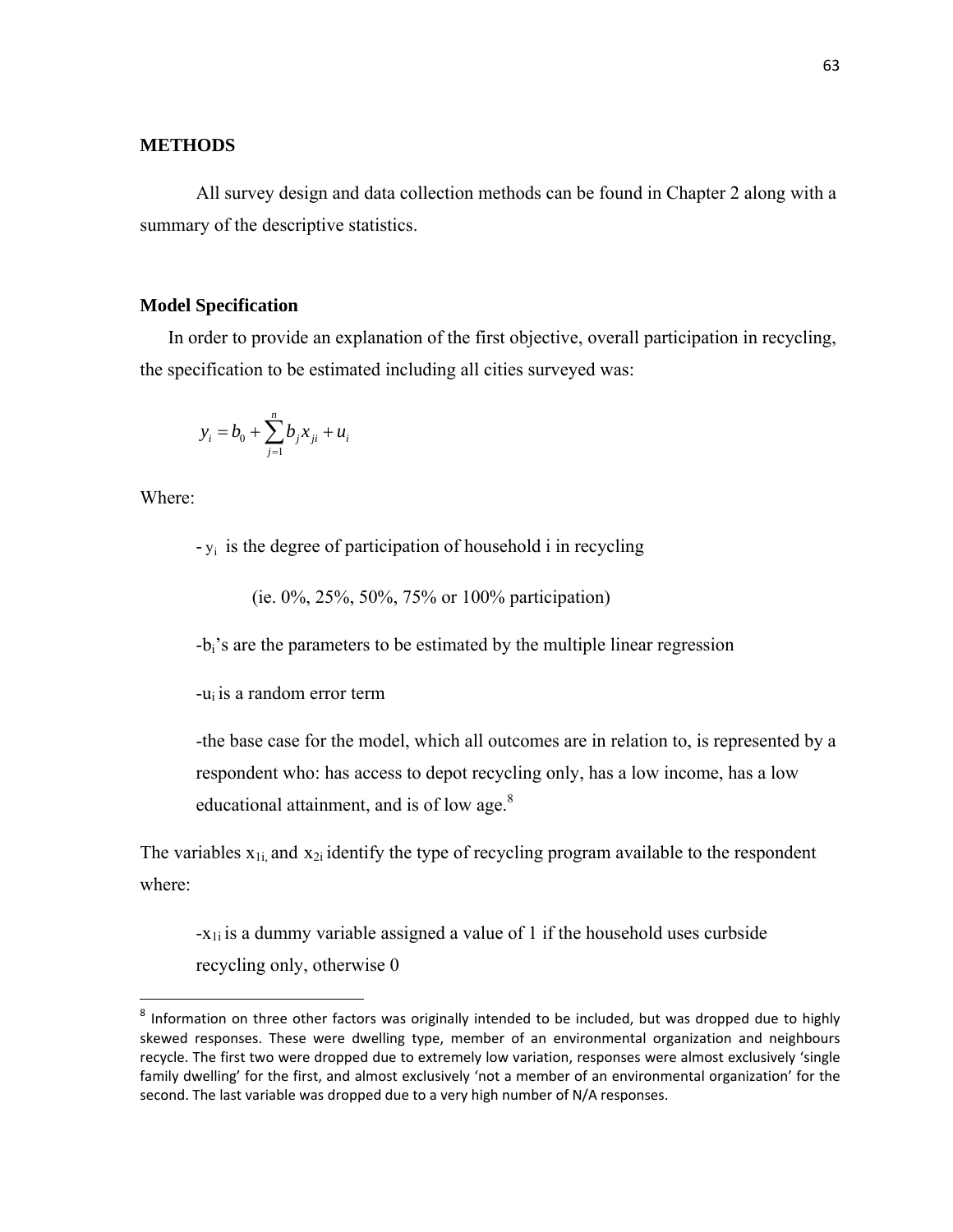## METHODS

All survey design and data collection methods can be found in Chapter 2 along with a summary of the descriptive statistics.

### Model Specification

In order to provide an explanation of the first objective, overall participation in recycling, the specification to be estimated including all cities surveyed was:

$$y_i = b_0 + \sum_{j=1}^{n} b_j x_{ji} + u_i$$

Where:

- $y_i$ is the degree of participation of household i in recycling

  (ie. 0%, 25%, 50%, 75% or 100% participation)

- $b_i$'s are the parameters to be estimated by the multiple linear regression

- $u_i$ is a random error term

- the base case for the model, which all outcomes are in relation to, is represented by a respondent who: has access to depot recycling only, has a low income, has a low educational attainment, and is of low age.[8]

The variables $x_{1i,}$ and $x_{2i}$ identify the type of recycling program available to the respondent where:

- $x_{1i}$ is a dummy variable assigned a value of 1 if the household uses curbside recycling only, otherwise 0

[8] Information on three other factors was originally intended to be included, but was dropped due to highly skewed responses. These were dwelling type, member of an environmental organization and neighbours recycle. The first two were dropped due to extremely low variation, responses were almost exclusively 'single family dwelling' for the first, and almost exclusively 'not a member of an environmental organization' for the second. The last variable was dropped due to a very high number of N/A responses.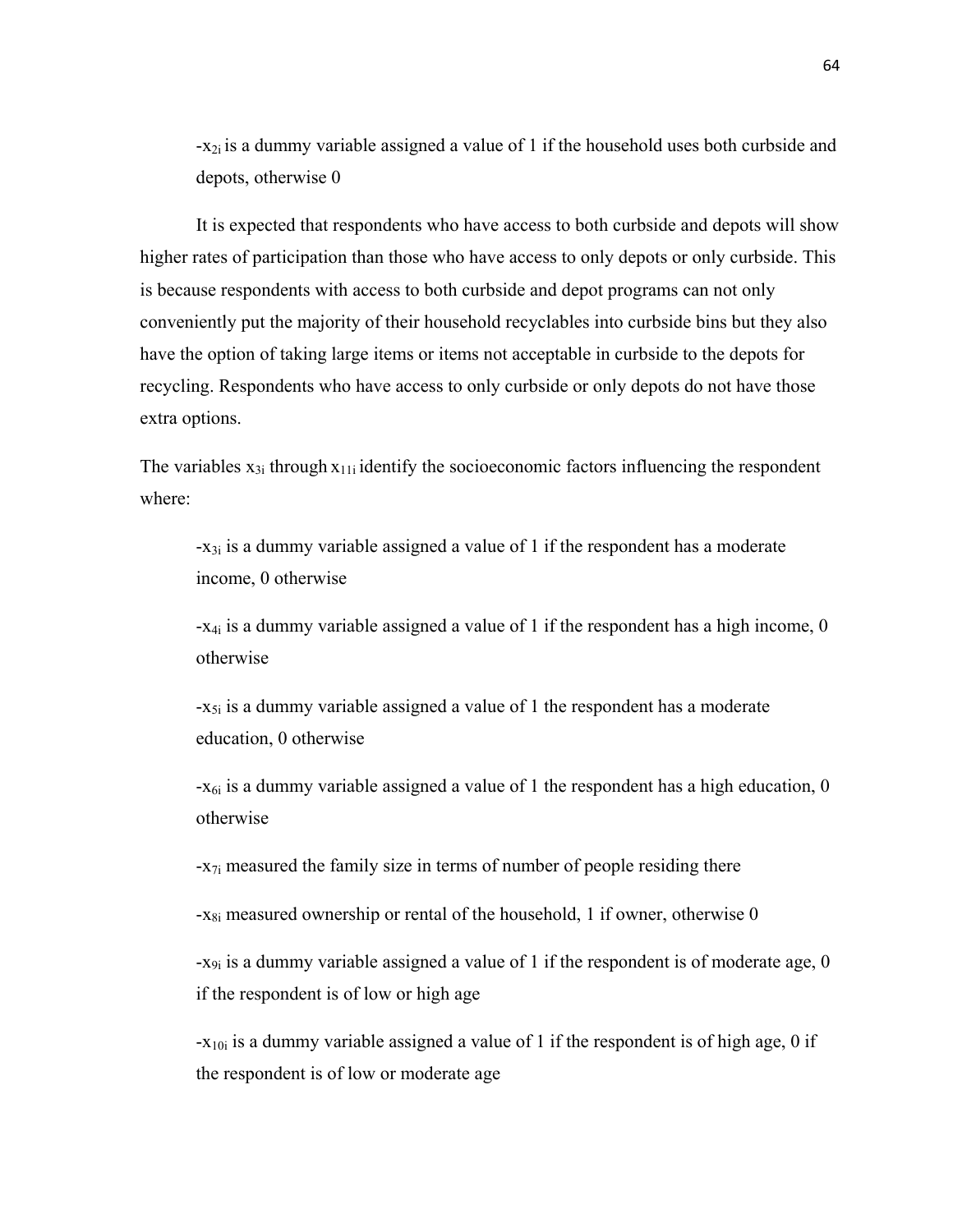-$x_{2i}$ is a dummy variable assigned a value of 1 if the household uses both curbside and depots, otherwise 0

It is expected that respondents who have access to both curbside and depots will show higher rates of participation than those who have access to only depots or only curbside. This is because respondents with access to both curbside and depot programs can not only conveniently put the majority of their household recyclables into curbside bins but they also have the option of taking large items or items not acceptable in curbside to the depots for recycling. Respondents who have access to only curbside or only depots do not have those extra options.

The variables $x_{3i}$ through $x_{11i}$ identify the socioeconomic factors influencing the respondent where:

-$x_{3i}$ is a dummy variable assigned a value of 1 if the respondent has a moderate income, 0 otherwise

-$x_{4i}$ is a dummy variable assigned a value of 1 if the respondent has a high income, 0 otherwise

-$x_{5i}$ is a dummy variable assigned a value of 1 the respondent has a moderate education, 0 otherwise

-$x_{6i}$ is a dummy variable assigned a value of 1 the respondent has a high education, 0 otherwise

-$x_{7i}$ measured the family size in terms of number of people residing there

-$x_{8i}$ measured ownership or rental of the household, 1 if owner, otherwise 0

-$x_{9i}$ is a dummy variable assigned a value of 1 if the respondent is of moderate age, 0 if the respondent is of low or high age

-$x_{10i}$ is a dummy variable assigned a value of 1 if the respondent is of high age, 0 if the respondent is of low or moderate age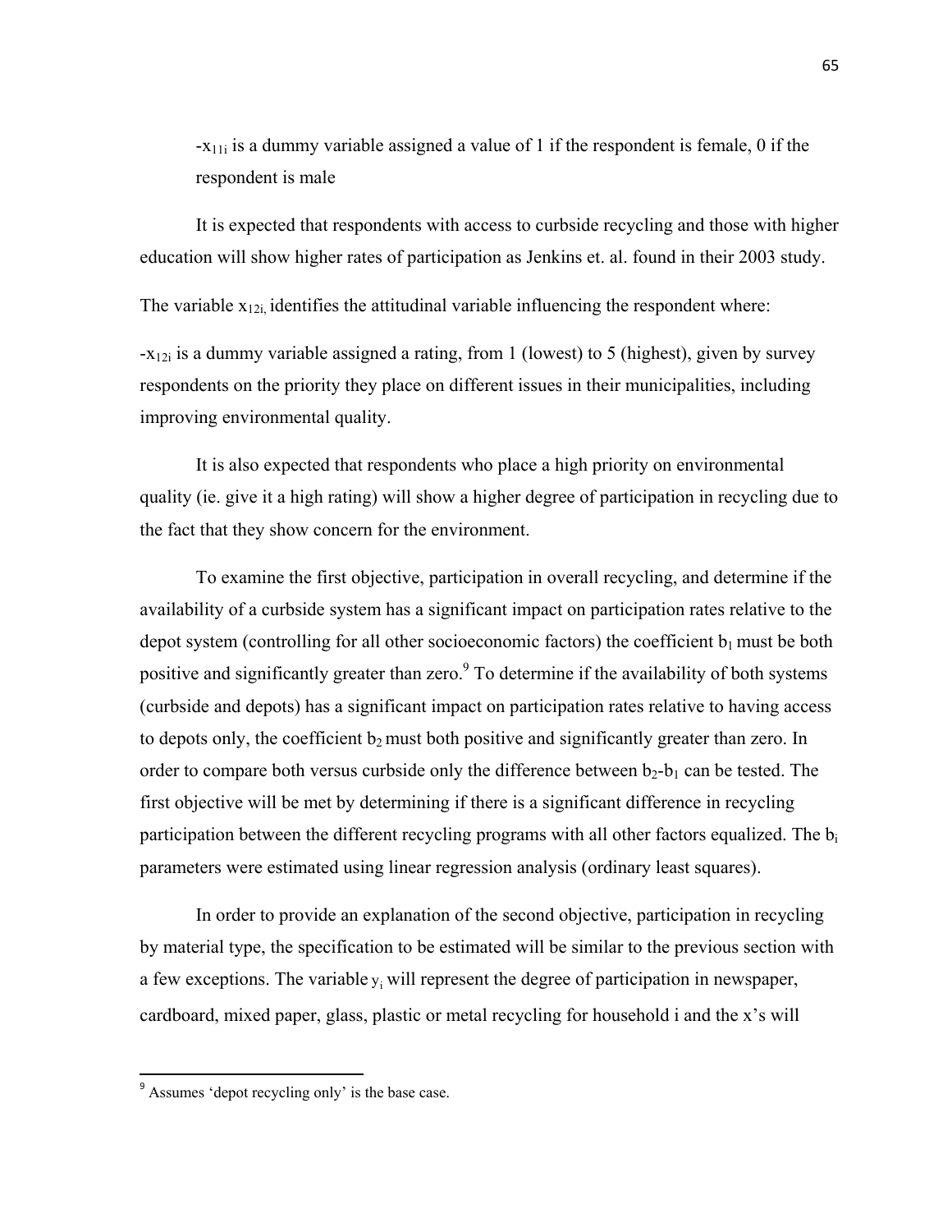-$x_{11i}$ is a dummy variable assigned a value of 1 if the respondent is female, 0 if the respondent is male

It is expected that respondents with access to curbside recycling and those with higher education will show higher rates of participation as Jenkins et. al. found in their 2003 study.

The variable $x_{12i,}$ identifies the attitudinal variable influencing the respondent where:

-$x_{12i}$ is a dummy variable assigned a rating, from 1 (lowest) to 5 (highest), given by survey respondents on the priority they place on different issues in their municipalities, including improving environmental quality.

It is also expected that respondents who place a high priority on environmental quality (ie. give it a high rating) will show a higher degree of participation in recycling due to the fact that they show concern for the environment.

To examine the first objective, participation in overall recycling, and determine if the availability of a curbside system has a significant impact on participation rates relative to the depot system (controlling for all other socioeconomic factors) the coefficient $b_1$ must be both positive and significantly greater than zero.[9] To determine if the availability of both systems (curbside and depots) has a significant impact on participation rates relative to having access to depots only, the coefficient $b_2$ must both positive and significantly greater than zero. In order to compare both versus curbside only the difference between $b_2$-$b_1$ can be tested. The first objective will be met by determining if there is a significant difference in recycling participation between the different recycling programs with all other factors equalized. The $b_i$ parameters were estimated using linear regression analysis (ordinary least squares).

In order to provide an explanation of the second objective, participation in recycling by material type, the specification to be estimated will be similar to the previous section with a few exceptions. The variable $y_i$ will represent the degree of participation in newspaper, cardboard, mixed paper, glass, plastic or metal recycling for household i and the x's will

[9] Assumes 'depot recycling only' is the base case.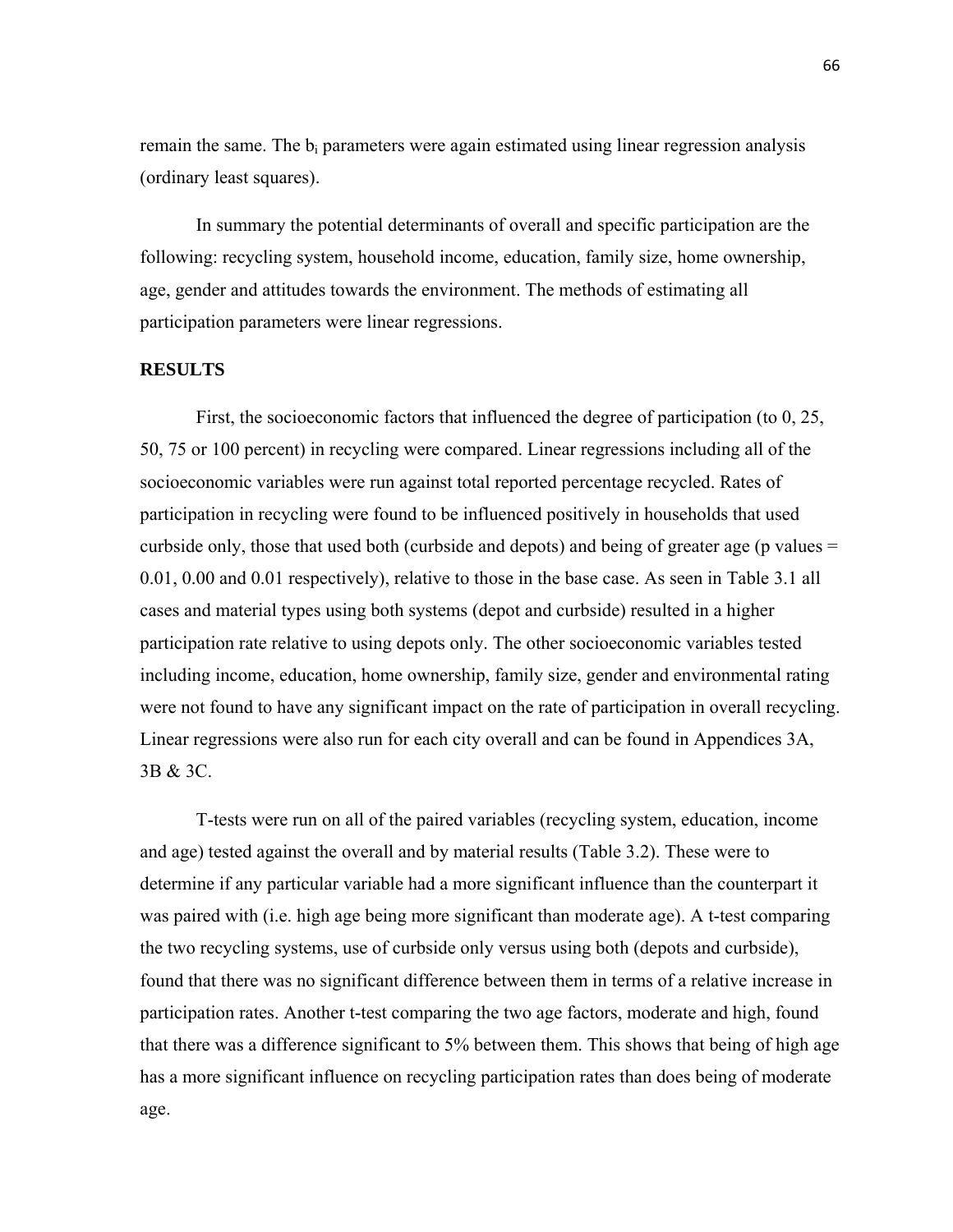remain the same. The $b_i$ parameters were again estimated using linear regression analysis (ordinary least squares).

In summary the potential determinants of overall and specific participation are the following: recycling system, household income, education, family size, home ownership, age, gender and attitudes towards the environment. The methods of estimating all participation parameters were linear regressions.

**RESULTS**

First, the socioeconomic factors that influenced the degree of participation (to 0, 25, 50, 75 or 100 percent) in recycling were compared. Linear regressions including all of the socioeconomic variables were run against total reported percentage recycled. Rates of participation in recycling were found to be influenced positively in households that used curbside only, those that used both (curbside and depots) and being of greater age (p values = 0.01, 0.00 and 0.01 respectively), relative to those in the base case. As seen in Table 3.1 all cases and material types using both systems (depot and curbside) resulted in a higher participation rate relative to using depots only. The other socioeconomic variables tested including income, education, home ownership, family size, gender and environmental rating were not found to have any significant impact on the rate of participation in overall recycling. Linear regressions were also run for each city overall and can be found in Appendices 3A, 3B & 3C.

T-tests were run on all of the paired variables (recycling system, education, income and age) tested against the overall and by material results (Table 3.2). These were to determine if any particular variable had a more significant influence than the counterpart it was paired with (i.e. high age being more significant than moderate age). A t-test comparing the two recycling systems, use of curbside only versus using both (depots and curbside), found that there was no significant difference between them in terms of a relative increase in participation rates. Another t-test comparing the two age factors, moderate and high, found that there was a difference significant to 5% between them. This shows that being of high age has a more significant influence on recycling participation rates than does being of moderate age.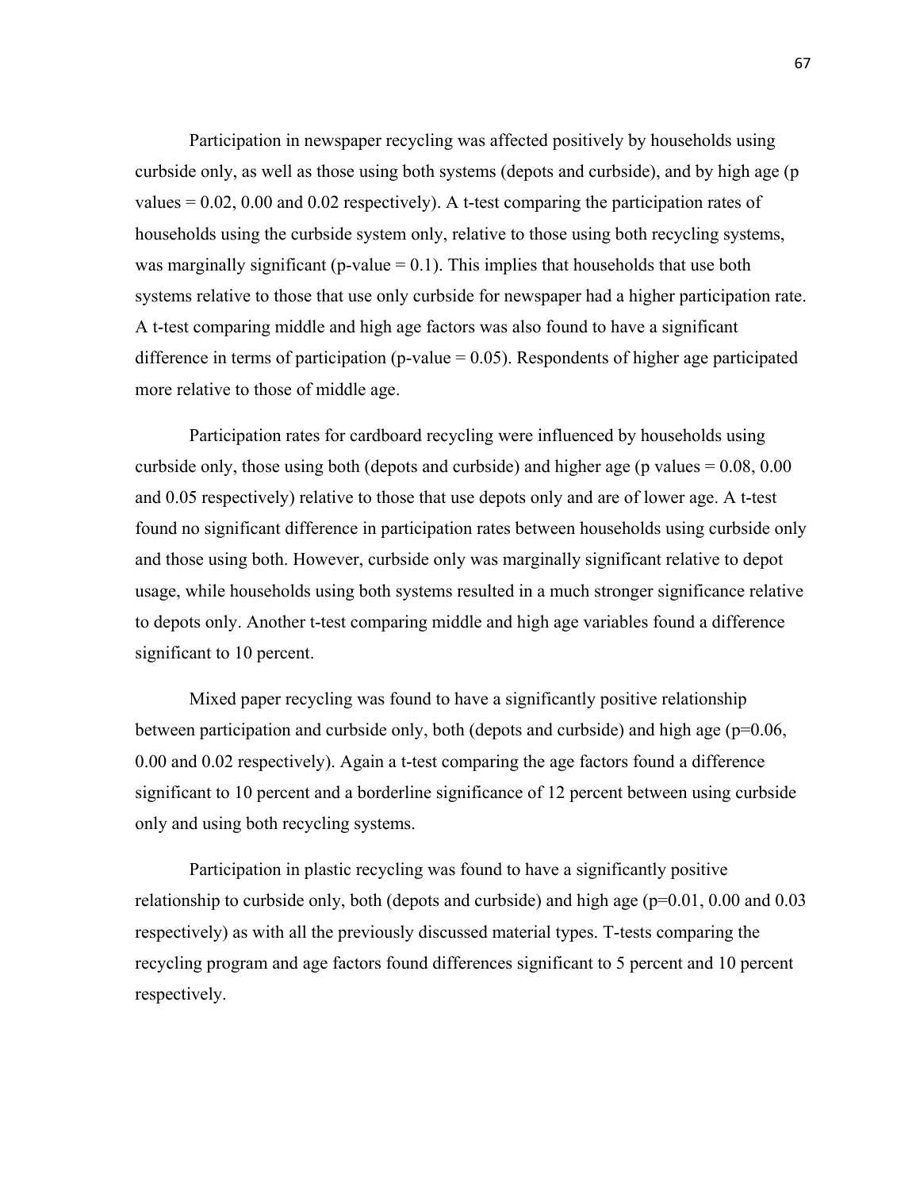Participation in newspaper recycling was affected positively by households using curbside only, as well as those using both systems (depots and curbside), and by high age (p values = 0.02, 0.00 and 0.02 respectively). A t-test comparing the participation rates of households using the curbside system only, relative to those using both recycling systems, was marginally significant (p-value = 0.1). This implies that households that use both systems relative to those that use only curbside for newspaper had a higher participation rate. A t-test comparing middle and high age factors was also found to have a significant difference in terms of participation (p-value = 0.05). Respondents of higher age participated more relative to those of middle age.

Participation rates for cardboard recycling were influenced by households using curbside only, those using both (depots and curbside) and higher age (p values = 0.08, 0.00 and 0.05 respectively) relative to those that use depots only and are of lower age. A t-test found no significant difference in participation rates between households using curbside only and those using both. However, curbside only was marginally significant relative to depot usage, while households using both systems resulted in a much stronger significance relative to depots only. Another t-test comparing middle and high age variables found a difference significant to 10 percent.

Mixed paper recycling was found to have a significantly positive relationship between participation and curbside only, both (depots and curbside) and high age (p=0.06, 0.00 and 0.02 respectively). Again a t-test comparing the age factors found a difference significant to 10 percent and a borderline significance of 12 percent between using curbside only and using both recycling systems.

Participation in plastic recycling was found to have a significantly positive relationship to curbside only, both (depots and curbside) and high age (p=0.01, 0.00 and 0.03 respectively) as with all the previously discussed material types. T-tests comparing the recycling program and age factors found differences significant to 5 percent and 10 percent respectively.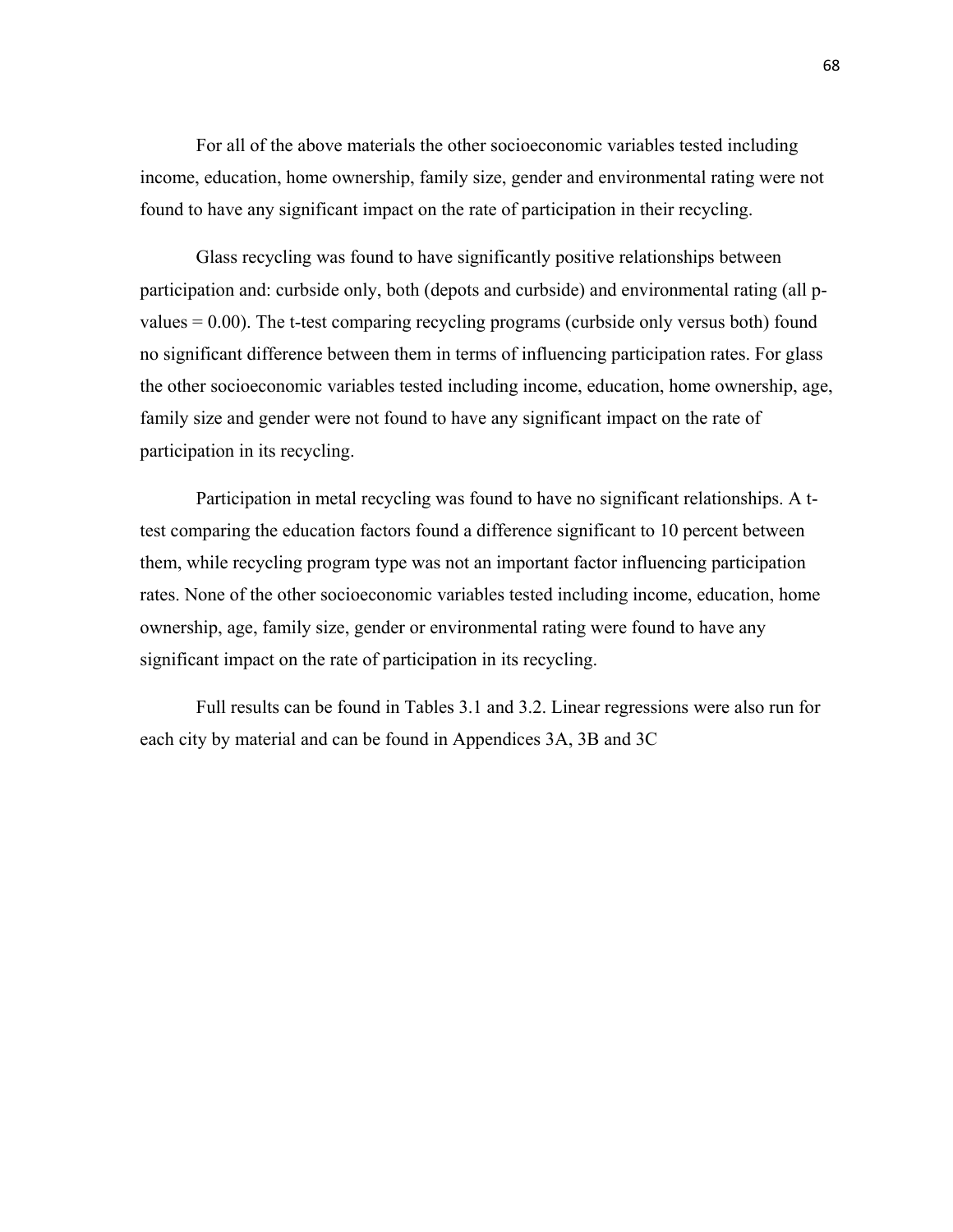For all of the above materials the other socioeconomic variables tested including income, education, home ownership, family size, gender and environmental rating were not found to have any significant impact on the rate of participation in their recycling.

Glass recycling was found to have significantly positive relationships between participation and: curbside only, both (depots and curbside) and environmental rating (all p-values = 0.00). The t-test comparing recycling programs (curbside only versus both) found no significant difference between them in terms of influencing participation rates. For glass the other socioeconomic variables tested including income, education, home ownership, age, family size and gender were not found to have any significant impact on the rate of participation in its recycling.

Participation in metal recycling was found to have no significant relationships. A t-test comparing the education factors found a difference significant to 10 percent between them, while recycling program type was not an important factor influencing participation rates. None of the other socioeconomic variables tested including income, education, home ownership, age, family size, gender or environmental rating were found to have any significant impact on the rate of participation in its recycling.

Full results can be found in Tables 3.1 and 3.2. Linear regressions were also run for each city by material and can be found in Appendices 3A, 3B and 3C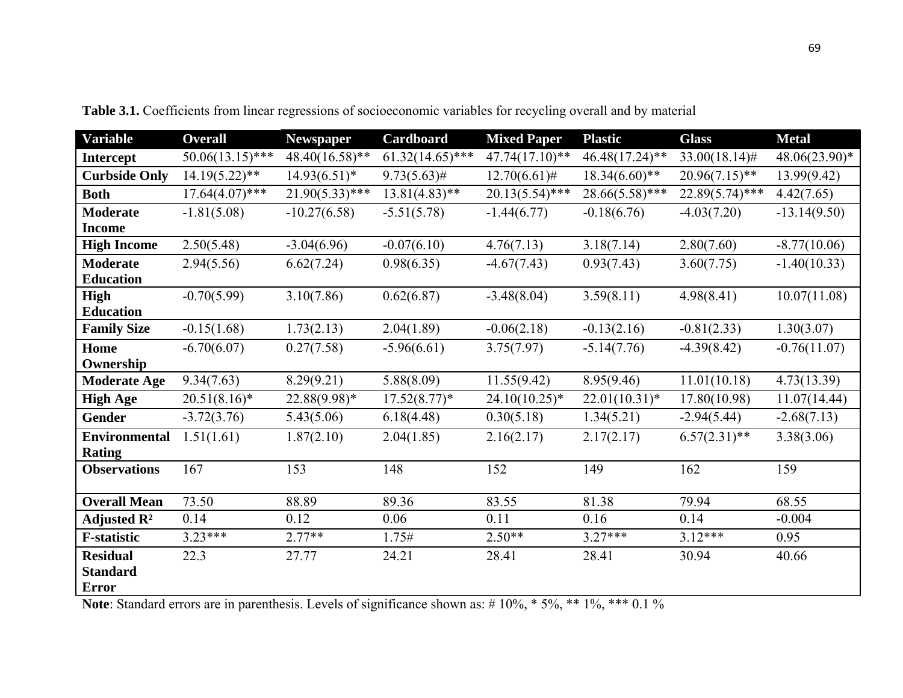**Table 3.1.** Coefficients from linear regressions of socioeconomic variables for recycling overall and by material

| Variable | Overall | Newspaper | Cardboard | Mixed Paper | Plastic | Glass | Metal |
|---|---|---|---|---|---|---|---|
| **Intercept** | 50.06(13.15)*** | 48.40(16.58)** | 61.32(14.65)*** | 47.74(17.10)** | 46.48(17.24)** | 33.00(18.14)# | 48.06(23.90)* |
| **Curbside Only** | 14.19(5.22)** | 14.93(6.51)* | 9.73(5.63)# | 12.70(6.61)# | 18.34(6.60)** | 20.96(7.15)** | 13.99(9.42) |
| **Both** | 17.64(4.07)*** | 21.90(5.33)*** | 13.81(4.83)** | 20.13(5.54)*** | 28.66(5.58)*** | 22.89(5.74)*** | 4.42(7.65) |
| **Moderate Income** | -1.81(5.08) | -10.27(6.58) | -5.51(5.78) | -1.44(6.77) | -0.18(6.76) | -4.03(7.20) | -13.14(9.50) |
| **High Income** | 2.50(5.48) | -3.04(6.96) | -0.07(6.10) | 4.76(7.13) | 3.18(7.14) | 2.80(7.60) | -8.77(10.06) |
| **Moderate Education** | 2.94(5.56) | 6.62(7.24) | 0.98(6.35) | -4.67(7.43) | 0.93(7.43) | 3.60(7.75) | -1.40(10.33) |
| **High Education** | -0.70(5.99) | 3.10(7.86) | 0.62(6.87) | -3.48(8.04) | 3.59(8.11) | 4.98(8.41) | 10.07(11.08) |
| **Family Size** | -0.15(1.68) | 1.73(2.13) | 2.04(1.89) | -0.06(2.18) | -0.13(2.16) | -0.81(2.33) | 1.30(3.07) |
| **Home Ownership** | -6.70(6.07) | 0.27(7.58) | -5.96(6.61) | 3.75(7.97) | -5.14(7.76) | -4.39(8.42) | -0.76(11.07) |
| **Moderate Age** | 9.34(7.63) | 8.29(9.21) | 5.88(8.09) | 11.55(9.42) | 8.95(9.46) | 11.01(10.18) | 4.73(13.39) |
| **High Age** | 20.51(8.16)* | 22.88(9.98)* | 17.52(8.77)* | 24.10(10.25)* | 22.01(10.31)* | 17.80(10.98) | 11.07(14.44) |
| **Gender** | -3.72(3.76) | 5.43(5.06) | 6.18(4.48) | 0.30(5.18) | 1.34(5.21) | -2.94(5.44) | -2.68(7.13) |
| **Environmental Rating** | 1.51(1.61) | 1.87(2.10) | 2.04(1.85) | 2.16(2.17) | 2.17(2.17) | 6.57(2.31)** | 3.38(3.06) |
| **Observations** | 167 | 153 | 148 | 152 | 149 | 162 | 159 |
| **Overall Mean** | 73.50 | 88.89 | 89.36 | 83.55 | 81.38 | 79.94 | 68.55 |
| **Adjusted $R^2$** | 0.14 | 0.12 | 0.06 | 0.11 | 0.16 | 0.14 | -0.004 |
| **F-statistic** | 3.23*** | 2.77** | 1.75# | 2.50** | 3.27*** | 3.12*** | 0.95 |
| **Residual Standard Error** | 22.3 | 27.77 | 24.21 | 28.41 | 28.41 | 30.94 | 40.66 |

**Note**: Standard errors are in parenthesis. Levels of significance shown as: # 10%, * 5%, ** 1%, *** 0.1 %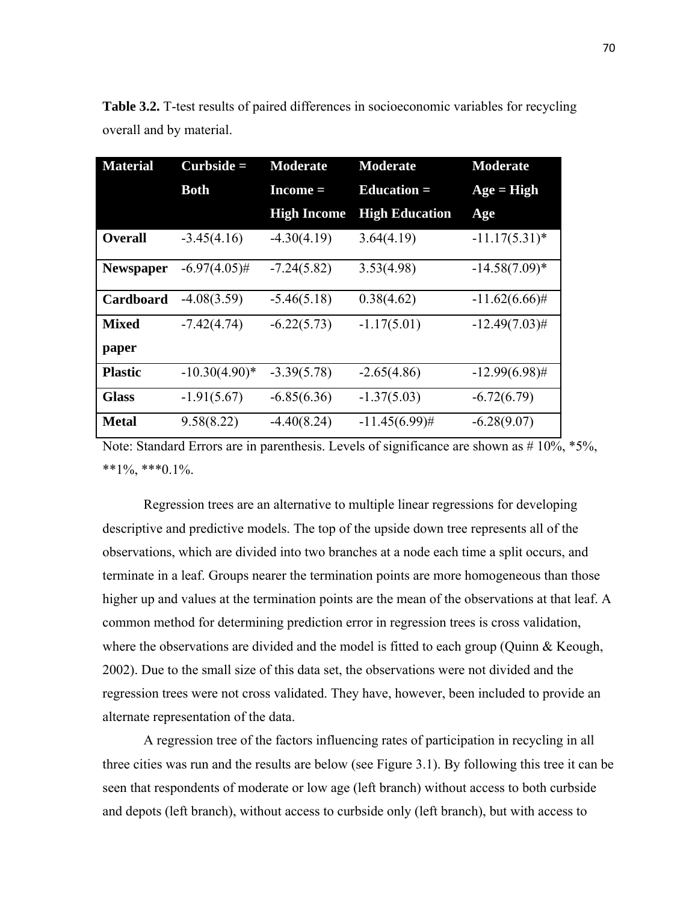**Table 3.2.** T-test results of paired differences in socioeconomic variables for recycling overall and by material.

| Material | Curbside = Both | Moderate Income = High Income | Moderate Education = High Education | Moderate Age = High Age |
|---|---|---|---|---|
| **Overall** | -3.45(4.16) | -4.30(4.19) | 3.64(4.19) | -11.17(5.31)* |
| **Newspaper** | -6.97(4.05)# | -7.24(5.82) | 3.53(4.98) | -14.58(7.09)* |
| **Cardboard** | -4.08(3.59) | -5.46(5.18) | 0.38(4.62) | -11.62(6.66)# |
| **Mixed paper** | -7.42(4.74) | -6.22(5.73) | -1.17(5.01) | -12.49(7.03)# |
| **Plastic** | -10.30(4.90)* | -3.39(5.78) | -2.65(4.86) | -12.99(6.98)# |
| **Glass** | -1.91(5.67) | -6.85(6.36) | -1.37(5.03) | -6.72(6.79) |
| **Metal** | 9.58(8.22) | -4.40(8.24) | -11.45(6.99)# | -6.28(9.07) |

Note: Standard Errors are in parenthesis. Levels of significance are shown as # 10%, *5%, **1%, ***0.1%.

Regression trees are an alternative to multiple linear regressions for developing descriptive and predictive models. The top of the upside down tree represents all of the observations, which are divided into two branches at a node each time a split occurs, and terminate in a leaf. Groups nearer the termination points are more homogeneous than those higher up and values at the termination points are the mean of the observations at that leaf. A common method for determining prediction error in regression trees is cross validation, where the observations are divided and the model is fitted to each group (Quinn & Keough, 2002). Due to the small size of this data set, the observations were not divided and the regression trees were not cross validated. They have, however, been included to provide an alternate representation of the data.

A regression tree of the factors influencing rates of participation in recycling in all three cities was run and the results are below (see Figure 3.1). By following this tree it can be seen that respondents of moderate or low age (left branch) without access to both curbside and depots (left branch), without access to curbside only (left branch), but with access to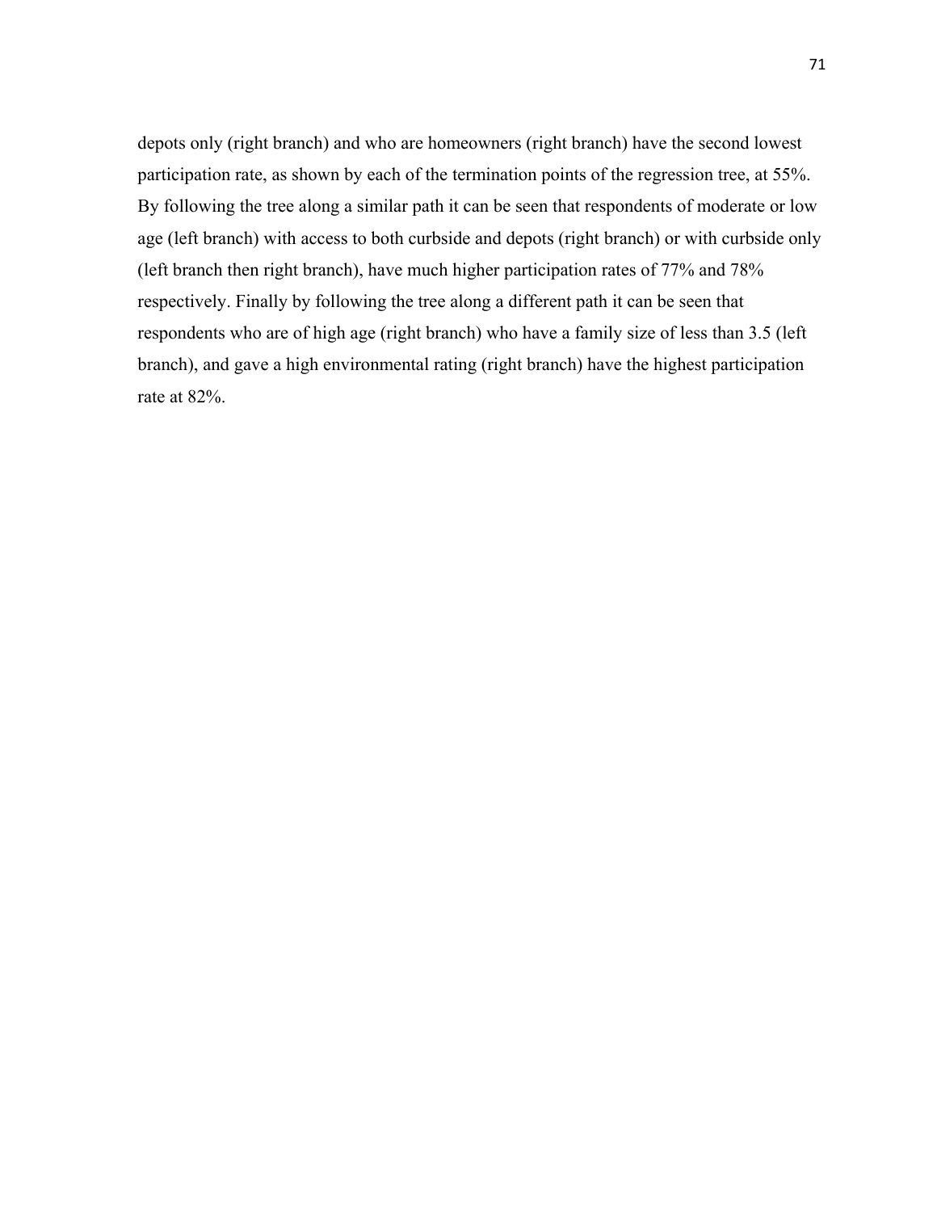depots only (right branch) and who are homeowners (right branch) have the second lowest participation rate, as shown by each of the termination points of the regression tree, at 55%. By following the tree along a similar path it can be seen that respondents of moderate or low age (left branch) with access to both curbside and depots (right branch) or with curbside only (left branch then right branch), have much higher participation rates of 77% and 78% respectively. Finally by following the tree along a different path it can be seen that respondents who are of high age (right branch) who have a family size of less than 3.5 (left branch), and gave a high environmental rating (right branch) have the highest participation rate at 82%.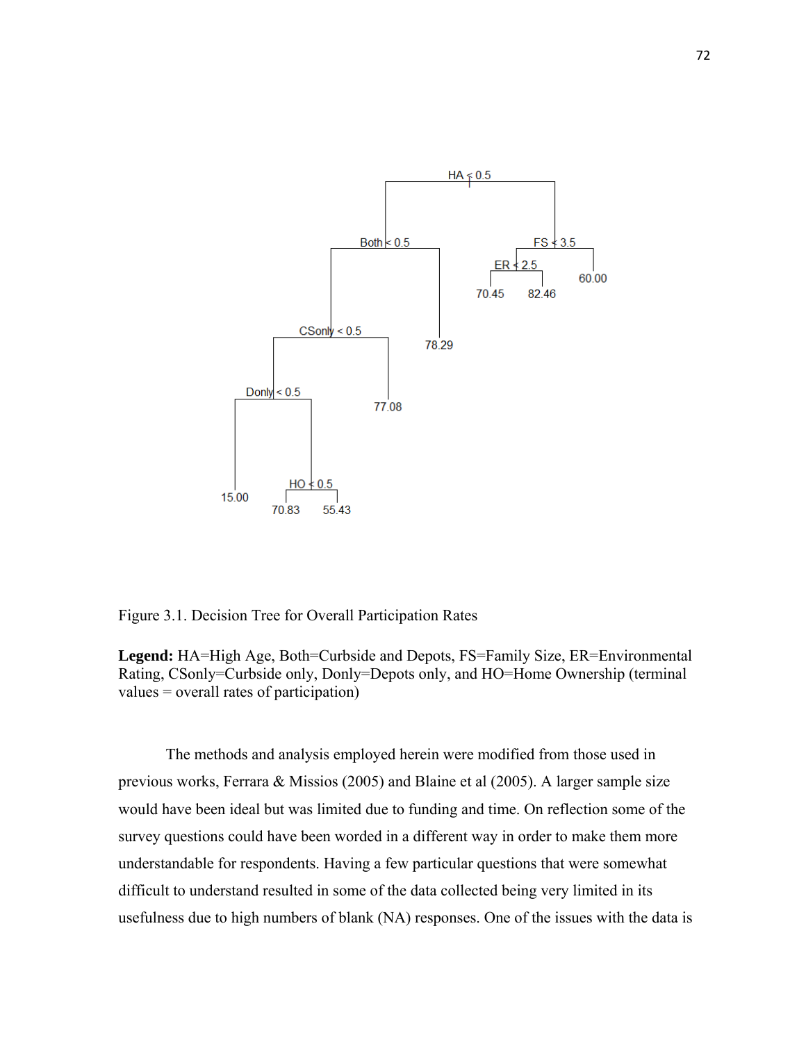Figure 3.1. Decision Tree for Overall Participation Rates

**Legend:** HA=High Age, Both=Curbside and Depots, FS=Family Size, ER=Environmental Rating, CSonly=Curbside only, Donly=Depots only, and HO=Home Ownership (terminal values = overall rates of participation)

The methods and analysis employed herein were modified from those used in previous works, Ferrara & Missios (2005) and Blaine et al (2005). A larger sample size would have been ideal but was limited due to funding and time. On reflection some of the survey questions could have been worded in a different way in order to make them more understandable for respondents. Having a few particular questions that were somewhat difficult to understand resulted in some of the data collected being very limited in its usefulness due to high numbers of blank (NA) responses. One of the issues with the data is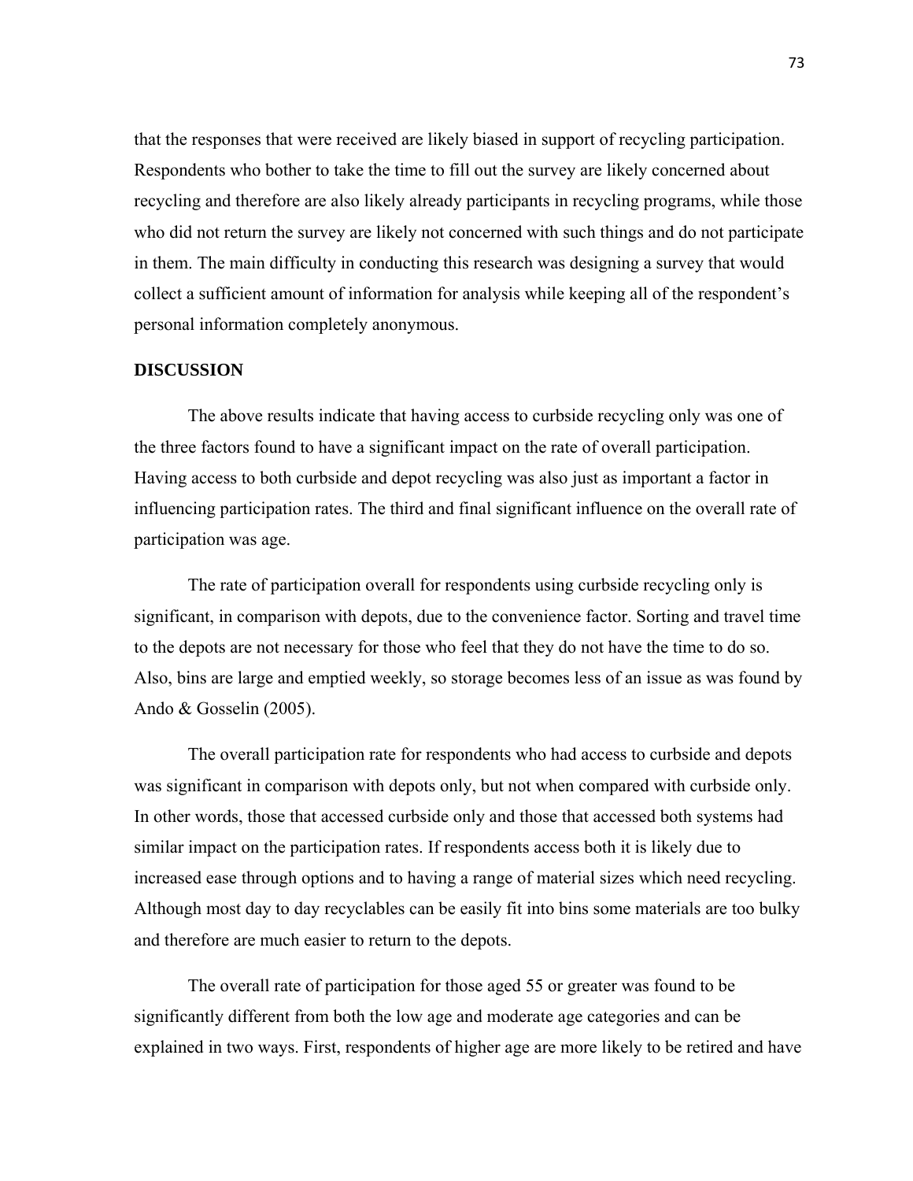that the responses that were received are likely biased in support of recycling participation. Respondents who bother to take the time to fill out the survey are likely concerned about recycling and therefore are also likely already participants in recycling programs, while those who did not return the survey are likely not concerned with such things and do not participate in them. The main difficulty in conducting this research was designing a survey that would collect a sufficient amount of information for analysis while keeping all of the respondent's personal information completely anonymous.

## DISCUSSION

The above results indicate that having access to curbside recycling only was one of the three factors found to have a significant impact on the rate of overall participation. Having access to both curbside and depot recycling was also just as important a factor in influencing participation rates. The third and final significant influence on the overall rate of participation was age.

The rate of participation overall for respondents using curbside recycling only is significant, in comparison with depots, due to the convenience factor. Sorting and travel time to the depots are not necessary for those who feel that they do not have the time to do so. Also, bins are large and emptied weekly, so storage becomes less of an issue as was found by Ando & Gosselin (2005).

The overall participation rate for respondents who had access to curbside and depots was significant in comparison with depots only, but not when compared with curbside only. In other words, those that accessed curbside only and those that accessed both systems had similar impact on the participation rates. If respondents access both it is likely due to increased ease through options and to having a range of material sizes which need recycling. Although most day to day recyclables can be easily fit into bins some materials are too bulky and therefore are much easier to return to the depots.

The overall rate of participation for those aged 55 or greater was found to be significantly different from both the low age and moderate age categories and can be explained in two ways. First, respondents of higher age are more likely to be retired and have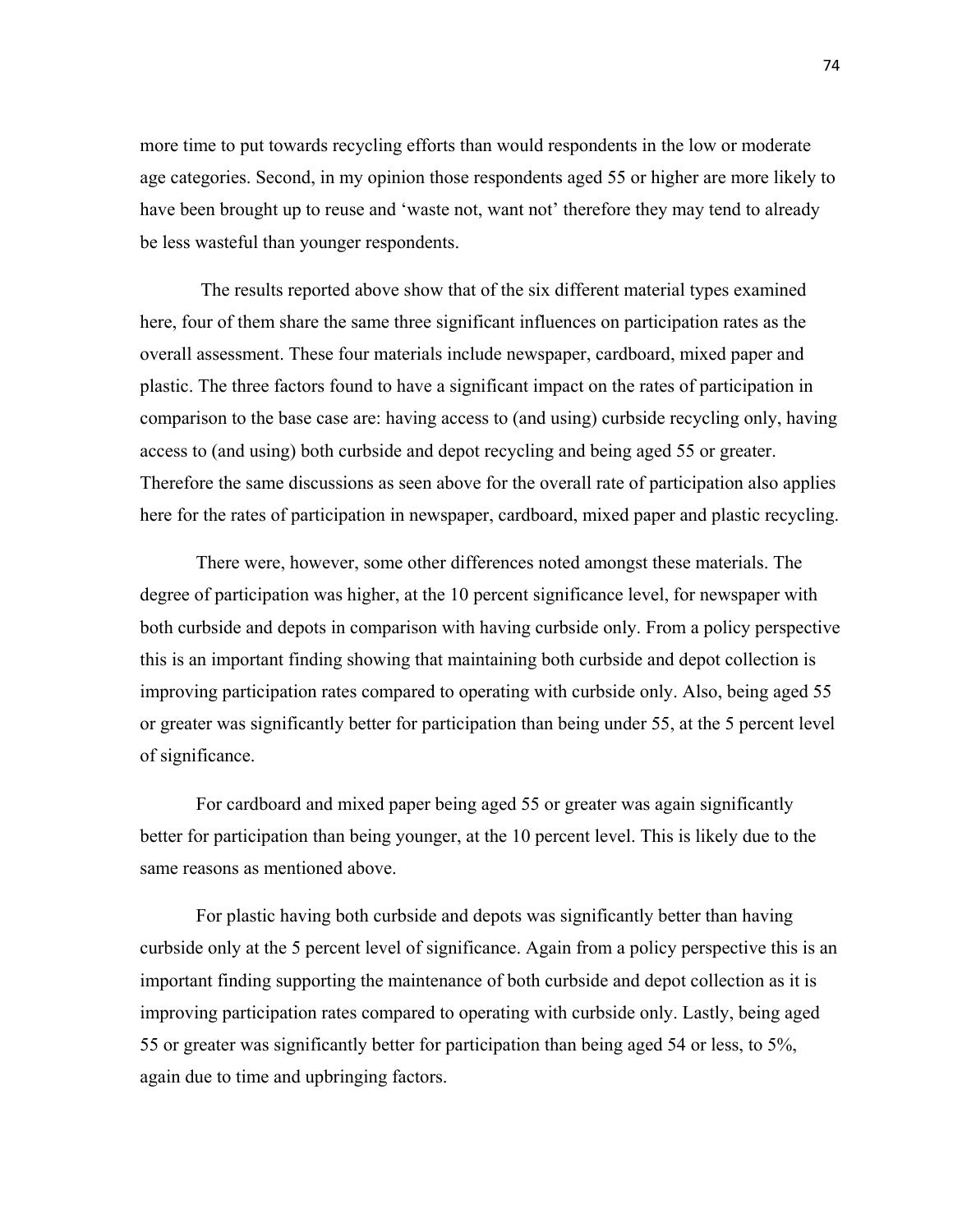more time to put towards recycling efforts than would respondents in the low or moderate age categories. Second, in my opinion those respondents aged 55 or higher are more likely to have been brought up to reuse and 'waste not, want not' therefore they may tend to already be less wasteful than younger respondents.

The results reported above show that of the six different material types examined here, four of them share the same three significant influences on participation rates as the overall assessment. These four materials include newspaper, cardboard, mixed paper and plastic. The three factors found to have a significant impact on the rates of participation in comparison to the base case are: having access to (and using) curbside recycling only, having access to (and using) both curbside and depot recycling and being aged 55 or greater. Therefore the same discussions as seen above for the overall rate of participation also applies here for the rates of participation in newspaper, cardboard, mixed paper and plastic recycling.

There were, however, some other differences noted amongst these materials. The degree of participation was higher, at the 10 percent significance level, for newspaper with both curbside and depots in comparison with having curbside only. From a policy perspective this is an important finding showing that maintaining both curbside and depot collection is improving participation rates compared to operating with curbside only. Also, being aged 55 or greater was significantly better for participation than being under 55, at the 5 percent level of significance.

For cardboard and mixed paper being aged 55 or greater was again significantly better for participation than being younger, at the 10 percent level. This is likely due to the same reasons as mentioned above.

For plastic having both curbside and depots was significantly better than having curbside only at the 5 percent level of significance. Again from a policy perspective this is an important finding supporting the maintenance of both curbside and depot collection as it is improving participation rates compared to operating with curbside only. Lastly, being aged 55 or greater was significantly better for participation than being aged 54 or less, to 5%, again due to time and upbringing factors.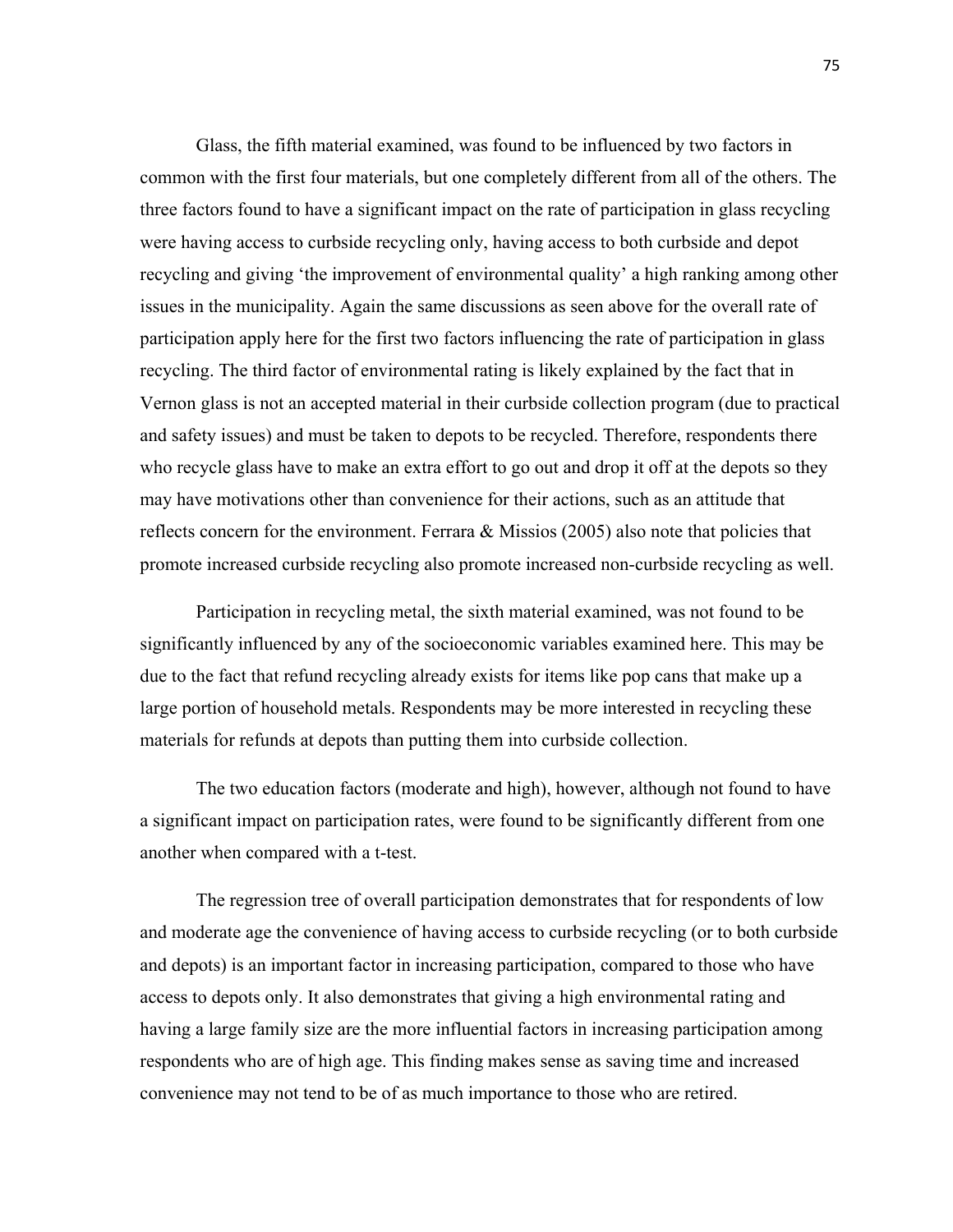Glass, the fifth material examined, was found to be influenced by two factors in common with the first four materials, but one completely different from all of the others. The three factors found to have a significant impact on the rate of participation in glass recycling were having access to curbside recycling only, having access to both curbside and depot recycling and giving 'the improvement of environmental quality' a high ranking among other issues in the municipality. Again the same discussions as seen above for the overall rate of participation apply here for the first two factors influencing the rate of participation in glass recycling. The third factor of environmental rating is likely explained by the fact that in Vernon glass is not an accepted material in their curbside collection program (due to practical and safety issues) and must be taken to depots to be recycled. Therefore, respondents there who recycle glass have to make an extra effort to go out and drop it off at the depots so they may have motivations other than convenience for their actions, such as an attitude that reflects concern for the environment. Ferrara & Missios (2005) also note that policies that promote increased curbside recycling also promote increased non-curbside recycling as well.

Participation in recycling metal, the sixth material examined, was not found to be significantly influenced by any of the socioeconomic variables examined here. This may be due to the fact that refund recycling already exists for items like pop cans that make up a large portion of household metals. Respondents may be more interested in recycling these materials for refunds at depots than putting them into curbside collection.

The two education factors (moderate and high), however, although not found to have a significant impact on participation rates, were found to be significantly different from one another when compared with a t-test.

The regression tree of overall participation demonstrates that for respondents of low and moderate age the convenience of having access to curbside recycling (or to both curbside and depots) is an important factor in increasing participation, compared to those who have access to depots only. It also demonstrates that giving a high environmental rating and having a large family size are the more influential factors in increasing participation among respondents who are of high age. This finding makes sense as saving time and increased convenience may not tend to be of as much importance to those who are retired.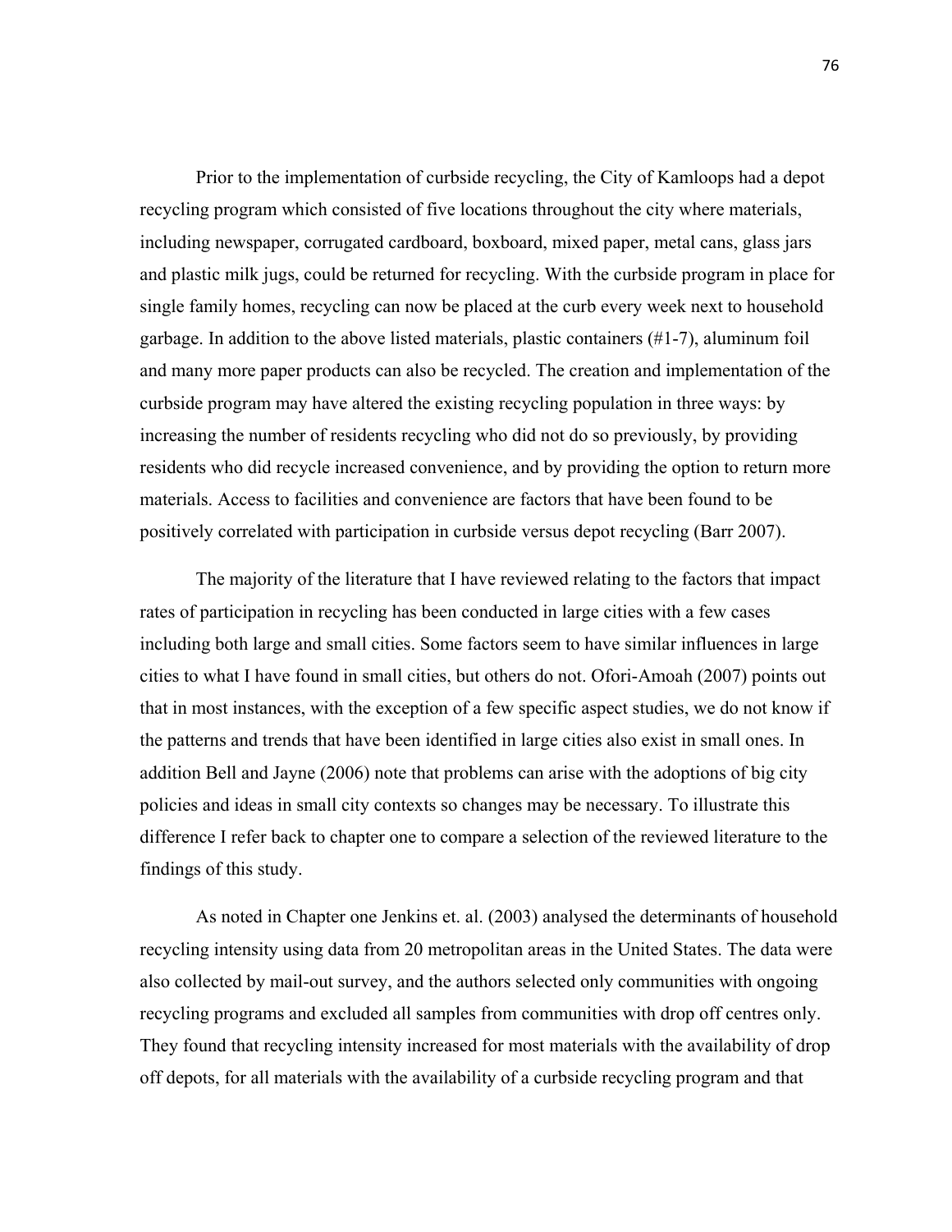Prior to the implementation of curbside recycling, the City of Kamloops had a depot recycling program which consisted of five locations throughout the city where materials, including newspaper, corrugated cardboard, boxboard, mixed paper, metal cans, glass jars and plastic milk jugs, could be returned for recycling. With the curbside program in place for single family homes, recycling can now be placed at the curb every week next to household garbage. In addition to the above listed materials, plastic containers (#1-7), aluminum foil and many more paper products can also be recycled. The creation and implementation of the curbside program may have altered the existing recycling population in three ways: by increasing the number of residents recycling who did not do so previously, by providing residents who did recycle increased convenience, and by providing the option to return more materials. Access to facilities and convenience are factors that have been found to be positively correlated with participation in curbside versus depot recycling (Barr 2007).

The majority of the literature that I have reviewed relating to the factors that impact rates of participation in recycling has been conducted in large cities with a few cases including both large and small cities. Some factors seem to have similar influences in large cities to what I have found in small cities, but others do not. Ofori-Amoah (2007) points out that in most instances, with the exception of a few specific aspect studies, we do not know if the patterns and trends that have been identified in large cities also exist in small ones. In addition Bell and Jayne (2006) note that problems can arise with the adoptions of big city policies and ideas in small city contexts so changes may be necessary. To illustrate this difference I refer back to chapter one to compare a selection of the reviewed literature to the findings of this study.

As noted in Chapter one Jenkins et. al. (2003) analysed the determinants of household recycling intensity using data from 20 metropolitan areas in the United States. The data were also collected by mail-out survey, and the authors selected only communities with ongoing recycling programs and excluded all samples from communities with drop off centres only. They found that recycling intensity increased for most materials with the availability of drop off depots, for all materials with the availability of a curbside recycling program and that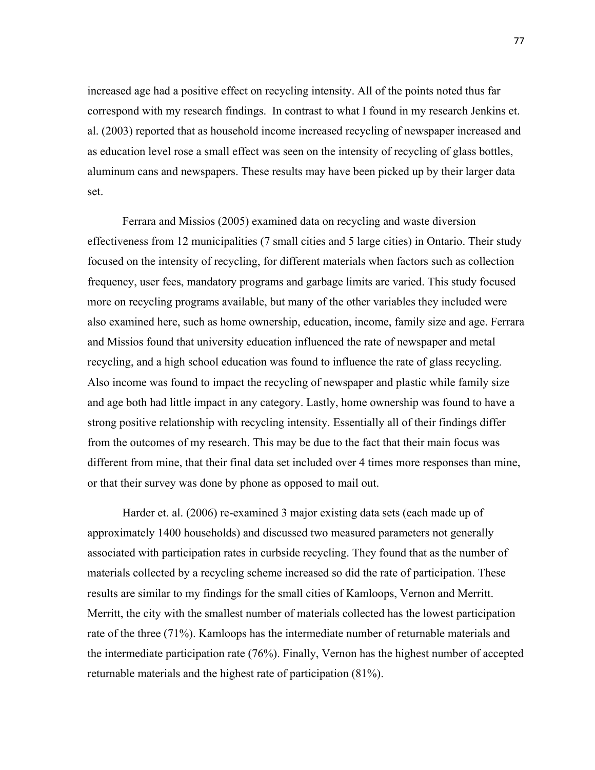increased age had a positive effect on recycling intensity. All of the points noted thus far correspond with my research findings. In contrast to what I found in my research Jenkins et. al. (2003) reported that as household income increased recycling of newspaper increased and as education level rose a small effect was seen on the intensity of recycling of glass bottles, aluminum cans and newspapers. These results may have been picked up by their larger data set.

Ferrara and Missios (2005) examined data on recycling and waste diversion effectiveness from 12 municipalities (7 small cities and 5 large cities) in Ontario. Their study focused on the intensity of recycling, for different materials when factors such as collection frequency, user fees, mandatory programs and garbage limits are varied. This study focused more on recycling programs available, but many of the other variables they included were also examined here, such as home ownership, education, income, family size and age. Ferrara and Missios found that university education influenced the rate of newspaper and metal recycling, and a high school education was found to influence the rate of glass recycling. Also income was found to impact the recycling of newspaper and plastic while family size and age both had little impact in any category. Lastly, home ownership was found to have a strong positive relationship with recycling intensity. Essentially all of their findings differ from the outcomes of my research. This may be due to the fact that their main focus was different from mine, that their final data set included over 4 times more responses than mine, or that their survey was done by phone as opposed to mail out.

Harder et. al. (2006) re-examined 3 major existing data sets (each made up of approximately 1400 households) and discussed two measured parameters not generally associated with participation rates in curbside recycling. They found that as the number of materials collected by a recycling scheme increased so did the rate of participation. These results are similar to my findings for the small cities of Kamloops, Vernon and Merritt. Merritt, the city with the smallest number of materials collected has the lowest participation rate of the three (71%). Kamloops has the intermediate number of returnable materials and the intermediate participation rate (76%). Finally, Vernon has the highest number of accepted returnable materials and the highest rate of participation (81%).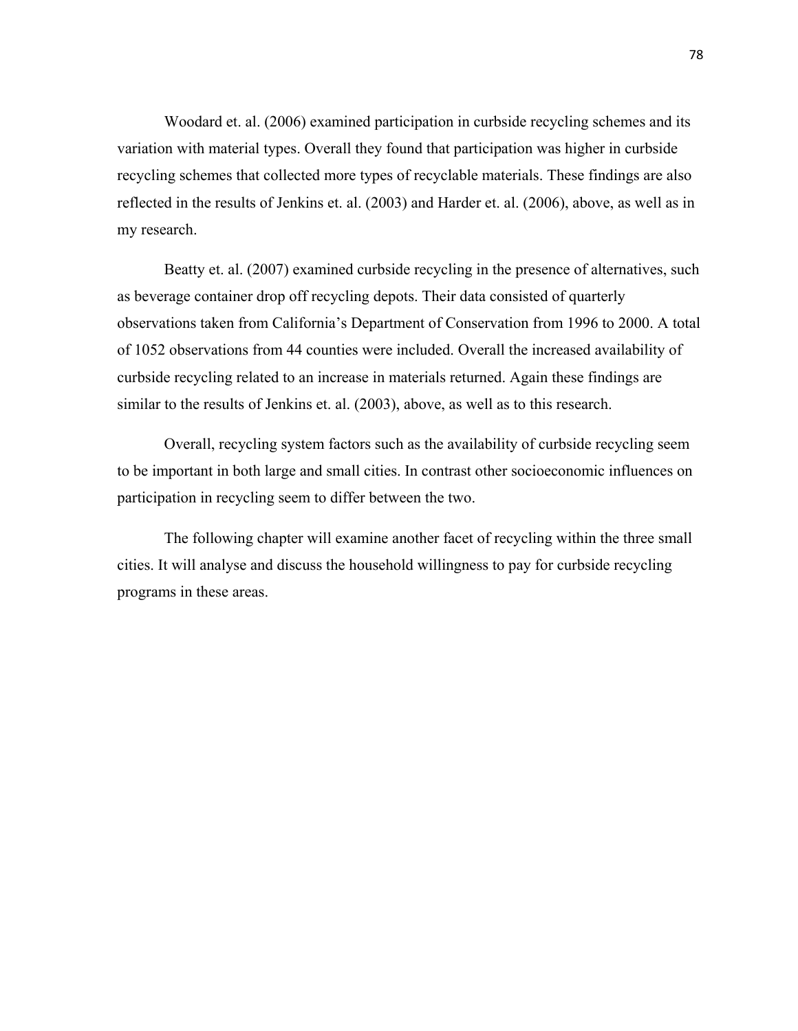Woodard et. al. (2006) examined participation in curbside recycling schemes and its variation with material types. Overall they found that participation was higher in curbside recycling schemes that collected more types of recyclable materials. These findings are also reflected in the results of Jenkins et. al. (2003) and Harder et. al. (2006), above, as well as in my research.

Beatty et. al. (2007) examined curbside recycling in the presence of alternatives, such as beverage container drop off recycling depots. Their data consisted of quarterly observations taken from California's Department of Conservation from 1996 to 2000. A total of 1052 observations from 44 counties were included. Overall the increased availability of curbside recycling related to an increase in materials returned. Again these findings are similar to the results of Jenkins et. al. (2003), above, as well as to this research.

Overall, recycling system factors such as the availability of curbside recycling seem to be important in both large and small cities. In contrast other socioeconomic influences on participation in recycling seem to differ between the two.

The following chapter will examine another facet of recycling within the three small cities. It will analyse and discuss the household willingness to pay for curbside recycling programs in these areas.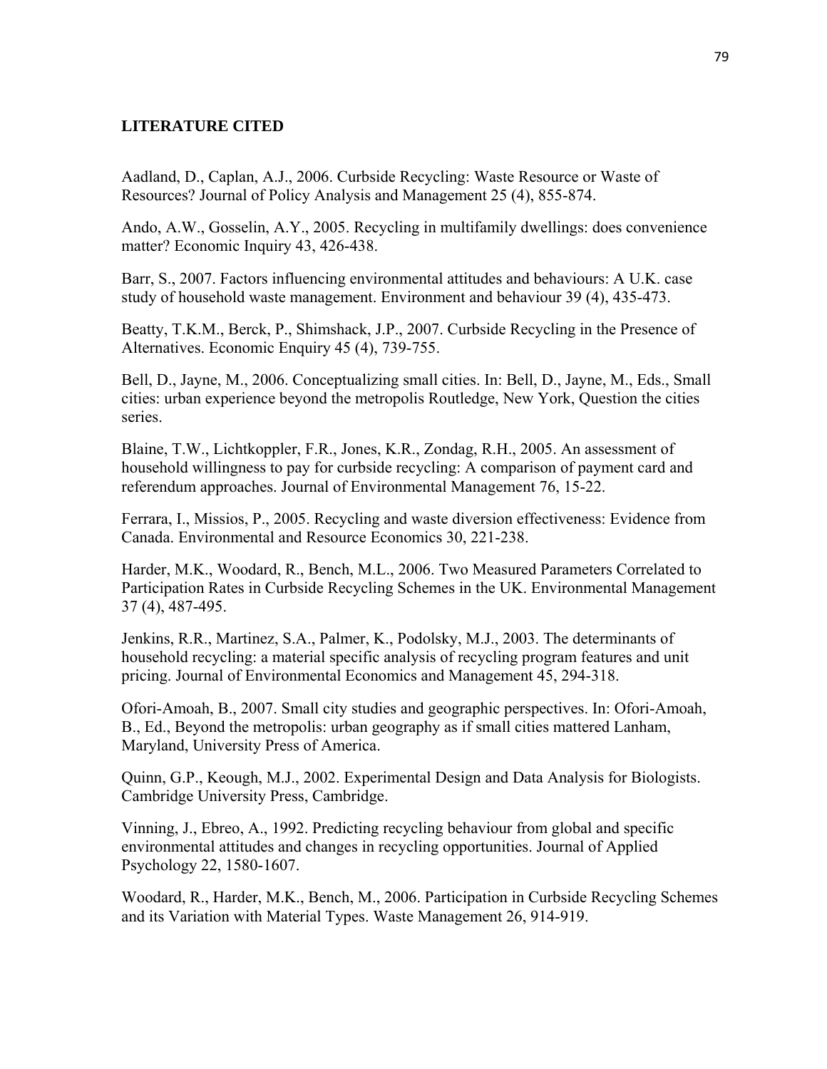## LITERATURE CITED

Aadland, D., Caplan, A.J., 2006. Curbside Recycling: Waste Resource or Waste of Resources? Journal of Policy Analysis and Management 25 (4), 855-874.

Ando, A.W., Gosselin, A.Y., 2005. Recycling in multifamily dwellings: does convenience matter? Economic Inquiry 43, 426-438.

Barr, S., 2007. Factors influencing environmental attitudes and behaviours: A U.K. case study of household waste management. Environment and behaviour 39 (4), 435-473.

Beatty, T.K.M., Berck, P., Shimshack, J.P., 2007. Curbside Recycling in the Presence of Alternatives. Economic Enquiry 45 (4), 739-755.

Bell, D., Jayne, M., 2006. Conceptualizing small cities. In: Bell, D., Jayne, M., Eds., Small cities: urban experience beyond the metropolis Routledge, New York, Question the cities series.

Blaine, T.W., Lichtkoppler, F.R., Jones, K.R., Zondag, R.H., 2005. An assessment of household willingness to pay for curbside recycling: A comparison of payment card and referendum approaches. Journal of Environmental Management 76, 15-22.

Ferrara, I., Missios, P., 2005. Recycling and waste diversion effectiveness: Evidence from Canada. Environmental and Resource Economics 30, 221-238.

Harder, M.K., Woodard, R., Bench, M.L., 2006. Two Measured Parameters Correlated to Participation Rates in Curbside Recycling Schemes in the UK. Environmental Management 37 (4), 487-495.

Jenkins, R.R., Martinez, S.A., Palmer, K., Podolsky, M.J., 2003. The determinants of household recycling: a material specific analysis of recycling program features and unit pricing. Journal of Environmental Economics and Management 45, 294-318.

Ofori-Amoah, B., 2007. Small city studies and geographic perspectives. In: Ofori-Amoah, B., Ed., Beyond the metropolis: urban geography as if small cities mattered Lanham, Maryland, University Press of America.

Quinn, G.P., Keough, M.J., 2002. Experimental Design and Data Analysis for Biologists. Cambridge University Press, Cambridge.

Vinning, J., Ebreo, A., 1992. Predicting recycling behaviour from global and specific environmental attitudes and changes in recycling opportunities. Journal of Applied Psychology 22, 1580-1607.

Woodard, R., Harder, M.K., Bench, M., 2006. Participation in Curbside Recycling Schemes and its Variation with Material Types. Waste Management 26, 914-919.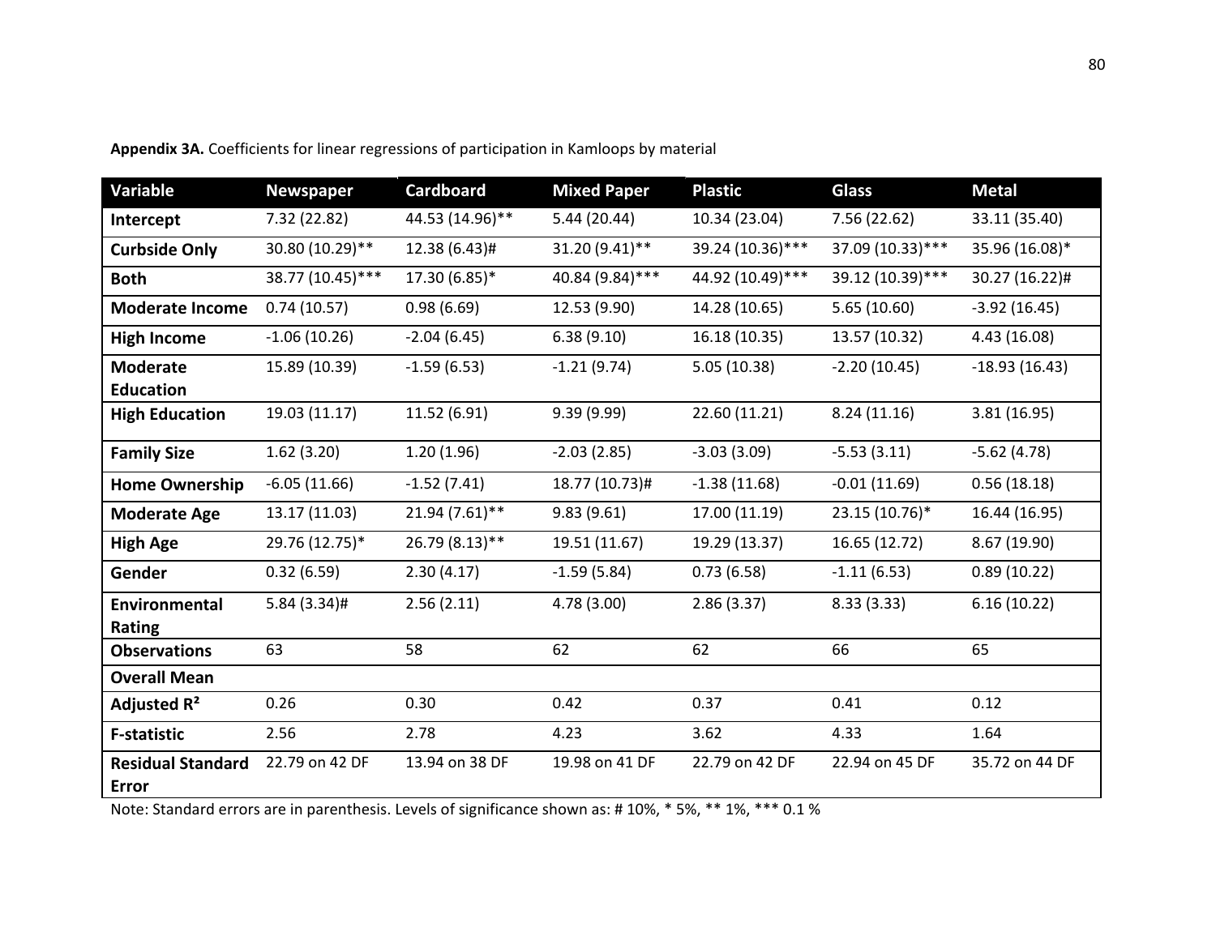**Appendix 3A.** Coefficients for linear regressions of participation in Kamloops by material

| Variable | Newspaper | Cardboard | Mixed Paper | Plastic | Glass | Metal |
|---|---|---|---|---|---|---|
| **Intercept** | 7.32 (22.82) | 44.53 (14.96)** | 5.44 (20.44) | 10.34 (23.04) | 7.56 (22.62) | 33.11 (35.40) |
| **Curbside Only** | 30.80 (10.29)** | 12.38 (6.43)# | 31.20 (9.41)** | 39.24 (10.36)*** | 37.09 (10.33)*** | 35.96 (16.08)* |
| **Both** | 38.77 (10.45)*** | 17.30 (6.85)* | 40.84 (9.84)*** | 44.92 (10.49)*** | 39.12 (10.39)*** | 30.27 (16.22)# |
| **Moderate Income** | 0.74 (10.57) | 0.98 (6.69) | 12.53 (9.90) | 14.28 (10.65) | 5.65 (10.60) | -3.92 (16.45) |
| **High Income** | -1.06 (10.26) | -2.04 (6.45) | 6.38 (9.10) | 16.18 (10.35) | 13.57 (10.32) | 4.43 (16.08) |
| **Moderate Education** | 15.89 (10.39) | -1.59 (6.53) | -1.21 (9.74) | 5.05 (10.38) | -2.20 (10.45) | -18.93 (16.43) |
| **High Education** | 19.03 (11.17) | 11.52 (6.91) | 9.39 (9.99) | 22.60 (11.21) | 8.24 (11.16) | 3.81 (16.95) |
| **Family Size** | 1.62 (3.20) | 1.20 (1.96) | -2.03 (2.85) | -3.03 (3.09) | -5.53 (3.11) | -5.62 (4.78) |
| **Home Ownership** | -6.05 (11.66) | -1.52 (7.41) | 18.77 (10.73)# | -1.38 (11.68) | -0.01 (11.69) | 0.56 (18.18) |
| **Moderate Age** | 13.17 (11.03) | 21.94 (7.61)** | 9.83 (9.61) | 17.00 (11.19) | 23.15 (10.76)* | 16.44 (16.95) |
| **High Age** | 29.76 (12.75)* | 26.79 (8.13)** | 19.51 (11.67) | 19.29 (13.37) | 16.65 (12.72) | 8.67 (19.90) |
| **Gender** | 0.32 (6.59) | 2.30 (4.17) | -1.59 (5.84) | 0.73 (6.58) | -1.11 (6.53) | 0.89 (10.22) |
| **Environmental Rating** | 5.84 (3.34)# | 2.56 (2.11) | 4.78 (3.00) | 2.86 (3.37) | 8.33 (3.33) | 6.16 (10.22) |
| **Observations** | 63 | 58 | 62 | 62 | 66 | 65 |
| **Overall Mean** | | | | | | |
| **Adjusted $R^2$** | 0.26 | 0.30 | 0.42 | 0.37 | 0.41 | 0.12 |
| **F-statistic** | 2.56 | 2.78 | 4.23 | 3.62 | 4.33 | 1.64 |
| **Residual Standard Error** | 22.79 on 42 DF | 13.94 on 38 DF | 19.98 on 41 DF | 22.79 on 42 DF | 22.94 on 45 DF | 35.72 on 44 DF |

Note: Standard errors are in parenthesis. Levels of significance shown as: # 10%, * 5%, ** 1%, *** 0.1 %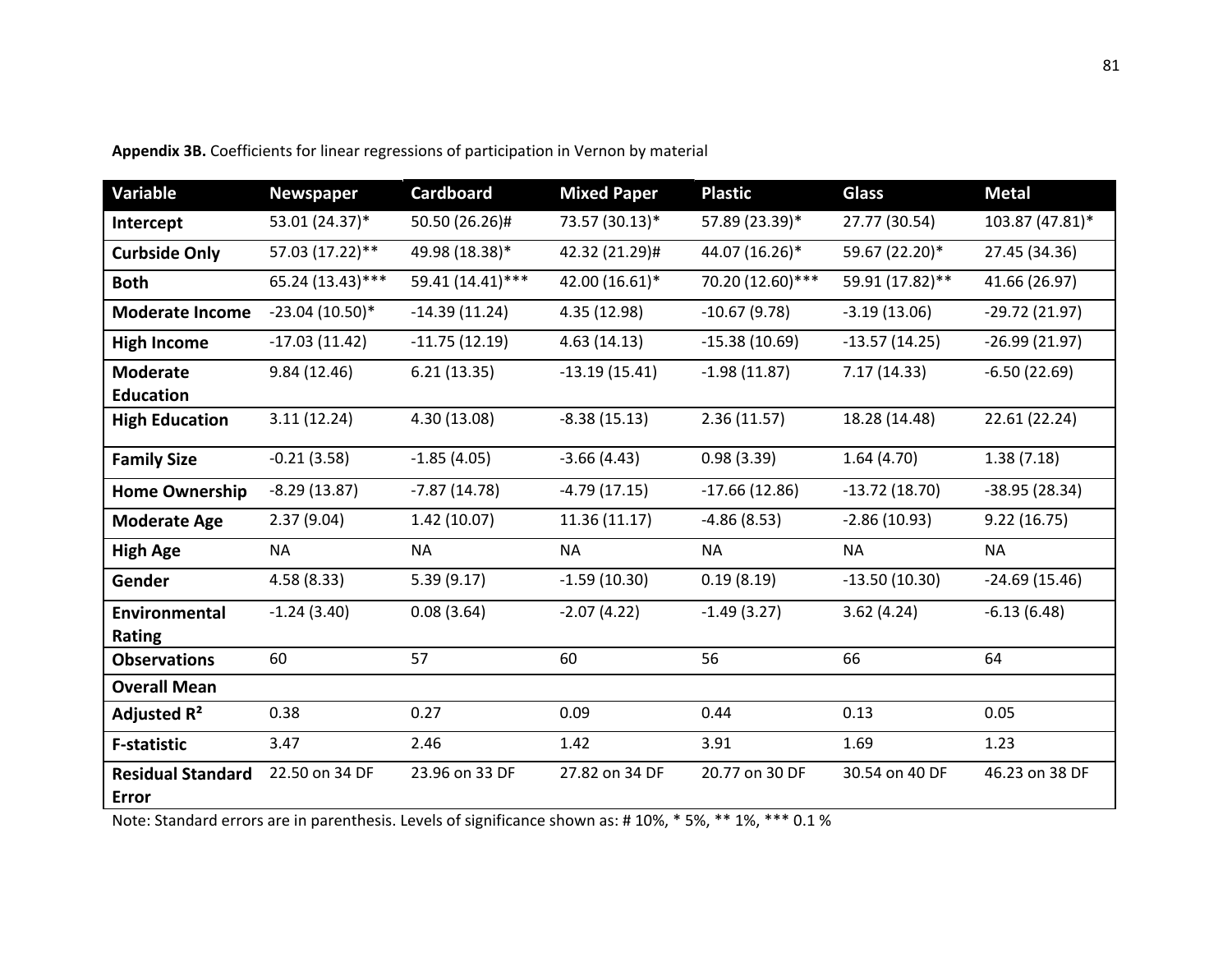**Appendix 3B.** Coefficients for linear regressions of participation in Vernon by material

| Variable | Newspaper | Cardboard | Mixed Paper | Plastic | Glass | Metal |
|---|---|---|---|---|---|---|
| **Intercept** | 53.01 (24.37)* | 50.50 (26.26)# | 73.57 (30.13)* | 57.89 (23.39)* | 27.77 (30.54) | 103.87 (47.81)* |
| **Curbside Only** | 57.03 (17.22)** | 49.98 (18.38)* | 42.32 (21.29)# | 44.07 (16.26)* | 59.67 (22.20)* | 27.45 (34.36) |
| **Both** | 65.24 (13.43)*** | 59.41 (14.41)*** | 42.00 (16.61)* | 70.20 (12.60)*** | 59.91 (17.82)** | 41.66 (26.97) |
| **Moderate Income** | -23.04 (10.50)* | -14.39 (11.24) | 4.35 (12.98) | -10.67 (9.78) | -3.19 (13.06) | -29.72 (21.97) |
| **High Income** | -17.03 (11.42) | -11.75 (12.19) | 4.63 (14.13) | -15.38 (10.69) | -13.57 (14.25) | -26.99 (21.97) |
| **Moderate Education** | 9.84 (12.46) | 6.21 (13.35) | -13.19 (15.41) | -1.98 (11.87) | 7.17 (14.33) | -6.50 (22.69) |
| **High Education** | 3.11 (12.24) | 4.30 (13.08) | -8.38 (15.13) | 2.36 (11.57) | 18.28 (14.48) | 22.61 (22.24) |
| **Family Size** | -0.21 (3.58) | -1.85 (4.05) | -3.66 (4.43) | 0.98 (3.39) | 1.64 (4.70) | 1.38 (7.18) |
| **Home Ownership** | -8.29 (13.87) | -7.87 (14.78) | -4.79 (17.15) | -17.66 (12.86) | -13.72 (18.70) | -38.95 (28.34) |
| **Moderate Age** | 2.37 (9.04) | 1.42 (10.07) | 11.36 (11.17) | -4.86 (8.53) | -2.86 (10.93) | 9.22 (16.75) |
| **High Age** | NA | NA | NA | NA | NA | NA |
| **Gender** | 4.58 (8.33) | 5.39 (9.17) | -1.59 (10.30) | 0.19 (8.19) | -13.50 (10.30) | -24.69 (15.46) |
| **Environmental Rating** | -1.24 (3.40) | 0.08 (3.64) | -2.07 (4.22) | -1.49 (3.27) | 3.62 (4.24) | -6.13 (6.48) |
| **Observations** | 60 | 57 | 60 | 56 | 66 | 64 |
| **Overall Mean** | | | | | | |
| **Adjusted $R^2$** | 0.38 | 0.27 | 0.09 | 0.44 | 0.13 | 0.05 |
| **F-statistic** | 3.47 | 2.46 | 1.42 | 3.91 | 1.69 | 1.23 |
| **Residual Standard Error** | 22.50 on 34 DF | 23.96 on 33 DF | 27.82 on 34 DF | 20.77 on 30 DF | 30.54 on 40 DF | 46.23 on 38 DF |

Note: Standard errors are in parenthesis. Levels of significance shown as: # 10%, * 5%, ** 1%, *** 0.1 %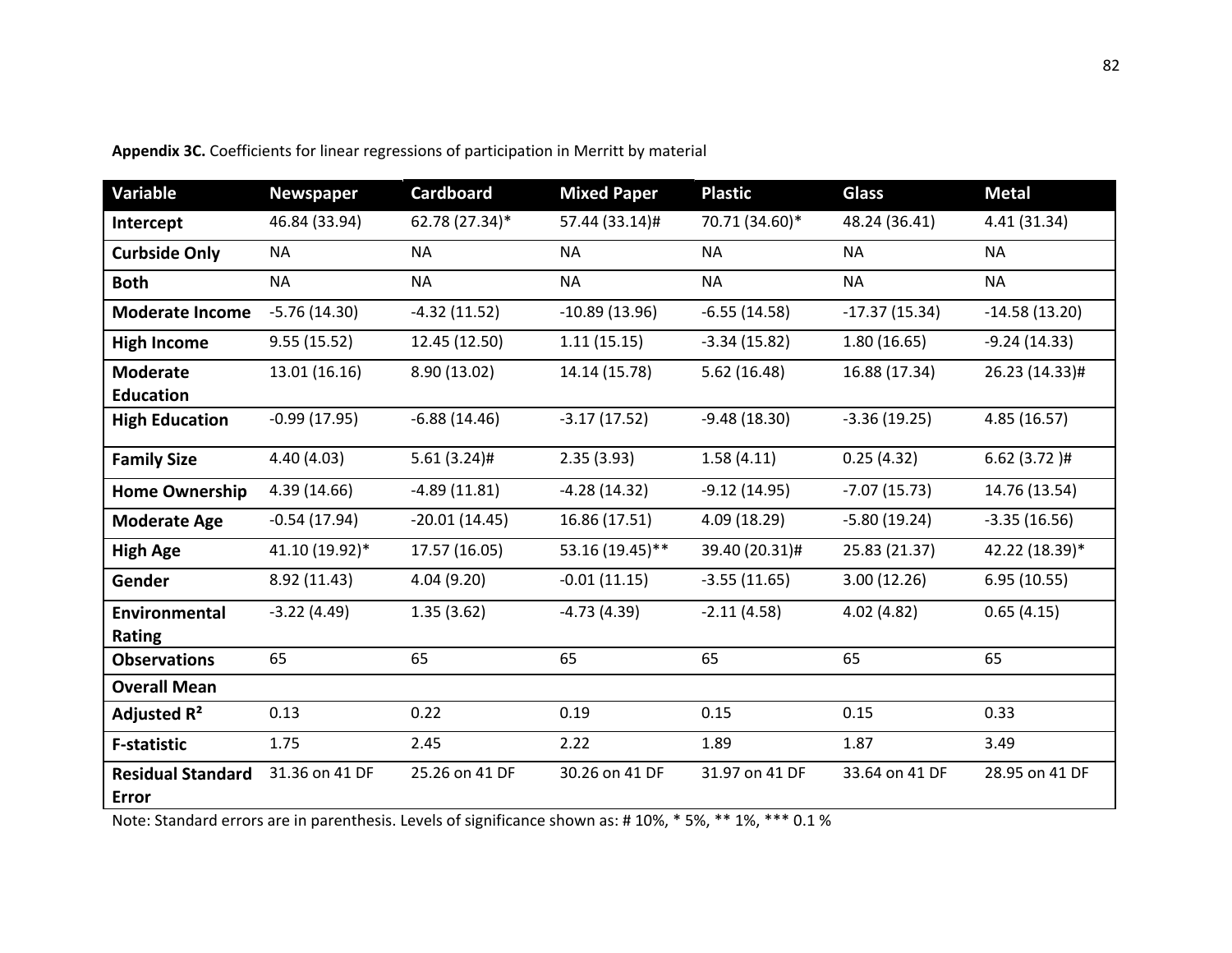**Appendix 3C.** Coefficients for linear regressions of participation in Merritt by material

| Variable | Newspaper | Cardboard | Mixed Paper | Plastic | Glass | Metal |
|---|---|---|---|---|---|---|
| **Intercept** | 46.84 (33.94) | 62.78 (27.34)* | 57.44 (33.14)# | 70.71 (34.60)* | 48.24 (36.41) | 4.41 (31.34) |
| **Curbside Only** | NA | NA | NA | NA | NA | NA |
| **Both** | NA | NA | NA | NA | NA | NA |
| **Moderate Income** | -5.76 (14.30) | -4.32 (11.52) | -10.89 (13.96) | -6.55 (14.58) | -17.37 (15.34) | -14.58 (13.20) |
| **High Income** | 9.55 (15.52) | 12.45 (12.50) | 1.11 (15.15) | -3.34 (15.82) | 1.80 (16.65) | -9.24 (14.33) |
| **Moderate Education** | 13.01 (16.16) | 8.90 (13.02) | 14.14 (15.78) | 5.62 (16.48) | 16.88 (17.34) | 26.23 (14.33)# |
| **High Education** | -0.99 (17.95) | -6.88 (14.46) | -3.17 (17.52) | -9.48 (18.30) | -3.36 (19.25) | 4.85 (16.57) |
| **Family Size** | 4.40 (4.03) | 5.61 (3.24)# | 2.35 (3.93) | 1.58 (4.11) | 0.25 (4.32) | 6.62 (3.72 )# |
| **Home Ownership** | 4.39 (14.66) | -4.89 (11.81) | -4.28 (14.32) | -9.12 (14.95) | -7.07 (15.73) | 14.76 (13.54) |
| **Moderate Age** | -0.54 (17.94) | -20.01 (14.45) | 16.86 (17.51) | 4.09 (18.29) | -5.80 (19.24) | -3.35 (16.56) |
| **High Age** | 41.10 (19.92)* | 17.57 (16.05) | 53.16 (19.45)** | 39.40 (20.31)# | 25.83 (21.37) | 42.22 (18.39)* |
| **Gender** | 8.92 (11.43) | 4.04 (9.20) | -0.01 (11.15) | -3.55 (11.65) | 3.00 (12.26) | 6.95 (10.55) |
| **Environmental Rating** | -3.22 (4.49) | 1.35 (3.62) | -4.73 (4.39) | -2.11 (4.58) | 4.02 (4.82) | 0.65 (4.15) |
| **Observations** | 65 | 65 | 65 | 65 | 65 | 65 |
| **Overall Mean** | | | | | | |
| **Adjusted $R^2$** | 0.13 | 0.22 | 0.19 | 0.15 | 0.15 | 0.33 |
| **F-statistic** | 1.75 | 2.45 | 2.22 | 1.89 | 1.87 | 3.49 |
| **Residual Standard Error** | 31.36 on 41 DF | 25.26 on 41 DF | 30.26 on 41 DF | 31.97 on 41 DF | 33.64 on 41 DF | 28.95 on 41 DF |

Note: Standard errors are in parenthesis. Levels of significance shown as: # 10%, * 5%, ** 1%, *** 0.1 %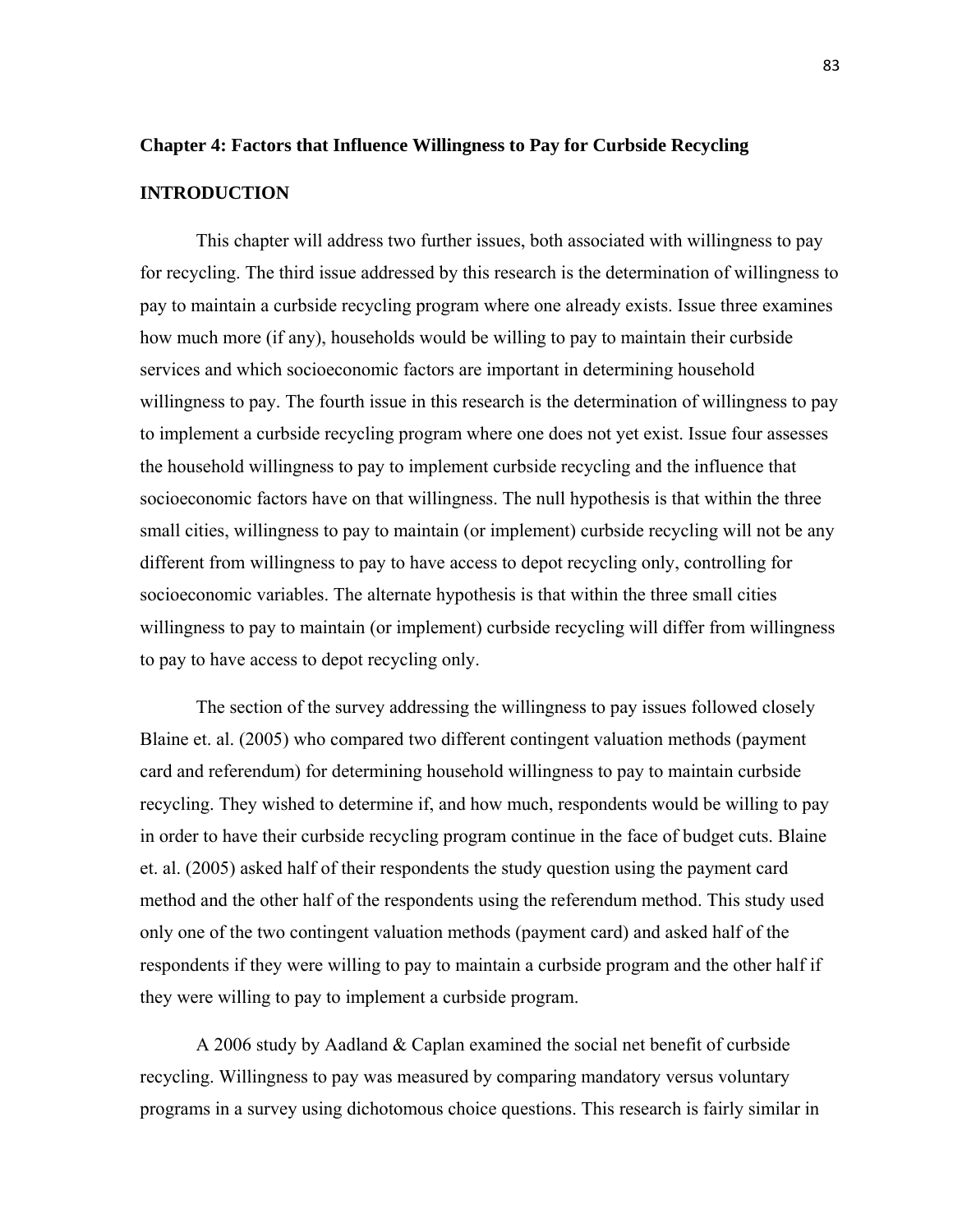## Chapter 4: Factors that Influence Willingness to Pay for Curbside Recycling

### INTRODUCTION

This chapter will address two further issues, both associated with willingness to pay for recycling. The third issue addressed by this research is the determination of willingness to pay to maintain a curbside recycling program where one already exists. Issue three examines how much more (if any), households would be willing to pay to maintain their curbside services and which socioeconomic factors are important in determining household willingness to pay. The fourth issue in this research is the determination of willingness to pay to implement a curbside recycling program where one does not yet exist. Issue four assesses the household willingness to pay to implement curbside recycling and the influence that socioeconomic factors have on that willingness. The null hypothesis is that within the three small cities, willingness to pay to maintain (or implement) curbside recycling will not be any different from willingness to pay to have access to depot recycling only, controlling for socioeconomic variables. The alternate hypothesis is that within the three small cities willingness to pay to maintain (or implement) curbside recycling will differ from willingness to pay to have access to depot recycling only.

The section of the survey addressing the willingness to pay issues followed closely Blaine et. al. (2005) who compared two different contingent valuation methods (payment card and referendum) for determining household willingness to pay to maintain curbside recycling. They wished to determine if, and how much, respondents would be willing to pay in order to have their curbside recycling program continue in the face of budget cuts. Blaine et. al. (2005) asked half of their respondents the study question using the payment card method and the other half of the respondents using the referendum method. This study used only one of the two contingent valuation methods (payment card) and asked half of the respondents if they were willing to pay to maintain a curbside program and the other half if they were willing to pay to implement a curbside program.

A 2006 study by Aadland & Caplan examined the social net benefit of curbside recycling. Willingness to pay was measured by comparing mandatory versus voluntary programs in a survey using dichotomous choice questions. This research is fairly similar in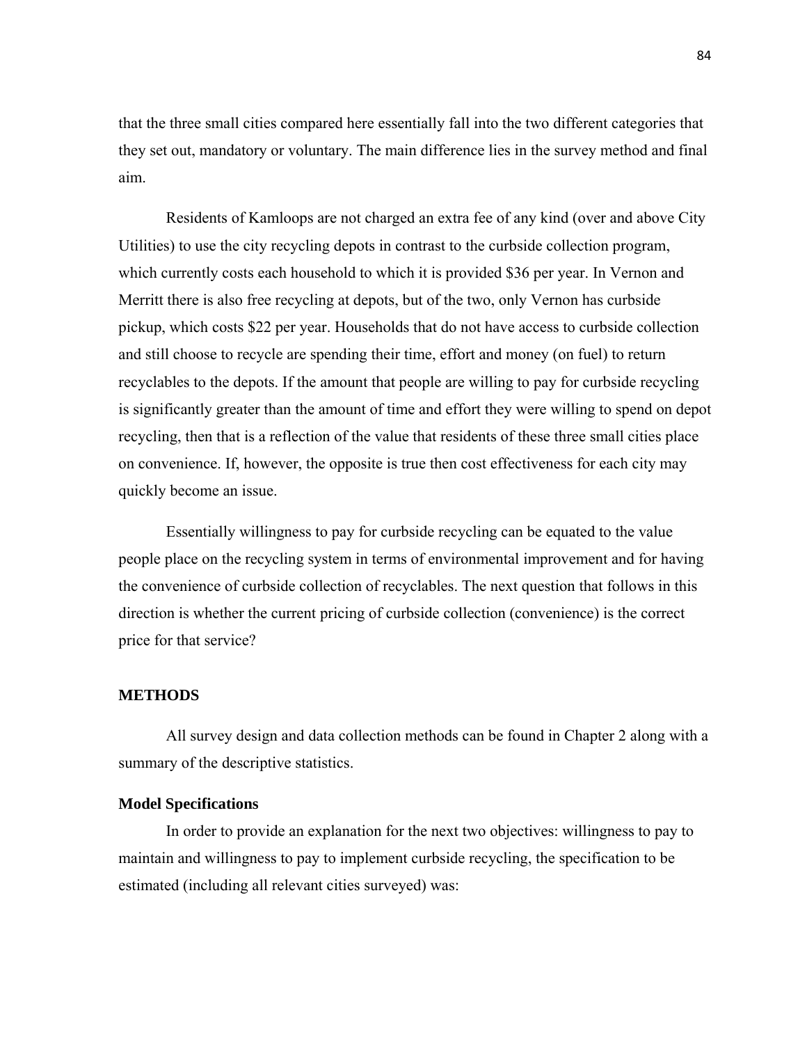that the three small cities compared here essentially fall into the two different categories that they set out, mandatory or voluntary. The main difference lies in the survey method and final aim.

Residents of Kamloops are not charged an extra fee of any kind (over and above City Utilities) to use the city recycling depots in contrast to the curbside collection program, which currently costs each household to which it is provided $36 per year. In Vernon and Merritt there is also free recycling at depots, but of the two, only Vernon has curbside pickup, which costs $22 per year. Households that do not have access to curbside collection and still choose to recycle are spending their time, effort and money (on fuel) to return recyclables to the depots. If the amount that people are willing to pay for curbside recycling is significantly greater than the amount of time and effort they were willing to spend on depot recycling, then that is a reflection of the value that residents of these three small cities place on convenience. If, however, the opposite is true then cost effectiveness for each city may quickly become an issue.

Essentially willingness to pay for curbside recycling can be equated to the value people place on the recycling system in terms of environmental improvement and for having the convenience of curbside collection of recyclables. The next question that follows in this direction is whether the current pricing of curbside collection (convenience) is the correct price for that service?

## METHODS

All survey design and data collection methods can be found in Chapter 2 along with a summary of the descriptive statistics.

### Model Specifications

In order to provide an explanation for the next two objectives: willingness to pay to maintain and willingness to pay to implement curbside recycling, the specification to be estimated (including all relevant cities surveyed) was: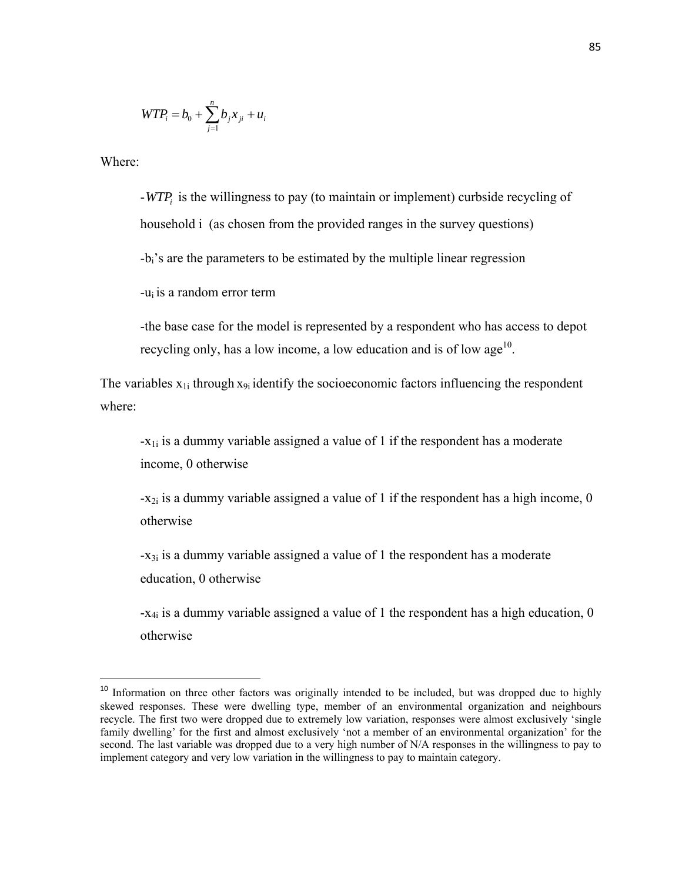$$WTP_i = b_0 + \sum_{j=1}^{n} b_j x_{ji} + u_i$$

Where:

> -$WTP_i$ is the willingness to pay (to maintain or implement) curbside recycling of household i (as chosen from the provided ranges in the survey questions)
>
> -$b_i$'s are the parameters to be estimated by the multiple linear regression
>
> -$u_i$ is a random error term
>
> -the base case for the model is represented by a respondent who has access to depot recycling only, has a low income, a low education and is of low age[10].

The variables $x_{1i}$ through $x_{9i}$ identify the socioeconomic factors influencing the respondent where:

> -$x_{1i}$ is a dummy variable assigned a value of 1 if the respondent has a moderate income, 0 otherwise
>
> -$x_{2i}$ is a dummy variable assigned a value of 1 if the respondent has a high income, 0 otherwise
>
> -$x_{3i}$ is a dummy variable assigned a value of 1 the respondent has a moderate education, 0 otherwise
>
> -$x_{4i}$ is a dummy variable assigned a value of 1 the respondent has a high education, 0 otherwise

---

[10] Information on three other factors was originally intended to be included, but was dropped due to highly skewed responses. These were dwelling type, member of an environmental organization and neighbours recycle. The first two were dropped due to extremely low variation, responses were almost exclusively 'single family dwelling' for the first and almost exclusively 'not a member of an environmental organization' for the second. The last variable was dropped due to a very high number of N/A responses in the willingness to pay to implement category and very low variation in the willingness to pay to maintain category.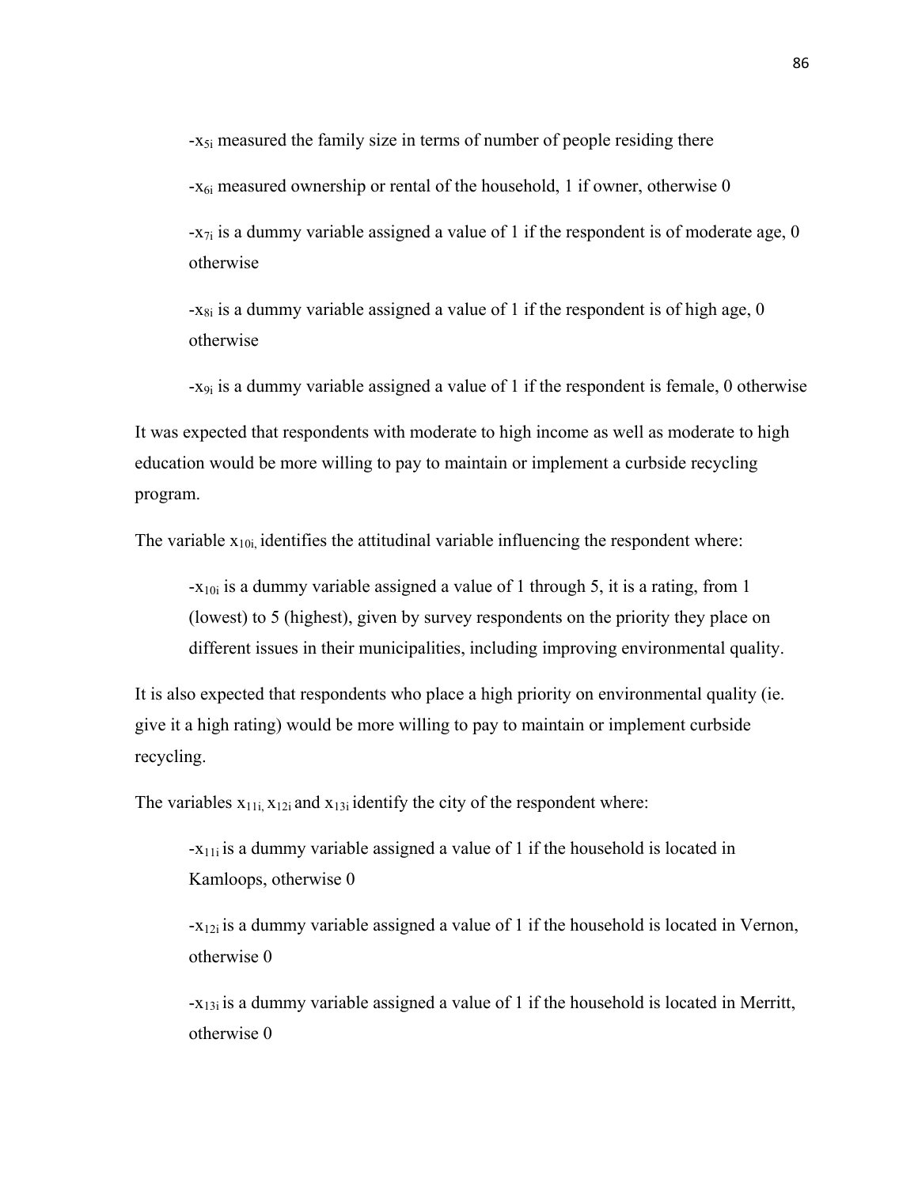-$x_{5i}$ measured the family size in terms of number of people residing there

-$x_{6i}$ measured ownership or rental of the household, 1 if owner, otherwise 0

-$x_{7i}$ is a dummy variable assigned a value of 1 if the respondent is of moderate age, 0 otherwise

-$x_{8i}$ is a dummy variable assigned a value of 1 if the respondent is of high age, 0 otherwise

-$x_{9i}$ is a dummy variable assigned a value of 1 if the respondent is female, 0 otherwise

It was expected that respondents with moderate to high income as well as moderate to high education would be more willing to pay to maintain or implement a curbside recycling program.

The variable $x_{10i,}$ identifies the attitudinal variable influencing the respondent where:

-$x_{10i}$ is a dummy variable assigned a value of 1 through 5, it is a rating, from 1 (lowest) to 5 (highest), given by survey respondents on the priority they place on different issues in their municipalities, including improving environmental quality.

It is also expected that respondents who place a high priority on environmental quality (ie. give it a high rating) would be more willing to pay to maintain or implement curbside recycling.

The variables $x_{11i,}$ $x_{12i}$ and $x_{13i}$ identify the city of the respondent where:

-$x_{11i}$ is a dummy variable assigned a value of 1 if the household is located in Kamloops, otherwise 0

-$x_{12i}$ is a dummy variable assigned a value of 1 if the household is located in Vernon, otherwise 0

-$x_{13i}$ is a dummy variable assigned a value of 1 if the household is located in Merritt, otherwise 0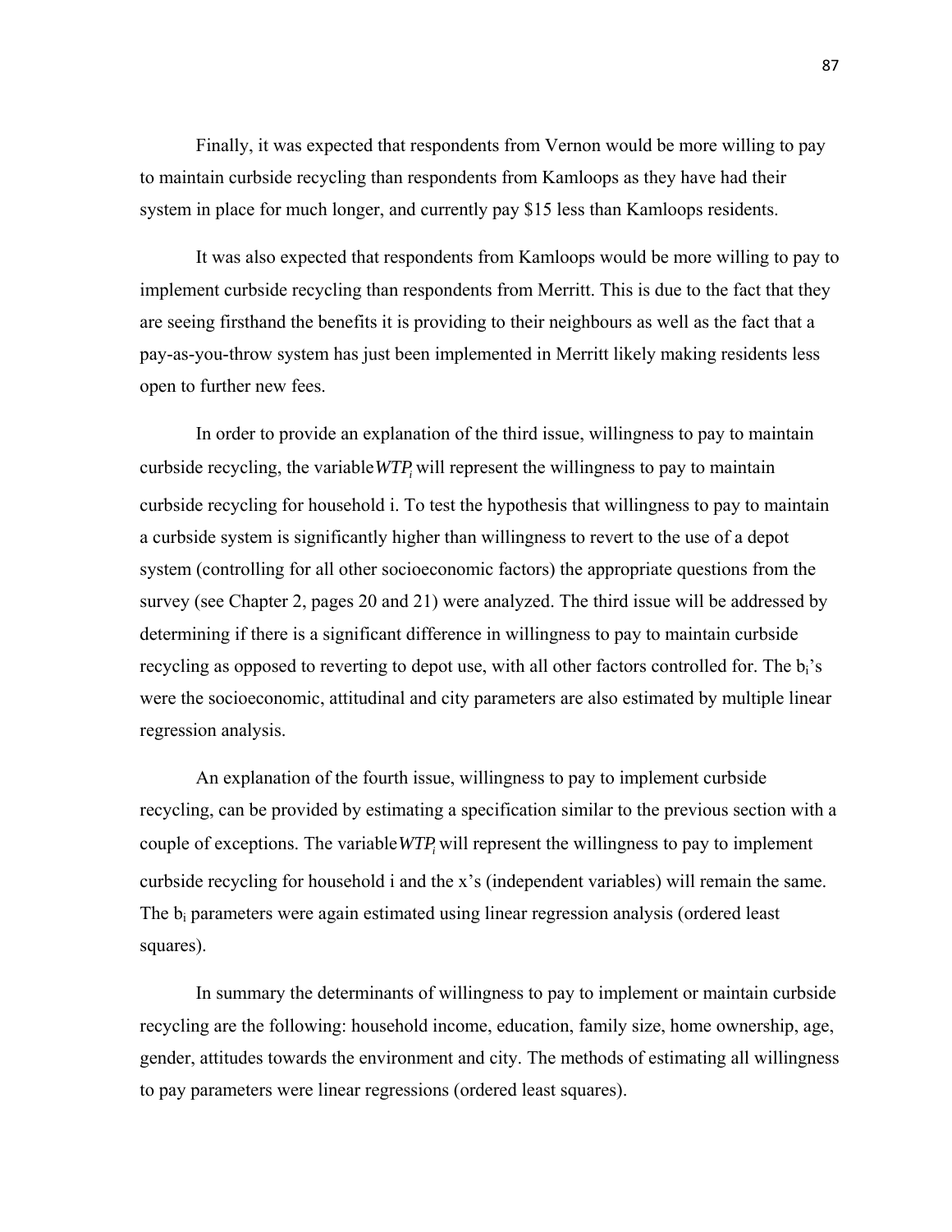Finally, it was expected that respondents from Vernon would be more willing to pay to maintain curbside recycling than respondents from Kamloops as they have had their system in place for much longer, and currently pay $15 less than Kamloops residents.

It was also expected that respondents from Kamloops would be more willing to pay to implement curbside recycling than respondents from Merritt. This is due to the fact that they are seeing firsthand the benefits it is providing to their neighbours as well as the fact that a pay-as-you-throw system has just been implemented in Merritt likely making residents less open to further new fees.

In order to provide an explanation of the third issue, willingness to pay to maintain curbside recycling, the variable $WTP_i$ will represent the willingness to pay to maintain curbside recycling for household i. To test the hypothesis that willingness to pay to maintain a curbside system is significantly higher than willingness to revert to the use of a depot system (controlling for all other socioeconomic factors) the appropriate questions from the survey (see Chapter 2, pages 20 and 21) were analyzed. The third issue will be addressed by determining if there is a significant difference in willingness to pay to maintain curbside recycling as opposed to reverting to depot use, with all other factors controlled for. The $b_i$'s were the socioeconomic, attitudinal and city parameters are also estimated by multiple linear regression analysis.

An explanation of the fourth issue, willingness to pay to implement curbside recycling, can be provided by estimating a specification similar to the previous section with a couple of exceptions. The variable $WTP_i$ will represent the willingness to pay to implement curbside recycling for household i and the x's (independent variables) will remain the same. The $b_i$ parameters were again estimated using linear regression analysis (ordered least squares).

In summary the determinants of willingness to pay to implement or maintain curbside recycling are the following: household income, education, family size, home ownership, age, gender, attitudes towards the environment and city. The methods of estimating all willingness to pay parameters were linear regressions (ordered least squares).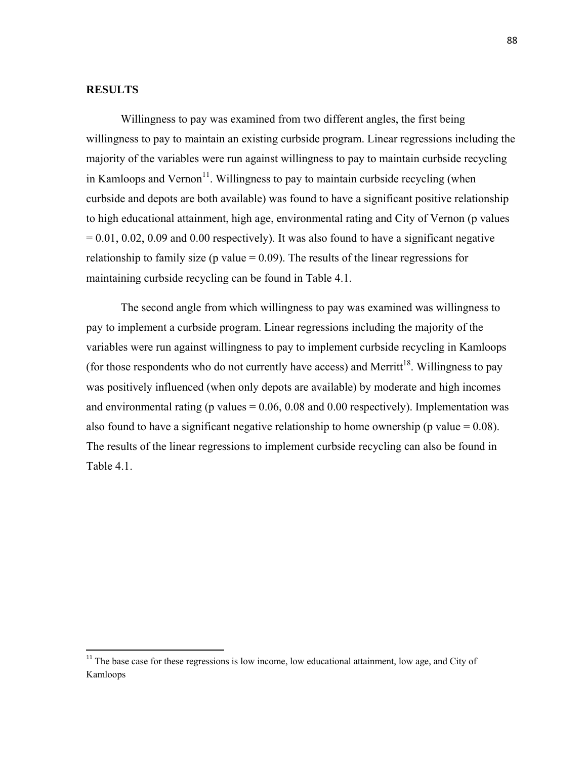## RESULTS

Willingness to pay was examined from two different angles, the first being willingness to pay to maintain an existing curbside program. Linear regressions including the majority of the variables were run against willingness to pay to maintain curbside recycling in Kamloops and Vernon[11]. Willingness to pay to maintain curbside recycling (when curbside and depots are both available) was found to have a significant positive relationship to high educational attainment, high age, environmental rating and City of Vernon (p values = 0.01, 0.02, 0.09 and 0.00 respectively). It was also found to have a significant negative relationship to family size (p value = 0.09). The results of the linear regressions for maintaining curbside recycling can be found in Table 4.1.

The second angle from which willingness to pay was examined was willingness to pay to implement a curbside program. Linear regressions including the majority of the variables were run against willingness to pay to implement curbside recycling in Kamloops (for those respondents who do not currently have access) and Merritt[18]. Willingness to pay was positively influenced (when only depots are available) by moderate and high incomes and environmental rating (p values = 0.06, 0.08 and 0.00 respectively). Implementation was also found to have a significant negative relationship to home ownership (p value = 0.08). The results of the linear regressions to implement curbside recycling can also be found in Table 4.1.

---

[11] The base case for these regressions is low income, low educational attainment, low age, and City of Kamloops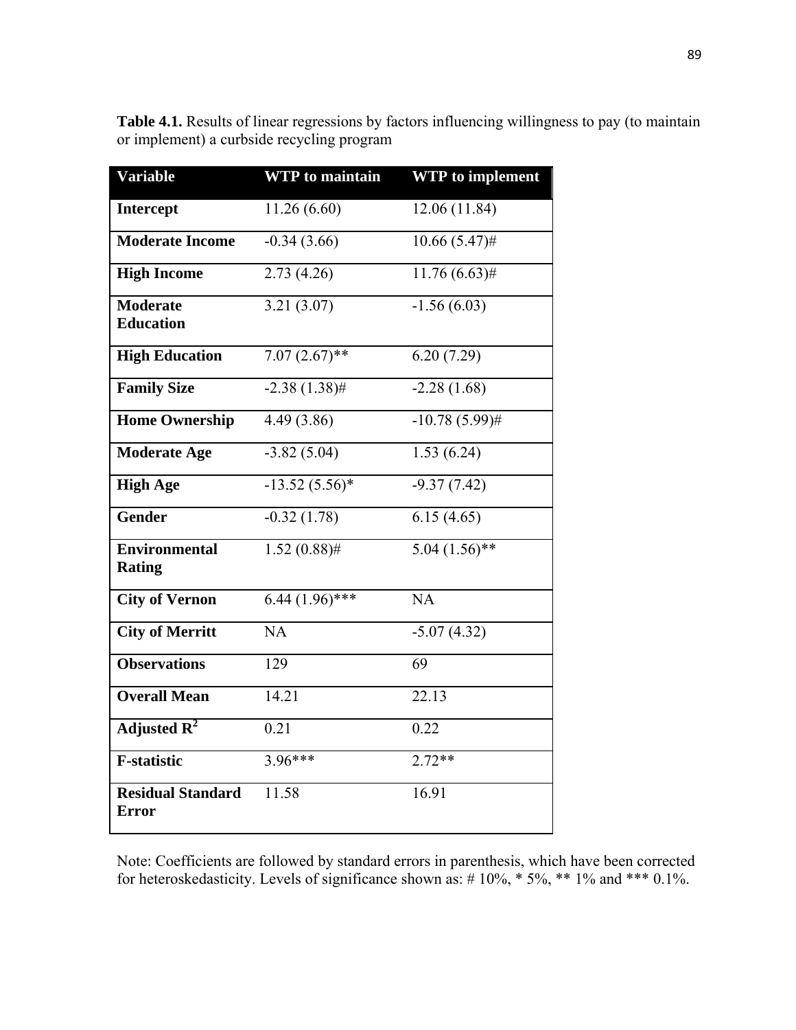**Table 4.1.** Results of linear regressions by factors influencing willingness to pay (to maintain or implement) a curbside recycling program

| Variable | WTP to maintain | WTP to implement |
|---|---|---|
| **Intercept** | 11.26 (6.60) | 12.06 (11.84) |
| **Moderate Income** | -0.34 (3.66) | 10.66 (5.47)# |
| **High Income** | 2.73 (4.26) | 11.76 (6.63)# |
| **Moderate Education** | 3.21 (3.07) | -1.56 (6.03) |
| **High Education** | 7.07 (2.67)** | 6.20 (7.29) |
| **Family Size** | -2.38 (1.38)# | -2.28 (1.68) |
| **Home Ownership** | 4.49 (3.86) | -10.78 (5.99)# |
| **Moderate Age** | -3.82 (5.04) | 1.53 (6.24) |
| **High Age** | -13.52 (5.56)* | -9.37 (7.42) |
| **Gender** | -0.32 (1.78) | 6.15 (4.65) |
| **Environmental Rating** | 1.52 (0.88)# | 5.04 (1.56)** |
| **City of Vernon** | 6.44 (1.96)*** | NA |
| **City of Merritt** | NA | -5.07 (4.32) |
| **Observations** | 129 | 69 |
| **Overall Mean** | 14.21 | 22.13 |
| **Adjusted $R^2$** | 0.21 | 0.22 |
| **F-statistic** | 3.96*** | 2.72** |
| **Residual Standard Error** | 11.58 | 16.91 |

Note: Coefficients are followed by standard errors in parenthesis, which have been corrected for heteroskedasticity. Levels of significance shown as: # 10%, * 5%, ** 1% and *** 0.1%.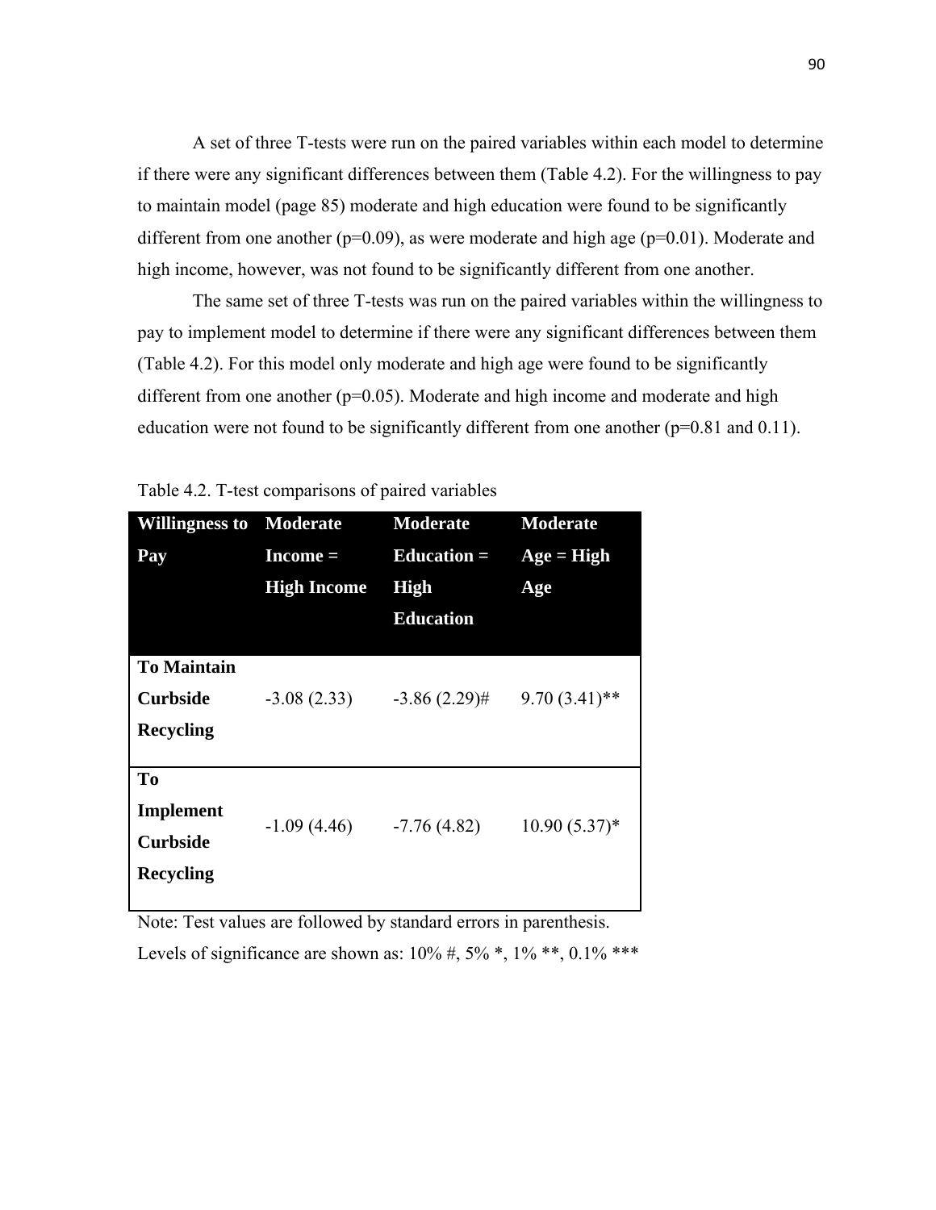A set of three T-tests were run on the paired variables within each model to determine if there were any significant differences between them (Table 4.2). For the willingness to pay to maintain model (page 85) moderate and high education were found to be significantly different from one another ($p=0.09$), as were moderate and high age ($p=0.01$). Moderate and high income, however, was not found to be significantly different from one another.

The same set of three T-tests was run on the paired variables within the willingness to pay to implement model to determine if there were any significant differences between them (Table 4.2). For this model only moderate and high age were found to be significantly different from one another ($p=0.05$). Moderate and high income and moderate and high education were not found to be significantly different from one another ($p=0.81$ and $0.11$).

Table 4.2. T-test comparisons of paired variables

| **Willingness to Pay** | **Moderate Income = High Income** | **Moderate Education = High Education** | **Moderate Age = High Age** |
|---|---|---|---|
| **To Maintain Curbside Recycling** | -3.08 (2.33) | -3.86 (2.29)# | 9.70 (3.41)** |
| **To Implement Curbside Recycling** | -1.09 (4.46) | -7.76 (4.82) | 10.90 (5.37)* |

Note: Test values are followed by standard errors in parenthesis.
Levels of significance are shown as: 10% #, 5% *, 1% **, 0.1% ***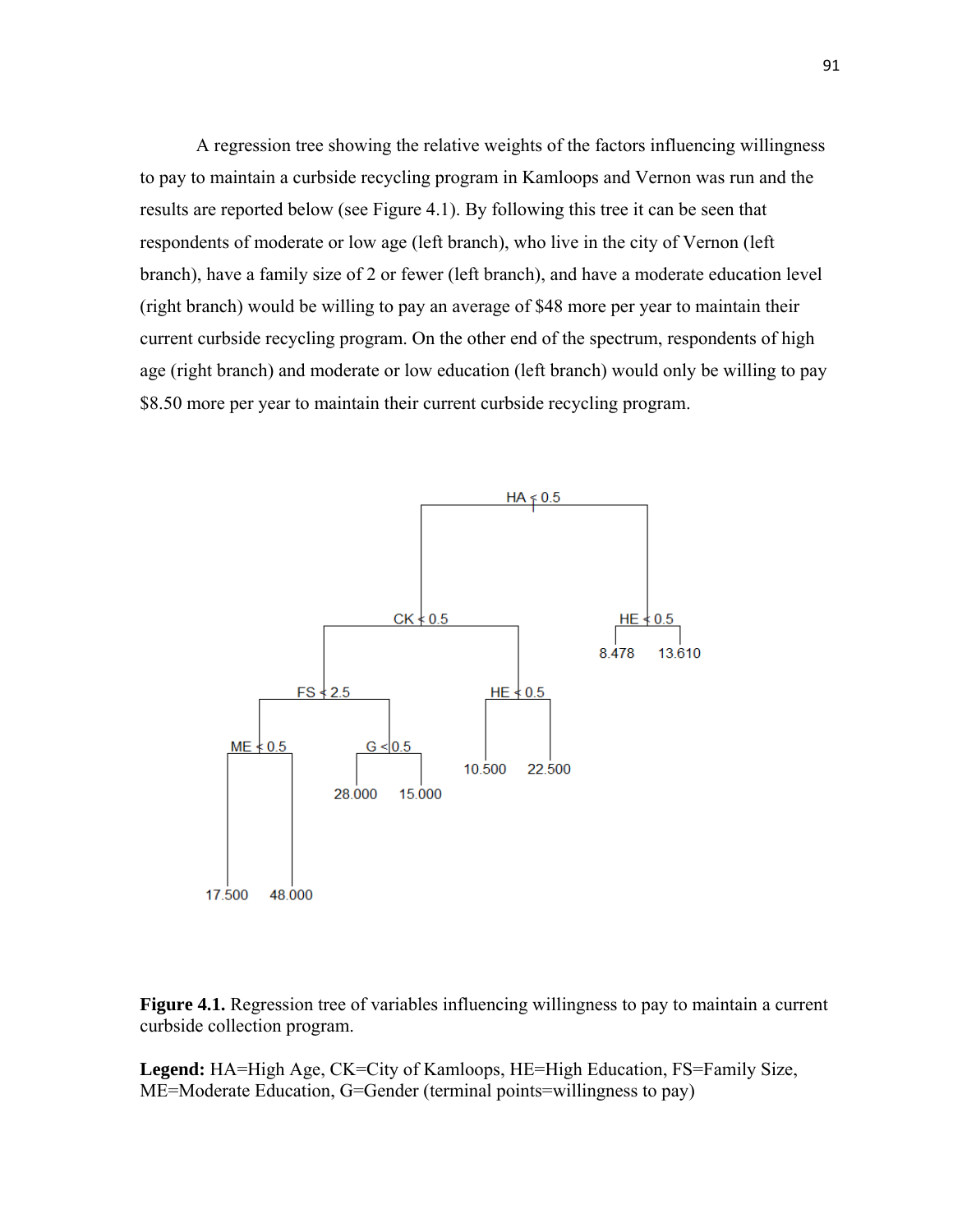A regression tree showing the relative weights of the factors influencing willingness to pay to maintain a curbside recycling program in Kamloops and Vernon was run and the results are reported below (see Figure 4.1). By following this tree it can be seen that respondents of moderate or low age (left branch), who live in the city of Vernon (left branch), have a family size of 2 or fewer (left branch), and have a moderate education level (right branch) would be willing to pay an average of $48 more per year to maintain their current curbside recycling program. On the other end of the spectrum, respondents of high age (right branch) and moderate or low education (left branch) would only be willing to pay $8.50 more per year to maintain their current curbside recycling program.

**Figure 4.1.** Regression tree of variables influencing willingness to pay to maintain a current curbside collection program.

**Legend:** HA=High Age, CK=City of Kamloops, HE=High Education, FS=Family Size, ME=Moderate Education, G=Gender (terminal points=willingness to pay)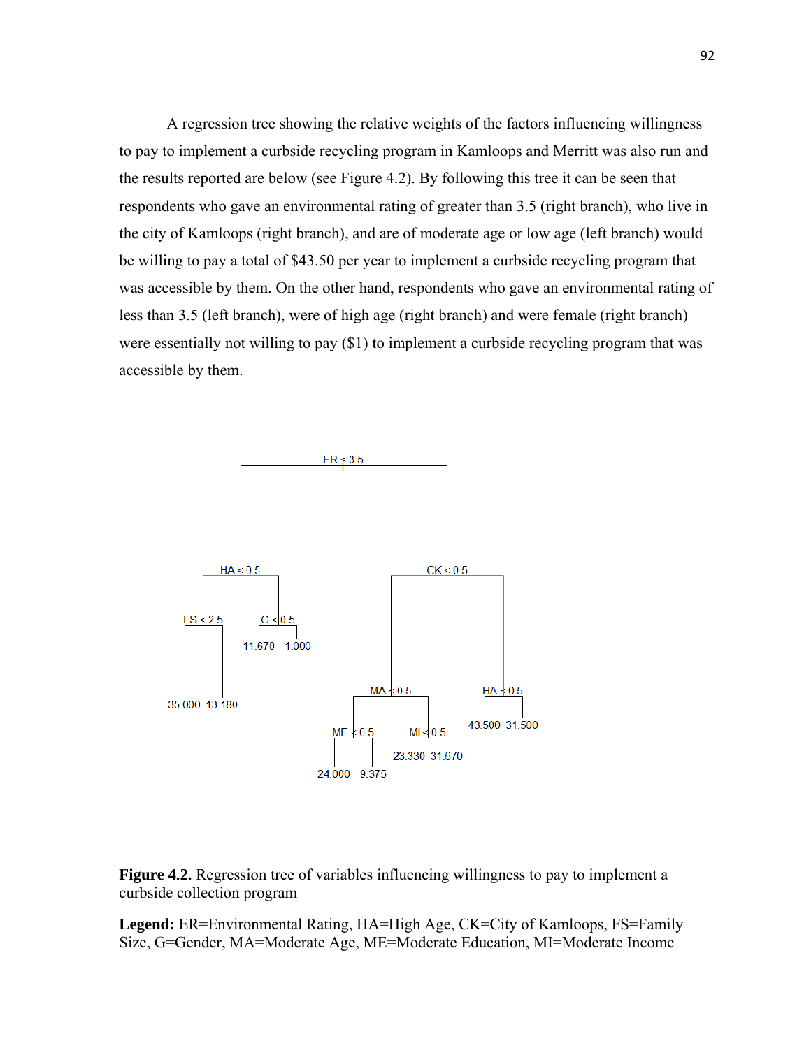A regression tree showing the relative weights of the factors influencing willingness to pay to implement a curbside recycling program in Kamloops and Merritt was also run and the results reported are below (see Figure 4.2). By following this tree it can be seen that respondents who gave an environmental rating of greater than 3.5 (right branch), who live in the city of Kamloops (right branch), and are of moderate age or low age (left branch) would be willing to pay a total of $43.50 per year to implement a curbside recycling program that was accessible by them. On the other hand, respondents who gave an environmental rating of less than 3.5 (left branch), were of high age (right branch) and were female (right branch) were essentially not willing to pay ($1) to implement a curbside recycling program that was accessible by them.

**Figure 4.2.** Regression tree of variables influencing willingness to pay to implement a curbside collection program

**Legend:** ER=Environmental Rating, HA=High Age, CK=City of Kamloops, FS=Family Size, G=Gender, MA=Moderate Age, ME=Moderate Education, MI=Moderate Income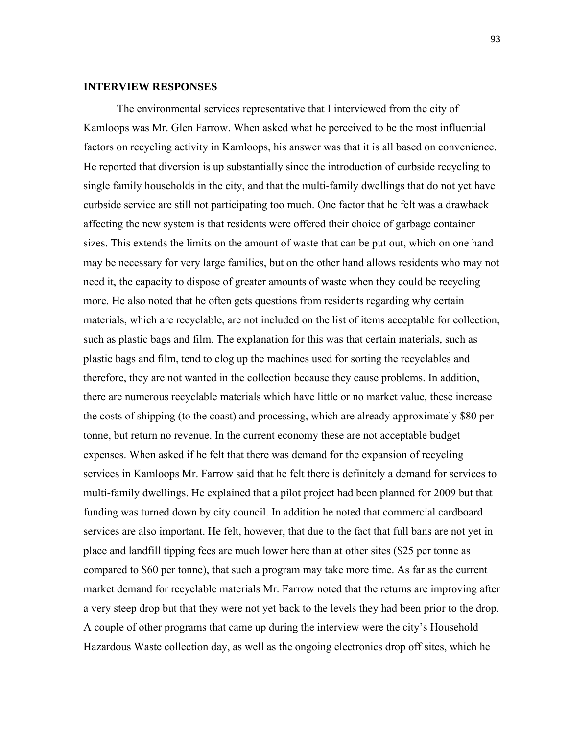## INTERVIEW RESPONSES

The environmental services representative that I interviewed from the city of Kamloops was Mr. Glen Farrow. When asked what he perceived to be the most influential factors on recycling activity in Kamloops, his answer was that it is all based on convenience. He reported that diversion is up substantially since the introduction of curbside recycling to single family households in the city, and that the multi-family dwellings that do not yet have curbside service are still not participating too much. One factor that he felt was a drawback affecting the new system is that residents were offered their choice of garbage container sizes. This extends the limits on the amount of waste that can be put out, which on one hand may be necessary for very large families, but on the other hand allows residents who may not need it, the capacity to dispose of greater amounts of waste when they could be recycling more. He also noted that he often gets questions from residents regarding why certain materials, which are recyclable, are not included on the list of items acceptable for collection, such as plastic bags and film. The explanation for this was that certain materials, such as plastic bags and film, tend to clog up the machines used for sorting the recyclables and therefore, they are not wanted in the collection because they cause problems. In addition, there are numerous recyclable materials which have little or no market value, these increase the costs of shipping (to the coast) and processing, which are already approximately $80 per tonne, but return no revenue. In the current economy these are not acceptable budget expenses. When asked if he felt that there was demand for the expansion of recycling services in Kamloops Mr. Farrow said that he felt there is definitely a demand for services to multi-family dwellings. He explained that a pilot project had been planned for 2009 but that funding was turned down by city council. In addition he noted that commercial cardboard services are also important. He felt, however, that due to the fact that full bans are not yet in place and landfill tipping fees are much lower here than at other sites ($25 per tonne as compared to $60 per tonne), that such a program may take more time. As far as the current market demand for recyclable materials Mr. Farrow noted that the returns are improving after a very steep drop but that they were not yet back to the levels they had been prior to the drop. A couple of other programs that came up during the interview were the city's Household Hazardous Waste collection day, as well as the ongoing electronics drop off sites, which he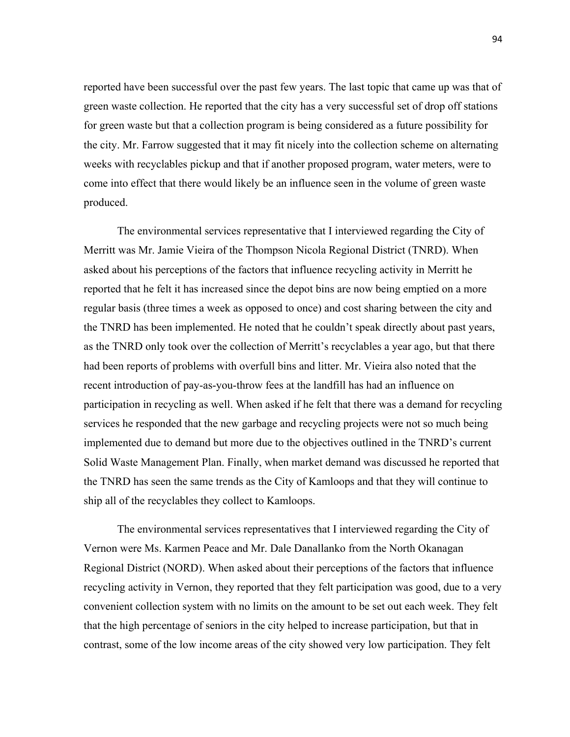reported have been successful over the past few years. The last topic that came up was that of green waste collection. He reported that the city has a very successful set of drop off stations for green waste but that a collection program is being considered as a future possibility for the city. Mr. Farrow suggested that it may fit nicely into the collection scheme on alternating weeks with recyclables pickup and that if another proposed program, water meters, were to come into effect that there would likely be an influence seen in the volume of green waste produced.

The environmental services representative that I interviewed regarding the City of Merritt was Mr. Jamie Vieira of the Thompson Nicola Regional District (TNRD). When asked about his perceptions of the factors that influence recycling activity in Merritt he reported that he felt it has increased since the depot bins are now being emptied on a more regular basis (three times a week as opposed to once) and cost sharing between the city and the TNRD has been implemented. He noted that he couldn't speak directly about past years, as the TNRD only took over the collection of Merritt's recyclables a year ago, but that there had been reports of problems with overfull bins and litter. Mr. Vieira also noted that the recent introduction of pay-as-you-throw fees at the landfill has had an influence on participation in recycling as well. When asked if he felt that there was a demand for recycling services he responded that the new garbage and recycling projects were not so much being implemented due to demand but more due to the objectives outlined in the TNRD's current Solid Waste Management Plan. Finally, when market demand was discussed he reported that the TNRD has seen the same trends as the City of Kamloops and that they will continue to ship all of the recyclables they collect to Kamloops.

The environmental services representatives that I interviewed regarding the City of Vernon were Ms. Karmen Peace and Mr. Dale Danallanko from the North Okanagan Regional District (NORD). When asked about their perceptions of the factors that influence recycling activity in Vernon, they reported that they felt participation was good, due to a very convenient collection system with no limits on the amount to be set out each week. They felt that the high percentage of seniors in the city helped to increase participation, but that in contrast, some of the low income areas of the city showed very low participation. They felt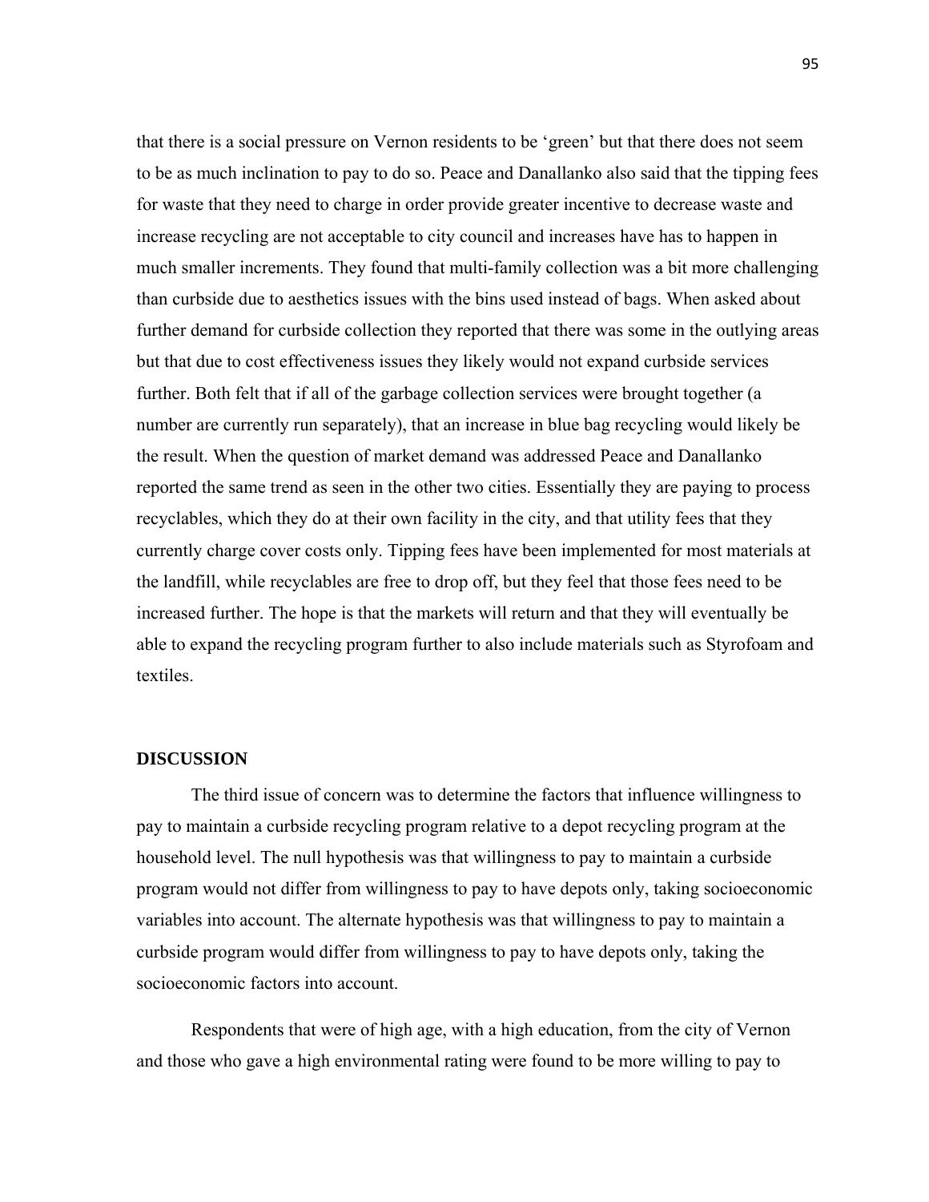that there is a social pressure on Vernon residents to be 'green' but that there does not seem to be as much inclination to pay to do so. Peace and Danallanko also said that the tipping fees for waste that they need to charge in order provide greater incentive to decrease waste and increase recycling are not acceptable to city council and increases have has to happen in much smaller increments. They found that multi-family collection was a bit more challenging than curbside due to aesthetics issues with the bins used instead of bags. When asked about further demand for curbside collection they reported that there was some in the outlying areas but that due to cost effectiveness issues they likely would not expand curbside services further. Both felt that if all of the garbage collection services were brought together (a number are currently run separately), that an increase in blue bag recycling would likely be the result. When the question of market demand was addressed Peace and Danallanko reported the same trend as seen in the other two cities. Essentially they are paying to process recyclables, which they do at their own facility in the city, and that utility fees that they currently charge cover costs only. Tipping fees have been implemented for most materials at the landfill, while recyclables are free to drop off, but they feel that those fees need to be increased further. The hope is that the markets will return and that they will eventually be able to expand the recycling program further to also include materials such as Styrofoam and textiles.

## DISCUSSION

The third issue of concern was to determine the factors that influence willingness to pay to maintain a curbside recycling program relative to a depot recycling program at the household level. The null hypothesis was that willingness to pay to maintain a curbside program would not differ from willingness to pay to have depots only, taking socioeconomic variables into account. The alternate hypothesis was that willingness to pay to maintain a curbside program would differ from willingness to pay to have depots only, taking the socioeconomic factors into account.

Respondents that were of high age, with a high education, from the city of Vernon and those who gave a high environmental rating were found to be more willing to pay to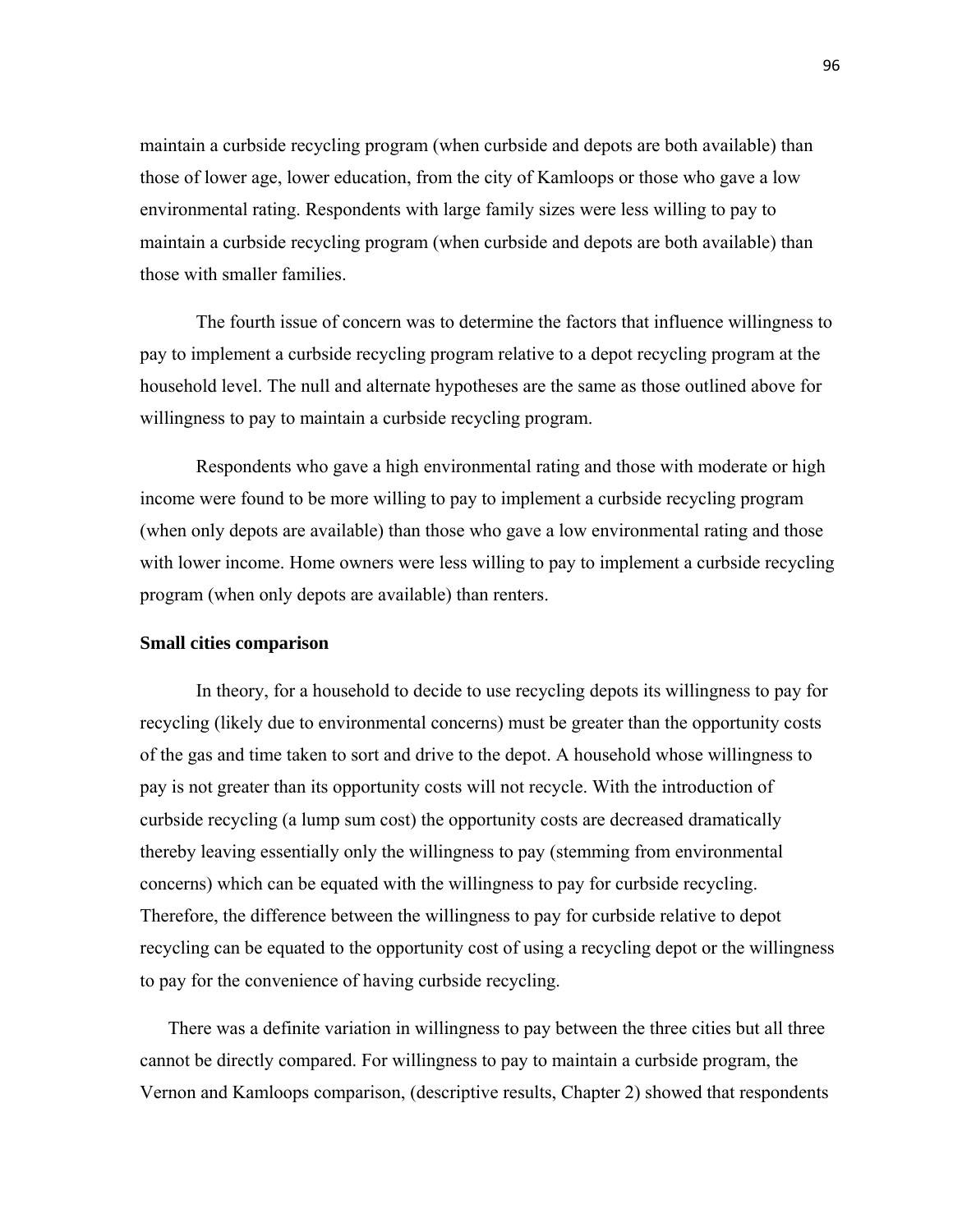maintain a curbside recycling program (when curbside and depots are both available) than those of lower age, lower education, from the city of Kamloops or those who gave a low environmental rating. Respondents with large family sizes were less willing to pay to maintain a curbside recycling program (when curbside and depots are both available) than those with smaller families.

The fourth issue of concern was to determine the factors that influence willingness to pay to implement a curbside recycling program relative to a depot recycling program at the household level. The null and alternate hypotheses are the same as those outlined above for willingness to pay to maintain a curbside recycling program.

Respondents who gave a high environmental rating and those with moderate or high income were found to be more willing to pay to implement a curbside recycling program (when only depots are available) than those who gave a low environmental rating and those with lower income. Home owners were less willing to pay to implement a curbside recycling program (when only depots are available) than renters.

**Small cities comparison**

In theory, for a household to decide to use recycling depots its willingness to pay for recycling (likely due to environmental concerns) must be greater than the opportunity costs of the gas and time taken to sort and drive to the depot. A household whose willingness to pay is not greater than its opportunity costs will not recycle. With the introduction of curbside recycling (a lump sum cost) the opportunity costs are decreased dramatically thereby leaving essentially only the willingness to pay (stemming from environmental concerns) which can be equated with the willingness to pay for curbside recycling. Therefore, the difference between the willingness to pay for curbside relative to depot recycling can be equated to the opportunity cost of using a recycling depot or the willingness to pay for the convenience of having curbside recycling.

There was a definite variation in willingness to pay between the three cities but all three cannot be directly compared. For willingness to pay to maintain a curbside program, the Vernon and Kamloops comparison, (descriptive results, Chapter 2) showed that respondents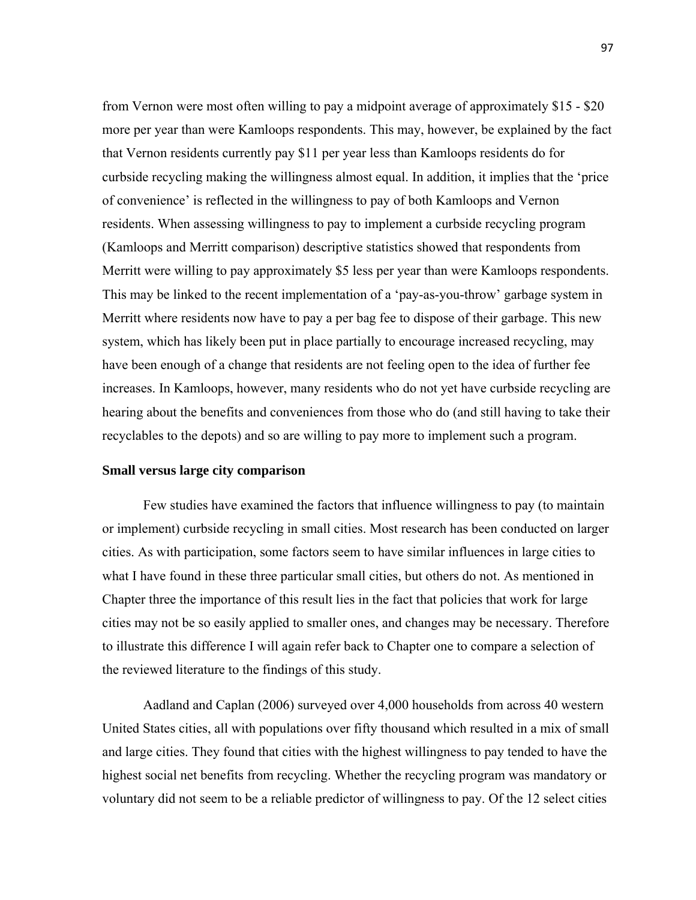from Vernon were most often willing to pay a midpoint average of approximately $15 - $20 more per year than were Kamloops respondents. This may, however, be explained by the fact that Vernon residents currently pay $11 per year less than Kamloops residents do for curbside recycling making the willingness almost equal. In addition, it implies that the 'price of convenience' is reflected in the willingness to pay of both Kamloops and Vernon residents. When assessing willingness to pay to implement a curbside recycling program (Kamloops and Merritt comparison) descriptive statistics showed that respondents from Merritt were willing to pay approximately $5 less per year than were Kamloops respondents. This may be linked to the recent implementation of a 'pay-as-you-throw' garbage system in Merritt where residents now have to pay a per bag fee to dispose of their garbage. This new system, which has likely been put in place partially to encourage increased recycling, may have been enough of a change that residents are not feeling open to the idea of further fee increases. In Kamloops, however, many residents who do not yet have curbside recycling are hearing about the benefits and conveniences from those who do (and still having to take their recyclables to the depots) and so are willing to pay more to implement such a program.

### Small versus large city comparison

Few studies have examined the factors that influence willingness to pay (to maintain or implement) curbside recycling in small cities. Most research has been conducted on larger cities. As with participation, some factors seem to have similar influences in large cities to what I have found in these three particular small cities, but others do not. As mentioned in Chapter three the importance of this result lies in the fact that policies that work for large cities may not be so easily applied to smaller ones, and changes may be necessary. Therefore to illustrate this difference I will again refer back to Chapter one to compare a selection of the reviewed literature to the findings of this study.

Aadland and Caplan (2006) surveyed over 4,000 households from across 40 western United States cities, all with populations over fifty thousand which resulted in a mix of small and large cities. They found that cities with the highest willingness to pay tended to have the highest social net benefits from recycling. Whether the recycling program was mandatory or voluntary did not seem to be a reliable predictor of willingness to pay. Of the 12 select cities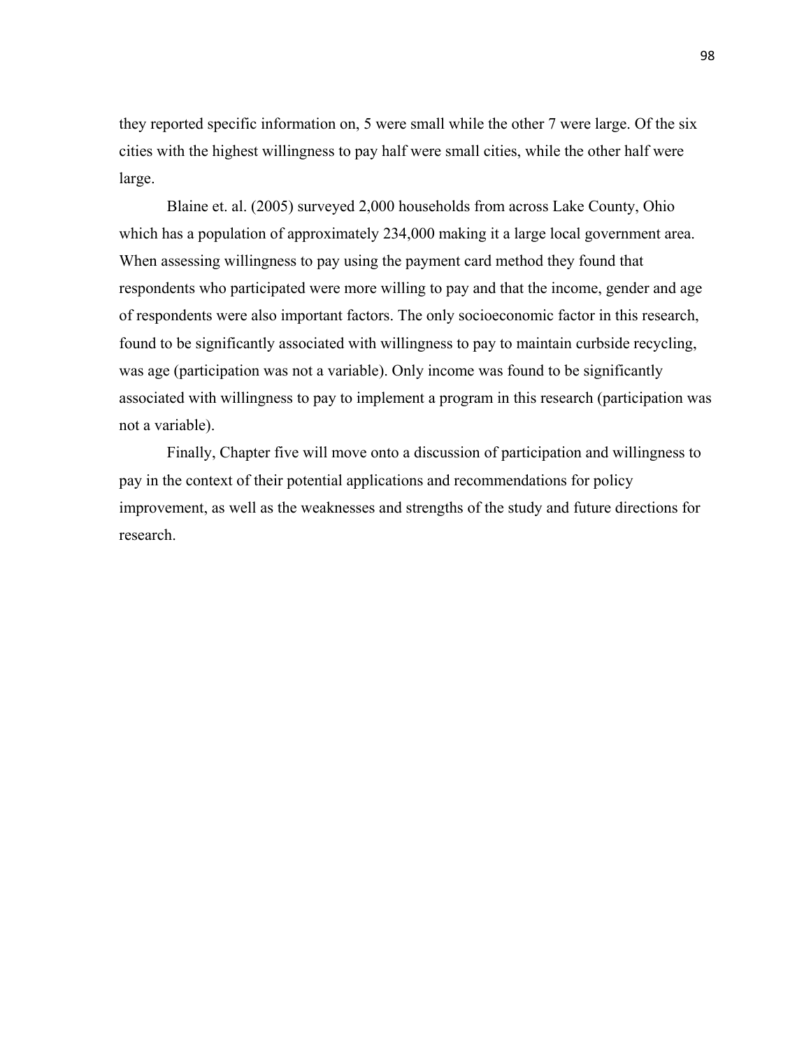they reported specific information on, 5 were small while the other 7 were large. Of the six cities with the highest willingness to pay half were small cities, while the other half were large.

Blaine et. al. (2005) surveyed 2,000 households from across Lake County, Ohio which has a population of approximately 234,000 making it a large local government area. When assessing willingness to pay using the payment card method they found that respondents who participated were more willing to pay and that the income, gender and age of respondents were also important factors. The only socioeconomic factor in this research, found to be significantly associated with willingness to pay to maintain curbside recycling, was age (participation was not a variable). Only income was found to be significantly associated with willingness to pay to implement a program in this research (participation was not a variable).

Finally, Chapter five will move onto a discussion of participation and willingness to pay in the context of their potential applications and recommendations for policy improvement, as well as the weaknesses and strengths of the study and future directions for research.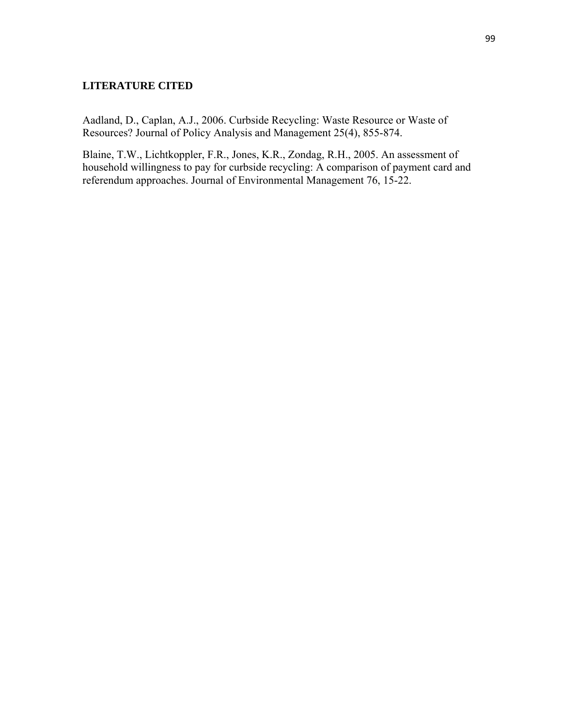## LITERATURE CITED

Aadland, D., Caplan, A.J., 2006. Curbside Recycling: Waste Resource or Waste of Resources? Journal of Policy Analysis and Management 25(4), 855-874.

Blaine, T.W., Lichtkoppler, F.R., Jones, K.R., Zondag, R.H., 2005. An assessment of household willingness to pay for curbside recycling: A comparison of payment card and referendum approaches. Journal of Environmental Management 76, 15-22.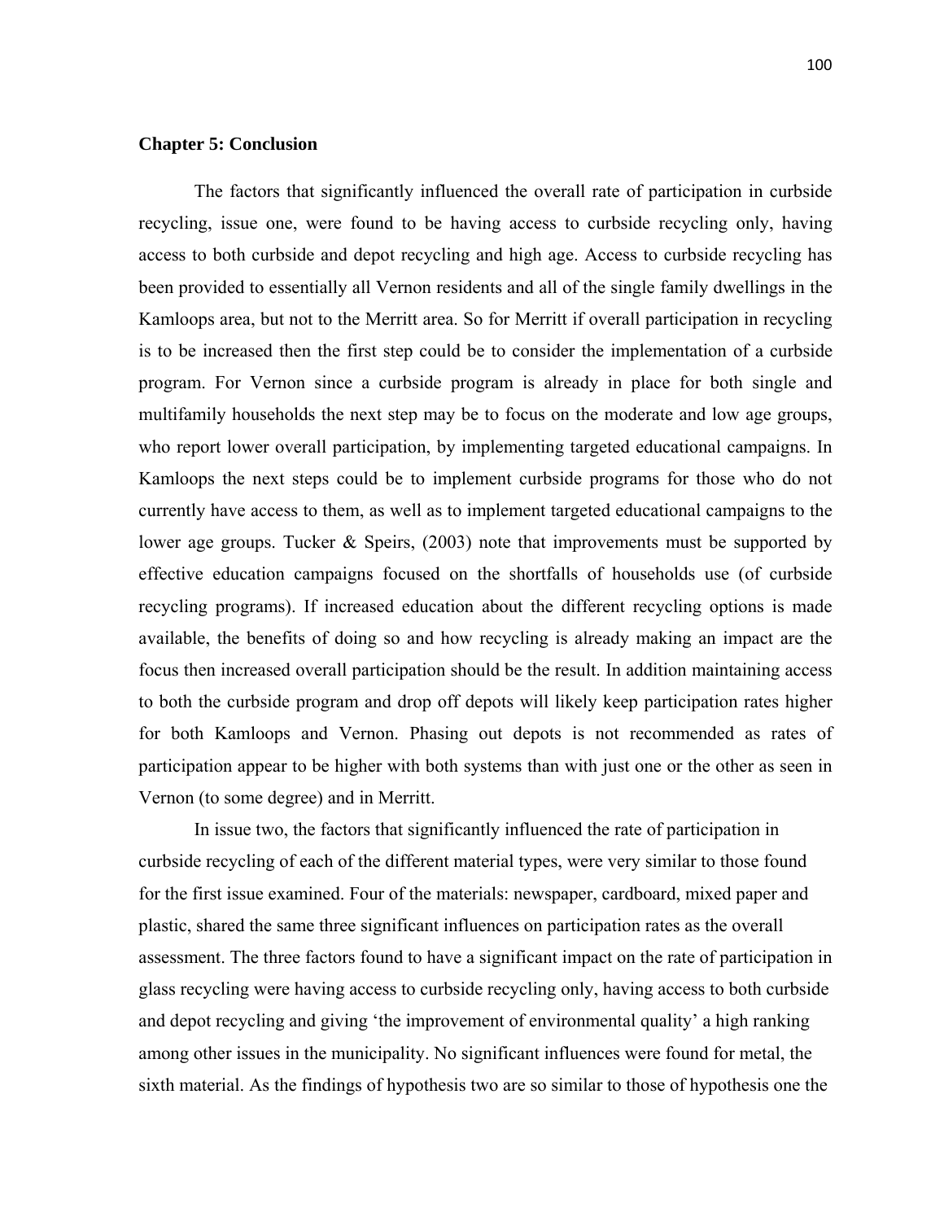## Chapter 5: Conclusion

The factors that significantly influenced the overall rate of participation in curbside recycling, issue one, were found to be having access to curbside recycling only, having access to both curbside and depot recycling and high age. Access to curbside recycling has been provided to essentially all Vernon residents and all of the single family dwellings in the Kamloops area, but not to the Merritt area. So for Merritt if overall participation in recycling is to be increased then the first step could be to consider the implementation of a curbside program. For Vernon since a curbside program is already in place for both single and multifamily households the next step may be to focus on the moderate and low age groups, who report lower overall participation, by implementing targeted educational campaigns. In Kamloops the next steps could be to implement curbside programs for those who do not currently have access to them, as well as to implement targeted educational campaigns to the lower age groups. Tucker & Speirs, (2003) note that improvements must be supported by effective education campaigns focused on the shortfalls of households use (of curbside recycling programs). If increased education about the different recycling options is made available, the benefits of doing so and how recycling is already making an impact are the focus then increased overall participation should be the result. In addition maintaining access to both the curbside program and drop off depots will likely keep participation rates higher for both Kamloops and Vernon. Phasing out depots is not recommended as rates of participation appear to be higher with both systems than with just one or the other as seen in Vernon (to some degree) and in Merritt.

In issue two, the factors that significantly influenced the rate of participation in curbside recycling of each of the different material types, were very similar to those found for the first issue examined. Four of the materials: newspaper, cardboard, mixed paper and plastic, shared the same three significant influences on participation rates as the overall assessment. The three factors found to have a significant impact on the rate of participation in glass recycling were having access to curbside recycling only, having access to both curbside and depot recycling and giving 'the improvement of environmental quality' a high ranking among other issues in the municipality. No significant influences were found for metal, the sixth material. As the findings of hypothesis two are so similar to those of hypothesis one the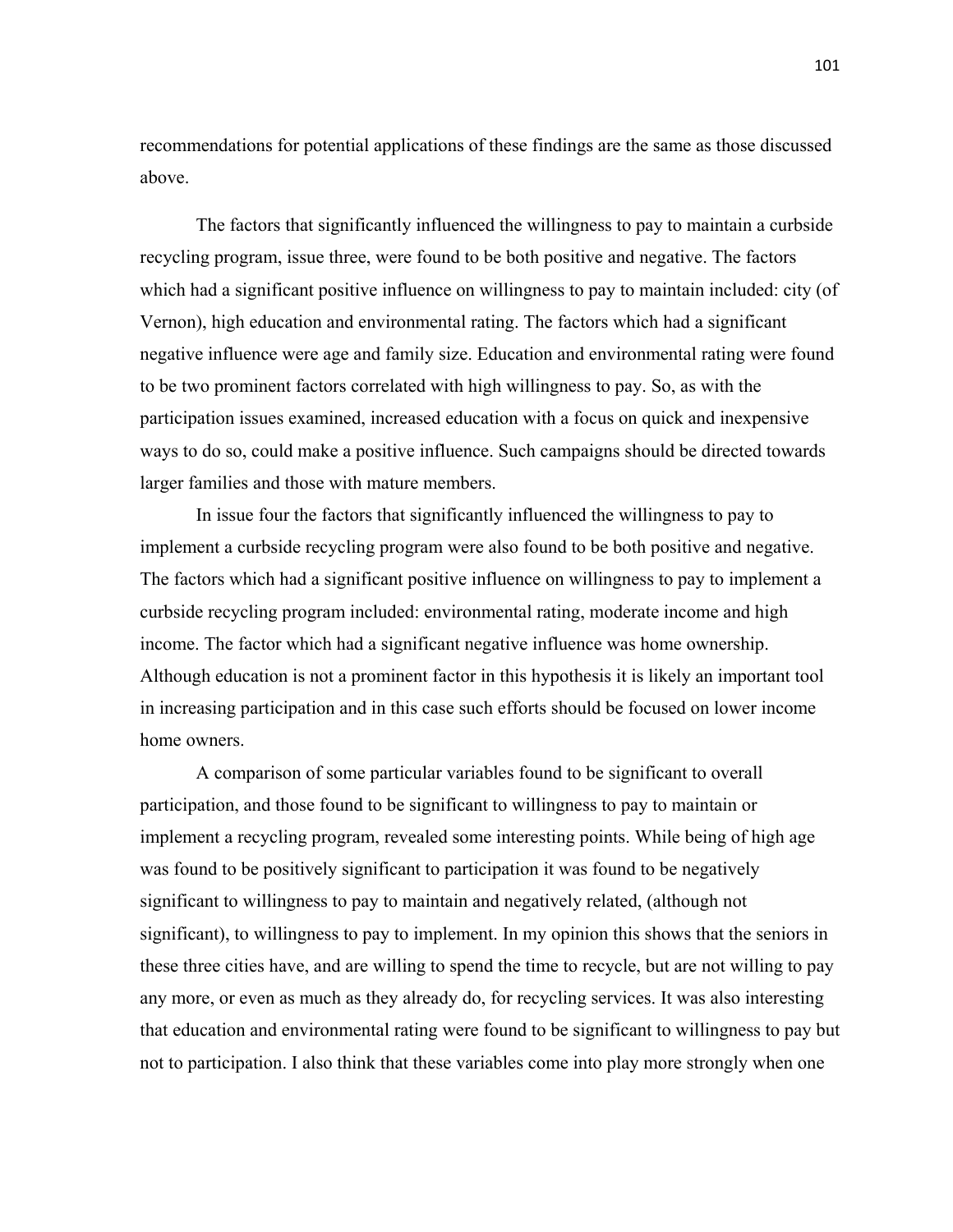recommendations for potential applications of these findings are the same as those discussed above.

The factors that significantly influenced the willingness to pay to maintain a curbside recycling program, issue three, were found to be both positive and negative. The factors which had a significant positive influence on willingness to pay to maintain included: city (of Vernon), high education and environmental rating. The factors which had a significant negative influence were age and family size. Education and environmental rating were found to be two prominent factors correlated with high willingness to pay. So, as with the participation issues examined, increased education with a focus on quick and inexpensive ways to do so, could make a positive influence. Such campaigns should be directed towards larger families and those with mature members.

In issue four the factors that significantly influenced the willingness to pay to implement a curbside recycling program were also found to be both positive and negative. The factors which had a significant positive influence on willingness to pay to implement a curbside recycling program included: environmental rating, moderate income and high income. The factor which had a significant negative influence was home ownership. Although education is not a prominent factor in this hypothesis it is likely an important tool in increasing participation and in this case such efforts should be focused on lower income home owners.

A comparison of some particular variables found to be significant to overall participation, and those found to be significant to willingness to pay to maintain or implement a recycling program, revealed some interesting points. While being of high age was found to be positively significant to participation it was found to be negatively significant to willingness to pay to maintain and negatively related, (although not significant), to willingness to pay to implement. In my opinion this shows that the seniors in these three cities have, and are willing to spend the time to recycle, but are not willing to pay any more, or even as much as they already do, for recycling services. It was also interesting that education and environmental rating were found to be significant to willingness to pay but not to participation. I also think that these variables come into play more strongly when one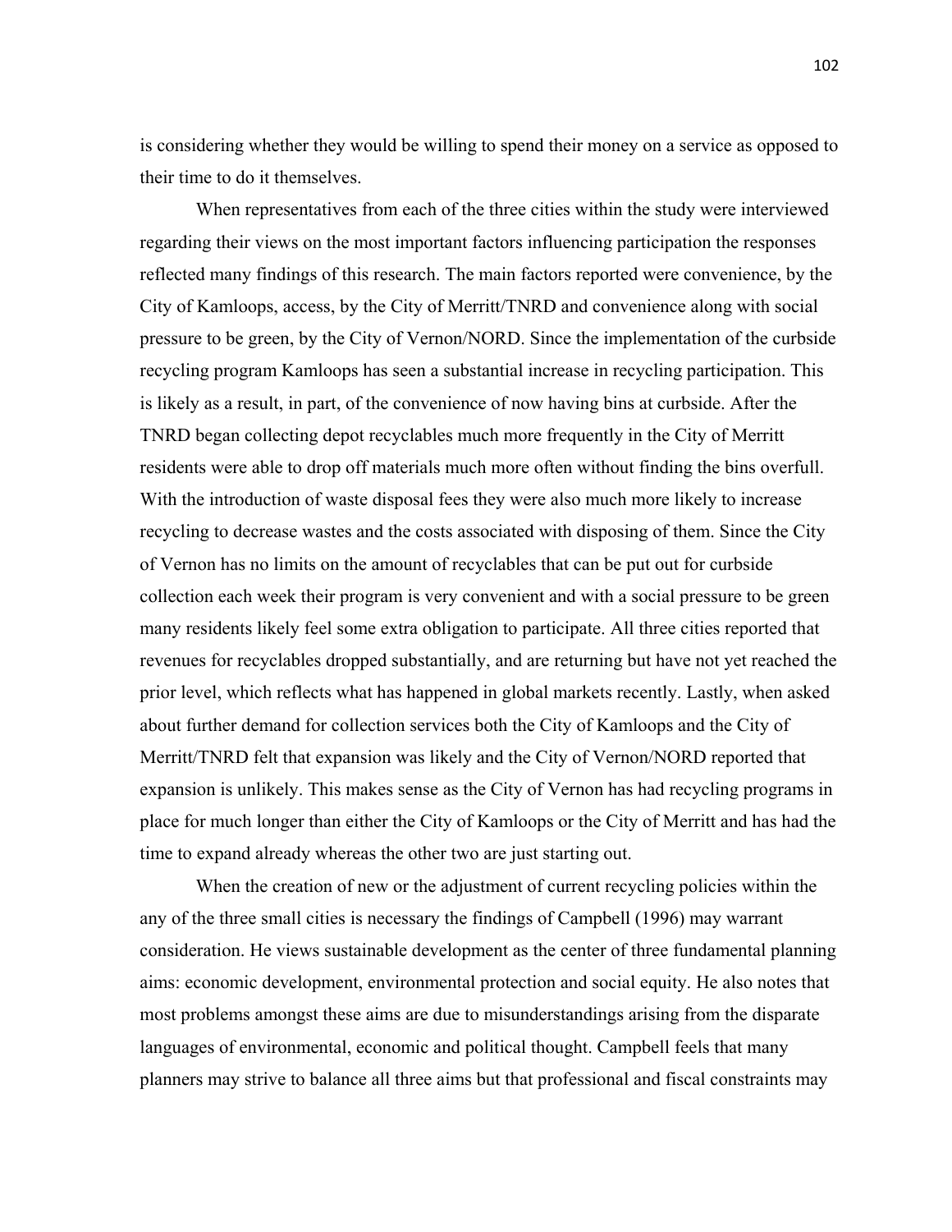is considering whether they would be willing to spend their money on a service as opposed to their time to do it themselves.

When representatives from each of the three cities within the study were interviewed regarding their views on the most important factors influencing participation the responses reflected many findings of this research. The main factors reported were convenience, by the City of Kamloops, access, by the City of Merritt/TNRD and convenience along with social pressure to be green, by the City of Vernon/NORD. Since the implementation of the curbside recycling program Kamloops has seen a substantial increase in recycling participation. This is likely as a result, in part, of the convenience of now having bins at curbside. After the TNRD began collecting depot recyclables much more frequently in the City of Merritt residents were able to drop off materials much more often without finding the bins overfull. With the introduction of waste disposal fees they were also much more likely to increase recycling to decrease wastes and the costs associated with disposing of them. Since the City of Vernon has no limits on the amount of recyclables that can be put out for curbside collection each week their program is very convenient and with a social pressure to be green many residents likely feel some extra obligation to participate. All three cities reported that revenues for recyclables dropped substantially, and are returning but have not yet reached the prior level, which reflects what has happened in global markets recently. Lastly, when asked about further demand for collection services both the City of Kamloops and the City of Merritt/TNRD felt that expansion was likely and the City of Vernon/NORD reported that expansion is unlikely. This makes sense as the City of Vernon has had recycling programs in place for much longer than either the City of Kamloops or the City of Merritt and has had the time to expand already whereas the other two are just starting out.

When the creation of new or the adjustment of current recycling policies within the any of the three small cities is necessary the findings of Campbell (1996) may warrant consideration. He views sustainable development as the center of three fundamental planning aims: economic development, environmental protection and social equity. He also notes that most problems amongst these aims are due to misunderstandings arising from the disparate languages of environmental, economic and political thought. Campbell feels that many planners may strive to balance all three aims but that professional and fiscal constraints may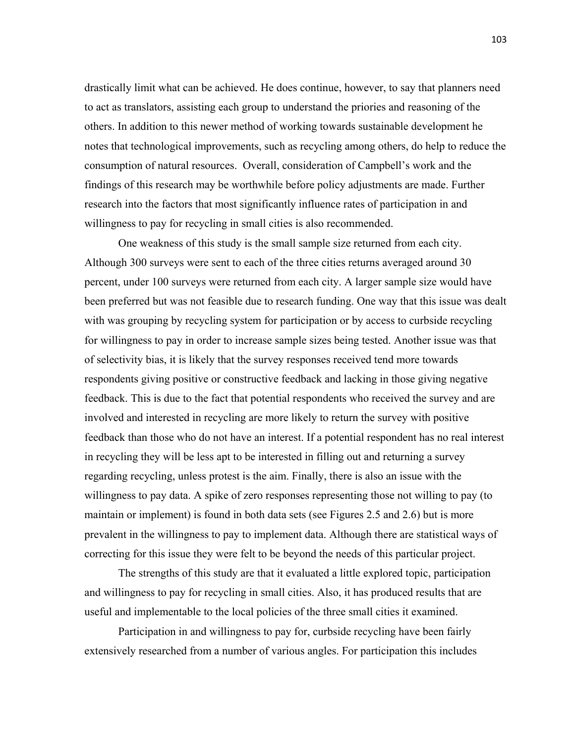drastically limit what can be achieved. He does continue, however, to say that planners need to act as translators, assisting each group to understand the priories and reasoning of the others. In addition to this newer method of working towards sustainable development he notes that technological improvements, such as recycling among others, do help to reduce the consumption of natural resources.  Overall, consideration of Campbell's work and the findings of this research may be worthwhile before policy adjustments are made. Further research into the factors that most significantly influence rates of participation in and willingness to pay for recycling in small cities is also recommended.

One weakness of this study is the small sample size returned from each city. Although 300 surveys were sent to each of the three cities returns averaged around 30 percent, under 100 surveys were returned from each city. A larger sample size would have been preferred but was not feasible due to research funding. One way that this issue was dealt with was grouping by recycling system for participation or by access to curbside recycling for willingness to pay in order to increase sample sizes being tested. Another issue was that of selectivity bias, it is likely that the survey responses received tend more towards respondents giving positive or constructive feedback and lacking in those giving negative feedback. This is due to the fact that potential respondents who received the survey and are involved and interested in recycling are more likely to return the survey with positive feedback than those who do not have an interest. If a potential respondent has no real interest in recycling they will be less apt to be interested in filling out and returning a survey regarding recycling, unless protest is the aim. Finally, there is also an issue with the willingness to pay data. A spike of zero responses representing those not willing to pay (to maintain or implement) is found in both data sets (see Figures 2.5 and 2.6) but is more prevalent in the willingness to pay to implement data. Although there are statistical ways of correcting for this issue they were felt to be beyond the needs of this particular project.

The strengths of this study are that it evaluated a little explored topic, participation and willingness to pay for recycling in small cities. Also, it has produced results that are useful and implementable to the local policies of the three small cities it examined.

Participation in and willingness to pay for, curbside recycling have been fairly extensively researched from a number of various angles. For participation this includes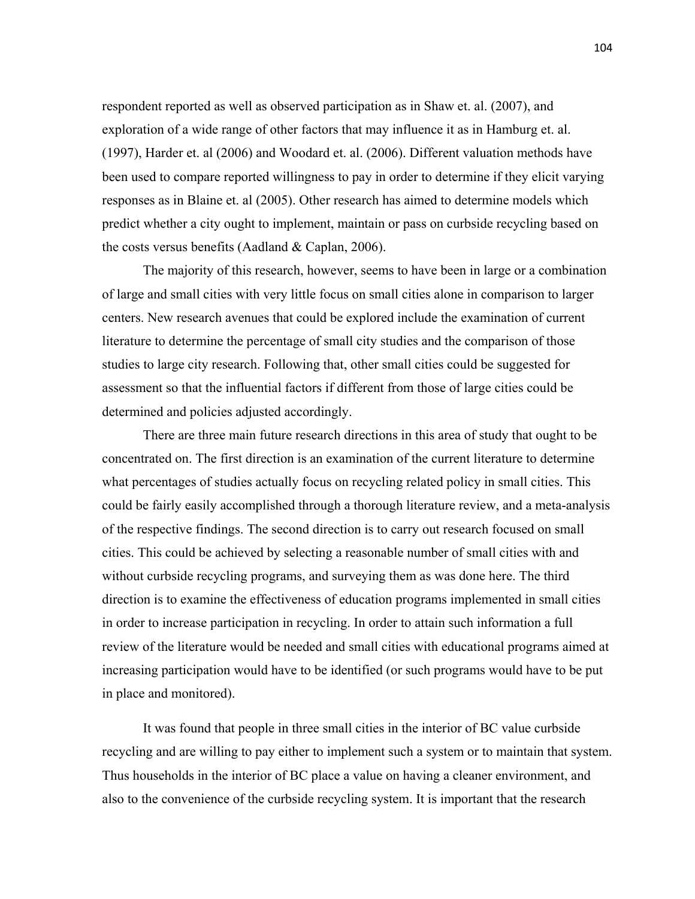respondent reported as well as observed participation as in Shaw et. al. (2007), and exploration of a wide range of other factors that may influence it as in Hamburg et. al. (1997), Harder et. al (2006) and Woodard et. al. (2006). Different valuation methods have been used to compare reported willingness to pay in order to determine if they elicit varying responses as in Blaine et. al (2005). Other research has aimed to determine models which predict whether a city ought to implement, maintain or pass on curbside recycling based on the costs versus benefits (Aadland & Caplan, 2006).

The majority of this research, however, seems to have been in large or a combination of large and small cities with very little focus on small cities alone in comparison to larger centers. New research avenues that could be explored include the examination of current literature to determine the percentage of small city studies and the comparison of those studies to large city research. Following that, other small cities could be suggested for assessment so that the influential factors if different from those of large cities could be determined and policies adjusted accordingly.

There are three main future research directions in this area of study that ought to be concentrated on. The first direction is an examination of the current literature to determine what percentages of studies actually focus on recycling related policy in small cities. This could be fairly easily accomplished through a thorough literature review, and a meta-analysis of the respective findings. The second direction is to carry out research focused on small cities. This could be achieved by selecting a reasonable number of small cities with and without curbside recycling programs, and surveying them as was done here. The third direction is to examine the effectiveness of education programs implemented in small cities in order to increase participation in recycling. In order to attain such information a full review of the literature would be needed and small cities with educational programs aimed at increasing participation would have to be identified (or such programs would have to be put in place and monitored).

It was found that people in three small cities in the interior of BC value curbside recycling and are willing to pay either to implement such a system or to maintain that system. Thus households in the interior of BC place a value on having a cleaner environment, and also to the convenience of the curbside recycling system. It is important that the research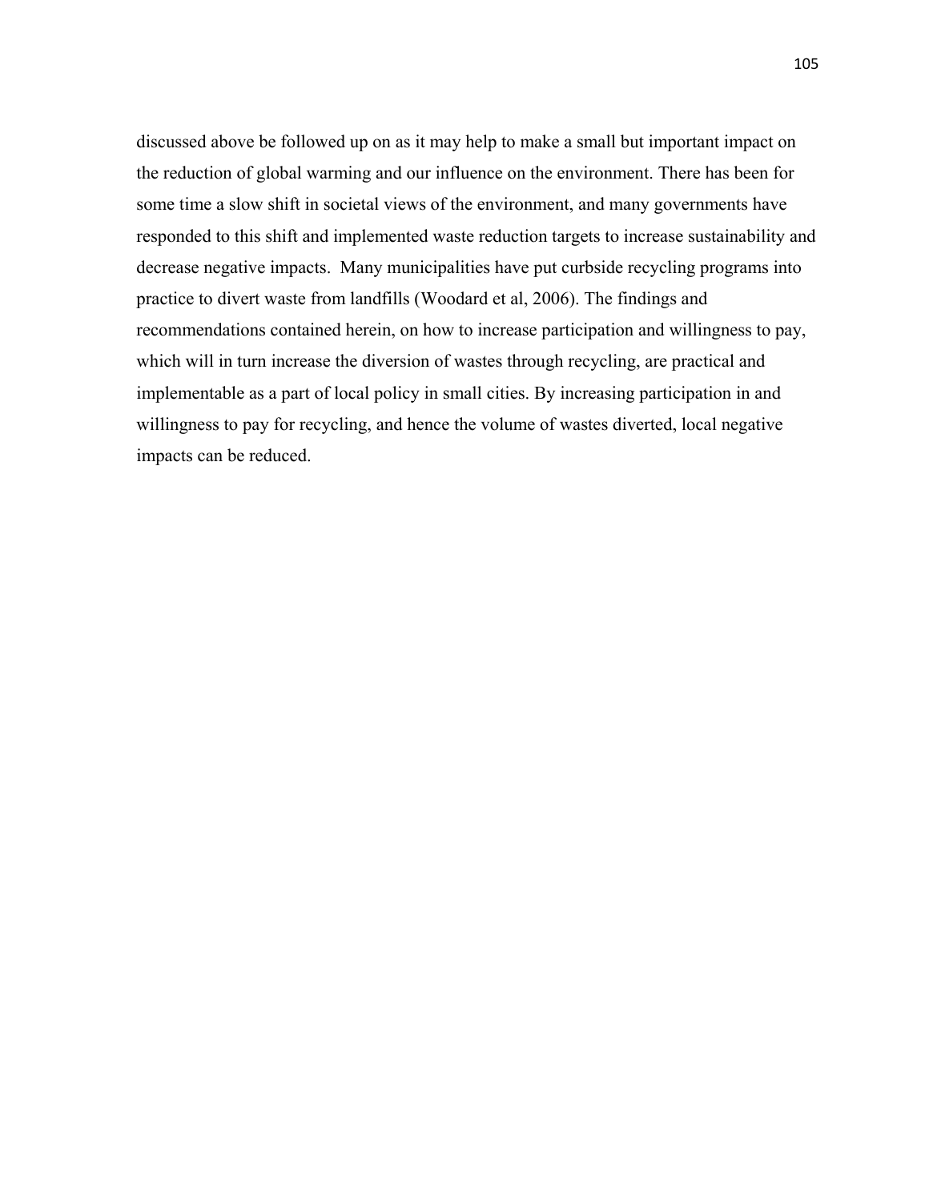discussed above be followed up on as it may help to make a small but important impact on the reduction of global warming and our influence on the environment. There has been for some time a slow shift in societal views of the environment, and many governments have responded to this shift and implemented waste reduction targets to increase sustainability and decrease negative impacts. Many municipalities have put curbside recycling programs into practice to divert waste from landfills (Woodard et al, 2006). The findings and recommendations contained herein, on how to increase participation and willingness to pay, which will in turn increase the diversion of wastes through recycling, are practical and implementable as a part of local policy in small cities. By increasing participation in and willingness to pay for recycling, and hence the volume of wastes diverted, local negative impacts can be reduced.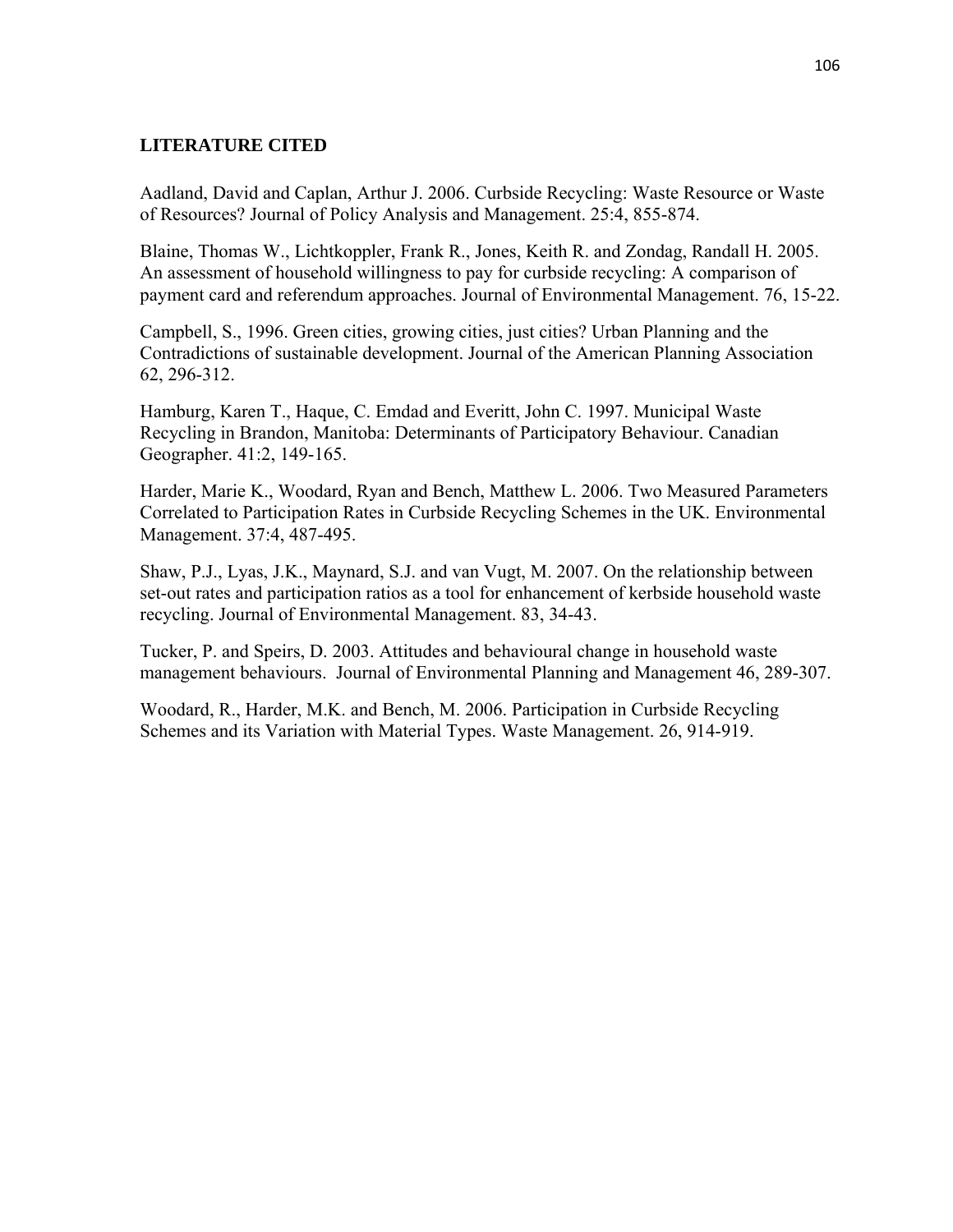## LITERATURE CITED

Aadland, David and Caplan, Arthur J. 2006. Curbside Recycling: Waste Resource or Waste of Resources? Journal of Policy Analysis and Management. 25:4, 855-874.

Blaine, Thomas W., Lichtkoppler, Frank R., Jones, Keith R. and Zondag, Randall H. 2005. An assessment of household willingness to pay for curbside recycling: A comparison of payment card and referendum approaches. Journal of Environmental Management. 76, 15-22.

Campbell, S., 1996. Green cities, growing cities, just cities? Urban Planning and the Contradictions of sustainable development. Journal of the American Planning Association 62, 296-312.

Hamburg, Karen T., Haque, C. Emdad and Everitt, John C. 1997. Municipal Waste Recycling in Brandon, Manitoba: Determinants of Participatory Behaviour. Canadian Geographer. 41:2, 149-165.

Harder, Marie K., Woodard, Ryan and Bench, Matthew L. 2006. Two Measured Parameters Correlated to Participation Rates in Curbside Recycling Schemes in the UK. Environmental Management. 37:4, 487-495.

Shaw, P.J., Lyas, J.K., Maynard, S.J. and van Vugt, M. 2007. On the relationship between set-out rates and participation ratios as a tool for enhancement of kerbside household waste recycling. Journal of Environmental Management. 83, 34-43.

Tucker, P. and Speirs, D. 2003. Attitudes and behavioural change in household waste management behaviours. Journal of Environmental Planning and Management 46, 289-307.

Woodard, R., Harder, M.K. and Bench, M. 2006. Participation in Curbside Recycling Schemes and its Variation with Material Types. Waste Management. 26, 914-919.